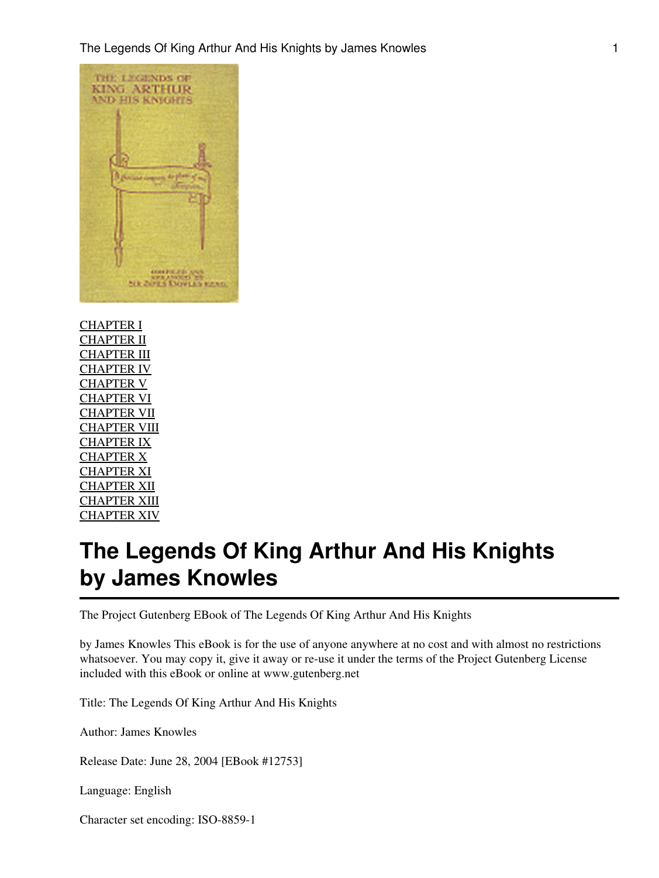CHAPTER I
CHAPTER II
CHAPTER III
CHAPTER IV
CHAPTER V
CHAPTER VI
CHAPTER VII
CHAPTER VIII
CHAPTER IX
CHAPTER X
CHAPTER XI
CHAPTER XII
CHAPTER XIII
CHAPTER XIV

# The Legends Of King Arthur And His Knights by James Knowles

The Project Gutenberg EBook of The Legends Of King Arthur And His Knights

by James Knowles This eBook is for the use of anyone anywhere at no cost and with almost no restrictions whatsoever. You may copy it, give it away or re-use it under the terms of the Project Gutenberg License included with this eBook or online at www.gutenberg.net

Title: The Legends Of King Arthur And His Knights

Author: James Knowles

Release Date: June 28, 2004 [EBook #12753]

Language: English

Character set encoding: ISO-8859-1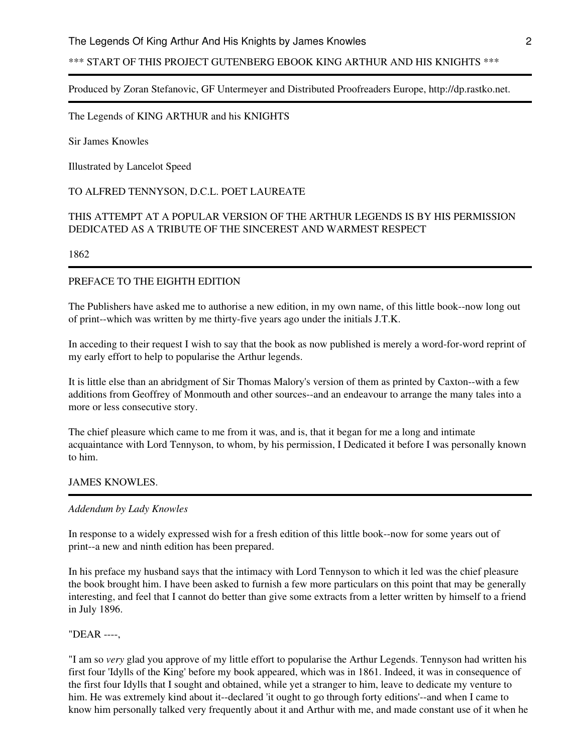\*\*\* START OF THIS PROJECT GUTENBERG EBOOK KING ARTHUR AND HIS KNIGHTS \*\*\*

---

Produced by Zoran Stefanovic, GF Untermeyer and Distributed Proofreaders Europe, http://dp.rastko.net.

---

The Legends of KING ARTHUR and his KNIGHTS

Sir James Knowles

Illustrated by Lancelot Speed

TO ALFRED TENNYSON, D.C.L. POET LAUREATE

THIS ATTEMPT AT A POPULAR VERSION OF THE ARTHUR LEGENDS IS BY HIS PERMISSION DEDICATED AS A TRIBUTE OF THE SINCEREST AND WARMEST RESPECT

1862

---

## PREFACE TO THE EIGHTH EDITION

The Publishers have asked me to authorise a new edition, in my own name, of this little book--now long out of print--which was written by me thirty-five years ago under the initials J.T.K.

In acceding to their request I wish to say that the book as now published is merely a word-for-word reprint of my early effort to help to popularise the Arthur legends.

It is little else than an abridgment of Sir Thomas Malory's version of them as printed by Caxton--with a few additions from Geoffrey of Monmouth and other sources--and an endeavour to arrange the many tales into a more or less consecutive story.

The chief pleasure which came to me from it was, and is, that it began for me a long and intimate acquaintance with Lord Tennyson, to whom, by his permission, I Dedicated it before I was personally known to him.

JAMES KNOWLES.

---

*Addendum by Lady Knowles*

In response to a widely expressed wish for a fresh edition of this little book--now for some years out of print--a new and ninth edition has been prepared.

In his preface my husband says that the intimacy with Lord Tennyson to which it led was the chief pleasure the book brought him. I have been asked to furnish a few more particulars on this point that may be generally interesting, and feel that I cannot do better than give some extracts from a letter written by himself to a friend in July 1896.

"DEAR ----,

"I am so *very* glad you approve of my little effort to popularise the Arthur Legends. Tennyson had written his first four 'Idylls of the King' before my book appeared, which was in 1861. Indeed, it was in consequence of the first four Idylls that I sought and obtained, while yet a stranger to him, leave to dedicate my venture to him. He was extremely kind about it--declared 'it ought to go through forty editions'--and when I came to know him personally talked very frequently about it and Arthur with me, and made constant use of it when he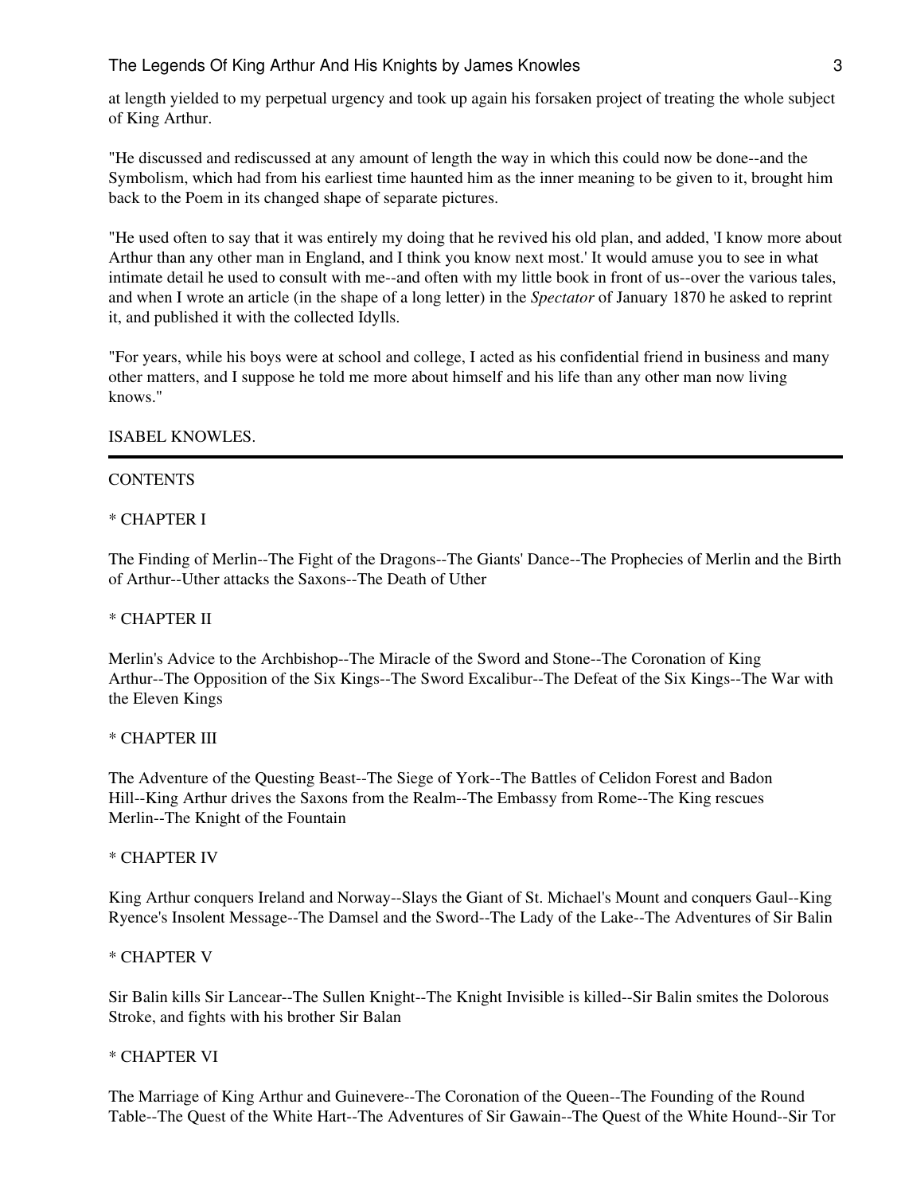at length yielded to my perpetual urgency and took up again his forsaken project of treating the whole subject of King Arthur.

"He discussed and rediscussed at any amount of length the way in which this could now be done--and the Symbolism, which had from his earliest time haunted him as the inner meaning to be given to it, brought him back to the Poem in its changed shape of separate pictures.

"He used often to say that it was entirely my doing that he revived his old plan, and added, 'I know more about Arthur than any other man in England, and I think you know next most.' It would amuse you to see in what intimate detail he used to consult with me--and often with my little book in front of us--over the various tales, and when I wrote an article (in the shape of a long letter) in the *Spectator* of January 1870 he asked to reprint it, and published it with the collected Idylls.

"For years, while his boys were at school and college, I acted as his confidential friend in business and many other matters, and I suppose he told me more about himself and his life than any other man now living knows."

ISABEL KNOWLES.

---

CONTENTS

* CHAPTER I

The Finding of Merlin--The Fight of the Dragons--The Giants' Dance--The Prophecies of Merlin and the Birth of Arthur--Uther attacks the Saxons--The Death of Uther

* CHAPTER II

Merlin's Advice to the Archbishop--The Miracle of the Sword and Stone--The Coronation of King Arthur--The Opposition of the Six Kings--The Sword Excalibur--The Defeat of the Six Kings--The War with the Eleven Kings

* CHAPTER III

The Adventure of the Questing Beast--The Siege of York--The Battles of Celidon Forest and Badon Hill--King Arthur drives the Saxons from the Realm--The Embassy from Rome--The King rescues Merlin--The Knight of the Fountain

* CHAPTER IV

King Arthur conquers Ireland and Norway--Slays the Giant of St. Michael's Mount and conquers Gaul--King Ryence's Insolent Message--The Damsel and the Sword--The Lady of the Lake--The Adventures of Sir Balin

* CHAPTER V

Sir Balin kills Sir Lancear--The Sullen Knight--The Knight Invisible is killed--Sir Balin smites the Dolorous Stroke, and fights with his brother Sir Balan

* CHAPTER VI

The Marriage of King Arthur and Guinevere--The Coronation of the Queen--The Founding of the Round Table--The Quest of the White Hart--The Adventures of Sir Gawain--The Quest of the White Hound--Sir Tor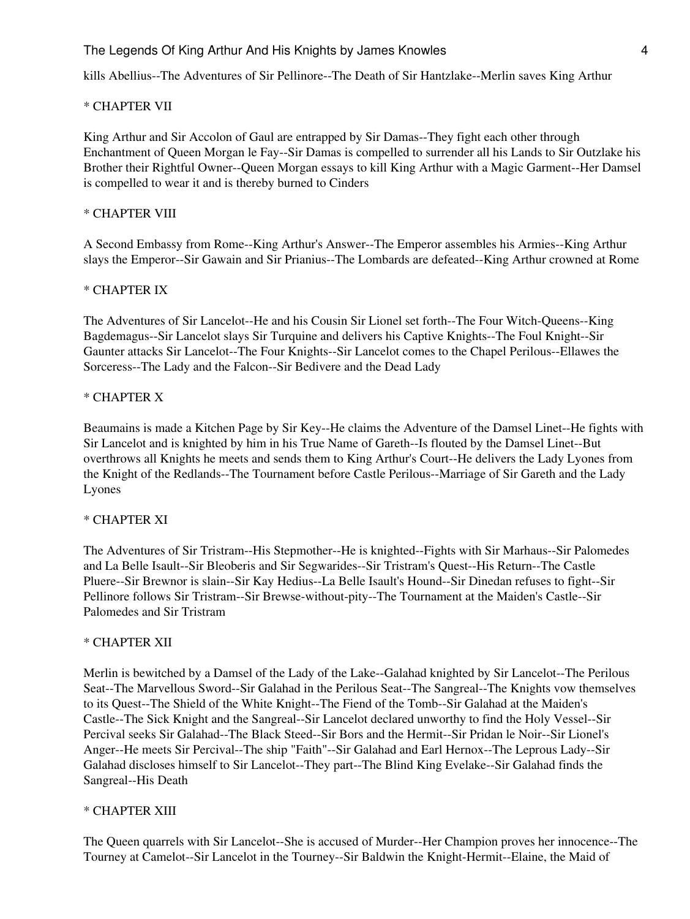kills Abellius--The Adventures of Sir Pellinore--The Death of Sir Hantzlake--Merlin saves King Arthur

* CHAPTER VII

King Arthur and Sir Accolon of Gaul are entrapped by Sir Damas--They fight each other through Enchantment of Queen Morgan le Fay--Sir Damas is compelled to surrender all his Lands to Sir Outzlake his Brother their Rightful Owner--Queen Morgan essays to kill King Arthur with a Magic Garment--Her Damsel is compelled to wear it and is thereby burned to Cinders

* CHAPTER VIII

A Second Embassy from Rome--King Arthur's Answer--The Emperor assembles his Armies--King Arthur slays the Emperor--Sir Gawain and Sir Prianius--The Lombards are defeated--King Arthur crowned at Rome

* CHAPTER IX

The Adventures of Sir Lancelot--He and his Cousin Sir Lionel set forth--The Four Witch-Queens--King Bagdemagus--Sir Lancelot slays Sir Turquine and delivers his Captive Knights--The Foul Knight--Sir Gaunter attacks Sir Lancelot--The Four Knights--Sir Lancelot comes to the Chapel Perilous--Ellawes the Sorceress--The Lady and the Falcon--Sir Bedivere and the Dead Lady

* CHAPTER X

Beaumains is made a Kitchen Page by Sir Key--He claims the Adventure of the Damsel Linet--He fights with Sir Lancelot and is knighted by him in his True Name of Gareth--Is flouted by the Damsel Linet--But overthrows all Knights he meets and sends them to King Arthur's Court--He delivers the Lady Lyones from the Knight of the Redlands--The Tournament before Castle Perilous--Marriage of Sir Gareth and the Lady Lyones

* CHAPTER XI

The Adventures of Sir Tristram--His Stepmother--He is knighted--Fights with Sir Marhaus--Sir Palomedes and La Belle Isault--Sir Bleoberis and Sir Segwarides--Sir Tristram's Quest--His Return--The Castle Pluere--Sir Brewnor is slain--Sir Kay Hedius--La Belle Isault's Hound--Sir Dinedan refuses to fight--Sir Pellinore follows Sir Tristram--Sir Brewse-without-pity--The Tournament at the Maiden's Castle--Sir Palomedes and Sir Tristram

* CHAPTER XII

Merlin is bewitched by a Damsel of the Lady of the Lake--Galahad knighted by Sir Lancelot--The Perilous Seat--The Marvellous Sword--Sir Galahad in the Perilous Seat--The Sangreal--The Knights vow themselves to its Quest--The Shield of the White Knight--The Fiend of the Tomb--Sir Galahad at the Maiden's Castle--The Sick Knight and the Sangreal--Sir Lancelot declared unworthy to find the Holy Vessel--Sir Percival seeks Sir Galahad--The Black Steed--Sir Bors and the Hermit--Sir Pridan le Noir--Sir Lionel's Anger--He meets Sir Percival--The ship "Faith"--Sir Galahad and Earl Hernox--The Leprous Lady--Sir Galahad discloses himself to Sir Lancelot--They part--The Blind King Evelake--Sir Galahad finds the Sangreal--His Death

* CHAPTER XIII

The Queen quarrels with Sir Lancelot--She is accused of Murder--Her Champion proves her innocence--The Tourney at Camelot--Sir Lancelot in the Tourney--Sir Baldwin the Knight-Hermit--Elaine, the Maid of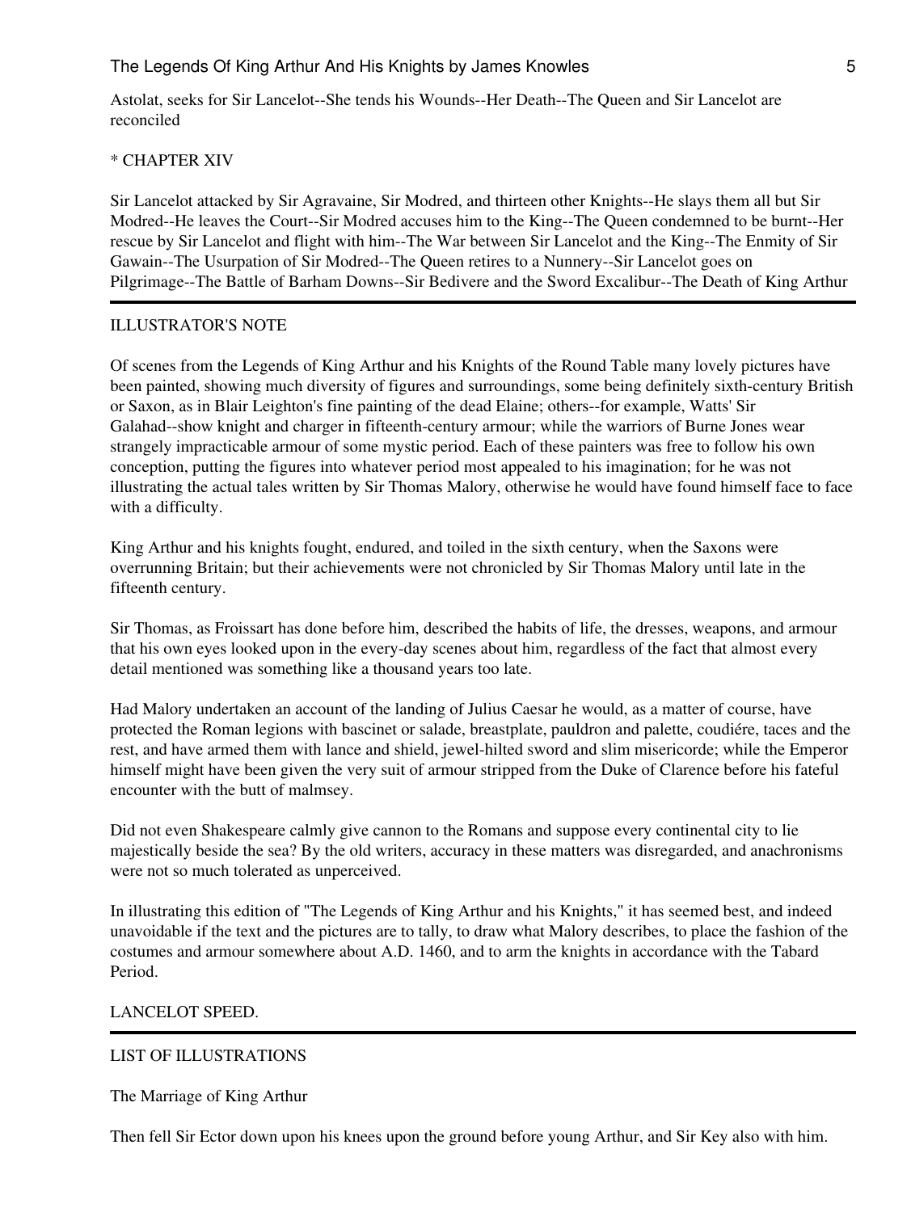Astolat, seeks for Sir Lancelot--She tends his Wounds--Her Death--The Queen and Sir Lancelot are reconciled

* CHAPTER XIV

Sir Lancelot attacked by Sir Agravaine, Sir Modred, and thirteen other Knights--He slays them all but Sir Modred--He leaves the Court--Sir Modred accuses him to the King--The Queen condemned to be burnt--Her rescue by Sir Lancelot and flight with him--The War between Sir Lancelot and the King--The Enmity of Sir Gawain--The Usurpation of Sir Modred--The Queen retires to a Nunnery--Sir Lancelot goes on Pilgrimage--The Battle of Barham Downs--Sir Bedivere and the Sword Excalibur--The Death of King Arthur

---

## ILLUSTRATOR'S NOTE

Of scenes from the Legends of King Arthur and his Knights of the Round Table many lovely pictures have been painted, showing much diversity of figures and surroundings, some being definitely sixth-century British or Saxon, as in Blair Leighton's fine painting of the dead Elaine; others--for example, Watts' Sir Galahad--show knight and charger in fifteenth-century armour; while the warriors of Burne Jones wear strangely impracticable armour of some mystic period. Each of these painters was free to follow his own conception, putting the figures into whatever period most appealed to his imagination; for he was not illustrating the actual tales written by Sir Thomas Malory, otherwise he would have found himself face to face with a difficulty.

King Arthur and his knights fought, endured, and toiled in the sixth century, when the Saxons were overrunning Britain; but their achievements were not chronicled by Sir Thomas Malory until late in the fifteenth century.

Sir Thomas, as Froissart has done before him, described the habits of life, the dresses, weapons, and armour that his own eyes looked upon in the every-day scenes about him, regardless of the fact that almost every detail mentioned was something like a thousand years too late.

Had Malory undertaken an account of the landing of Julius Caesar he would, as a matter of course, have protected the Roman legions with bascinet or salade, breastplate, pauldron and palette, coudiére, taces and the rest, and have armed them with lance and shield, jewel-hilted sword and slim misericorde; while the Emperor himself might have been given the very suit of armour stripped from the Duke of Clarence before his fateful encounter with the butt of malmsey.

Did not even Shakespeare calmly give cannon to the Romans and suppose every continental city to lie majestically beside the sea? By the old writers, accuracy in these matters was disregarded, and anachronisms were not so much tolerated as unperceived.

In illustrating this edition of "The Legends of King Arthur and his Knights," it has seemed best, and indeed unavoidable if the text and the pictures are to tally, to draw what Malory describes, to place the fashion of the costumes and armour somewhere about A.D. 1460, and to arm the knights in accordance with the Tabard Period.

LANCELOT SPEED.

---

## LIST OF ILLUSTRATIONS

The Marriage of King Arthur

Then fell Sir Ector down upon his knees upon the ground before young Arthur, and Sir Key also with him.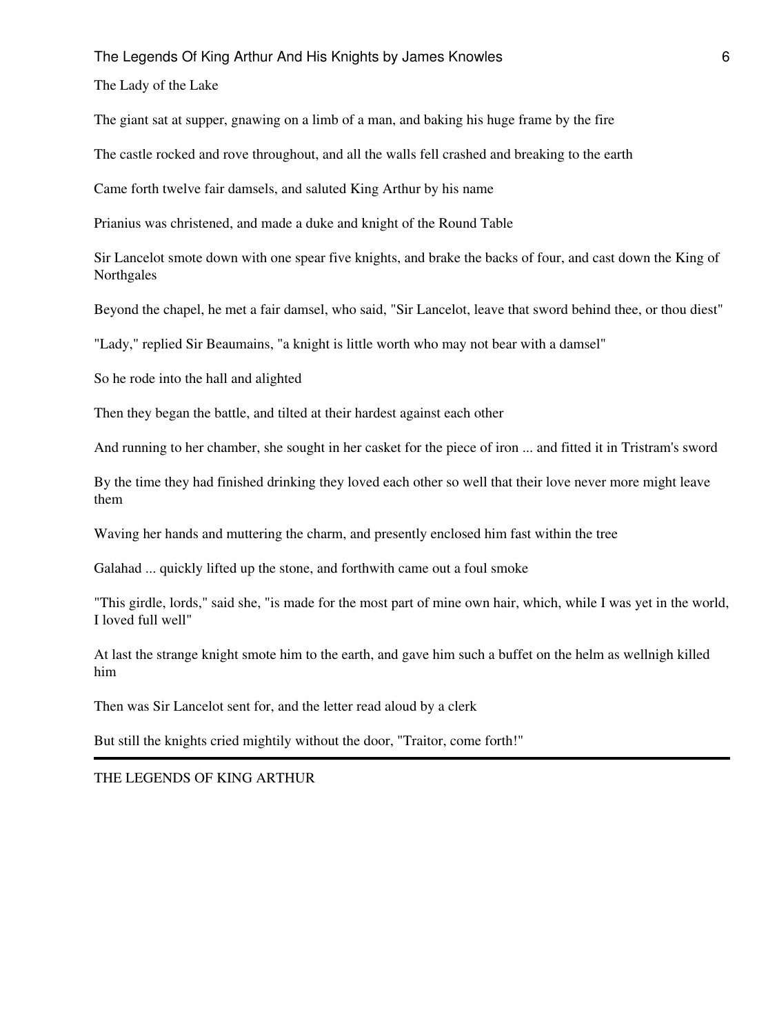The Lady of the Lake

The giant sat at supper, gnawing on a limb of a man, and baking his huge frame by the fire

The castle rocked and rove throughout, and all the walls fell crashed and breaking to the earth

Came forth twelve fair damsels, and saluted King Arthur by his name

Prianius was christened, and made a duke and knight of the Round Table

Sir Lancelot smote down with one spear five knights, and brake the backs of four, and cast down the King of Northgales

Beyond the chapel, he met a fair damsel, who said, "Sir Lancelot, leave that sword behind thee, or thou diest"

"Lady," replied Sir Beaumains, "a knight is little worth who may not bear with a damsel"

So he rode into the hall and alighted

Then they began the battle, and tilted at their hardest against each other

And running to her chamber, she sought in her casket for the piece of iron ... and fitted it in Tristram's sword

By the time they had finished drinking they loved each other so well that their love never more might leave them

Waving her hands and muttering the charm, and presently enclosed him fast within the tree

Galahad ... quickly lifted up the stone, and forthwith came out a foul smoke

"This girdle, lords," said she, "is made for the most part of mine own hair, which, while I was yet in the world, I loved full well"

At last the strange knight smote him to the earth, and gave him such a buffet on the helm as wellnigh killed him

Then was Sir Lancelot sent for, and the letter read aloud by a clerk

But still the knights cried mightily without the door, "Traitor, come forth!"

---

THE LEGENDS OF KING ARTHUR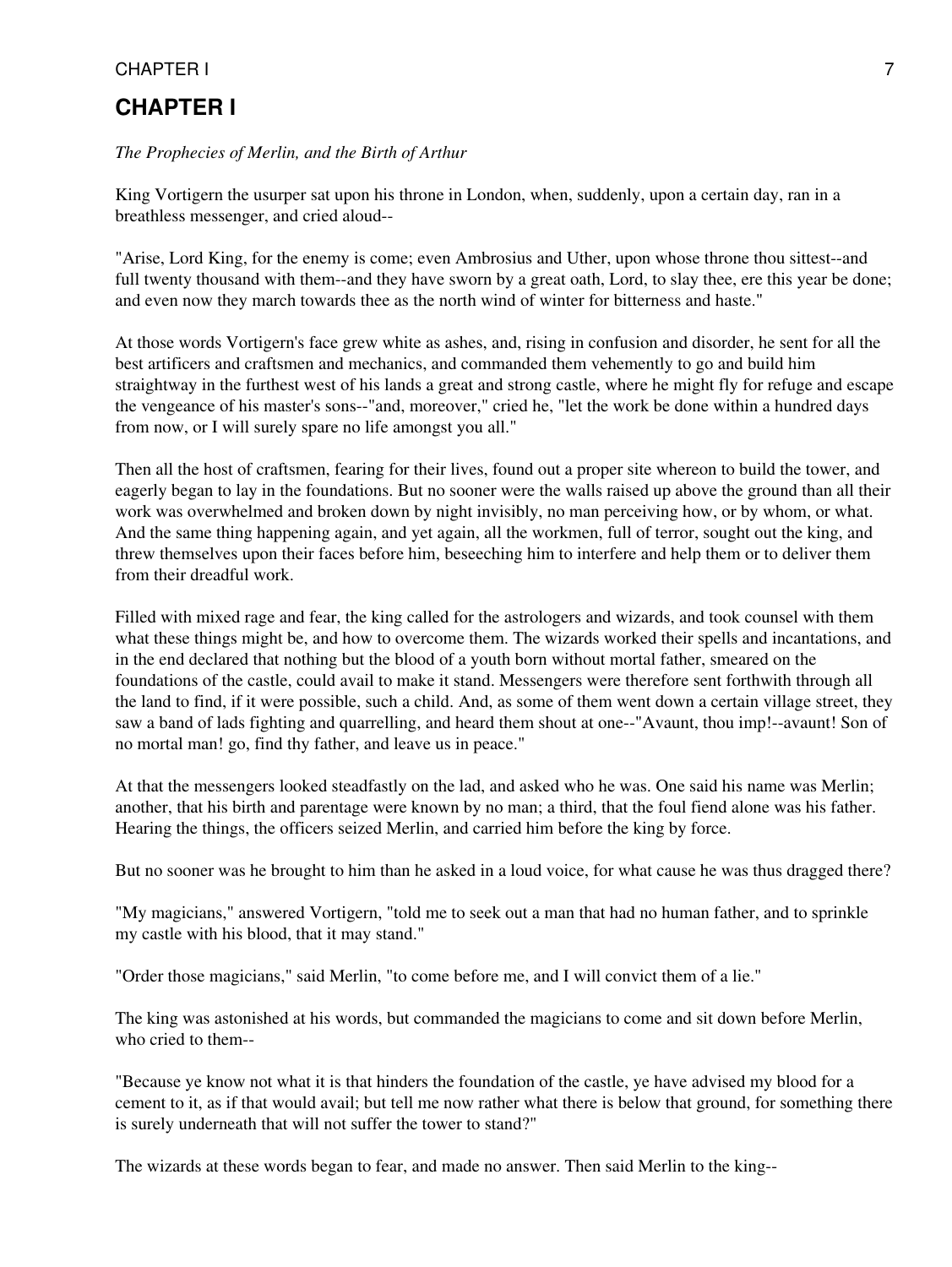# CHAPTER I

*The Prophecies of Merlin, and the Birth of Arthur*

King Vortigern the usurper sat upon his throne in London, when, suddenly, upon a certain day, ran in a breathless messenger, and cried aloud--

"Arise, Lord King, for the enemy is come; even Ambrosius and Uther, upon whose throne thou sittest--and full twenty thousand with them--and they have sworn by a great oath, Lord, to slay thee, ere this year be done; and even now they march towards thee as the north wind of winter for bitterness and haste."

At those words Vortigern's face grew white as ashes, and, rising in confusion and disorder, he sent for all the best artificers and craftsmen and mechanics, and commanded them vehemently to go and build him straightway in the furthest west of his lands a great and strong castle, where he might fly for refuge and escape the vengeance of his master's sons--"and, moreover," cried he, "let the work be done within a hundred days from now, or I will surely spare no life amongst you all."

Then all the host of craftsmen, fearing for their lives, found out a proper site whereon to build the tower, and eagerly began to lay in the foundations. But no sooner were the walls raised up above the ground than all their work was overwhelmed and broken down by night invisibly, no man perceiving how, or by whom, or what. And the same thing happening again, and yet again, all the workmen, full of terror, sought out the king, and threw themselves upon their faces before him, beseeching him to interfere and help them or to deliver them from their dreadful work.

Filled with mixed rage and fear, the king called for the astrologers and wizards, and took counsel with them what these things might be, and how to overcome them. The wizards worked their spells and incantations, and in the end declared that nothing but the blood of a youth born without mortal father, smeared on the foundations of the castle, could avail to make it stand. Messengers were therefore sent forthwith through all the land to find, if it were possible, such a child. And, as some of them went down a certain village street, they saw a band of lads fighting and quarrelling, and heard them shout at one--"Avaunt, thou imp!--avaunt! Son of no mortal man! go, find thy father, and leave us in peace."

At that the messengers looked steadfastly on the lad, and asked who he was. One said his name was Merlin; another, that his birth and parentage were known by no man; a third, that the foul fiend alone was his father. Hearing the things, the officers seized Merlin, and carried him before the king by force.

But no sooner was he brought to him than he asked in a loud voice, for what cause he was thus dragged there?

"My magicians," answered Vortigern, "told me to seek out a man that had no human father, and to sprinkle my castle with his blood, that it may stand."

"Order those magicians," said Merlin, "to come before me, and I will convict them of a lie."

The king was astonished at his words, but commanded the magicians to come and sit down before Merlin, who cried to them--

"Because ye know not what it is that hinders the foundation of the castle, ye have advised my blood for a cement to it, as if that would avail; but tell me now rather what there is below that ground, for something there is surely underneath that will not suffer the tower to stand?"

The wizards at these words began to fear, and made no answer. Then said Merlin to the king--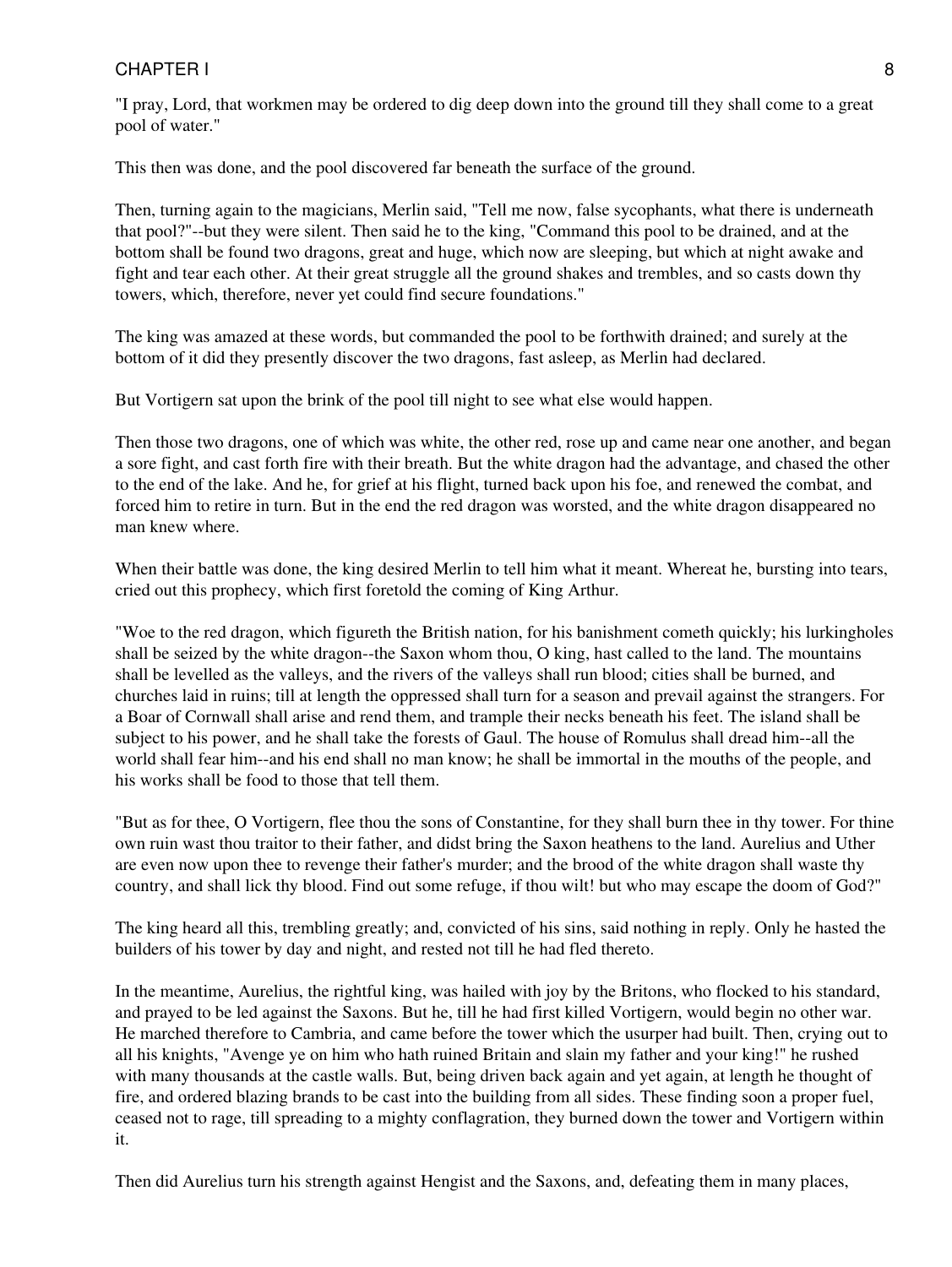"I pray, Lord, that workmen may be ordered to dig deep down into the ground till they shall come to a great pool of water."

This then was done, and the pool discovered far beneath the surface of the ground.

Then, turning again to the magicians, Merlin said, "Tell me now, false sycophants, what there is underneath that pool?"--but they were silent. Then said he to the king, "Command this pool to be drained, and at the bottom shall be found two dragons, great and huge, which now are sleeping, but which at night awake and fight and tear each other. At their great struggle all the ground shakes and trembles, and so casts down thy towers, which, therefore, never yet could find secure foundations."

The king was amazed at these words, but commanded the pool to be forthwith drained; and surely at the bottom of it did they presently discover the two dragons, fast asleep, as Merlin had declared.

But Vortigern sat upon the brink of the pool till night to see what else would happen.

Then those two dragons, one of which was white, the other red, rose up and came near one another, and began a sore fight, and cast forth fire with their breath. But the white dragon had the advantage, and chased the other to the end of the lake. And he, for grief at his flight, turned back upon his foe, and renewed the combat, and forced him to retire in turn. But in the end the red dragon was worsted, and the white dragon disappeared no man knew where.

When their battle was done, the king desired Merlin to tell him what it meant. Whereat he, bursting into tears, cried out this prophecy, which first foretold the coming of King Arthur.

"Woe to the red dragon, which figureth the British nation, for his banishment cometh quickly; his lurkingholes shall be seized by the white dragon--the Saxon whom thou, O king, hast called to the land. The mountains shall be levelled as the valleys, and the rivers of the valleys shall run blood; cities shall be burned, and churches laid in ruins; till at length the oppressed shall turn for a season and prevail against the strangers. For a Boar of Cornwall shall arise and rend them, and trample their necks beneath his feet. The island shall be subject to his power, and he shall take the forests of Gaul. The house of Romulus shall dread him--all the world shall fear him--and his end shall no man know; he shall be immortal in the mouths of the people, and his works shall be food to those that tell them.

"But as for thee, O Vortigern, flee thou the sons of Constantine, for they shall burn thee in thy tower. For thine own ruin wast thou traitor to their father, and didst bring the Saxon heathens to the land. Aurelius and Uther are even now upon thee to revenge their father's murder; and the brood of the white dragon shall waste thy country, and shall lick thy blood. Find out some refuge, if thou wilt! but who may escape the doom of God?"

The king heard all this, trembling greatly; and, convicted of his sins, said nothing in reply. Only he hasted the builders of his tower by day and night, and rested not till he had fled thereto.

In the meantime, Aurelius, the rightful king, was hailed with joy by the Britons, who flocked to his standard, and prayed to be led against the Saxons. But he, till he had first killed Vortigern, would begin no other war. He marched therefore to Cambria, and came before the tower which the usurper had built. Then, crying out to all his knights, "Avenge ye on him who hath ruined Britain and slain my father and your king!" he rushed with many thousands at the castle walls. But, being driven back again and yet again, at length he thought of fire, and ordered blazing brands to be cast into the building from all sides. These finding soon a proper fuel, ceased not to rage, till spreading to a mighty conflagration, they burned down the tower and Vortigern within it.

Then did Aurelius turn his strength against Hengist and the Saxons, and, defeating them in many places,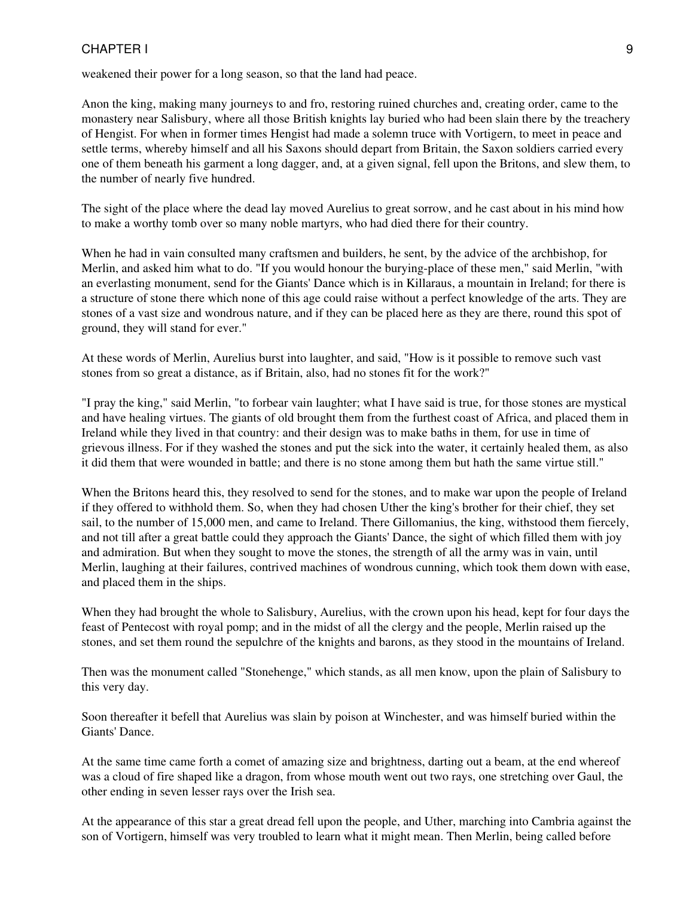weakened their power for a long season, so that the land had peace.

Anon the king, making many journeys to and fro, restoring ruined churches and, creating order, came to the monastery near Salisbury, where all those British knights lay buried who had been slain there by the treachery of Hengist. For when in former times Hengist had made a solemn truce with Vortigern, to meet in peace and settle terms, whereby himself and all his Saxons should depart from Britain, the Saxon soldiers carried every one of them beneath his garment a long dagger, and, at a given signal, fell upon the Britons, and slew them, to the number of nearly five hundred.

The sight of the place where the dead lay moved Aurelius to great sorrow, and he cast about in his mind how to make a worthy tomb over so many noble martyrs, who had died there for their country.

When he had in vain consulted many craftsmen and builders, he sent, by the advice of the archbishop, for Merlin, and asked him what to do. "If you would honour the burying-place of these men," said Merlin, "with an everlasting monument, send for the Giants' Dance which is in Killaraus, a mountain in Ireland; for there is a structure of stone there which none of this age could raise without a perfect knowledge of the arts. They are stones of a vast size and wondrous nature, and if they can be placed here as they are there, round this spot of ground, they will stand for ever."

At these words of Merlin, Aurelius burst into laughter, and said, "How is it possible to remove such vast stones from so great a distance, as if Britain, also, had no stones fit for the work?"

"I pray the king," said Merlin, "to forbear vain laughter; what I have said is true, for those stones are mystical and have healing virtues. The giants of old brought them from the furthest coast of Africa, and placed them in Ireland while they lived in that country: and their design was to make baths in them, for use in time of grievous illness. For if they washed the stones and put the sick into the water, it certainly healed them, as also it did them that were wounded in battle; and there is no stone among them but hath the same virtue still."

When the Britons heard this, they resolved to send for the stones, and to make war upon the people of Ireland if they offered to withhold them. So, when they had chosen Uther the king's brother for their chief, they set sail, to the number of 15,000 men, and came to Ireland. There Gillomanius, the king, withstood them fiercely, and not till after a great battle could they approach the Giants' Dance, the sight of which filled them with joy and admiration. But when they sought to move the stones, the strength of all the army was in vain, until Merlin, laughing at their failures, contrived machines of wondrous cunning, which took them down with ease, and placed them in the ships.

When they had brought the whole to Salisbury, Aurelius, with the crown upon his head, kept for four days the feast of Pentecost with royal pomp; and in the midst of all the clergy and the people, Merlin raised up the stones, and set them round the sepulchre of the knights and barons, as they stood in the mountains of Ireland.

Then was the monument called "Stonehenge," which stands, as all men know, upon the plain of Salisbury to this very day.

Soon thereafter it befell that Aurelius was slain by poison at Winchester, and was himself buried within the Giants' Dance.

At the same time came forth a comet of amazing size and brightness, darting out a beam, at the end whereof was a cloud of fire shaped like a dragon, from whose mouth went out two rays, one stretching over Gaul, the other ending in seven lesser rays over the Irish sea.

At the appearance of this star a great dread fell upon the people, and Uther, marching into Cambria against the son of Vortigern, himself was very troubled to learn what it might mean. Then Merlin, being called before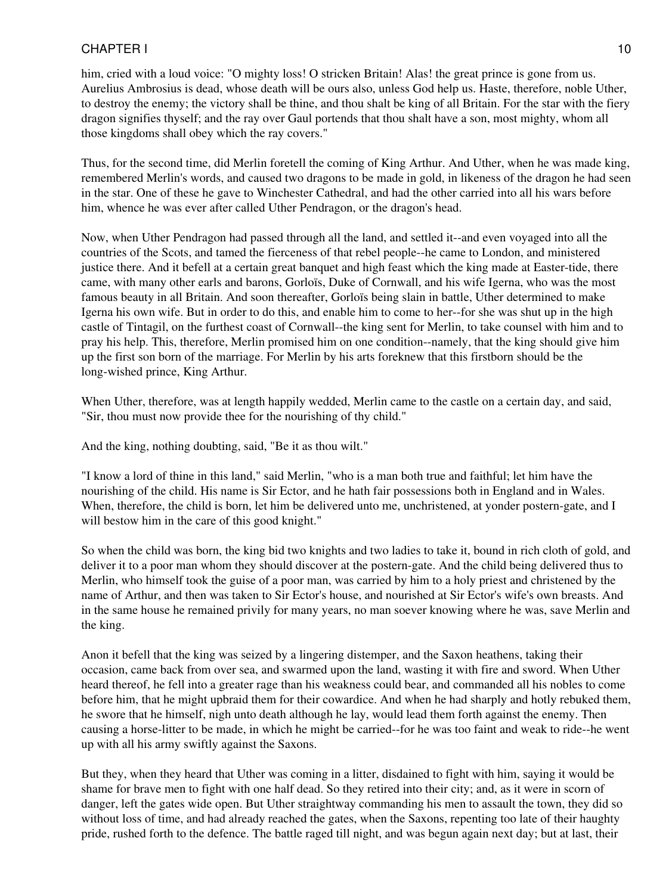him, cried with a loud voice: "O mighty loss! O stricken Britain! Alas! the great prince is gone from us. Aurelius Ambrosius is dead, whose death will be ours also, unless God help us. Haste, therefore, noble Uther, to destroy the enemy; the victory shall be thine, and thou shalt be king of all Britain. For the star with the fiery dragon signifies thyself; and the ray over Gaul portends that thou shalt have a son, most mighty, whom all those kingdoms shall obey which the ray covers."

Thus, for the second time, did Merlin foretell the coming of King Arthur. And Uther, when he was made king, remembered Merlin's words, and caused two dragons to be made in gold, in likeness of the dragon he had seen in the star. One of these he gave to Winchester Cathedral, and had the other carried into all his wars before him, whence he was ever after called Uther Pendragon, or the dragon's head.

Now, when Uther Pendragon had passed through all the land, and settled it--and even voyaged into all the countries of the Scots, and tamed the fierceness of that rebel people--he came to London, and ministered justice there. And it befell at a certain great banquet and high feast which the king made at Easter-tide, there came, with many other earls and barons, Gorloïs, Duke of Cornwall, and his wife Igerna, who was the most famous beauty in all Britain. And soon thereafter, Gorloïs being slain in battle, Uther determined to make Igerna his own wife. But in order to do this, and enable him to come to her--for she was shut up in the high castle of Tintagil, on the furthest coast of Cornwall--the king sent for Merlin, to take counsel with him and to pray his help. This, therefore, Merlin promised him on one condition--namely, that the king should give him up the first son born of the marriage. For Merlin by his arts foreknew that this firstborn should be the long-wished prince, King Arthur.

When Uther, therefore, was at length happily wedded, Merlin came to the castle on a certain day, and said, "Sir, thou must now provide thee for the nourishing of thy child."

And the king, nothing doubting, said, "Be it as thou wilt."

"I know a lord of thine in this land," said Merlin, "who is a man both true and faithful; let him have the nourishing of the child. His name is Sir Ector, and he hath fair possessions both in England and in Wales. When, therefore, the child is born, let him be delivered unto me, unchristened, at yonder postern-gate, and I will bestow him in the care of this good knight."

So when the child was born, the king bid two knights and two ladies to take it, bound in rich cloth of gold, and deliver it to a poor man whom they should discover at the postern-gate. And the child being delivered thus to Merlin, who himself took the guise of a poor man, was carried by him to a holy priest and christened by the name of Arthur, and then was taken to Sir Ector's house, and nourished at Sir Ector's wife's own breasts. And in the same house he remained privily for many years, no man soever knowing where he was, save Merlin and the king.

Anon it befell that the king was seized by a lingering distemper, and the Saxon heathens, taking their occasion, came back from over sea, and swarmed upon the land, wasting it with fire and sword. When Uther heard thereof, he fell into a greater rage than his weakness could bear, and commanded all his nobles to come before him, that he might upbraid them for their cowardice. And when he had sharply and hotly rebuked them, he swore that he himself, nigh unto death although he lay, would lead them forth against the enemy. Then causing a horse-litter to be made, in which he might be carried--for he was too faint and weak to ride--he went up with all his army swiftly against the Saxons.

But they, when they heard that Uther was coming in a litter, disdained to fight with him, saying it would be shame for brave men to fight with one half dead. So they retired into their city; and, as it were in scorn of danger, left the gates wide open. But Uther straightway commanding his men to assault the town, they did so without loss of time, and had already reached the gates, when the Saxons, repenting too late of their haughty pride, rushed forth to the defence. The battle raged till night, and was begun again next day; but at last, their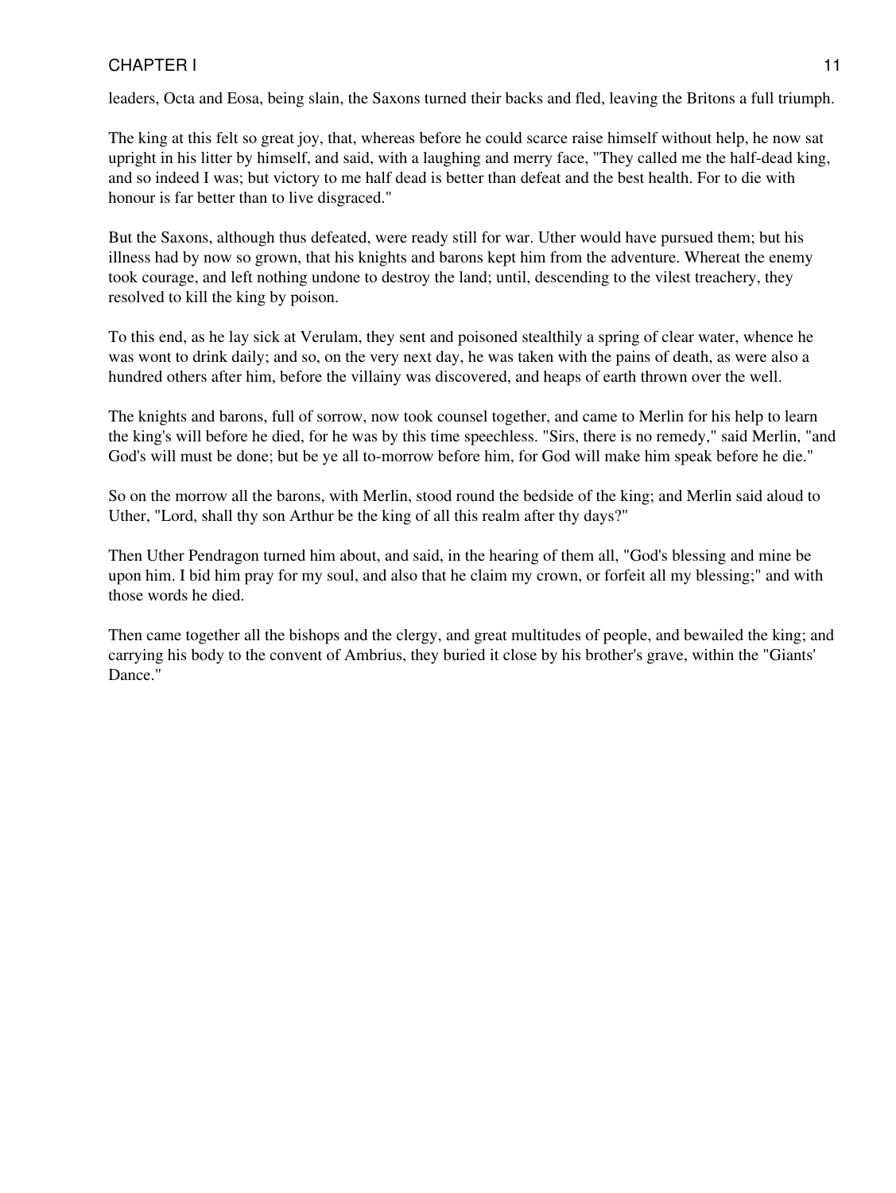leaders, Octa and Eosa, being slain, the Saxons turned their backs and fled, leaving the Britons a full triumph.

The king at this felt so great joy, that, whereas before he could scarce raise himself without help, he now sat upright in his litter by himself, and said, with a laughing and merry face, "They called me the half-dead king, and so indeed I was; but victory to me half dead is better than defeat and the best health. For to die with honour is far better than to live disgraced."

But the Saxons, although thus defeated, were ready still for war. Uther would have pursued them; but his illness had by now so grown, that his knights and barons kept him from the adventure. Whereat the enemy took courage, and left nothing undone to destroy the land; until, descending to the vilest treachery, they resolved to kill the king by poison.

To this end, as he lay sick at Verulam, they sent and poisoned stealthily a spring of clear water, whence he was wont to drink daily; and so, on the very next day, he was taken with the pains of death, as were also a hundred others after him, before the villainy was discovered, and heaps of earth thrown over the well.

The knights and barons, full of sorrow, now took counsel together, and came to Merlin for his help to learn the king's will before he died, for he was by this time speechless. "Sirs, there is no remedy," said Merlin, "and God's will must be done; but be ye all to-morrow before him, for God will make him speak before he die."

So on the morrow all the barons, with Merlin, stood round the bedside of the king; and Merlin said aloud to Uther, "Lord, shall thy son Arthur be the king of all this realm after thy days?"

Then Uther Pendragon turned him about, and said, in the hearing of them all, "God's blessing and mine be upon him. I bid him pray for my soul, and also that he claim my crown, or forfeit all my blessing;" and with those words he died.

Then came together all the bishops and the clergy, and great multitudes of people, and bewailed the king; and carrying his body to the convent of Ambrius, they buried it close by his brother's grave, within the "Giants' Dance."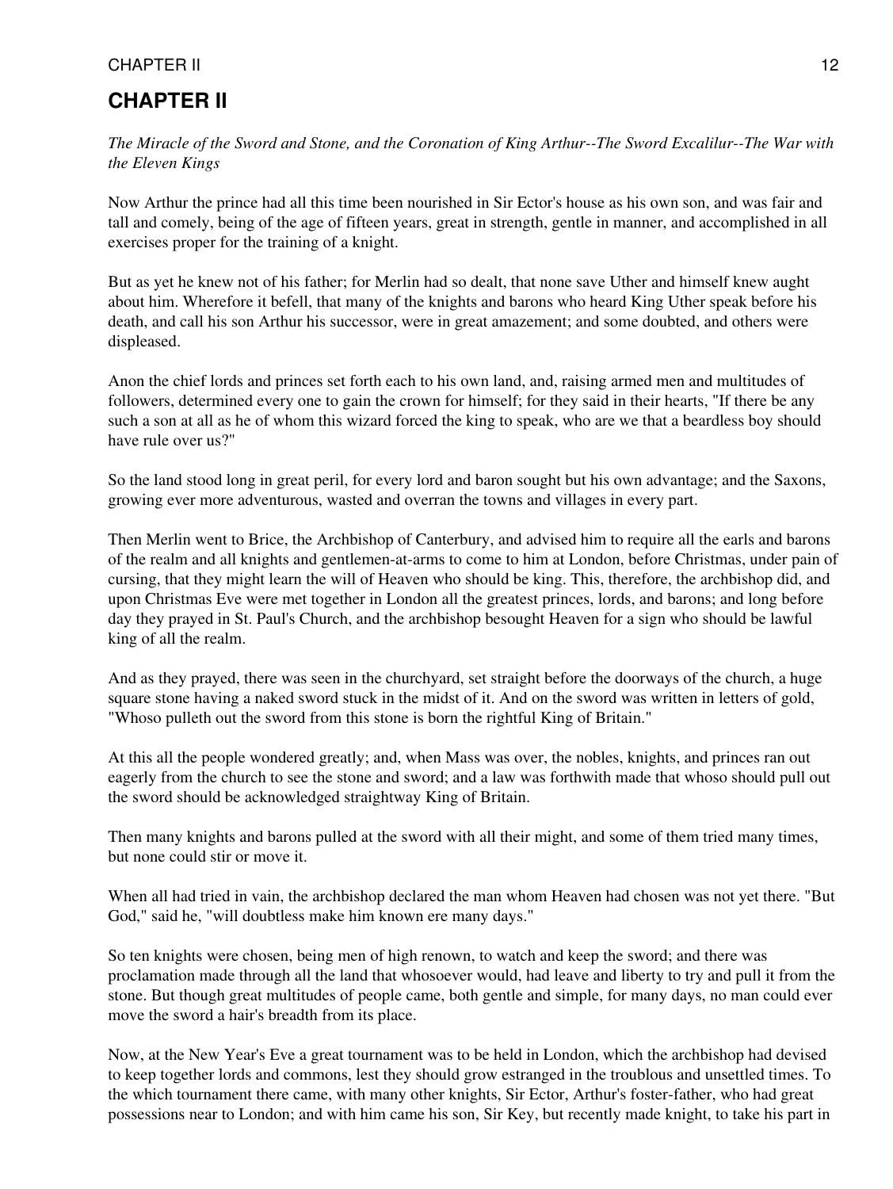## CHAPTER II

*The Miracle of the Sword and Stone, and the Coronation of King Arthur--The Sword Excalilur--The War with the Eleven Kings*

Now Arthur the prince had all this time been nourished in Sir Ector's house as his own son, and was fair and tall and comely, being of the age of fifteen years, great in strength, gentle in manner, and accomplished in all exercises proper for the training of a knight.

But as yet he knew not of his father; for Merlin had so dealt, that none save Uther and himself knew aught about him. Wherefore it befell, that many of the knights and barons who heard King Uther speak before his death, and call his son Arthur his successor, were in great amazement; and some doubted, and others were displeased.

Anon the chief lords and princes set forth each to his own land, and, raising armed men and multitudes of followers, determined every one to gain the crown for himself; for they said in their hearts, "If there be any such a son at all as he of whom this wizard forced the king to speak, who are we that a beardless boy should have rule over us?"

So the land stood long in great peril, for every lord and baron sought but his own advantage; and the Saxons, growing ever more adventurous, wasted and overran the towns and villages in every part.

Then Merlin went to Brice, the Archbishop of Canterbury, and advised him to require all the earls and barons of the realm and all knights and gentlemen-at-arms to come to him at London, before Christmas, under pain of cursing, that they might learn the will of Heaven who should be king. This, therefore, the archbishop did, and upon Christmas Eve were met together in London all the greatest princes, lords, and barons; and long before day they prayed in St. Paul's Church, and the archbishop besought Heaven for a sign who should be lawful king of all the realm.

And as they prayed, there was seen in the churchyard, set straight before the doorways of the church, a huge square stone having a naked sword stuck in the midst of it. And on the sword was written in letters of gold, "Whoso pulleth out the sword from this stone is born the rightful King of Britain."

At this all the people wondered greatly; and, when Mass was over, the nobles, knights, and princes ran out eagerly from the church to see the stone and sword; and a law was forthwith made that whoso should pull out the sword should be acknowledged straightway King of Britain.

Then many knights and barons pulled at the sword with all their might, and some of them tried many times, but none could stir or move it.

When all had tried in vain, the archbishop declared the man whom Heaven had chosen was not yet there. "But God," said he, "will doubtless make him known ere many days."

So ten knights were chosen, being men of high renown, to watch and keep the sword; and there was proclamation made through all the land that whosoever would, had leave and liberty to try and pull it from the stone. But though great multitudes of people came, both gentle and simple, for many days, no man could ever move the sword a hair's breadth from its place.

Now, at the New Year's Eve a great tournament was to be held in London, which the archbishop had devised to keep together lords and commons, lest they should grow estranged in the troublous and unsettled times. To the which tournament there came, with many other knights, Sir Ector, Arthur's foster-father, who had great possessions near to London; and with him came his son, Sir Key, but recently made knight, to take his part in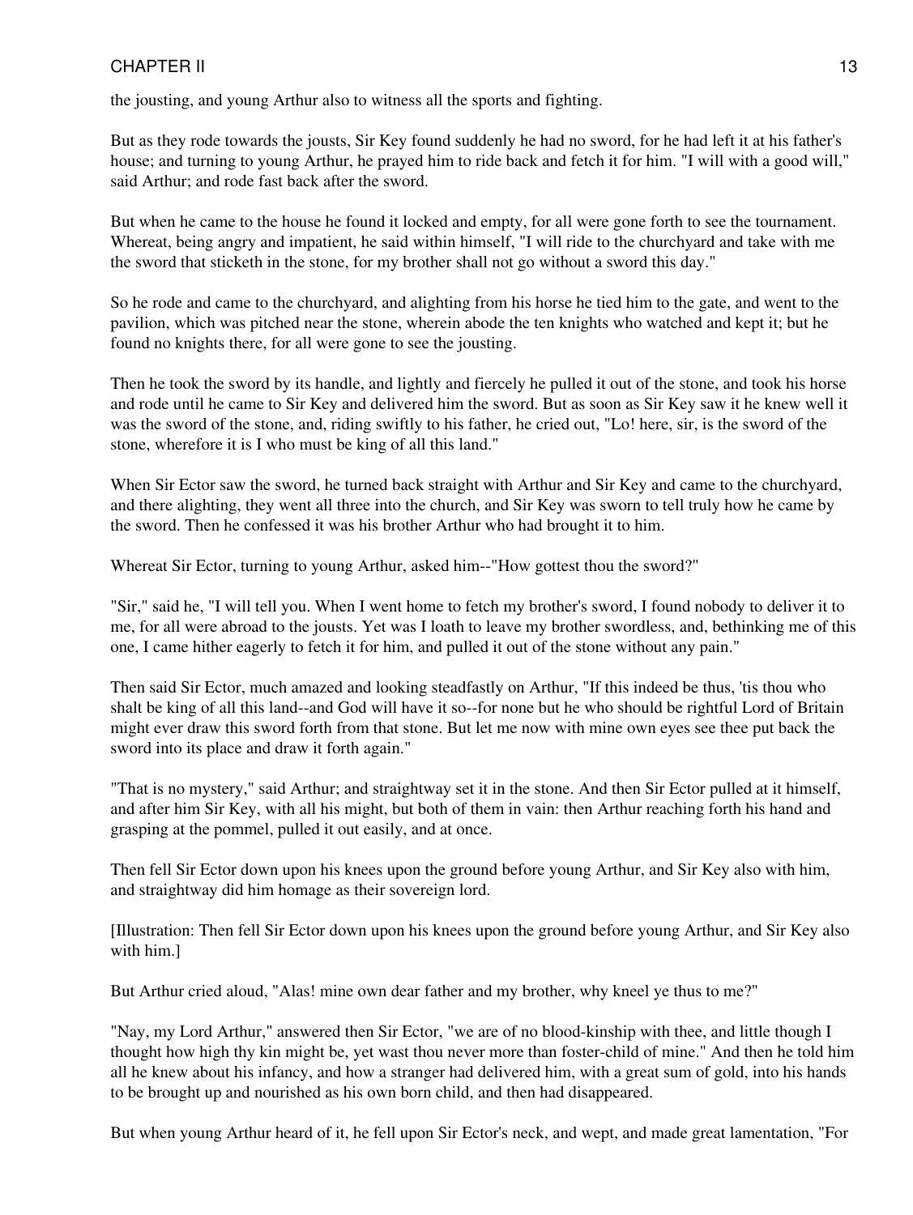the jousting, and young Arthur also to witness all the sports and fighting.

But as they rode towards the jousts, Sir Key found suddenly he had no sword, for he had left it at his father's house; and turning to young Arthur, he prayed him to ride back and fetch it for him. "I will with a good will," said Arthur; and rode fast back after the sword.

But when he came to the house he found it locked and empty, for all were gone forth to see the tournament. Whereat, being angry and impatient, he said within himself, "I will ride to the churchyard and take with me the sword that sticketh in the stone, for my brother shall not go without a sword this day."

So he rode and came to the churchyard, and alighting from his horse he tied him to the gate, and went to the pavilion, which was pitched near the stone, wherein abode the ten knights who watched and kept it; but he found no knights there, for all were gone to see the jousting.

Then he took the sword by its handle, and lightly and fiercely he pulled it out of the stone, and took his horse and rode until he came to Sir Key and delivered him the sword. But as soon as Sir Key saw it he knew well it was the sword of the stone, and, riding swiftly to his father, he cried out, "Lo! here, sir, is the sword of the stone, wherefore it is I who must be king of all this land."

When Sir Ector saw the sword, he turned back straight with Arthur and Sir Key and came to the churchyard, and there alighting, they went all three into the church, and Sir Key was sworn to tell truly how he came by the sword. Then he confessed it was his brother Arthur who had brought it to him.

Whereat Sir Ector, turning to young Arthur, asked him--"How gottest thou the sword?"

"Sir," said he, "I will tell you. When I went home to fetch my brother's sword, I found nobody to deliver it to me, for all were abroad to the jousts. Yet was I loath to leave my brother swordless, and, bethinking me of this one, I came hither eagerly to fetch it for him, and pulled it out of the stone without any pain."

Then said Sir Ector, much amazed and looking steadfastly on Arthur, "If this indeed be thus, 'tis thou who shalt be king of all this land--and God will have it so--for none but he who should be rightful Lord of Britain might ever draw this sword forth from that stone. But let me now with mine own eyes see thee put back the sword into its place and draw it forth again."

"That is no mystery," said Arthur; and straightway set it in the stone. And then Sir Ector pulled at it himself, and after him Sir Key, with all his might, but both of them in vain: then Arthur reaching forth his hand and grasping at the pommel, pulled it out easily, and at once.

Then fell Sir Ector down upon his knees upon the ground before young Arthur, and Sir Key also with him, and straightway did him homage as their sovereign lord.

[Illustration: Then fell Sir Ector down upon his knees upon the ground before young Arthur, and Sir Key also with him.]

But Arthur cried aloud, "Alas! mine own dear father and my brother, why kneel ye thus to me?"

"Nay, my Lord Arthur," answered then Sir Ector, "we are of no blood-kinship with thee, and little though I thought how high thy kin might be, yet wast thou never more than foster-child of mine." And then he told him all he knew about his infancy, and how a stranger had delivered him, with a great sum of gold, into his hands to be brought up and nourished as his own born child, and then had disappeared.

But when young Arthur heard of it, he fell upon Sir Ector's neck, and wept, and made great lamentation, "For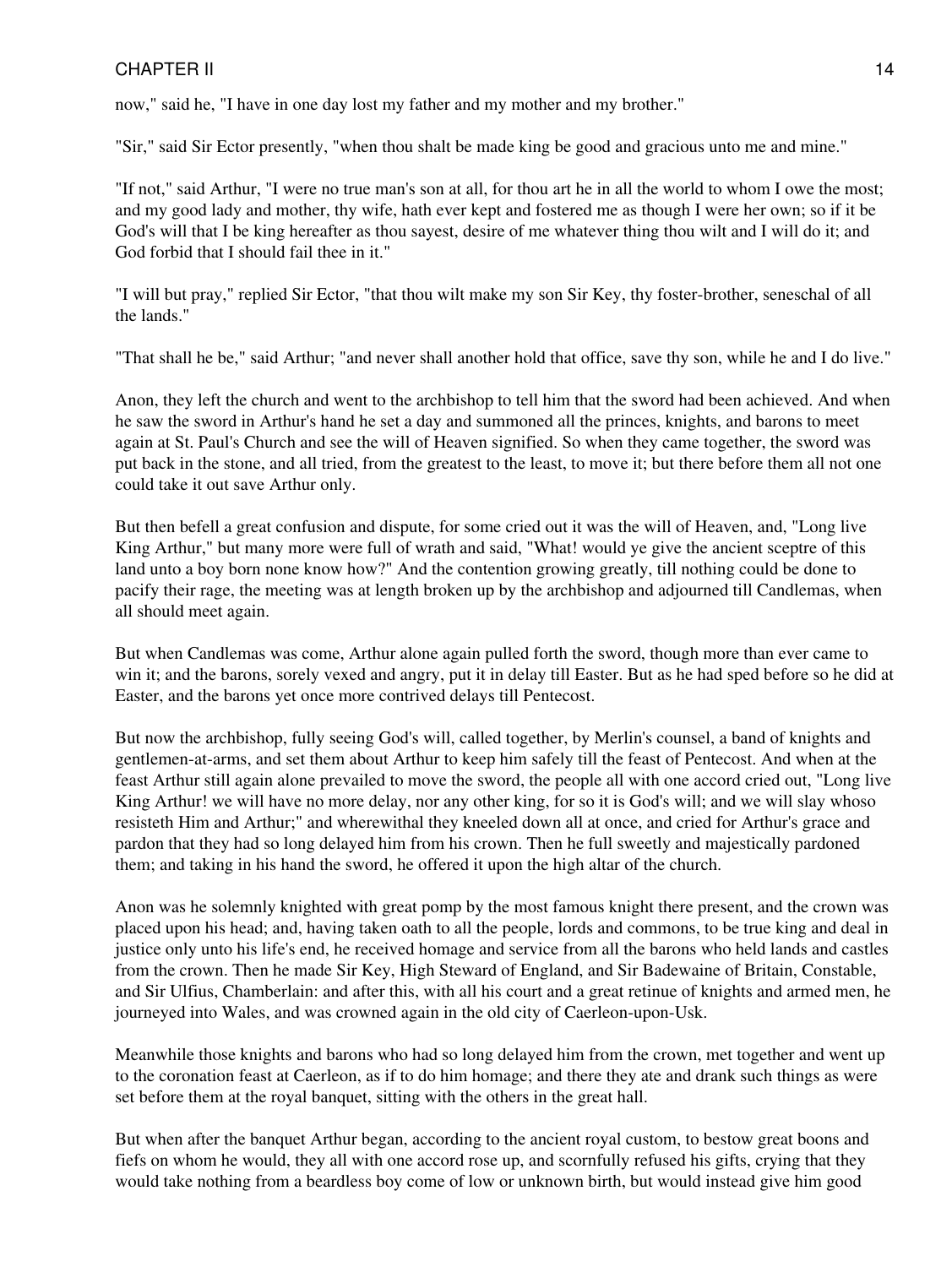now," said he, "I have in one day lost my father and my mother and my brother."

"Sir," said Sir Ector presently, "when thou shalt be made king be good and gracious unto me and mine."

"If not," said Arthur, "I were no true man's son at all, for thou art he in all the world to whom I owe the most; and my good lady and mother, thy wife, hath ever kept and fostered me as though I were her own; so if it be God's will that I be king hereafter as thou sayest, desire of me whatever thing thou wilt and I will do it; and God forbid that I should fail thee in it."

"I will but pray," replied Sir Ector, "that thou wilt make my son Sir Key, thy foster-brother, seneschal of all the lands."

"That shall he be," said Arthur; "and never shall another hold that office, save thy son, while he and I do live."

Anon, they left the church and went to the archbishop to tell him that the sword had been achieved. And when he saw the sword in Arthur's hand he set a day and summoned all the princes, knights, and barons to meet again at St. Paul's Church and see the will of Heaven signified. So when they came together, the sword was put back in the stone, and all tried, from the greatest to the least, to move it; but there before them all not one could take it out save Arthur only.

But then befell a great confusion and dispute, for some cried out it was the will of Heaven, and, "Long live King Arthur," but many more were full of wrath and said, "What! would ye give the ancient sceptre of this land unto a boy born none know how?" And the contention growing greatly, till nothing could be done to pacify their rage, the meeting was at length broken up by the archbishop and adjourned till Candlemas, when all should meet again.

But when Candlemas was come, Arthur alone again pulled forth the sword, though more than ever came to win it; and the barons, sorely vexed and angry, put it in delay till Easter. But as he had sped before so he did at Easter, and the barons yet once more contrived delays till Pentecost.

But now the archbishop, fully seeing God's will, called together, by Merlin's counsel, a band of knights and gentlemen-at-arms, and set them about Arthur to keep him safely till the feast of Pentecost. And when at the feast Arthur still again alone prevailed to move the sword, the people all with one accord cried out, "Long live King Arthur! we will have no more delay, nor any other king, for so it is God's will; and we will slay whoso resisteth Him and Arthur;" and wherewithal they kneeled down all at once, and cried for Arthur's grace and pardon that they had so long delayed him from his crown. Then he full sweetly and majestically pardoned them; and taking in his hand the sword, he offered it upon the high altar of the church.

Anon was he solemnly knighted with great pomp by the most famous knight there present, and the crown was placed upon his head; and, having taken oath to all the people, lords and commons, to be true king and deal in justice only unto his life's end, he received homage and service from all the barons who held lands and castles from the crown. Then he made Sir Key, High Steward of England, and Sir Badewaine of Britain, Constable, and Sir Ulfius, Chamberlain: and after this, with all his court and a great retinue of knights and armed men, he journeyed into Wales, and was crowned again in the old city of Caerleon-upon-Usk.

Meanwhile those knights and barons who had so long delayed him from the crown, met together and went up to the coronation feast at Caerleon, as if to do him homage; and there they ate and drank such things as were set before them at the royal banquet, sitting with the others in the great hall.

But when after the banquet Arthur began, according to the ancient royal custom, to bestow great boons and fiefs on whom he would, they all with one accord rose up, and scornfully refused his gifts, crying that they would take nothing from a beardless boy come of low or unknown birth, but would instead give him good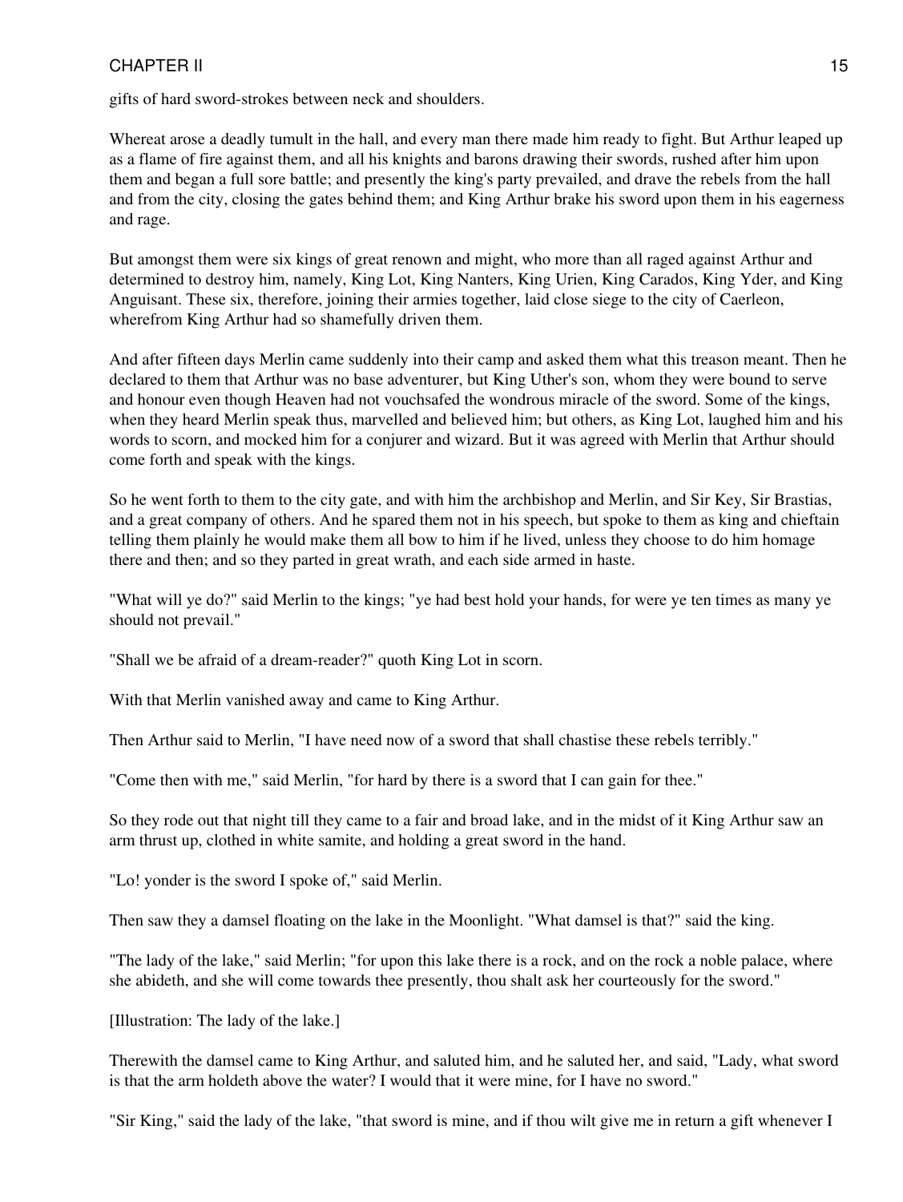gifts of hard sword-strokes between neck and shoulders.

Whereat arose a deadly tumult in the hall, and every man there made him ready to fight. But Arthur leaped up as a flame of fire against them, and all his knights and barons drawing their swords, rushed after him upon them and began a full sore battle; and presently the king's party prevailed, and drave the rebels from the hall and from the city, closing the gates behind them; and King Arthur brake his sword upon them in his eagerness and rage.

But amongst them were six kings of great renown and might, who more than all raged against Arthur and determined to destroy him, namely, King Lot, King Nanters, King Urien, King Carados, King Yder, and King Anguisant. These six, therefore, joining their armies together, laid close siege to the city of Caerleon, wherefrom King Arthur had so shamefully driven them.

And after fifteen days Merlin came suddenly into their camp and asked them what this treason meant. Then he declared to them that Arthur was no base adventurer, but King Uther's son, whom they were bound to serve and honour even though Heaven had not vouchsafed the wondrous miracle of the sword. Some of the kings, when they heard Merlin speak thus, marvelled and believed him; but others, as King Lot, laughed him and his words to scorn, and mocked him for a conjurer and wizard. But it was agreed with Merlin that Arthur should come forth and speak with the kings.

So he went forth to them to the city gate, and with him the archbishop and Merlin, and Sir Key, Sir Brastias, and a great company of others. And he spared them not in his speech, but spoke to them as king and chieftain telling them plainly he would make them all bow to him if he lived, unless they choose to do him homage there and then; and so they parted in great wrath, and each side armed in haste.

"What will ye do?" said Merlin to the kings; "ye had best hold your hands, for were ye ten times as many ye should not prevail."

"Shall we be afraid of a dream-reader?" quoth King Lot in scorn.

With that Merlin vanished away and came to King Arthur.

Then Arthur said to Merlin, "I have need now of a sword that shall chastise these rebels terribly."

"Come then with me," said Merlin, "for hard by there is a sword that I can gain for thee."

So they rode out that night till they came to a fair and broad lake, and in the midst of it King Arthur saw an arm thrust up, clothed in white samite, and holding a great sword in the hand.

"Lo! yonder is the sword I spoke of," said Merlin.

Then saw they a damsel floating on the lake in the Moonlight. "What damsel is that?" said the king.

"The lady of the lake," said Merlin; "for upon this lake there is a rock, and on the rock a noble palace, where she abideth, and she will come towards thee presently, thou shalt ask her courteously for the sword."

[Illustration: The lady of the lake.]

Therewith the damsel came to King Arthur, and saluted him, and he saluted her, and said, "Lady, what sword is that the arm holdeth above the water? I would that it were mine, for I have no sword."

"Sir King," said the lady of the lake, "that sword is mine, and if thou wilt give me in return a gift whenever I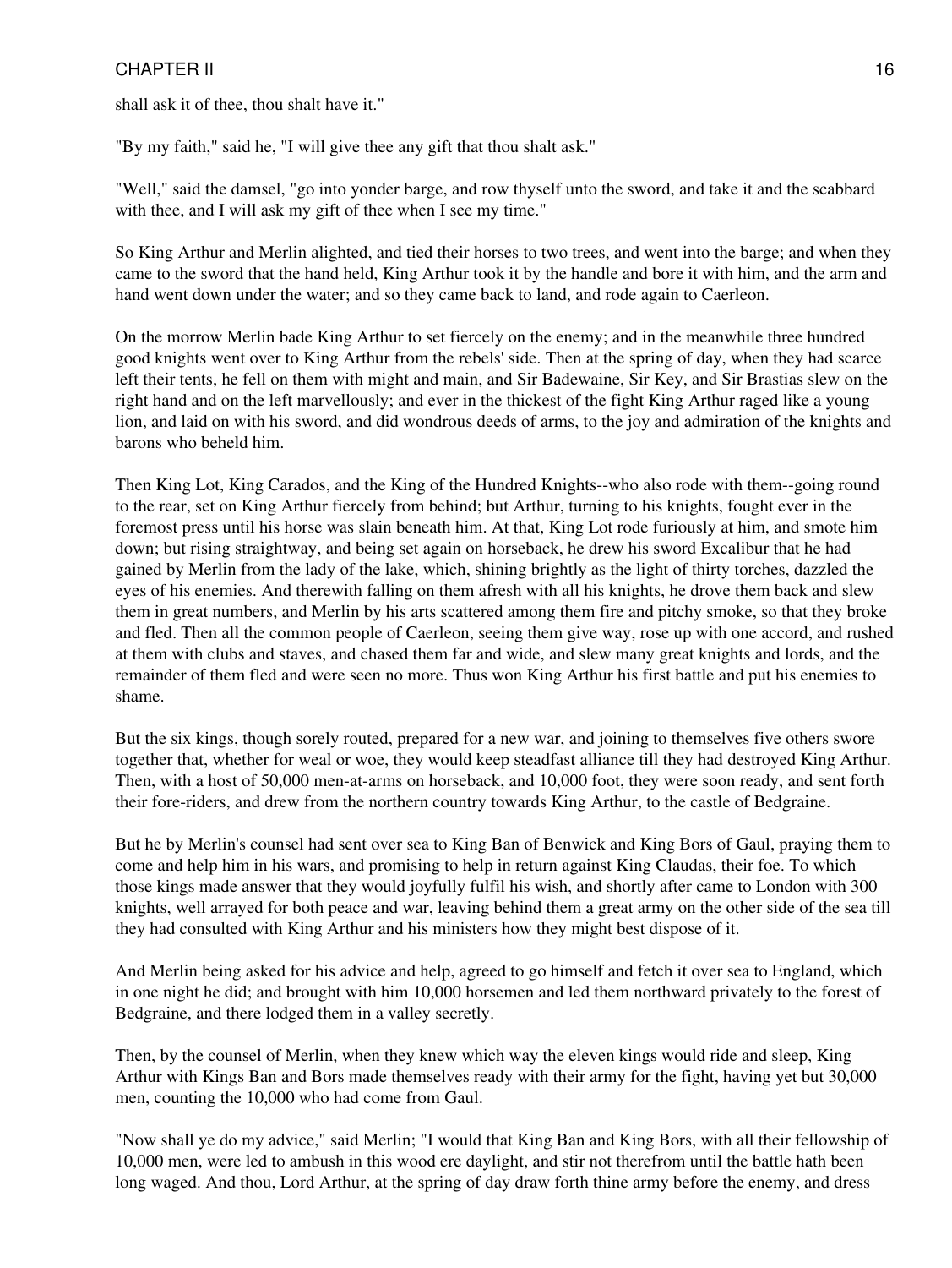shall ask it of thee, thou shalt have it."

"By my faith," said he, "I will give thee any gift that thou shalt ask."

"Well," said the damsel, "go into yonder barge, and row thyself unto the sword, and take it and the scabbard with thee, and I will ask my gift of thee when I see my time."

So King Arthur and Merlin alighted, and tied their horses to two trees, and went into the barge; and when they came to the sword that the hand held, King Arthur took it by the handle and bore it with him, and the arm and hand went down under the water; and so they came back to land, and rode again to Caerleon.

On the morrow Merlin bade King Arthur to set fiercely on the enemy; and in the meanwhile three hundred good knights went over to King Arthur from the rebels' side. Then at the spring of day, when they had scarce left their tents, he fell on them with might and main, and Sir Badewaine, Sir Key, and Sir Brastias slew on the right hand and on the left marvellously; and ever in the thickest of the fight King Arthur raged like a young lion, and laid on with his sword, and did wondrous deeds of arms, to the joy and admiration of the knights and barons who beheld him.

Then King Lot, King Carados, and the King of the Hundred Knights--who also rode with them--going round to the rear, set on King Arthur fiercely from behind; but Arthur, turning to his knights, fought ever in the foremost press until his horse was slain beneath him. At that, King Lot rode furiously at him, and smote him down; but rising straightway, and being set again on horseback, he drew his sword Excalibur that he had gained by Merlin from the lady of the lake, which, shining brightly as the light of thirty torches, dazzled the eyes of his enemies. And therewith falling on them afresh with all his knights, he drove them back and slew them in great numbers, and Merlin by his arts scattered among them fire and pitchy smoke, so that they broke and fled. Then all the common people of Caerleon, seeing them give way, rose up with one accord, and rushed at them with clubs and staves, and chased them far and wide, and slew many great knights and lords, and the remainder of them fled and were seen no more. Thus won King Arthur his first battle and put his enemies to shame.

But the six kings, though sorely routed, prepared for a new war, and joining to themselves five others swore together that, whether for weal or woe, they would keep steadfast alliance till they had destroyed King Arthur. Then, with a host of 50,000 men-at-arms on horseback, and 10,000 foot, they were soon ready, and sent forth their fore-riders, and drew from the northern country towards King Arthur, to the castle of Bedgraine.

But he by Merlin's counsel had sent over sea to King Ban of Benwick and King Bors of Gaul, praying them to come and help him in his wars, and promising to help in return against King Claudas, their foe. To which those kings made answer that they would joyfully fulfil his wish, and shortly after came to London with 300 knights, well arrayed for both peace and war, leaving behind them a great army on the other side of the sea till they had consulted with King Arthur and his ministers how they might best dispose of it.

And Merlin being asked for his advice and help, agreed to go himself and fetch it over sea to England, which in one night he did; and brought with him 10,000 horsemen and led them northward privately to the forest of Bedgraine, and there lodged them in a valley secretly.

Then, by the counsel of Merlin, when they knew which way the eleven kings would ride and sleep, King Arthur with Kings Ban and Bors made themselves ready with their army for the fight, having yet but 30,000 men, counting the 10,000 who had come from Gaul.

"Now shall ye do my advice," said Merlin; "I would that King Ban and King Bors, with all their fellowship of 10,000 men, were led to ambush in this wood ere daylight, and stir not therefrom until the battle hath been long waged. And thou, Lord Arthur, at the spring of day draw forth thine army before the enemy, and dress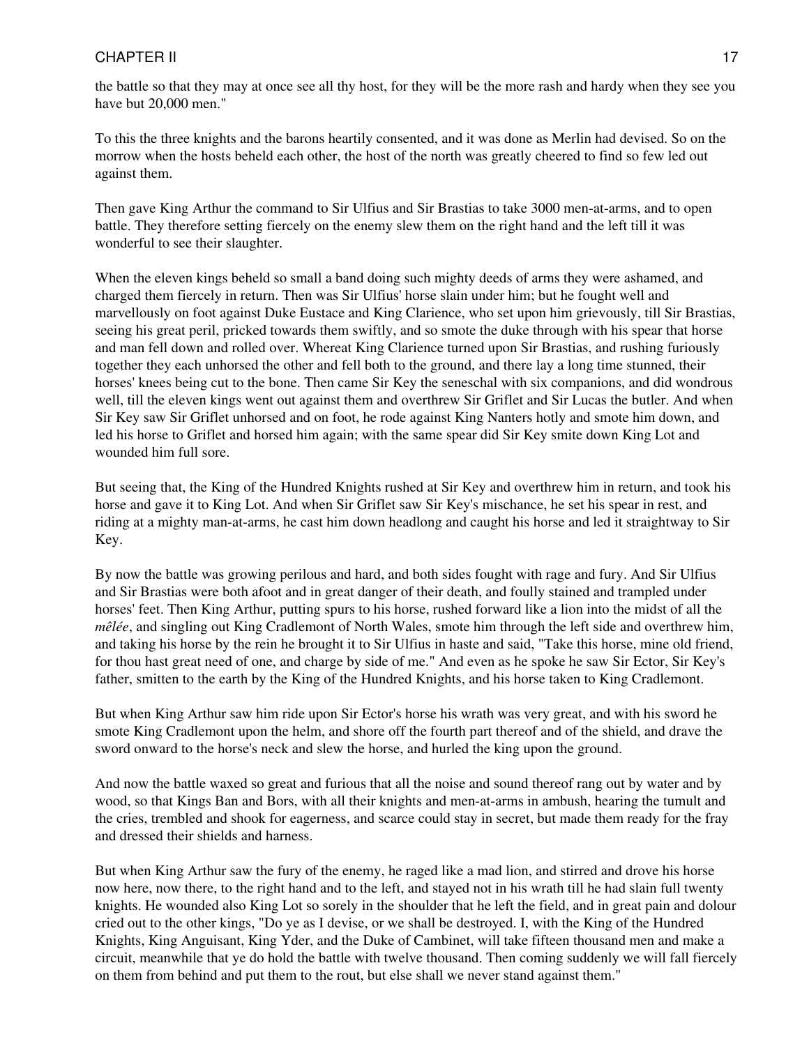the battle so that they may at once see all thy host, for they will be the more rash and hardy when they see you have but 20,000 men."

To this the three knights and the barons heartily consented, and it was done as Merlin had devised. So on the morrow when the hosts beheld each other, the host of the north was greatly cheered to find so few led out against them.

Then gave King Arthur the command to Sir Ulfius and Sir Brastias to take 3000 men-at-arms, and to open battle. They therefore setting fiercely on the enemy slew them on the right hand and the left till it was wonderful to see their slaughter.

When the eleven kings beheld so small a band doing such mighty deeds of arms they were ashamed, and charged them fiercely in return. Then was Sir Ulfius' horse slain under him; but he fought well and marvellously on foot against Duke Eustace and King Clarience, who set upon him grievously, till Sir Brastias, seeing his great peril, pricked towards them swiftly, and so smote the duke through with his spear that horse and man fell down and rolled over. Whereat King Clarience turned upon Sir Brastias, and rushing furiously together they each unhorsed the other and fell both to the ground, and there lay a long time stunned, their horses' knees being cut to the bone. Then came Sir Key the seneschal with six companions, and did wondrous well, till the eleven kings went out against them and overthrew Sir Griflet and Sir Lucas the butler. And when Sir Key saw Sir Griflet unhorsed and on foot, he rode against King Nanters hotly and smote him down, and led his horse to Griflet and horsed him again; with the same spear did Sir Key smite down King Lot and wounded him full sore.

But seeing that, the King of the Hundred Knights rushed at Sir Key and overthrew him in return, and took his horse and gave it to King Lot. And when Sir Griflet saw Sir Key's mischance, he set his spear in rest, and riding at a mighty man-at-arms, he cast him down headlong and caught his horse and led it straightway to Sir Key.

By now the battle was growing perilous and hard, and both sides fought with rage and fury. And Sir Ulfius and Sir Brastias were both afoot and in great danger of their death, and foully stained and trampled under horses' feet. Then King Arthur, putting spurs to his horse, rushed forward like a lion into the midst of all the *mêlée*, and singling out King Cradlemont of North Wales, smote him through the left side and overthrew him, and taking his horse by the rein he brought it to Sir Ulfius in haste and said, "Take this horse, mine old friend, for thou hast great need of one, and charge by side of me." And even as he spoke he saw Sir Ector, Sir Key's father, smitten to the earth by the King of the Hundred Knights, and his horse taken to King Cradlemont.

But when King Arthur saw him ride upon Sir Ector's horse his wrath was very great, and with his sword he smote King Cradlemont upon the helm, and shore off the fourth part thereof and of the shield, and drave the sword onward to the horse's neck and slew the horse, and hurled the king upon the ground.

And now the battle waxed so great and furious that all the noise and sound thereof rang out by water and by wood, so that Kings Ban and Bors, with all their knights and men-at-arms in ambush, hearing the tumult and the cries, trembled and shook for eagerness, and scarce could stay in secret, but made them ready for the fray and dressed their shields and harness.

But when King Arthur saw the fury of the enemy, he raged like a mad lion, and stirred and drove his horse now here, now there, to the right hand and to the left, and stayed not in his wrath till he had slain full twenty knights. He wounded also King Lot so sorely in the shoulder that he left the field, and in great pain and dolour cried out to the other kings, "Do ye as I devise, or we shall be destroyed. I, with the King of the Hundred Knights, King Anguisant, King Yder, and the Duke of Cambinet, will take fifteen thousand men and make a circuit, meanwhile that ye do hold the battle with twelve thousand. Then coming suddenly we will fall fiercely on them from behind and put them to the rout, but else shall we never stand against them."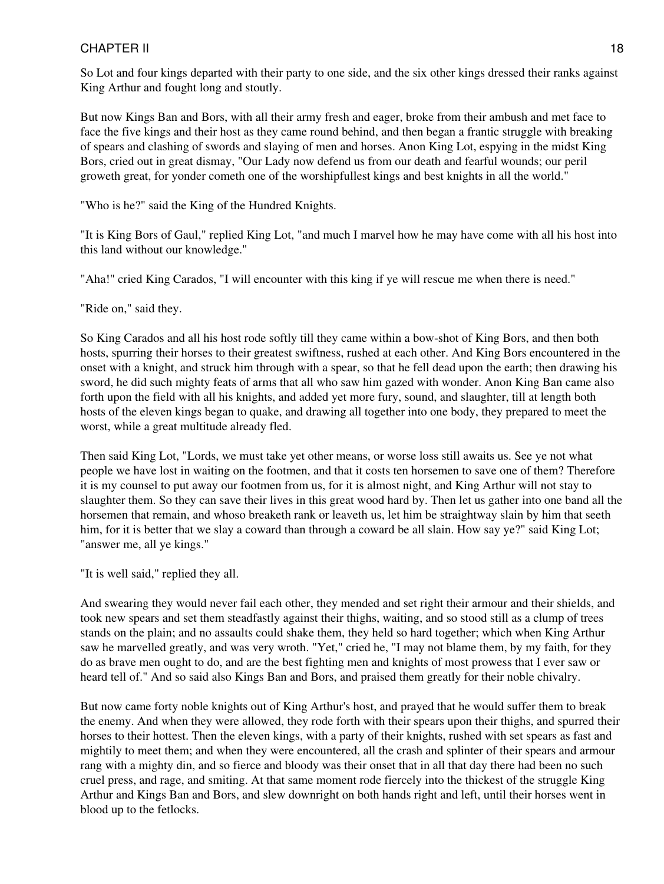So Lot and four kings departed with their party to one side, and the six other kings dressed their ranks against King Arthur and fought long and stoutly.

But now Kings Ban and Bors, with all their army fresh and eager, broke from their ambush and met face to face the five kings and their host as they came round behind, and then began a frantic struggle with breaking of spears and clashing of swords and slaying of men and horses. Anon King Lot, espying in the midst King Bors, cried out in great dismay, "Our Lady now defend us from our death and fearful wounds; our peril groweth great, for yonder cometh one of the worshipfullest kings and best knights in all the world."

"Who is he?" said the King of the Hundred Knights.

"It is King Bors of Gaul," replied King Lot, "and much I marvel how he may have come with all his host into this land without our knowledge."

"Aha!" cried King Carados, "I will encounter with this king if ye will rescue me when there is need."

"Ride on," said they.

So King Carados and all his host rode softly till they came within a bow-shot of King Bors, and then both hosts, spurring their horses to their greatest swiftness, rushed at each other. And King Bors encountered in the onset with a knight, and struck him through with a spear, so that he fell dead upon the earth; then drawing his sword, he did such mighty feats of arms that all who saw him gazed with wonder. Anon King Ban came also forth upon the field with all his knights, and added yet more fury, sound, and slaughter, till at length both hosts of the eleven kings began to quake, and drawing all together into one body, they prepared to meet the worst, while a great multitude already fled.

Then said King Lot, "Lords, we must take yet other means, or worse loss still awaits us. See ye not what people we have lost in waiting on the footmen, and that it costs ten horsemen to save one of them? Therefore it is my counsel to put away our footmen from us, for it is almost night, and King Arthur will not stay to slaughter them. So they can save their lives in this great wood hard by. Then let us gather into one band all the horsemen that remain, and whoso breaketh rank or leaveth us, let him be straightway slain by him that seeth him, for it is better that we slay a coward than through a coward be all slain. How say ye?" said King Lot; "answer me, all ye kings."

"It is well said," replied they all.

And swearing they would never fail each other, they mended and set right their armour and their shields, and took new spears and set them steadfastly against their thighs, waiting, and so stood still as a clump of trees stands on the plain; and no assaults could shake them, they held so hard together; which when King Arthur saw he marvelled greatly, and was very wroth. "Yet," cried he, "I may not blame them, by my faith, for they do as brave men ought to do, and are the best fighting men and knights of most prowess that I ever saw or heard tell of." And so said also Kings Ban and Bors, and praised them greatly for their noble chivalry.

But now came forty noble knights out of King Arthur's host, and prayed that he would suffer them to break the enemy. And when they were allowed, they rode forth with their spears upon their thighs, and spurred their horses to their hottest. Then the eleven kings, with a party of their knights, rushed with set spears as fast and mightily to meet them; and when they were encountered, all the crash and splinter of their spears and armour rang with a mighty din, and so fierce and bloody was their onset that in all that day there had been no such cruel press, and rage, and smiting. At that same moment rode fiercely into the thickest of the struggle King Arthur and Kings Ban and Bors, and slew downright on both hands right and left, until their horses went in blood up to the fetlocks.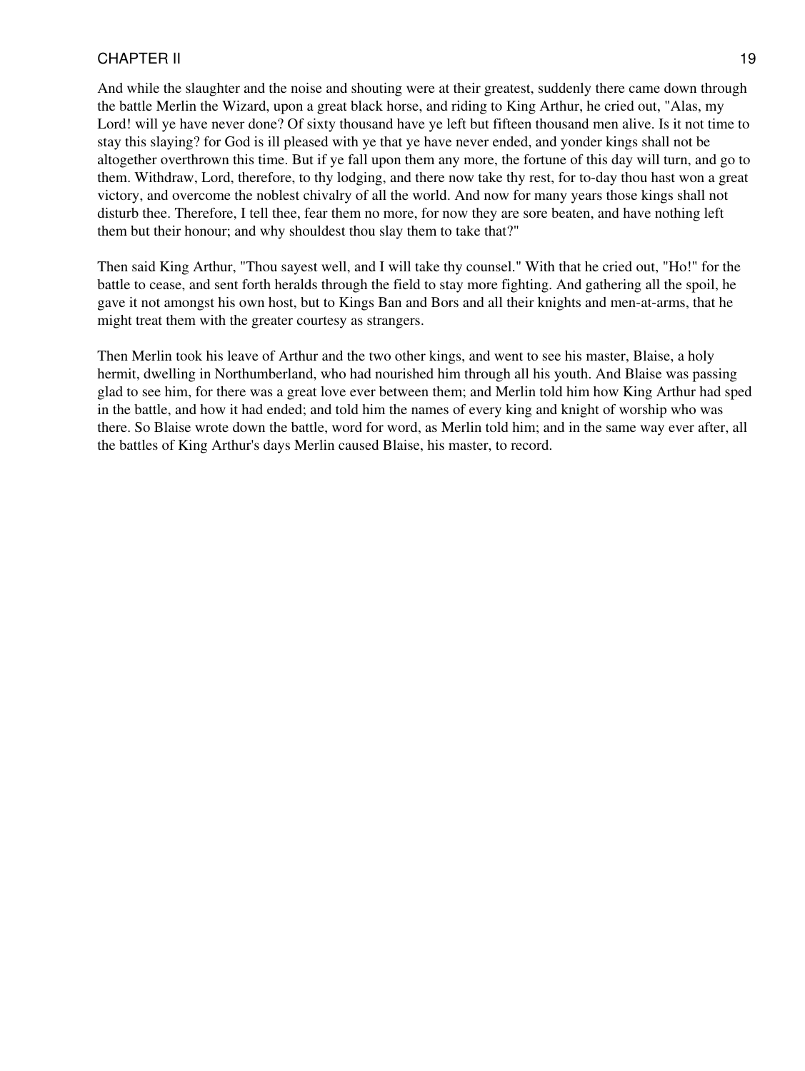And while the slaughter and the noise and shouting were at their greatest, suddenly there came down through the battle Merlin the Wizard, upon a great black horse, and riding to King Arthur, he cried out, "Alas, my Lord! will ye have never done? Of sixty thousand have ye left but fifteen thousand men alive. Is it not time to stay this slaying? for God is ill pleased with ye that ye have never ended, and yonder kings shall not be altogether overthrown this time. But if ye fall upon them any more, the fortune of this day will turn, and go to them. Withdraw, Lord, therefore, to thy lodging, and there now take thy rest, for to-day thou hast won a great victory, and overcome the noblest chivalry of all the world. And now for many years those kings shall not disturb thee. Therefore, I tell thee, fear them no more, for now they are sore beaten, and have nothing left them but their honour; and why shouldest thou slay them to take that?"

Then said King Arthur, "Thou sayest well, and I will take thy counsel." With that he cried out, "Ho!" for the battle to cease, and sent forth heralds through the field to stay more fighting. And gathering all the spoil, he gave it not amongst his own host, but to Kings Ban and Bors and all their knights and men-at-arms, that he might treat them with the greater courtesy as strangers.

Then Merlin took his leave of Arthur and the two other kings, and went to see his master, Blaise, a holy hermit, dwelling in Northumberland, who had nourished him through all his youth. And Blaise was passing glad to see him, for there was a great love ever between them; and Merlin told him how King Arthur had sped in the battle, and how it had ended; and told him the names of every king and knight of worship who was there. So Blaise wrote down the battle, word for word, as Merlin told him; and in the same way ever after, all the battles of King Arthur's days Merlin caused Blaise, his master, to record.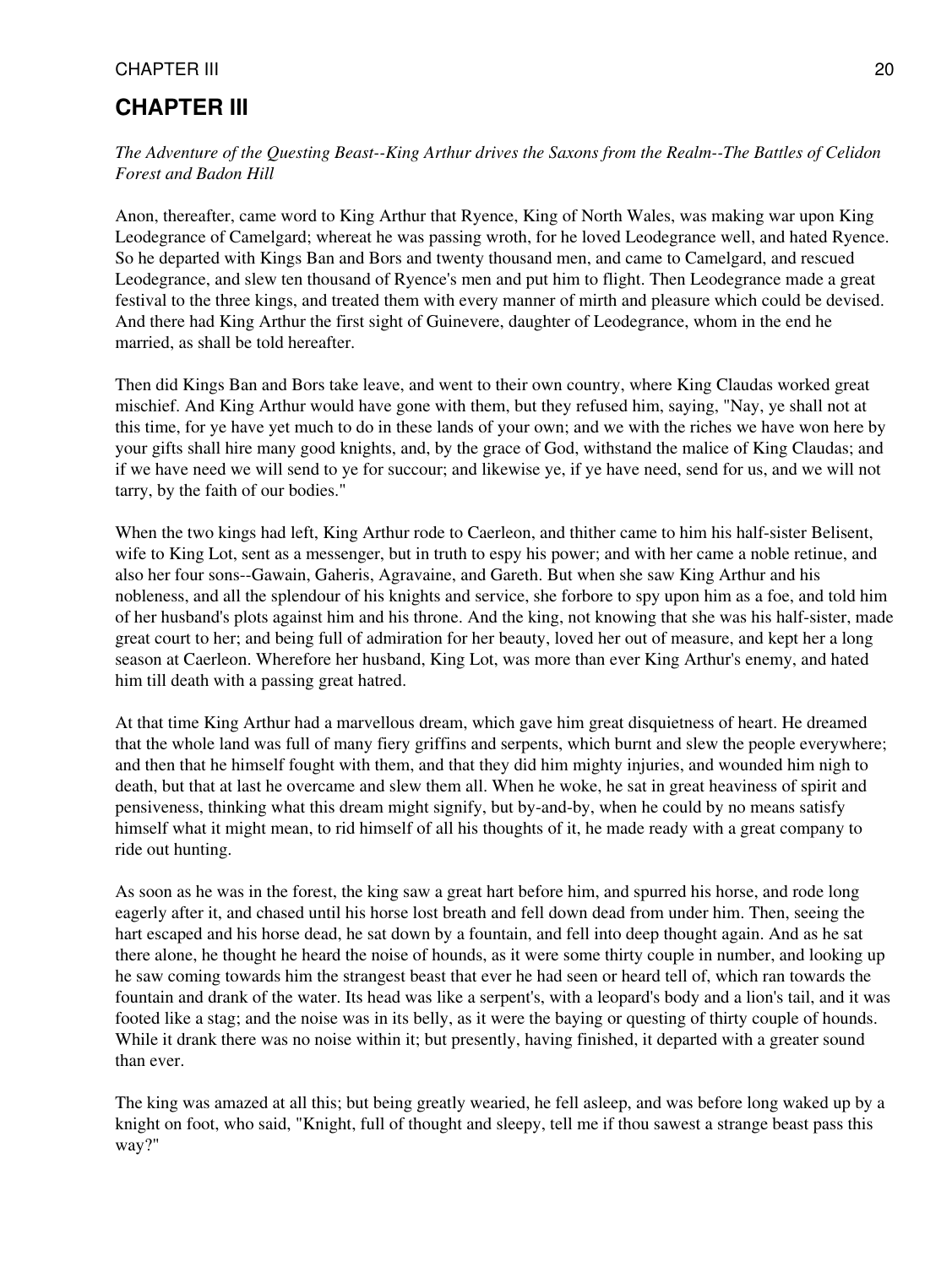# CHAPTER III

*The Adventure of the Questing Beast--King Arthur drives the Saxons from the Realm--The Battles of Celidon Forest and Badon Hill*

Anon, thereafter, came word to King Arthur that Ryence, King of North Wales, was making war upon King Leodegrance of Camelgard; whereat he was passing wroth, for he loved Leodegrance well, and hated Ryence. So he departed with Kings Ban and Bors and twenty thousand men, and came to Camelgard, and rescued Leodegrance, and slew ten thousand of Ryence's men and put him to flight. Then Leodegrance made a great festival to the three kings, and treated them with every manner of mirth and pleasure which could be devised. And there had King Arthur the first sight of Guinevere, daughter of Leodegrance, whom in the end he married, as shall be told hereafter.

Then did Kings Ban and Bors take leave, and went to their own country, where King Claudas worked great mischief. And King Arthur would have gone with them, but they refused him, saying, "Nay, ye shall not at this time, for ye have yet much to do in these lands of your own; and we with the riches we have won here by your gifts shall hire many good knights, and, by the grace of God, withstand the malice of King Claudas; and if we have need we will send to ye for succour; and likewise ye, if ye have need, send for us, and we will not tarry, by the faith of our bodies."

When the two kings had left, King Arthur rode to Caerleon, and thither came to him his half-sister Belisent, wife to King Lot, sent as a messenger, but in truth to espy his power; and with her came a noble retinue, and also her four sons--Gawain, Gaheris, Agravaine, and Gareth. But when she saw King Arthur and his nobleness, and all the splendour of his knights and service, she forbore to spy upon him as a foe, and told him of her husband's plots against him and his throne. And the king, not knowing that she was his half-sister, made great court to her; and being full of admiration for her beauty, loved her out of measure, and kept her a long season at Caerleon. Wherefore her husband, King Lot, was more than ever King Arthur's enemy, and hated him till death with a passing great hatred.

At that time King Arthur had a marvellous dream, which gave him great disquietness of heart. He dreamed that the whole land was full of many fiery griffins and serpents, which burnt and slew the people everywhere; and then that he himself fought with them, and that they did him mighty injuries, and wounded him nigh to death, but that at last he overcame and slew them all. When he woke, he sat in great heaviness of spirit and pensiveness, thinking what this dream might signify, but by-and-by, when he could by no means satisfy himself what it might mean, to rid himself of all his thoughts of it, he made ready with a great company to ride out hunting.

As soon as he was in the forest, the king saw a great hart before him, and spurred his horse, and rode long eagerly after it, and chased until his horse lost breath and fell down dead from under him. Then, seeing the hart escaped and his horse dead, he sat down by a fountain, and fell into deep thought again. And as he sat there alone, he thought he heard the noise of hounds, as it were some thirty couple in number, and looking up he saw coming towards him the strangest beast that ever he had seen or heard tell of, which ran towards the fountain and drank of the water. Its head was like a serpent's, with a leopard's body and a lion's tail, and it was footed like a stag; and the noise was in its belly, as it were the baying or questing of thirty couple of hounds. While it drank there was no noise within it; but presently, having finished, it departed with a greater sound than ever.

The king was amazed at all this; but being greatly wearied, he fell asleep, and was before long waked up by a knight on foot, who said, "Knight, full of thought and sleepy, tell me if thou sawest a strange beast pass this way?"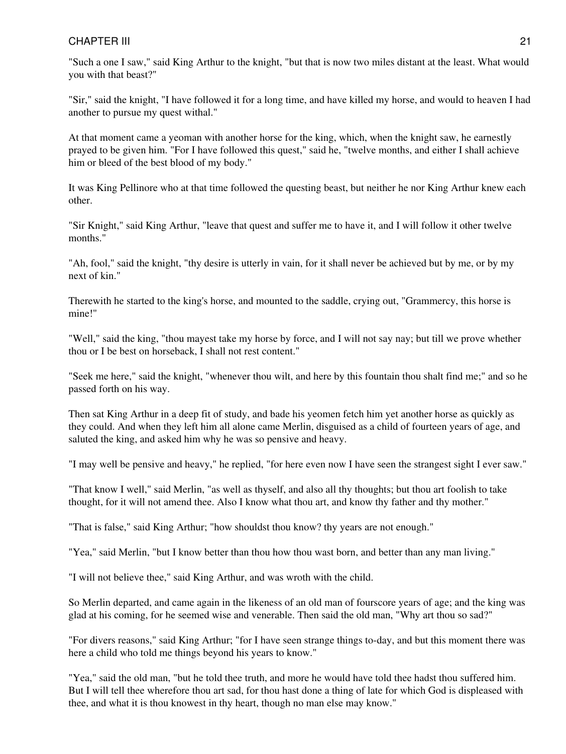"Such a one I saw," said King Arthur to the knight, "but that is now two miles distant at the least. What would you with that beast?"

"Sir," said the knight, "I have followed it for a long time, and have killed my horse, and would to heaven I had another to pursue my quest withal."

At that moment came a yeoman with another horse for the king, which, when the knight saw, he earnestly prayed to be given him. "For I have followed this quest," said he, "twelve months, and either I shall achieve him or bleed of the best blood of my body."

It was King Pellinore who at that time followed the questing beast, but neither he nor King Arthur knew each other.

"Sir Knight," said King Arthur, "leave that quest and suffer me to have it, and I will follow it other twelve months."

"Ah, fool," said the knight, "thy desire is utterly in vain, for it shall never be achieved but by me, or by my next of kin."

Therewith he started to the king's horse, and mounted to the saddle, crying out, "Grammercy, this horse is mine!"

"Well," said the king, "thou mayest take my horse by force, and I will not say nay; but till we prove whether thou or I be best on horseback, I shall not rest content."

"Seek me here," said the knight, "whenever thou wilt, and here by this fountain thou shalt find me;" and so he passed forth on his way.

Then sat King Arthur in a deep fit of study, and bade his yeomen fetch him yet another horse as quickly as they could. And when they left him all alone came Merlin, disguised as a child of fourteen years of age, and saluted the king, and asked him why he was so pensive and heavy.

"I may well be pensive and heavy," he replied, "for here even now I have seen the strangest sight I ever saw."

"That know I well," said Merlin, "as well as thyself, and also all thy thoughts; but thou art foolish to take thought, for it will not amend thee. Also I know what thou art, and know thy father and thy mother."

"That is false," said King Arthur; "how shouldst thou know? thy years are not enough."

"Yea," said Merlin, "but I know better than thou how thou wast born, and better than any man living."

"I will not believe thee," said King Arthur, and was wroth with the child.

So Merlin departed, and came again in the likeness of an old man of fourscore years of age; and the king was glad at his coming, for he seemed wise and venerable. Then said the old man, "Why art thou so sad?"

"For divers reasons," said King Arthur; "for I have seen strange things to-day, and but this moment there was here a child who told me things beyond his years to know."

"Yea," said the old man, "but he told thee truth, and more he would have told thee hadst thou suffered him. But I will tell thee wherefore thou art sad, for thou hast done a thing of late for which God is displeased with thee, and what it is thou knowest in thy heart, though no man else may know."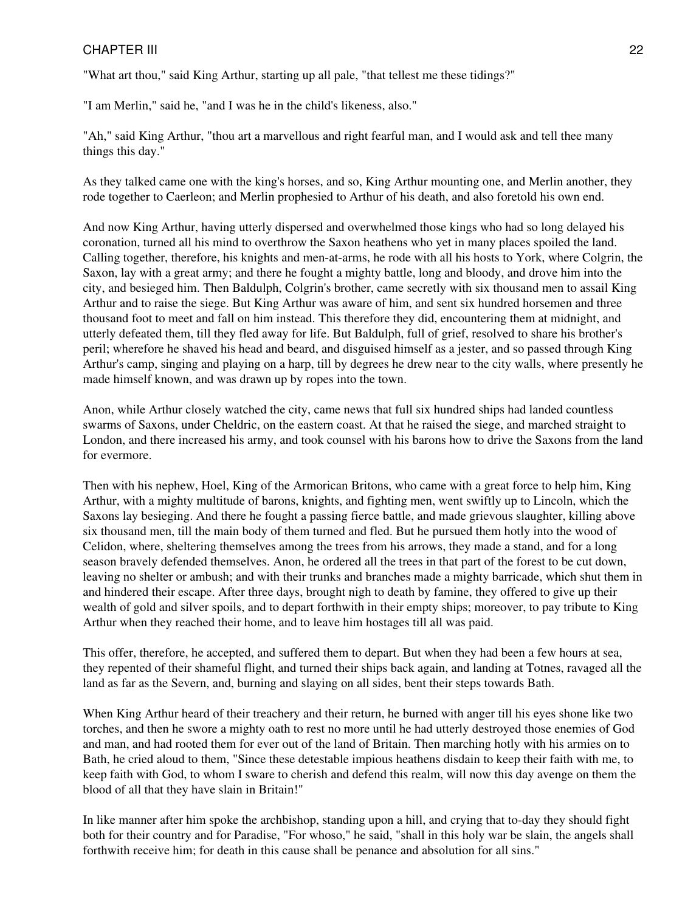"What art thou," said King Arthur, starting up all pale, "that tellest me these tidings?"

"I am Merlin," said he, "and I was he in the child's likeness, also."

"Ah," said King Arthur, "thou art a marvellous and right fearful man, and I would ask and tell thee many things this day."

As they talked came one with the king's horses, and so, King Arthur mounting one, and Merlin another, they rode together to Caerleon; and Merlin prophesied to Arthur of his death, and also foretold his own end.

And now King Arthur, having utterly dispersed and overwhelmed those kings who had so long delayed his coronation, turned all his mind to overthrow the Saxon heathens who yet in many places spoiled the land. Calling together, therefore, his knights and men-at-arms, he rode with all his hosts to York, where Colgrin, the Saxon, lay with a great army; and there he fought a mighty battle, long and bloody, and drove him into the city, and besieged him. Then Baldulph, Colgrin's brother, came secretly with six thousand men to assail King Arthur and to raise the siege. But King Arthur was aware of him, and sent six hundred horsemen and three thousand foot to meet and fall on him instead. This therefore they did, encountering them at midnight, and utterly defeated them, till they fled away for life. But Baldulph, full of grief, resolved to share his brother's peril; wherefore he shaved his head and beard, and disguised himself as a jester, and so passed through King Arthur's camp, singing and playing on a harp, till by degrees he drew near to the city walls, where presently he made himself known, and was drawn up by ropes into the town.

Anon, while Arthur closely watched the city, came news that full six hundred ships had landed countless swarms of Saxons, under Cheldric, on the eastern coast. At that he raised the siege, and marched straight to London, and there increased his army, and took counsel with his barons how to drive the Saxons from the land for evermore.

Then with his nephew, Hoel, King of the Armorican Britons, who came with a great force to help him, King Arthur, with a mighty multitude of barons, knights, and fighting men, went swiftly up to Lincoln, which the Saxons lay besieging. And there he fought a passing fierce battle, and made grievous slaughter, killing above six thousand men, till the main body of them turned and fled. But he pursued them hotly into the wood of Celidon, where, sheltering themselves among the trees from his arrows, they made a stand, and for a long season bravely defended themselves. Anon, he ordered all the trees in that part of the forest to be cut down, leaving no shelter or ambush; and with their trunks and branches made a mighty barricade, which shut them in and hindered their escape. After three days, brought nigh to death by famine, they offered to give up their wealth of gold and silver spoils, and to depart forthwith in their empty ships; moreover, to pay tribute to King Arthur when they reached their home, and to leave him hostages till all was paid.

This offer, therefore, he accepted, and suffered them to depart. But when they had been a few hours at sea, they repented of their shameful flight, and turned their ships back again, and landing at Totnes, ravaged all the land as far as the Severn, and, burning and slaying on all sides, bent their steps towards Bath.

When King Arthur heard of their treachery and their return, he burned with anger till his eyes shone like two torches, and then he swore a mighty oath to rest no more until he had utterly destroyed those enemies of God and man, and had rooted them for ever out of the land of Britain. Then marching hotly with his armies on to Bath, he cried aloud to them, "Since these detestable impious heathens disdain to keep their faith with me, to keep faith with God, to whom I sware to cherish and defend this realm, will now this day avenge on them the blood of all that they have slain in Britain!"

In like manner after him spoke the archbishop, standing upon a hill, and crying that to-day they should fight both for their country and for Paradise, "For whoso," he said, "shall in this holy war be slain, the angels shall forthwith receive him; for death in this cause shall be penance and absolution for all sins."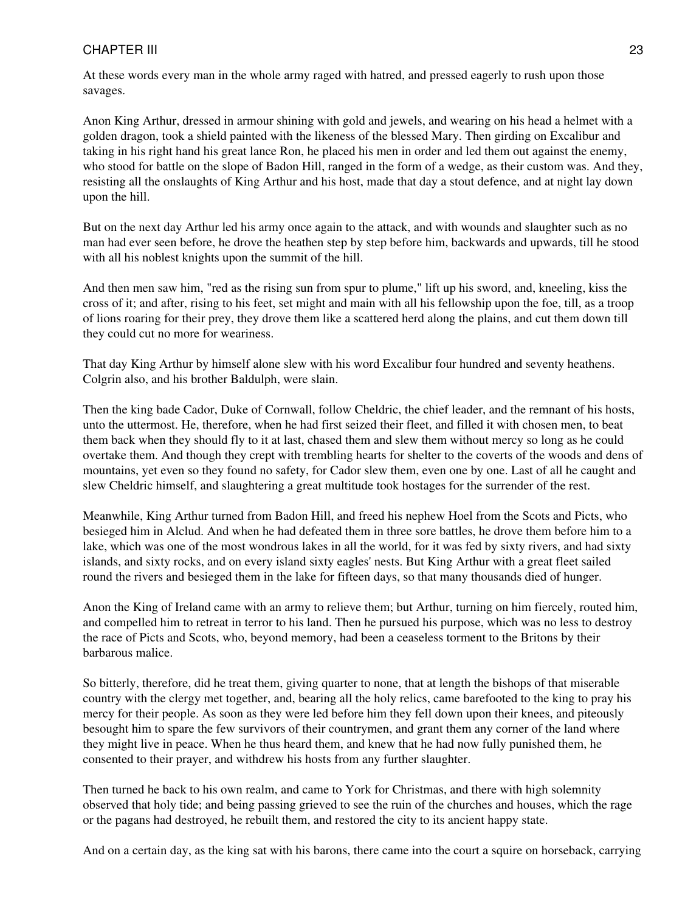At these words every man in the whole army raged with hatred, and pressed eagerly to rush upon those savages.

Anon King Arthur, dressed in armour shining with gold and jewels, and wearing on his head a helmet with a golden dragon, took a shield painted with the likeness of the blessed Mary. Then girding on Excalibur and taking in his right hand his great lance Ron, he placed his men in order and led them out against the enemy, who stood for battle on the slope of Badon Hill, ranged in the form of a wedge, as their custom was. And they, resisting all the onslaughts of King Arthur and his host, made that day a stout defence, and at night lay down upon the hill.

But on the next day Arthur led his army once again to the attack, and with wounds and slaughter such as no man had ever seen before, he drove the heathen step by step before him, backwards and upwards, till he stood with all his noblest knights upon the summit of the hill.

And then men saw him, "red as the rising sun from spur to plume," lift up his sword, and, kneeling, kiss the cross of it; and after, rising to his feet, set might and main with all his fellowship upon the foe, till, as a troop of lions roaring for their prey, they drove them like a scattered herd along the plains, and cut them down till they could cut no more for weariness.

That day King Arthur by himself alone slew with his word Excalibur four hundred and seventy heathens. Colgrin also, and his brother Baldulph, were slain.

Then the king bade Cador, Duke of Cornwall, follow Cheldric, the chief leader, and the remnant of his hosts, unto the uttermost. He, therefore, when he had first seized their fleet, and filled it with chosen men, to beat them back when they should fly to it at last, chased them and slew them without mercy so long as he could overtake them. And though they crept with trembling hearts for shelter to the coverts of the woods and dens of mountains, yet even so they found no safety, for Cador slew them, even one by one. Last of all he caught and slew Cheldric himself, and slaughtering a great multitude took hostages for the surrender of the rest.

Meanwhile, King Arthur turned from Badon Hill, and freed his nephew Hoel from the Scots and Picts, who besieged him in Alclud. And when he had defeated them in three sore battles, he drove them before him to a lake, which was one of the most wondrous lakes in all the world, for it was fed by sixty rivers, and had sixty islands, and sixty rocks, and on every island sixty eagles' nests. But King Arthur with a great fleet sailed round the rivers and besieged them in the lake for fifteen days, so that many thousands died of hunger.

Anon the King of Ireland came with an army to relieve them; but Arthur, turning on him fiercely, routed him, and compelled him to retreat in terror to his land. Then he pursued his purpose, which was no less to destroy the race of Picts and Scots, who, beyond memory, had been a ceaseless torment to the Britons by their barbarous malice.

So bitterly, therefore, did he treat them, giving quarter to none, that at length the bishops of that miserable country with the clergy met together, and, bearing all the holy relics, came barefooted to the king to pray his mercy for their people. As soon as they were led before him they fell down upon their knees, and piteously besought him to spare the few survivors of their countrymen, and grant them any corner of the land where they might live in peace. When he thus heard them, and knew that he had now fully punished them, he consented to their prayer, and withdrew his hosts from any further slaughter.

Then turned he back to his own realm, and came to York for Christmas, and there with high solemnity observed that holy tide; and being passing grieved to see the ruin of the churches and houses, which the rage or the pagans had destroyed, he rebuilt them, and restored the city to its ancient happy state.

And on a certain day, as the king sat with his barons, there came into the court a squire on horseback, carrying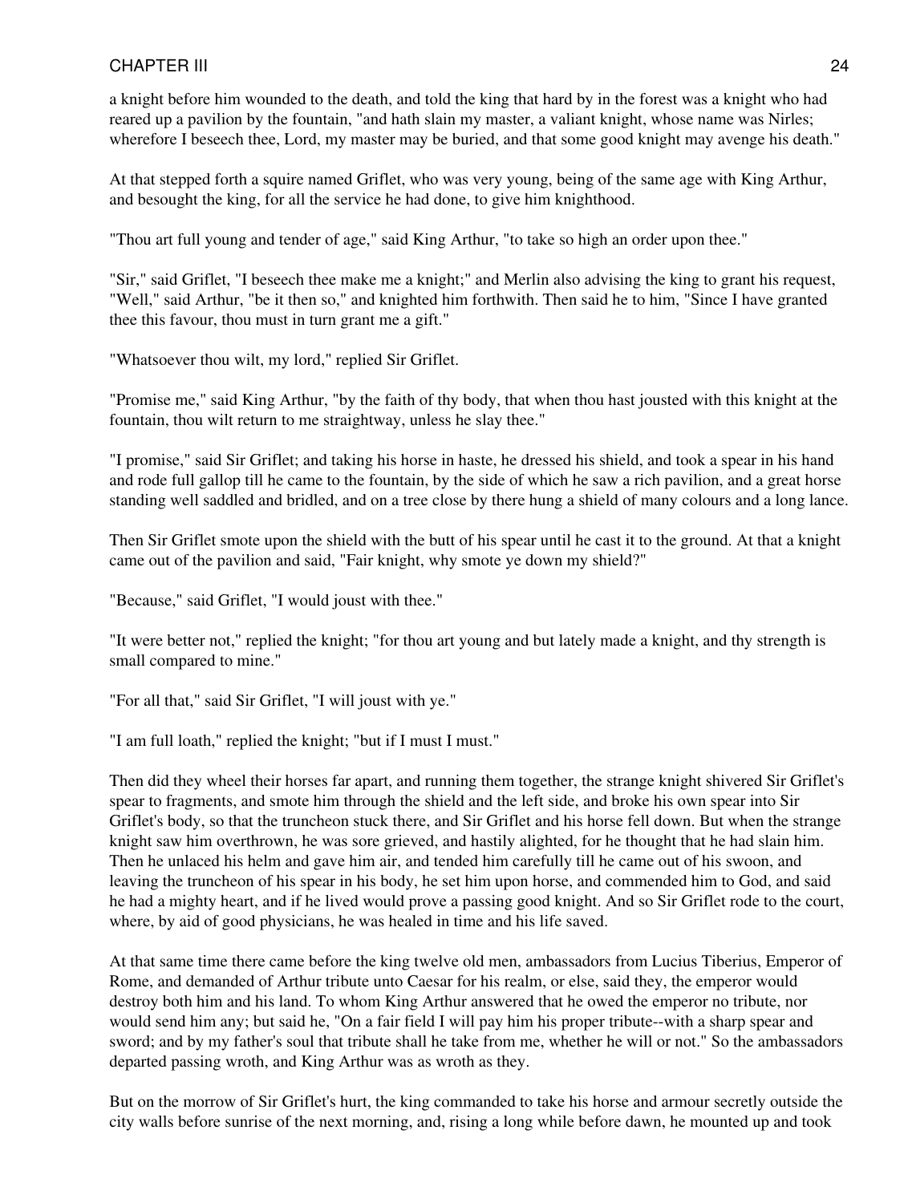a knight before him wounded to the death, and told the king that hard by in the forest was a knight who had reared up a pavilion by the fountain, "and hath slain my master, a valiant knight, whose name was Nirles; wherefore I beseech thee, Lord, my master may be buried, and that some good knight may avenge his death."

At that stepped forth a squire named Griflet, who was very young, being of the same age with King Arthur, and besought the king, for all the service he had done, to give him knighthood.

"Thou art full young and tender of age," said King Arthur, "to take so high an order upon thee."

"Sir," said Griflet, "I beseech thee make me a knight;" and Merlin also advising the king to grant his request, "Well," said Arthur, "be it then so," and knighted him forthwith. Then said he to him, "Since I have granted thee this favour, thou must in turn grant me a gift."

"Whatsoever thou wilt, my lord," replied Sir Griflet.

"Promise me," said King Arthur, "by the faith of thy body, that when thou hast jousted with this knight at the fountain, thou wilt return to me straightway, unless he slay thee."

"I promise," said Sir Griflet; and taking his horse in haste, he dressed his shield, and took a spear in his hand and rode full gallop till he came to the fountain, by the side of which he saw a rich pavilion, and a great horse standing well saddled and bridled, and on a tree close by there hung a shield of many colours and a long lance.

Then Sir Griflet smote upon the shield with the butt of his spear until he cast it to the ground. At that a knight came out of the pavilion and said, "Fair knight, why smote ye down my shield?"

"Because," said Griflet, "I would joust with thee."

"It were better not," replied the knight; "for thou art young and but lately made a knight, and thy strength is small compared to mine."

"For all that," said Sir Griflet, "I will joust with ye."

"I am full loath," replied the knight; "but if I must I must."

Then did they wheel their horses far apart, and running them together, the strange knight shivered Sir Griflet's spear to fragments, and smote him through the shield and the left side, and broke his own spear into Sir Griflet's body, so that the truncheon stuck there, and Sir Griflet and his horse fell down. But when the strange knight saw him overthrown, he was sore grieved, and hastily alighted, for he thought that he had slain him. Then he unlaced his helm and gave him air, and tended him carefully till he came out of his swoon, and leaving the truncheon of his spear in his body, he set him upon horse, and commended him to God, and said he had a mighty heart, and if he lived would prove a passing good knight. And so Sir Griflet rode to the court, where, by aid of good physicians, he was healed in time and his life saved.

At that same time there came before the king twelve old men, ambassadors from Lucius Tiberius, Emperor of Rome, and demanded of Arthur tribute unto Caesar for his realm, or else, said they, the emperor would destroy both him and his land. To whom King Arthur answered that he owed the emperor no tribute, nor would send him any; but said he, "On a fair field I will pay him his proper tribute--with a sharp spear and sword; and by my father's soul that tribute shall he take from me, whether he will or not." So the ambassadors departed passing wroth, and King Arthur was as wroth as they.

But on the morrow of Sir Griflet's hurt, the king commanded to take his horse and armour secretly outside the city walls before sunrise of the next morning, and, rising a long while before dawn, he mounted up and took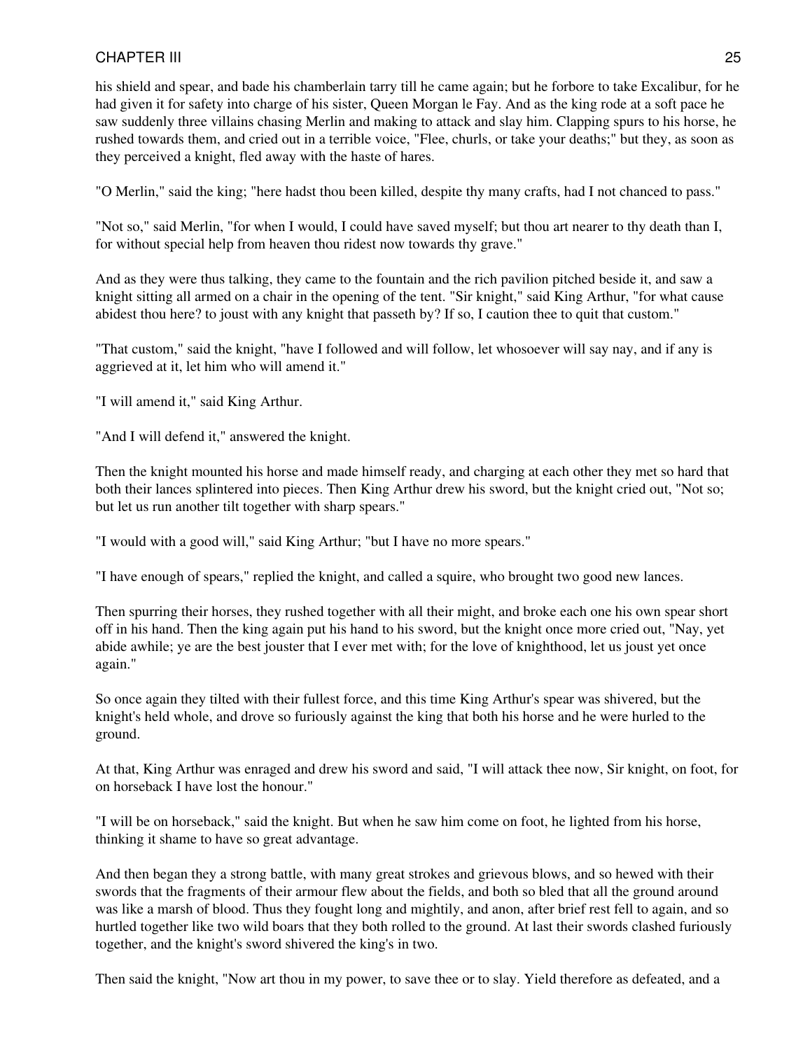his shield and spear, and bade his chamberlain tarry till he came again; but he forbore to take Excalibur, for he had given it for safety into charge of his sister, Queen Morgan le Fay. And as the king rode at a soft pace he saw suddenly three villains chasing Merlin and making to attack and slay him. Clapping spurs to his horse, he rushed towards them, and cried out in a terrible voice, "Flee, churls, or take your deaths;" but they, as soon as they perceived a knight, fled away with the haste of hares.

"O Merlin," said the king; "here hadst thou been killed, despite thy many crafts, had I not chanced to pass."

"Not so," said Merlin, "for when I would, I could have saved myself; but thou art nearer to thy death than I, for without special help from heaven thou ridest now towards thy grave."

And as they were thus talking, they came to the fountain and the rich pavilion pitched beside it, and saw a knight sitting all armed on a chair in the opening of the tent. "Sir knight," said King Arthur, "for what cause abidest thou here? to joust with any knight that passeth by? If so, I caution thee to quit that custom."

"That custom," said the knight, "have I followed and will follow, let whosoever will say nay, and if any is aggrieved at it, let him who will amend it."

"I will amend it," said King Arthur.

"And I will defend it," answered the knight.

Then the knight mounted his horse and made himself ready, and charging at each other they met so hard that both their lances splintered into pieces. Then King Arthur drew his sword, but the knight cried out, "Not so; but let us run another tilt together with sharp spears."

"I would with a good will," said King Arthur; "but I have no more spears."

"I have enough of spears," replied the knight, and called a squire, who brought two good new lances.

Then spurring their horses, they rushed together with all their might, and broke each one his own spear short off in his hand. Then the king again put his hand to his sword, but the knight once more cried out, "Nay, yet abide awhile; ye are the best jouster that I ever met with; for the love of knighthood, let us joust yet once again."

So once again they tilted with their fullest force, and this time King Arthur's spear was shivered, but the knight's held whole, and drove so furiously against the king that both his horse and he were hurled to the ground.

At that, King Arthur was enraged and drew his sword and said, "I will attack thee now, Sir knight, on foot, for on horseback I have lost the honour."

"I will be on horseback," said the knight. But when he saw him come on foot, he lighted from his horse, thinking it shame to have so great advantage.

And then began they a strong battle, with many great strokes and grievous blows, and so hewed with their swords that the fragments of their armour flew about the fields, and both so bled that all the ground around was like a marsh of blood. Thus they fought long and mightily, and anon, after brief rest fell to again, and so hurtled together like two wild boars that they both rolled to the ground. At last their swords clashed furiously together, and the knight's sword shivered the king's in two.

Then said the knight, "Now art thou in my power, to save thee or to slay. Yield therefore as defeated, and a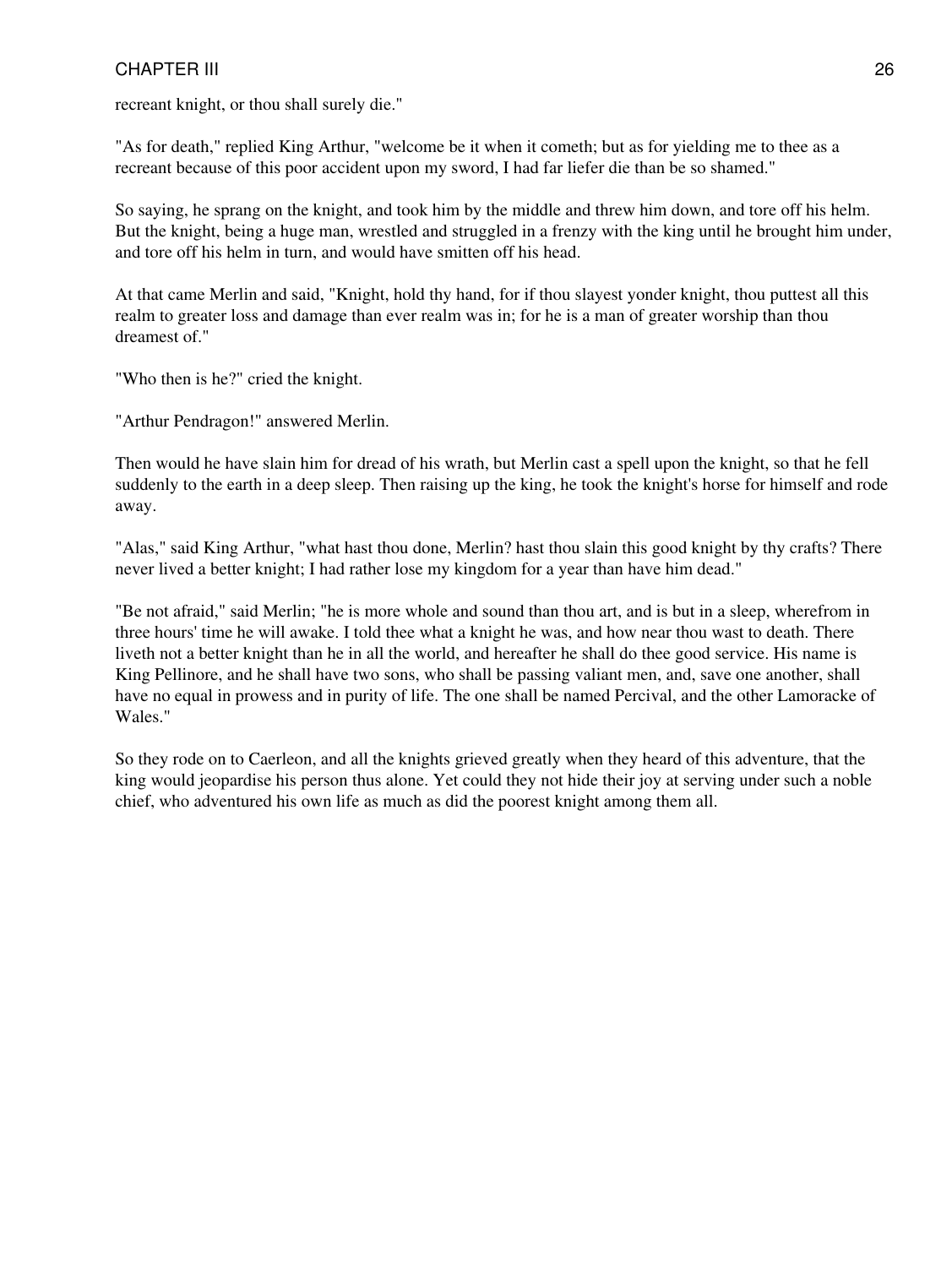recreant knight, or thou shall surely die."

"As for death," replied King Arthur, "welcome be it when it cometh; but as for yielding me to thee as a recreant because of this poor accident upon my sword, I had far liefer die than be so shamed."

So saying, he sprang on the knight, and took him by the middle and threw him down, and tore off his helm. But the knight, being a huge man, wrestled and struggled in a frenzy with the king until he brought him under, and tore off his helm in turn, and would have smitten off his head.

At that came Merlin and said, "Knight, hold thy hand, for if thou slayest yonder knight, thou puttest all this realm to greater loss and damage than ever realm was in; for he is a man of greater worship than thou dreamest of."

"Who then is he?" cried the knight.

"Arthur Pendragon!" answered Merlin.

Then would he have slain him for dread of his wrath, but Merlin cast a spell upon the knight, so that he fell suddenly to the earth in a deep sleep. Then raising up the king, he took the knight's horse for himself and rode away.

"Alas," said King Arthur, "what hast thou done, Merlin? hast thou slain this good knight by thy crafts? There never lived a better knight; I had rather lose my kingdom for a year than have him dead."

"Be not afraid," said Merlin; "he is more whole and sound than thou art, and is but in a sleep, wherefrom in three hours' time he will awake. I told thee what a knight he was, and how near thou wast to death. There liveth not a better knight than he in all the world, and hereafter he shall do thee good service. His name is King Pellinore, and he shall have two sons, who shall be passing valiant men, and, save one another, shall have no equal in prowess and in purity of life. The one shall be named Percival, and the other Lamoracke of Wales."

So they rode on to Caerleon, and all the knights grieved greatly when they heard of this adventure, that the king would jeopardise his person thus alone. Yet could they not hide their joy at serving under such a noble chief, who adventured his own life as much as did the poorest knight among them all.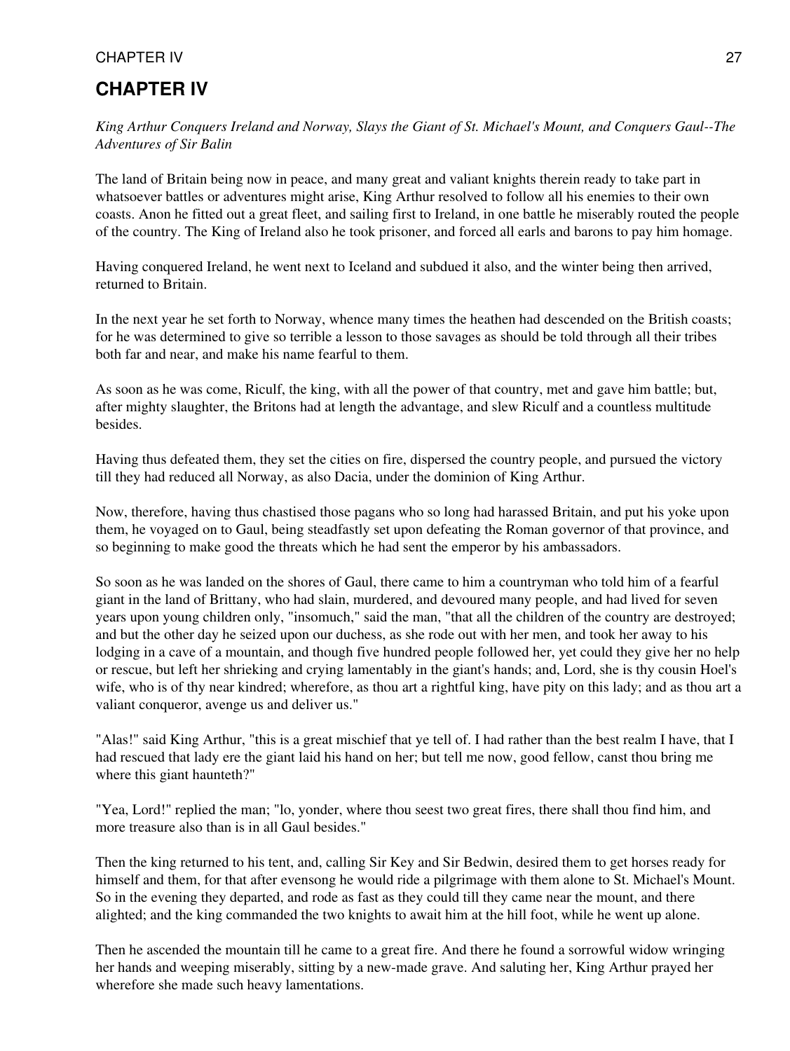# CHAPTER IV

*King Arthur Conquers Ireland and Norway, Slays the Giant of St. Michael's Mount, and Conquers Gaul--The Adventures of Sir Balin*

The land of Britain being now in peace, and many great and valiant knights therein ready to take part in whatsoever battles or adventures might arise, King Arthur resolved to follow all his enemies to their own coasts. Anon he fitted out a great fleet, and sailing first to Ireland, in one battle he miserably routed the people of the country. The King of Ireland also he took prisoner, and forced all earls and barons to pay him homage.

Having conquered Ireland, he went next to Iceland and subdued it also, and the winter being then arrived, returned to Britain.

In the next year he set forth to Norway, whence many times the heathen had descended on the British coasts; for he was determined to give so terrible a lesson to those savages as should be told through all their tribes both far and near, and make his name fearful to them.

As soon as he was come, Riculf, the king, with all the power of that country, met and gave him battle; but, after mighty slaughter, the Britons had at length the advantage, and slew Riculf and a countless multitude besides.

Having thus defeated them, they set the cities on fire, dispersed the country people, and pursued the victory till they had reduced all Norway, as also Dacia, under the dominion of King Arthur.

Now, therefore, having thus chastised those pagans who so long had harassed Britain, and put his yoke upon them, he voyaged on to Gaul, being steadfastly set upon defeating the Roman governor of that province, and so beginning to make good the threats which he had sent the emperor by his ambassadors.

So soon as he was landed on the shores of Gaul, there came to him a countryman who told him of a fearful giant in the land of Brittany, who had slain, murdered, and devoured many people, and had lived for seven years upon young children only, "insomuch," said the man, "that all the children of the country are destroyed; and but the other day he seized upon our duchess, as she rode out with her men, and took her away to his lodging in a cave of a mountain, and though five hundred people followed her, yet could they give her no help or rescue, but left her shrieking and crying lamentably in the giant's hands; and, Lord, she is thy cousin Hoel's wife, who is of thy near kindred; wherefore, as thou art a rightful king, have pity on this lady; and as thou art a valiant conqueror, avenge us and deliver us."

"Alas!" said King Arthur, "this is a great mischief that ye tell of. I had rather than the best realm I have, that I had rescued that lady ere the giant laid his hand on her; but tell me now, good fellow, canst thou bring me where this giant haunteth?"

"Yea, Lord!" replied the man; "lo, yonder, where thou seest two great fires, there shall thou find him, and more treasure also than is in all Gaul besides."

Then the king returned to his tent, and, calling Sir Key and Sir Bedwin, desired them to get horses ready for himself and them, for that after evensong he would ride a pilgrimage with them alone to St. Michael's Mount. So in the evening they departed, and rode as fast as they could till they came near the mount, and there alighted; and the king commanded the two knights to await him at the hill foot, while he went up alone.

Then he ascended the mountain till he came to a great fire. And there he found a sorrowful widow wringing her hands and weeping miserably, sitting by a new-made grave. And saluting her, King Arthur prayed her wherefore she made such heavy lamentations.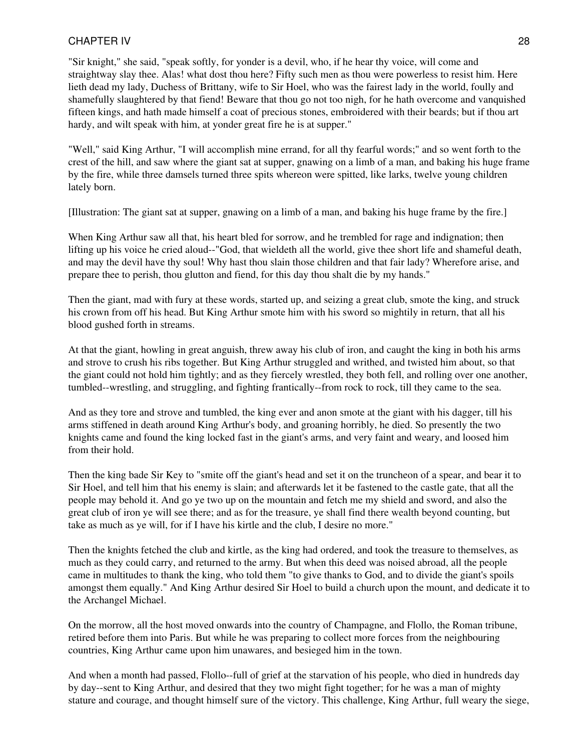"Sir knight," she said, "speak softly, for yonder is a devil, who, if he hear thy voice, will come and straightway slay thee. Alas! what dost thou here? Fifty such men as thou were powerless to resist him. Here lieth dead my lady, Duchess of Brittany, wife to Sir Hoel, who was the fairest lady in the world, foully and shamefully slaughtered by that fiend! Beware that thou go not too nigh, for he hath overcome and vanquished fifteen kings, and hath made himself a coat of precious stones, embroidered with their beards; but if thou art hardy, and wilt speak with him, at yonder great fire he is at supper."

"Well," said King Arthur, "I will accomplish mine errand, for all thy fearful words;" and so went forth to the crest of the hill, and saw where the giant sat at supper, gnawing on a limb of a man, and baking his huge frame by the fire, while three damsels turned three spits whereon were spitted, like larks, twelve young children lately born.

[Illustration: The giant sat at supper, gnawing on a limb of a man, and baking his huge frame by the fire.]

When King Arthur saw all that, his heart bled for sorrow, and he trembled for rage and indignation; then lifting up his voice he cried aloud--"God, that wieldeth all the world, give thee short life and shameful death, and may the devil have thy soul! Why hast thou slain those children and that fair lady? Wherefore arise, and prepare thee to perish, thou glutton and fiend, for this day thou shalt die by my hands."

Then the giant, mad with fury at these words, started up, and seizing a great club, smote the king, and struck his crown from off his head. But King Arthur smote him with his sword so mightily in return, that all his blood gushed forth in streams.

At that the giant, howling in great anguish, threw away his club of iron, and caught the king in both his arms and strove to crush his ribs together. But King Arthur struggled and writhed, and twisted him about, so that the giant could not hold him tightly; and as they fiercely wrestled, they both fell, and rolling over one another, tumbled--wrestling, and struggling, and fighting frantically--from rock to rock, till they came to the sea.

And as they tore and strove and tumbled, the king ever and anon smote at the giant with his dagger, till his arms stiffened in death around King Arthur's body, and groaning horribly, he died. So presently the two knights came and found the king locked fast in the giant's arms, and very faint and weary, and loosed him from their hold.

Then the king bade Sir Key to "smite off the giant's head and set it on the truncheon of a spear, and bear it to Sir Hoel, and tell him that his enemy is slain; and afterwards let it be fastened to the castle gate, that all the people may behold it. And go ye two up on the mountain and fetch me my shield and sword, and also the great club of iron ye will see there; and as for the treasure, ye shall find there wealth beyond counting, but take as much as ye will, for if I have his kirtle and the club, I desire no more."

Then the knights fetched the club and kirtle, as the king had ordered, and took the treasure to themselves, as much as they could carry, and returned to the army. But when this deed was noised abroad, all the people came in multitudes to thank the king, who told them "to give thanks to God, and to divide the giant's spoils amongst them equally." And King Arthur desired Sir Hoel to build a church upon the mount, and dedicate it to the Archangel Michael.

On the morrow, all the host moved onwards into the country of Champagne, and Flollo, the Roman tribune, retired before them into Paris. But while he was preparing to collect more forces from the neighbouring countries, King Arthur came upon him unawares, and besieged him in the town.

And when a month had passed, Flollo--full of grief at the starvation of his people, who died in hundreds day by day--sent to King Arthur, and desired that they two might fight together; for he was a man of mighty stature and courage, and thought himself sure of the victory. This challenge, King Arthur, full weary the siege,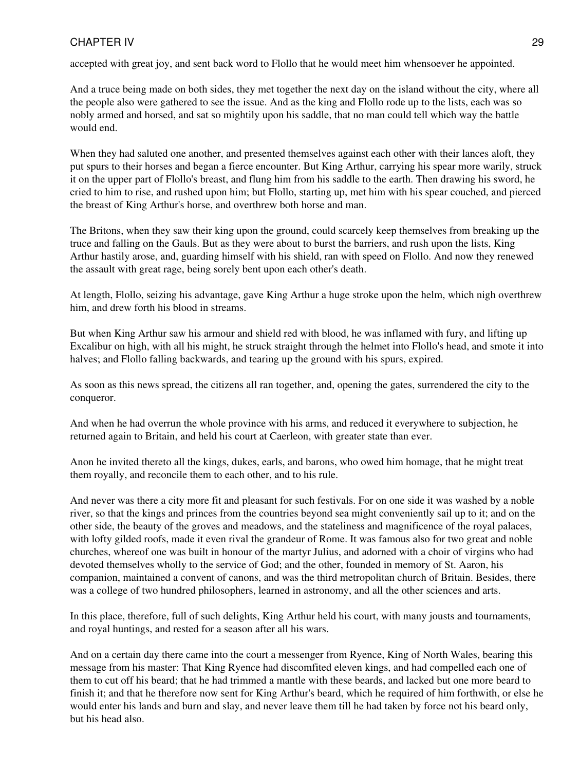accepted with great joy, and sent back word to Flollo that he would meet him whensoever he appointed.

And a truce being made on both sides, they met together the next day on the island without the city, where all the people also were gathered to see the issue. And as the king and Flollo rode up to the lists, each was so nobly armed and horsed, and sat so mightily upon his saddle, that no man could tell which way the battle would end.

When they had saluted one another, and presented themselves against each other with their lances aloft, they put spurs to their horses and began a fierce encounter. But King Arthur, carrying his spear more warily, struck it on the upper part of Flollo's breast, and flung him from his saddle to the earth. Then drawing his sword, he cried to him to rise, and rushed upon him; but Flollo, starting up, met him with his spear couched, and pierced the breast of King Arthur's horse, and overthrew both horse and man.

The Britons, when they saw their king upon the ground, could scarcely keep themselves from breaking up the truce and falling on the Gauls. But as they were about to burst the barriers, and rush upon the lists, King Arthur hastily arose, and, guarding himself with his shield, ran with speed on Flollo. And now they renewed the assault with great rage, being sorely bent upon each other's death.

At length, Flollo, seizing his advantage, gave King Arthur a huge stroke upon the helm, which nigh overthrew him, and drew forth his blood in streams.

But when King Arthur saw his armour and shield red with blood, he was inflamed with fury, and lifting up Excalibur on high, with all his might, he struck straight through the helmet into Flollo's head, and smote it into halves; and Flollo falling backwards, and tearing up the ground with his spurs, expired.

As soon as this news spread, the citizens all ran together, and, opening the gates, surrendered the city to the conqueror.

And when he had overrun the whole province with his arms, and reduced it everywhere to subjection, he returned again to Britain, and held his court at Caerleon, with greater state than ever.

Anon he invited thereto all the kings, dukes, earls, and barons, who owed him homage, that he might treat them royally, and reconcile them to each other, and to his rule.

And never was there a city more fit and pleasant for such festivals. For on one side it was washed by a noble river, so that the kings and princes from the countries beyond sea might conveniently sail up to it; and on the other side, the beauty of the groves and meadows, and the stateliness and magnificence of the royal palaces, with lofty gilded roofs, made it even rival the grandeur of Rome. It was famous also for two great and noble churches, whereof one was built in honour of the martyr Julius, and adorned with a choir of virgins who had devoted themselves wholly to the service of God; and the other, founded in memory of St. Aaron, his companion, maintained a convent of canons, and was the third metropolitan church of Britain. Besides, there was a college of two hundred philosophers, learned in astronomy, and all the other sciences and arts.

In this place, therefore, full of such delights, King Arthur held his court, with many jousts and tournaments, and royal huntings, and rested for a season after all his wars.

And on a certain day there came into the court a messenger from Ryence, King of North Wales, bearing this message from his master: That King Ryence had discomfited eleven kings, and had compelled each one of them to cut off his beard; that he had trimmed a mantle with these beards, and lacked but one more beard to finish it; and that he therefore now sent for King Arthur's beard, which he required of him forthwith, or else he would enter his lands and burn and slay, and never leave them till he had taken by force not his beard only, but his head also.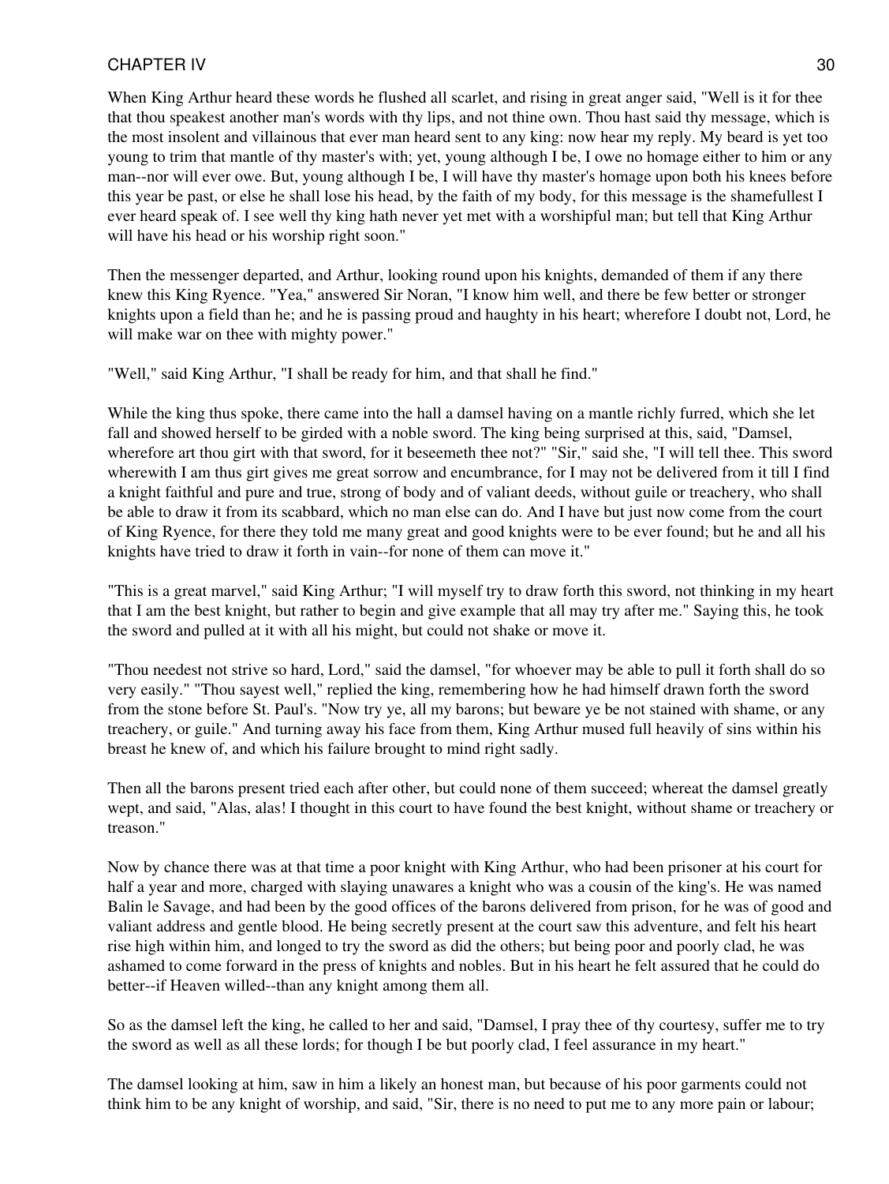When King Arthur heard these words he flushed all scarlet, and rising in great anger said, "Well is it for thee that thou speakest another man's words with thy lips, and not thine own. Thou hast said thy message, which is the most insolent and villainous that ever man heard sent to any king: now hear my reply. My beard is yet too young to trim that mantle of thy master's with; yet, young although I be, I owe no homage either to him or any man--nor will ever owe. But, young although I be, I will have thy master's homage upon both his knees before this year be past, or else he shall lose his head, by the faith of my body, for this message is the shamefullest I ever heard speak of. I see well thy king hath never yet met with a worshipful man; but tell that King Arthur will have his head or his worship right soon."

Then the messenger departed, and Arthur, looking round upon his knights, demanded of them if any there knew this King Ryence. "Yea," answered Sir Noran, "I know him well, and there be few better or stronger knights upon a field than he; and he is passing proud and haughty in his heart; wherefore I doubt not, Lord, he will make war on thee with mighty power."

"Well," said King Arthur, "I shall be ready for him, and that shall he find."

While the king thus spoke, there came into the hall a damsel having on a mantle richly furred, which she let fall and showed herself to be girded with a noble sword. The king being surprised at this, said, "Damsel, wherefore art thou girt with that sword, for it beseemeth thee not?" "Sir," said she, "I will tell thee. This sword wherewith I am thus girt gives me great sorrow and encumbrance, for I may not be delivered from it till I find a knight faithful and pure and true, strong of body and of valiant deeds, without guile or treachery, who shall be able to draw it from its scabbard, which no man else can do. And I have but just now come from the court of King Ryence, for there they told me many great and good knights were to be ever found; but he and all his knights have tried to draw it forth in vain--for none of them can move it."

"This is a great marvel," said King Arthur; "I will myself try to draw forth this sword, not thinking in my heart that I am the best knight, but rather to begin and give example that all may try after me." Saying this, he took the sword and pulled at it with all his might, but could not shake or move it.

"Thou needest not strive so hard, Lord," said the damsel, "for whoever may be able to pull it forth shall do so very easily." "Thou sayest well," replied the king, remembering how he had himself drawn forth the sword from the stone before St. Paul's. "Now try ye, all my barons; but beware ye be not stained with shame, or any treachery, or guile." And turning away his face from them, King Arthur mused full heavily of sins within his breast he knew of, and which his failure brought to mind right sadly.

Then all the barons present tried each after other, but could none of them succeed; whereat the damsel greatly wept, and said, "Alas, alas! I thought in this court to have found the best knight, without shame or treachery or treason."

Now by chance there was at that time a poor knight with King Arthur, who had been prisoner at his court for half a year and more, charged with slaying unawares a knight who was a cousin of the king's. He was named Balin le Savage, and had been by the good offices of the barons delivered from prison, for he was of good and valiant address and gentle blood. He being secretly present at the court saw this adventure, and felt his heart rise high within him, and longed to try the sword as did the others; but being poor and poorly clad, he was ashamed to come forward in the press of knights and nobles. But in his heart he felt assured that he could do better--if Heaven willed--than any knight among them all.

So as the damsel left the king, he called to her and said, "Damsel, I pray thee of thy courtesy, suffer me to try the sword as well as all these lords; for though I be but poorly clad, I feel assurance in my heart."

The damsel looking at him, saw in him a likely an honest man, but because of his poor garments could not think him to be any knight of worship, and said, "Sir, there is no need to put me to any more pain or labour;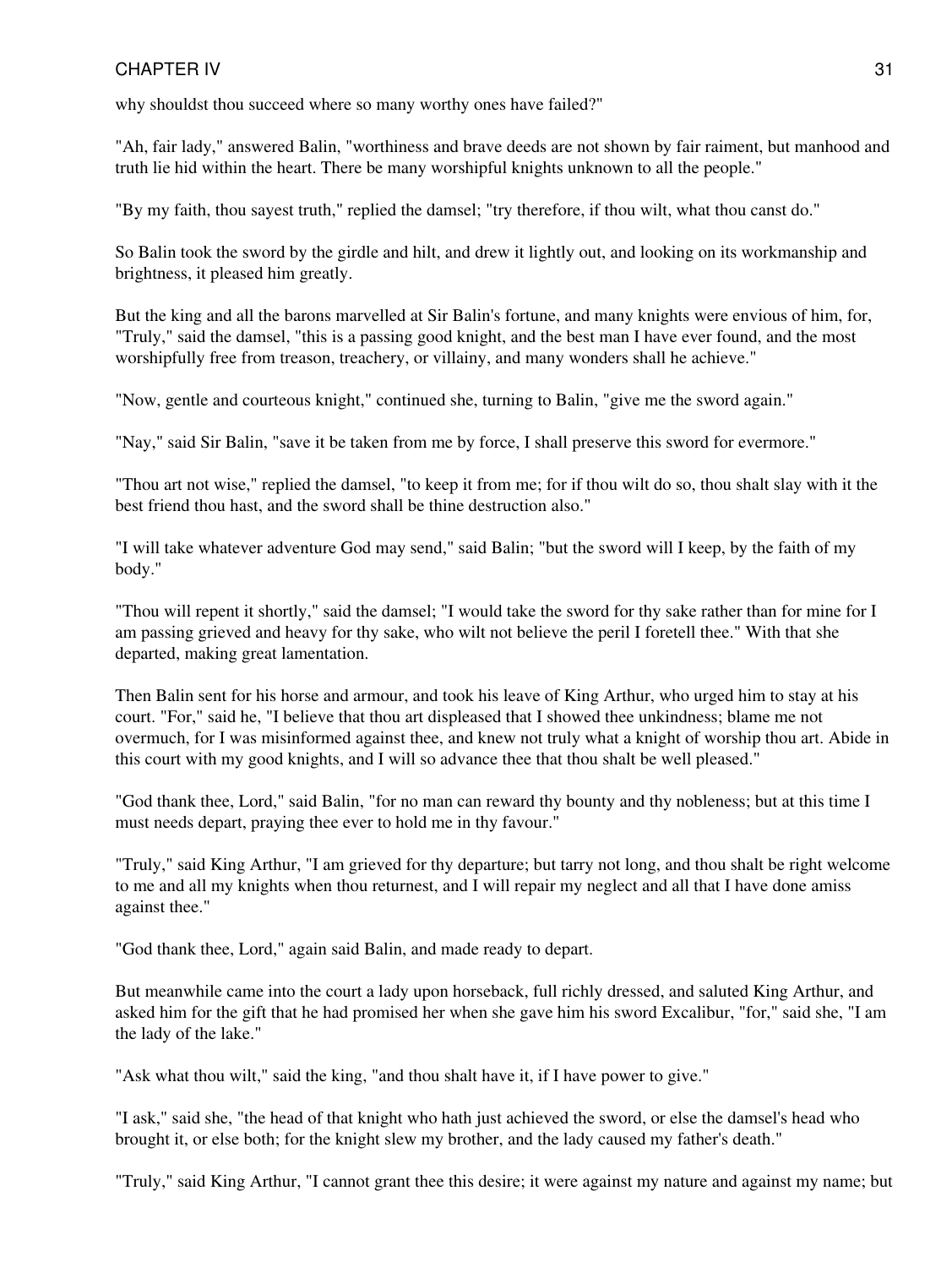why shouldst thou succeed where so many worthy ones have failed?"

"Ah, fair lady," answered Balin, "worthiness and brave deeds are not shown by fair raiment, but manhood and truth lie hid within the heart. There be many worshipful knights unknown to all the people."

"By my faith, thou sayest truth," replied the damsel; "try therefore, if thou wilt, what thou canst do."

So Balin took the sword by the girdle and hilt, and drew it lightly out, and looking on its workmanship and brightness, it pleased him greatly.

But the king and all the barons marvelled at Sir Balin's fortune, and many knights were envious of him, for, "Truly," said the damsel, "this is a passing good knight, and the best man I have ever found, and the most worshipfully free from treason, treachery, or villainy, and many wonders shall he achieve."

"Now, gentle and courteous knight," continued she, turning to Balin, "give me the sword again."

"Nay," said Sir Balin, "save it be taken from me by force, I shall preserve this sword for evermore."

"Thou art not wise," replied the damsel, "to keep it from me; for if thou wilt do so, thou shalt slay with it the best friend thou hast, and the sword shall be thine destruction also."

"I will take whatever adventure God may send," said Balin; "but the sword will I keep, by the faith of my body."

"Thou will repent it shortly," said the damsel; "I would take the sword for thy sake rather than for mine for I am passing grieved and heavy for thy sake, who wilt not believe the peril I foretell thee." With that she departed, making great lamentation.

Then Balin sent for his horse and armour, and took his leave of King Arthur, who urged him to stay at his court. "For," said he, "I believe that thou art displeased that I showed thee unkindness; blame me not overmuch, for I was misinformed against thee, and knew not truly what a knight of worship thou art. Abide in this court with my good knights, and I will so advance thee that thou shalt be well pleased."

"God thank thee, Lord," said Balin, "for no man can reward thy bounty and thy nobleness; but at this time I must needs depart, praying thee ever to hold me in thy favour."

"Truly," said King Arthur, "I am grieved for thy departure; but tarry not long, and thou shalt be right welcome to me and all my knights when thou returnest, and I will repair my neglect and all that I have done amiss against thee."

"God thank thee, Lord," again said Balin, and made ready to depart.

But meanwhile came into the court a lady upon horseback, full richly dressed, and saluted King Arthur, and asked him for the gift that he had promised her when she gave him his sword Excalibur, "for," said she, "I am the lady of the lake."

"Ask what thou wilt," said the king, "and thou shalt have it, if I have power to give."

"I ask," said she, "the head of that knight who hath just achieved the sword, or else the damsel's head who brought it, or else both; for the knight slew my brother, and the lady caused my father's death."

"Truly," said King Arthur, "I cannot grant thee this desire; it were against my nature and against my name; but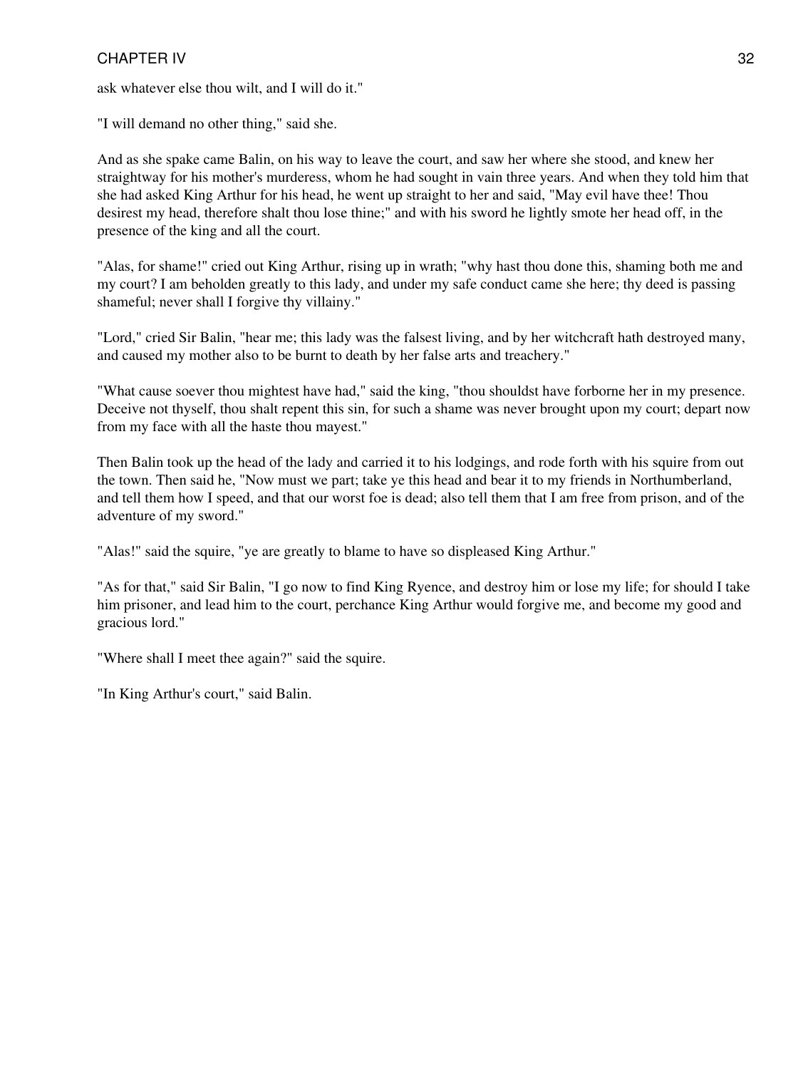ask whatever else thou wilt, and I will do it."

"I will demand no other thing," said she.

And as she spake came Balin, on his way to leave the court, and saw her where she stood, and knew her straightway for his mother's murderess, whom he had sought in vain three years. And when they told him that she had asked King Arthur for his head, he went up straight to her and said, "May evil have thee! Thou desirest my head, therefore shalt thou lose thine;" and with his sword he lightly smote her head off, in the presence of the king and all the court.

"Alas, for shame!" cried out King Arthur, rising up in wrath; "why hast thou done this, shaming both me and my court? I am beholden greatly to this lady, and under my safe conduct came she here; thy deed is passing shameful; never shall I forgive thy villainy."

"Lord," cried Sir Balin, "hear me; this lady was the falsest living, and by her witchcraft hath destroyed many, and caused my mother also to be burnt to death by her false arts and treachery."

"What cause soever thou mightest have had," said the king, "thou shouldst have forborne her in my presence. Deceive not thyself, thou shalt repent this sin, for such a shame was never brought upon my court; depart now from my face with all the haste thou mayest."

Then Balin took up the head of the lady and carried it to his lodgings, and rode forth with his squire from out the town. Then said he, "Now must we part; take ye this head and bear it to my friends in Northumberland, and tell them how I speed, and that our worst foe is dead; also tell them that I am free from prison, and of the adventure of my sword."

"Alas!" said the squire, "ye are greatly to blame to have so displeased King Arthur."

"As for that," said Sir Balin, "I go now to find King Ryence, and destroy him or lose my life; for should I take him prisoner, and lead him to the court, perchance King Arthur would forgive me, and become my good and gracious lord."

"Where shall I meet thee again?" said the squire.

"In King Arthur's court," said Balin.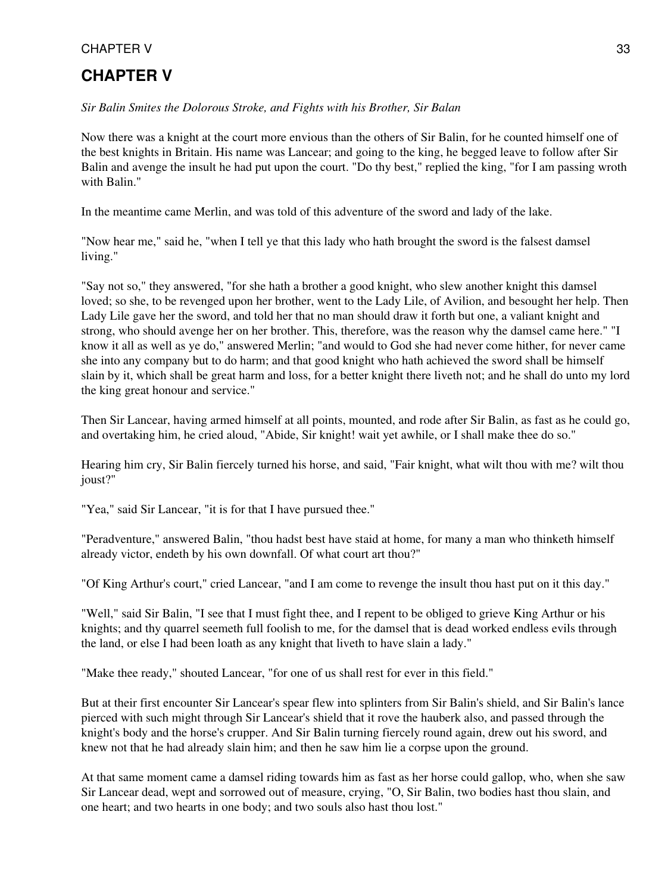# CHAPTER V

*Sir Balin Smites the Dolorous Stroke, and Fights with his Brother, Sir Balan*

Now there was a knight at the court more envious than the others of Sir Balin, for he counted himself one of the best knights in Britain. His name was Lancear; and going to the king, he begged leave to follow after Sir Balin and avenge the insult he had put upon the court. "Do thy best," replied the king, "for I am passing wroth with Balin."

In the meantime came Merlin, and was told of this adventure of the sword and lady of the lake.

"Now hear me," said he, "when I tell ye that this lady who hath brought the sword is the falsest damsel living."

"Say not so," they answered, "for she hath a brother a good knight, who slew another knight this damsel loved; so she, to be revenged upon her brother, went to the Lady Lile, of Avilion, and besought her help. Then Lady Lile gave her the sword, and told her that no man should draw it forth but one, a valiant knight and strong, who should avenge her on her brother. This, therefore, was the reason why the damsel came here." "I know it all as well as ye do," answered Merlin; "and would to God she had never come hither, for never came she into any company but to do harm; and that good knight who hath achieved the sword shall be himself slain by it, which shall be great harm and loss, for a better knight there liveth not; and he shall do unto my lord the king great honour and service."

Then Sir Lancear, having armed himself at all points, mounted, and rode after Sir Balin, as fast as he could go, and overtaking him, he cried aloud, "Abide, Sir knight! wait yet awhile, or I shall make thee do so."

Hearing him cry, Sir Balin fiercely turned his horse, and said, "Fair knight, what wilt thou with me? wilt thou joust?"

"Yea," said Sir Lancear, "it is for that I have pursued thee."

"Peradventure," answered Balin, "thou hadst best have staid at home, for many a man who thinketh himself already victor, endeth by his own downfall. Of what court art thou?"

"Of King Arthur's court," cried Lancear, "and I am come to revenge the insult thou hast put on it this day."

"Well," said Sir Balin, "I see that I must fight thee, and I repent to be obliged to grieve King Arthur or his knights; and thy quarrel seemeth full foolish to me, for the damsel that is dead worked endless evils through the land, or else I had been loath as any knight that liveth to have slain a lady."

"Make thee ready," shouted Lancear, "for one of us shall rest for ever in this field."

But at their first encounter Sir Lancear's spear flew into splinters from Sir Balin's shield, and Sir Balin's lance pierced with such might through Sir Lancear's shield that it rove the hauberk also, and passed through the knight's body and the horse's crupper. And Sir Balin turning fiercely round again, drew out his sword, and knew not that he had already slain him; and then he saw him lie a corpse upon the ground.

At that same moment came a damsel riding towards him as fast as her horse could gallop, who, when she saw Sir Lancear dead, wept and sorrowed out of measure, crying, "O, Sir Balin, two bodies hast thou slain, and one heart; and two hearts in one body; and two souls also hast thou lost."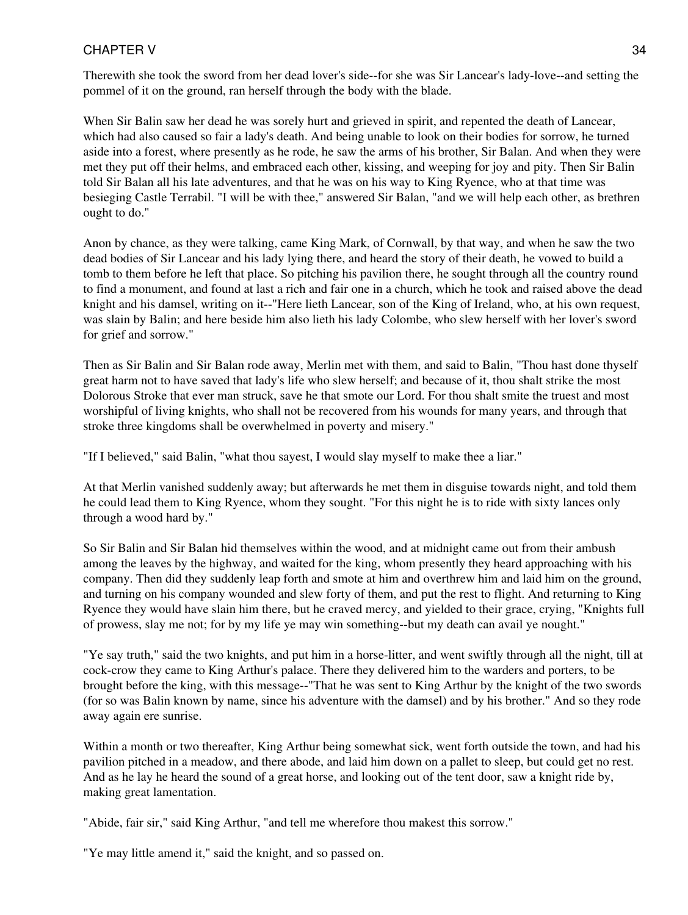Therewith she took the sword from her dead lover's side--for she was Sir Lancear's lady-love--and setting the pommel of it on the ground, ran herself through the body with the blade.

When Sir Balin saw her dead he was sorely hurt and grieved in spirit, and repented the death of Lancear, which had also caused so fair a lady's death. And being unable to look on their bodies for sorrow, he turned aside into a forest, where presently as he rode, he saw the arms of his brother, Sir Balan. And when they were met they put off their helms, and embraced each other, kissing, and weeping for joy and pity. Then Sir Balin told Sir Balan all his late adventures, and that he was on his way to King Ryence, who at that time was besieging Castle Terrabil. "I will be with thee," answered Sir Balan, "and we will help each other, as brethren ought to do."

Anon by chance, as they were talking, came King Mark, of Cornwall, by that way, and when he saw the two dead bodies of Sir Lancear and his lady lying there, and heard the story of their death, he vowed to build a tomb to them before he left that place. So pitching his pavilion there, he sought through all the country round to find a monument, and found at last a rich and fair one in a church, which he took and raised above the dead knight and his damsel, writing on it--"Here lieth Lancear, son of the King of Ireland, who, at his own request, was slain by Balin; and here beside him also lieth his lady Colombe, who slew herself with her lover's sword for grief and sorrow."

Then as Sir Balin and Sir Balan rode away, Merlin met with them, and said to Balin, "Thou hast done thyself great harm not to have saved that lady's life who slew herself; and because of it, thou shalt strike the most Dolorous Stroke that ever man struck, save he that smote our Lord. For thou shalt smite the truest and most worshipful of living knights, who shall not be recovered from his wounds for many years, and through that stroke three kingdoms shall be overwhelmed in poverty and misery."

"If I believed," said Balin, "what thou sayest, I would slay myself to make thee a liar."

At that Merlin vanished suddenly away; but afterwards he met them in disguise towards night, and told them he could lead them to King Ryence, whom they sought. "For this night he is to ride with sixty lances only through a wood hard by."

So Sir Balin and Sir Balan hid themselves within the wood, and at midnight came out from their ambush among the leaves by the highway, and waited for the king, whom presently they heard approaching with his company. Then did they suddenly leap forth and smote at him and overthrew him and laid him on the ground, and turning on his company wounded and slew forty of them, and put the rest to flight. And returning to King Ryence they would have slain him there, but he craved mercy, and yielded to their grace, crying, "Knights full of prowess, slay me not; for by my life ye may win something--but my death can avail ye nought."

"Ye say truth," said the two knights, and put him in a horse-litter, and went swiftly through all the night, till at cock-crow they came to King Arthur's palace. There they delivered him to the warders and porters, to be brought before the king, with this message--"That he was sent to King Arthur by the knight of the two swords (for so was Balin known by name, since his adventure with the damsel) and by his brother." And so they rode away again ere sunrise.

Within a month or two thereafter, King Arthur being somewhat sick, went forth outside the town, and had his pavilion pitched in a meadow, and there abode, and laid him down on a pallet to sleep, but could get no rest. And as he lay he heard the sound of a great horse, and looking out of the tent door, saw a knight ride by, making great lamentation.

"Abide, fair sir," said King Arthur, "and tell me wherefore thou makest this sorrow."

"Ye may little amend it," said the knight, and so passed on.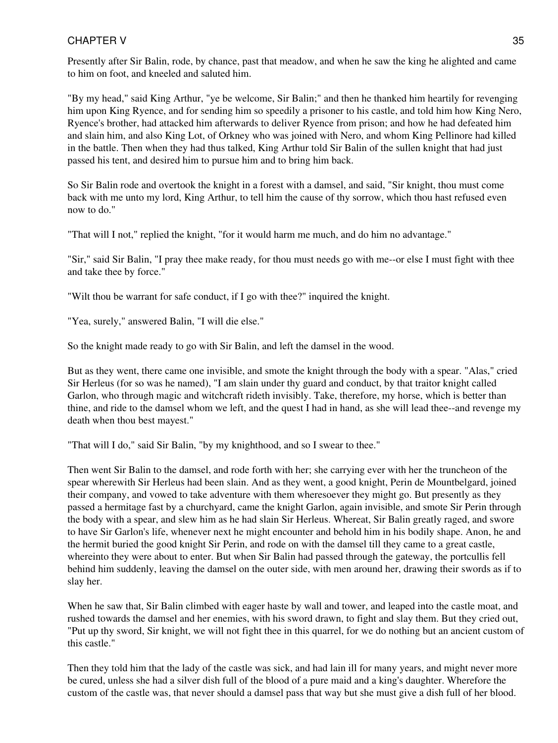Presently after Sir Balin, rode, by chance, past that meadow, and when he saw the king he alighted and came to him on foot, and kneeled and saluted him.

"By my head," said King Arthur, "ye be welcome, Sir Balin;" and then he thanked him heartily for revenging him upon King Ryence, and for sending him so speedily a prisoner to his castle, and told him how King Nero, Ryence's brother, had attacked him afterwards to deliver Ryence from prison; and how he had defeated him and slain him, and also King Lot, of Orkney who was joined with Nero, and whom King Pellinore had killed in the battle. Then when they had thus talked, King Arthur told Sir Balin of the sullen knight that had just passed his tent, and desired him to pursue him and to bring him back.

So Sir Balin rode and overtook the knight in a forest with a damsel, and said, "Sir knight, thou must come back with me unto my lord, King Arthur, to tell him the cause of thy sorrow, which thou hast refused even now to do."

"That will I not," replied the knight, "for it would harm me much, and do him no advantage."

"Sir," said Sir Balin, "I pray thee make ready, for thou must needs go with me--or else I must fight with thee and take thee by force."

"Wilt thou be warrant for safe conduct, if I go with thee?" inquired the knight.

"Yea, surely," answered Balin, "I will die else."

So the knight made ready to go with Sir Balin, and left the damsel in the wood.

But as they went, there came one invisible, and smote the knight through the body with a spear. "Alas," cried Sir Herleus (for so was he named), "I am slain under thy guard and conduct, by that traitor knight called Garlon, who through magic and witchcraft rideth invisibly. Take, therefore, my horse, which is better than thine, and ride to the damsel whom we left, and the quest I had in hand, as she will lead thee--and revenge my death when thou best mayest."

"That will I do," said Sir Balin, "by my knighthood, and so I swear to thee."

Then went Sir Balin to the damsel, and rode forth with her; she carrying ever with her the truncheon of the spear wherewith Sir Herleus had been slain. And as they went, a good knight, Perin de Mountbelgard, joined their company, and vowed to take adventure with them wheresoever they might go. But presently as they passed a hermitage fast by a churchyard, came the knight Garlon, again invisible, and smote Sir Perin through the body with a spear, and slew him as he had slain Sir Herleus. Whereat, Sir Balin greatly raged, and swore to have Sir Garlon's life, whenever next he might encounter and behold him in his bodily shape. Anon, he and the hermit buried the good knight Sir Perin, and rode on with the damsel till they came to a great castle, whereinto they were about to enter. But when Sir Balin had passed through the gateway, the portcullis fell behind him suddenly, leaving the damsel on the outer side, with men around her, drawing their swords as if to slay her.

When he saw that, Sir Balin climbed with eager haste by wall and tower, and leaped into the castle moat, and rushed towards the damsel and her enemies, with his sword drawn, to fight and slay them. But they cried out, "Put up thy sword, Sir knight, we will not fight thee in this quarrel, for we do nothing but an ancient custom of this castle."

Then they told him that the lady of the castle was sick, and had lain ill for many years, and might never more be cured, unless she had a silver dish full of the blood of a pure maid and a king's daughter. Wherefore the custom of the castle was, that never should a damsel pass that way but she must give a dish full of her blood.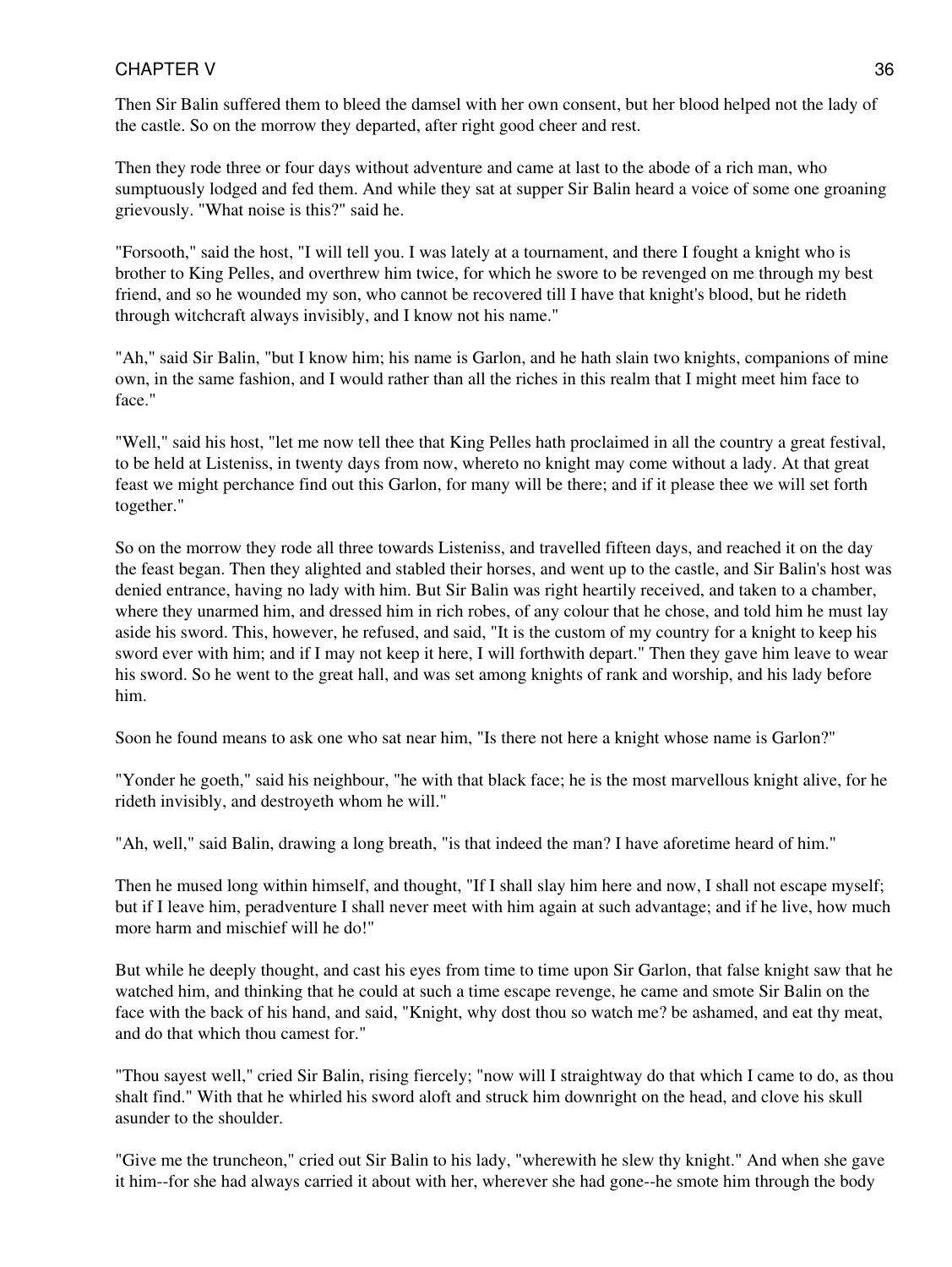Then Sir Balin suffered them to bleed the damsel with her own consent, but her blood helped not the lady of the castle. So on the morrow they departed, after right good cheer and rest.

Then they rode three or four days without adventure and came at last to the abode of a rich man, who sumptuously lodged and fed them. And while they sat at supper Sir Balin heard a voice of some one groaning grievously. "What noise is this?" said he.

"Forsooth," said the host, "I will tell you. I was lately at a tournament, and there I fought a knight who is brother to King Pelles, and overthrew him twice, for which he swore to be revenged on me through my best friend, and so he wounded my son, who cannot be recovered till I have that knight's blood, but he rideth through witchcraft always invisibly, and I know not his name."

"Ah," said Sir Balin, "but I know him; his name is Garlon, and he hath slain two knights, companions of mine own, in the same fashion, and I would rather than all the riches in this realm that I might meet him face to face."

"Well," said his host, "let me now tell thee that King Pelles hath proclaimed in all the country a great festival, to be held at Listeniss, in twenty days from now, whereto no knight may come without a lady. At that great feast we might perchance find out this Garlon, for many will be there; and if it please thee we will set forth together."

So on the morrow they rode all three towards Listeniss, and travelled fifteen days, and reached it on the day the feast began. Then they alighted and stabled their horses, and went up to the castle, and Sir Balin's host was denied entrance, having no lady with him. But Sir Balin was right heartily received, and taken to a chamber, where they unarmed him, and dressed him in rich robes, of any colour that he chose, and told him he must lay aside his sword. This, however, he refused, and said, "It is the custom of my country for a knight to keep his sword ever with him; and if I may not keep it here, I will forthwith depart." Then they gave him leave to wear his sword. So he went to the great hall, and was set among knights of rank and worship, and his lady before him.

Soon he found means to ask one who sat near him, "Is there not here a knight whose name is Garlon?"

"Yonder he goeth," said his neighbour, "he with that black face; he is the most marvellous knight alive, for he rideth invisibly, and destroyeth whom he will."

"Ah, well," said Balin, drawing a long breath, "is that indeed the man? I have aforetime heard of him."

Then he mused long within himself, and thought, "If I shall slay him here and now, I shall not escape myself; but if I leave him, peradventure I shall never meet with him again at such advantage; and if he live, how much more harm and mischief will he do!"

But while he deeply thought, and cast his eyes from time to time upon Sir Garlon, that false knight saw that he watched him, and thinking that he could at such a time escape revenge, he came and smote Sir Balin on the face with the back of his hand, and said, "Knight, why dost thou so watch me? be ashamed, and eat thy meat, and do that which thou camest for."

"Thou sayest well," cried Sir Balin, rising fiercely; "now will I straightway do that which I came to do, as thou shalt find." With that he whirled his sword aloft and struck him downright on the head, and clove his skull asunder to the shoulder.

"Give me the truncheon," cried out Sir Balin to his lady, "wherewith he slew thy knight." And when she gave it him--for she had always carried it about with her, wherever she had gone--he smote him through the body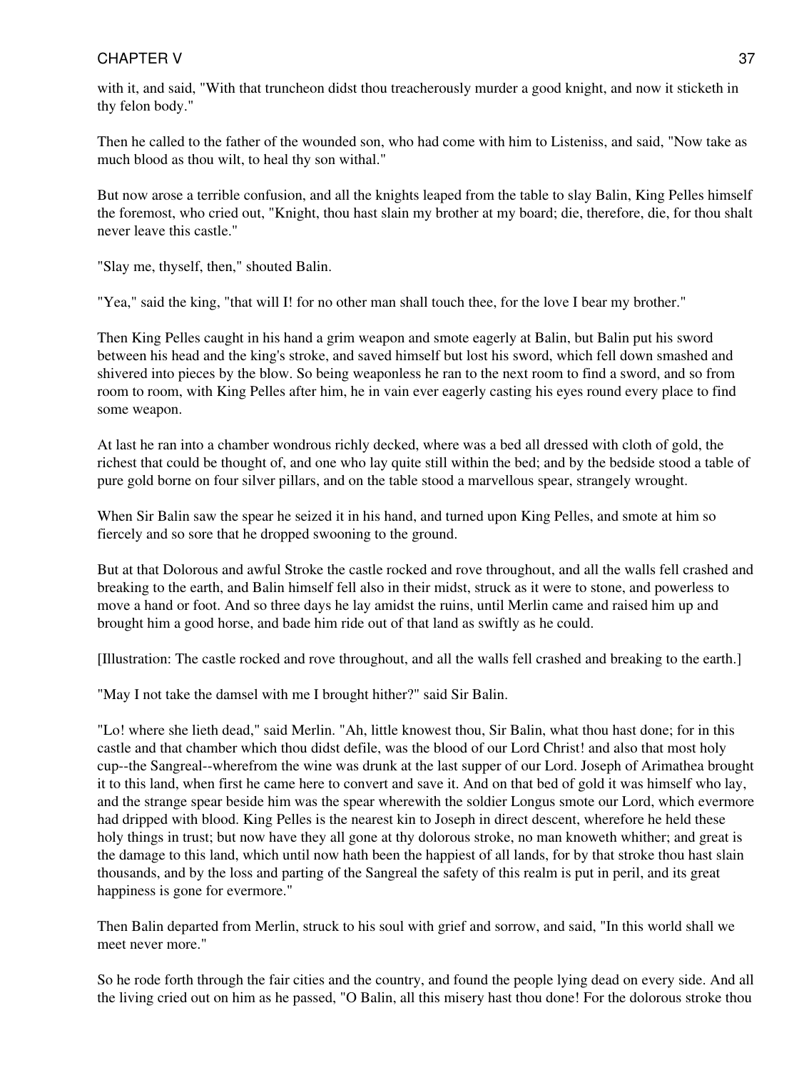with it, and said, "With that truncheon didst thou treacherously murder a good knight, and now it sticketh in thy felon body."

Then he called to the father of the wounded son, who had come with him to Listeniss, and said, "Now take as much blood as thou wilt, to heal thy son withal."

But now arose a terrible confusion, and all the knights leaped from the table to slay Balin, King Pelles himself the foremost, who cried out, "Knight, thou hast slain my brother at my board; die, therefore, die, for thou shalt never leave this castle."

"Slay me, thyself, then," shouted Balin.

"Yea," said the king, "that will I! for no other man shall touch thee, for the love I bear my brother."

Then King Pelles caught in his hand a grim weapon and smote eagerly at Balin, but Balin put his sword between his head and the king's stroke, and saved himself but lost his sword, which fell down smashed and shivered into pieces by the blow. So being weaponless he ran to the next room to find a sword, and so from room to room, with King Pelles after him, he in vain ever eagerly casting his eyes round every place to find some weapon.

At last he ran into a chamber wondrous richly decked, where was a bed all dressed with cloth of gold, the richest that could be thought of, and one who lay quite still within the bed; and by the bedside stood a table of pure gold borne on four silver pillars, and on the table stood a marvellous spear, strangely wrought.

When Sir Balin saw the spear he seized it in his hand, and turned upon King Pelles, and smote at him so fiercely and so sore that he dropped swooning to the ground.

But at that Dolorous and awful Stroke the castle rocked and rove throughout, and all the walls fell crashed and breaking to the earth, and Balin himself fell also in their midst, struck as it were to stone, and powerless to move a hand or foot. And so three days he lay amidst the ruins, until Merlin came and raised him up and brought him a good horse, and bade him ride out of that land as swiftly as he could.

[Illustration: The castle rocked and rove throughout, and all the walls fell crashed and breaking to the earth.]

"May I not take the damsel with me I brought hither?" said Sir Balin.

"Lo! where she lieth dead," said Merlin. "Ah, little knowest thou, Sir Balin, what thou hast done; for in this castle and that chamber which thou didst defile, was the blood of our Lord Christ! and also that most holy cup--the Sangreal--wherefrom the wine was drunk at the last supper of our Lord. Joseph of Arimathea brought it to this land, when first he came here to convert and save it. And on that bed of gold it was himself who lay, and the strange spear beside him was the spear wherewith the soldier Longus smote our Lord, which evermore had dripped with blood. King Pelles is the nearest kin to Joseph in direct descent, wherefore he held these holy things in trust; but now have they all gone at thy dolorous stroke, no man knoweth whither; and great is the damage to this land, which until now hath been the happiest of all lands, for by that stroke thou hast slain thousands, and by the loss and parting of the Sangreal the safety of this realm is put in peril, and its great happiness is gone for evermore."

Then Balin departed from Merlin, struck to his soul with grief and sorrow, and said, "In this world shall we meet never more."

So he rode forth through the fair cities and the country, and found the people lying dead on every side. And all the living cried out on him as he passed, "O Balin, all this misery hast thou done! For the dolorous stroke thou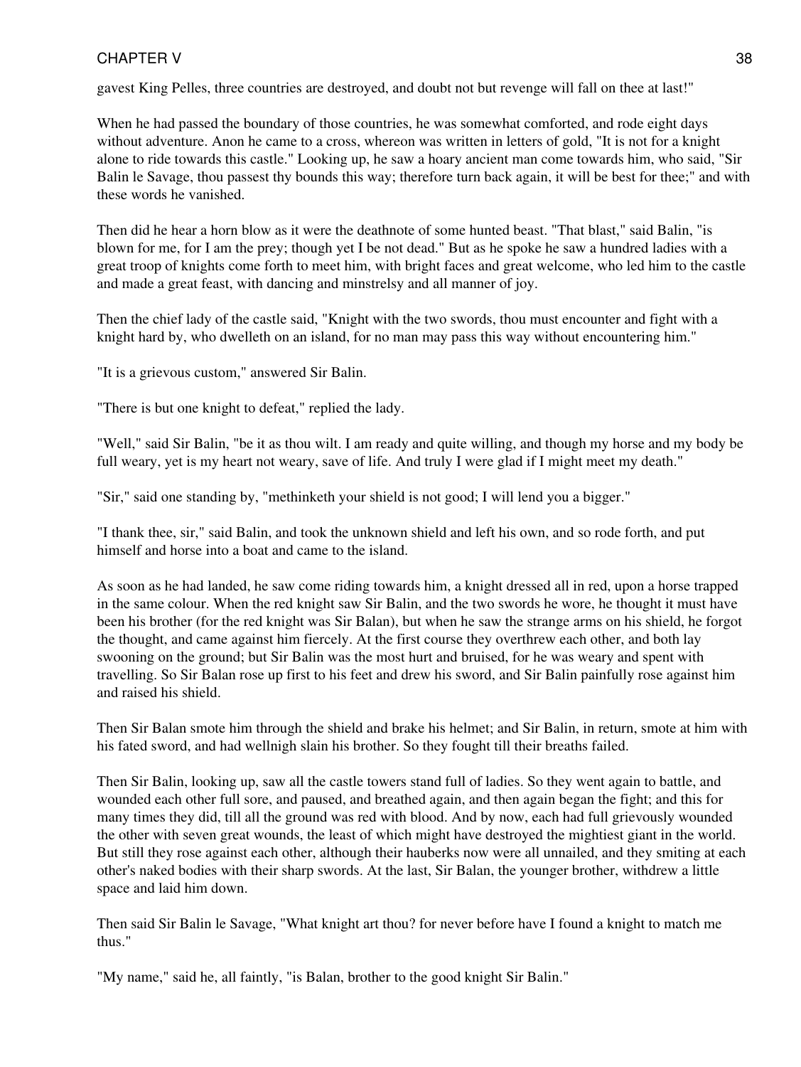gavest King Pelles, three countries are destroyed, and doubt not but revenge will fall on thee at last!"

When he had passed the boundary of those countries, he was somewhat comforted, and rode eight days without adventure. Anon he came to a cross, whereon was written in letters of gold, "It is not for a knight alone to ride towards this castle." Looking up, he saw a hoary ancient man come towards him, who said, "Sir Balin le Savage, thou passest thy bounds this way; therefore turn back again, it will be best for thee;" and with these words he vanished.

Then did he hear a horn blow as it were the deathnote of some hunted beast. "That blast," said Balin, "is blown for me, for I am the prey; though yet I be not dead." But as he spoke he saw a hundred ladies with a great troop of knights come forth to meet him, with bright faces and great welcome, who led him to the castle and made a great feast, with dancing and minstrelsy and all manner of joy.

Then the chief lady of the castle said, "Knight with the two swords, thou must encounter and fight with a knight hard by, who dwelleth on an island, for no man may pass this way without encountering him."

"It is a grievous custom," answered Sir Balin.

"There is but one knight to defeat," replied the lady.

"Well," said Sir Balin, "be it as thou wilt. I am ready and quite willing, and though my horse and my body be full weary, yet is my heart not weary, save of life. And truly I were glad if I might meet my death."

"Sir," said one standing by, "methinketh your shield is not good; I will lend you a bigger."

"I thank thee, sir," said Balin, and took the unknown shield and left his own, and so rode forth, and put himself and horse into a boat and came to the island.

As soon as he had landed, he saw come riding towards him, a knight dressed all in red, upon a horse trapped in the same colour. When the red knight saw Sir Balin, and the two swords he wore, he thought it must have been his brother (for the red knight was Sir Balan), but when he saw the strange arms on his shield, he forgot the thought, and came against him fiercely. At the first course they overthrew each other, and both lay swooning on the ground; but Sir Balin was the most hurt and bruised, for he was weary and spent with travelling. So Sir Balan rose up first to his feet and drew his sword, and Sir Balin painfully rose against him and raised his shield.

Then Sir Balan smote him through the shield and brake his helmet; and Sir Balin, in return, smote at him with his fated sword, and had wellnigh slain his brother. So they fought till their breaths failed.

Then Sir Balin, looking up, saw all the castle towers stand full of ladies. So they went again to battle, and wounded each other full sore, and paused, and breathed again, and then again began the fight; and this for many times they did, till all the ground was red with blood. And by now, each had full grievously wounded the other with seven great wounds, the least of which might have destroyed the mightiest giant in the world. But still they rose against each other, although their hauberks now were all unnailed, and they smiting at each other's naked bodies with their sharp swords. At the last, Sir Balan, the younger brother, withdrew a little space and laid him down.

Then said Sir Balin le Savage, "What knight art thou? for never before have I found a knight to match me thus."

"My name," said he, all faintly, "is Balan, brother to the good knight Sir Balin."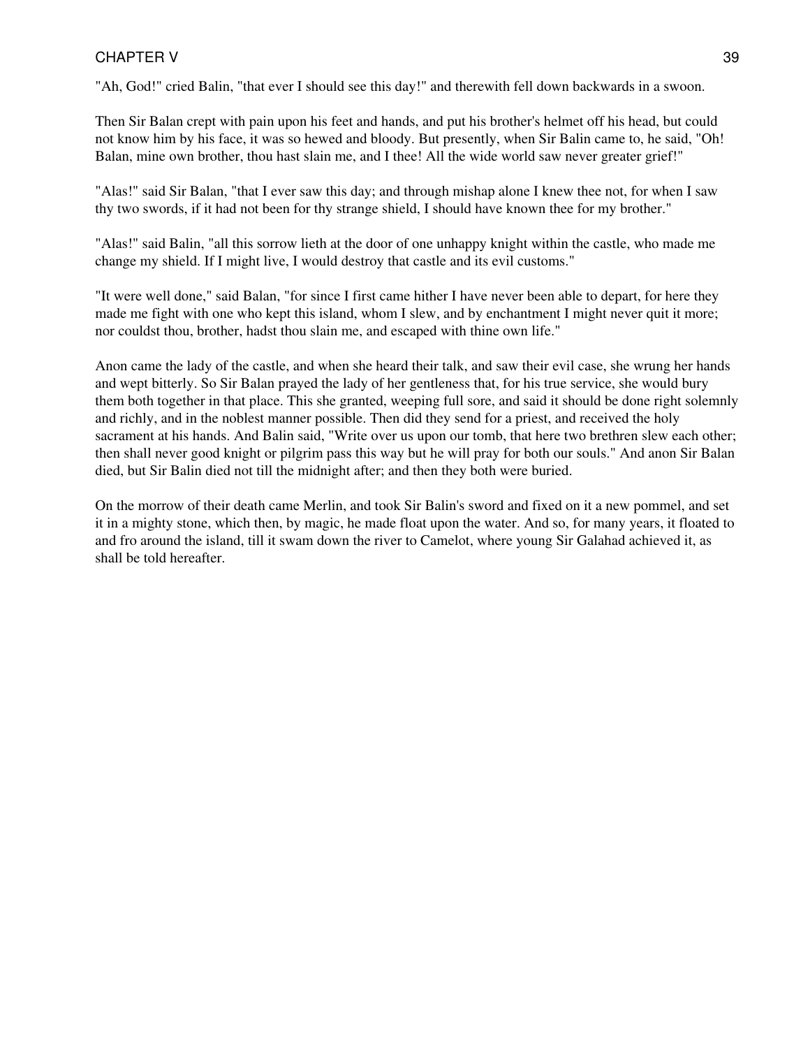"Ah, God!" cried Balin, "that ever I should see this day!" and therewith fell down backwards in a swoon.

Then Sir Balan crept with pain upon his feet and hands, and put his brother's helmet off his head, but could not know him by his face, it was so hewed and bloody. But presently, when Sir Balin came to, he said, "Oh! Balan, mine own brother, thou hast slain me, and I thee! All the wide world saw never greater grief!"

"Alas!" said Sir Balan, "that I ever saw this day; and through mishap alone I knew thee not, for when I saw thy two swords, if it had not been for thy strange shield, I should have known thee for my brother."

"Alas!" said Balin, "all this sorrow lieth at the door of one unhappy knight within the castle, who made me change my shield. If I might live, I would destroy that castle and its evil customs."

"It were well done," said Balan, "for since I first came hither I have never been able to depart, for here they made me fight with one who kept this island, whom I slew, and by enchantment I might never quit it more; nor couldst thou, brother, hadst thou slain me, and escaped with thine own life."

Anon came the lady of the castle, and when she heard their talk, and saw their evil case, she wrung her hands and wept bitterly. So Sir Balan prayed the lady of her gentleness that, for his true service, she would bury them both together in that place. This she granted, weeping full sore, and said it should be done right solemnly and richly, and in the noblest manner possible. Then did they send for a priest, and received the holy sacrament at his hands. And Balin said, "Write over us upon our tomb, that here two brethren slew each other; then shall never good knight or pilgrim pass this way but he will pray for both our souls." And anon Sir Balan died, but Sir Balin died not till the midnight after; and then they both were buried.

On the morrow of their death came Merlin, and took Sir Balin's sword and fixed on it a new pommel, and set it in a mighty stone, which then, by magic, he made float upon the water. And so, for many years, it floated to and fro around the island, till it swam down the river to Camelot, where young Sir Galahad achieved it, as shall be told hereafter.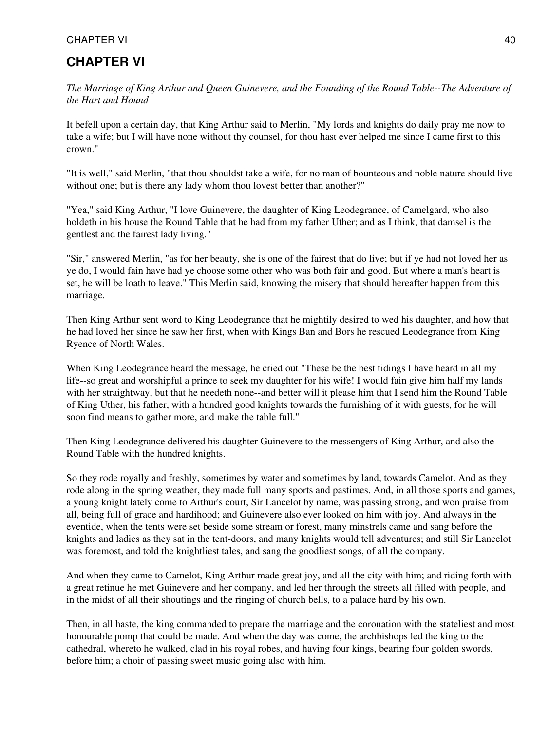# CHAPTER VI

*The Marriage of King Arthur and Queen Guinevere, and the Founding of the Round Table--The Adventure of the Hart and Hound*

It befell upon a certain day, that King Arthur said to Merlin, "My lords and knights do daily pray me now to take a wife; but I will have none without thy counsel, for thou hast ever helped me since I came first to this crown."

"It is well," said Merlin, "that thou shouldst take a wife, for no man of bounteous and noble nature should live without one; but is there any lady whom thou lovest better than another?"

"Yea," said King Arthur, "I love Guinevere, the daughter of King Leodegrance, of Camelgard, who also holdeth in his house the Round Table that he had from my father Uther; and as I think, that damsel is the gentlest and the fairest lady living."

"Sir," answered Merlin, "as for her beauty, she is one of the fairest that do live; but if ye had not loved her as ye do, I would fain have had ye choose some other who was both fair and good. But where a man's heart is set, he will be loath to leave." This Merlin said, knowing the misery that should hereafter happen from this marriage.

Then King Arthur sent word to King Leodegrance that he mightily desired to wed his daughter, and how that he had loved her since he saw her first, when with Kings Ban and Bors he rescued Leodegrance from King Ryence of North Wales.

When King Leodegrance heard the message, he cried out "These be the best tidings I have heard in all my life--so great and worshipful a prince to seek my daughter for his wife! I would fain give him half my lands with her straightway, but that he needeth none--and better will it please him that I send him the Round Table of King Uther, his father, with a hundred good knights towards the furnishing of it with guests, for he will soon find means to gather more, and make the table full."

Then King Leodegrance delivered his daughter Guinevere to the messengers of King Arthur, and also the Round Table with the hundred knights.

So they rode royally and freshly, sometimes by water and sometimes by land, towards Camelot. And as they rode along in the spring weather, they made full many sports and pastimes. And, in all those sports and games, a young knight lately come to Arthur's court, Sir Lancelot by name, was passing strong, and won praise from all, being full of grace and hardihood; and Guinevere also ever looked on him with joy. And always in the eventide, when the tents were set beside some stream or forest, many minstrels came and sang before the knights and ladies as they sat in the tent-doors, and many knights would tell adventures; and still Sir Lancelot was foremost, and told the knightliest tales, and sang the goodliest songs, of all the company.

And when they came to Camelot, King Arthur made great joy, and all the city with him; and riding forth with a great retinue he met Guinevere and her company, and led her through the streets all filled with people, and in the midst of all their shoutings and the ringing of church bells, to a palace hard by his own.

Then, in all haste, the king commanded to prepare the marriage and the coronation with the stateliest and most honourable pomp that could be made. And when the day was come, the archbishops led the king to the cathedral, whereto he walked, clad in his royal robes, and having four kings, bearing four golden swords, before him; a choir of passing sweet music going also with him.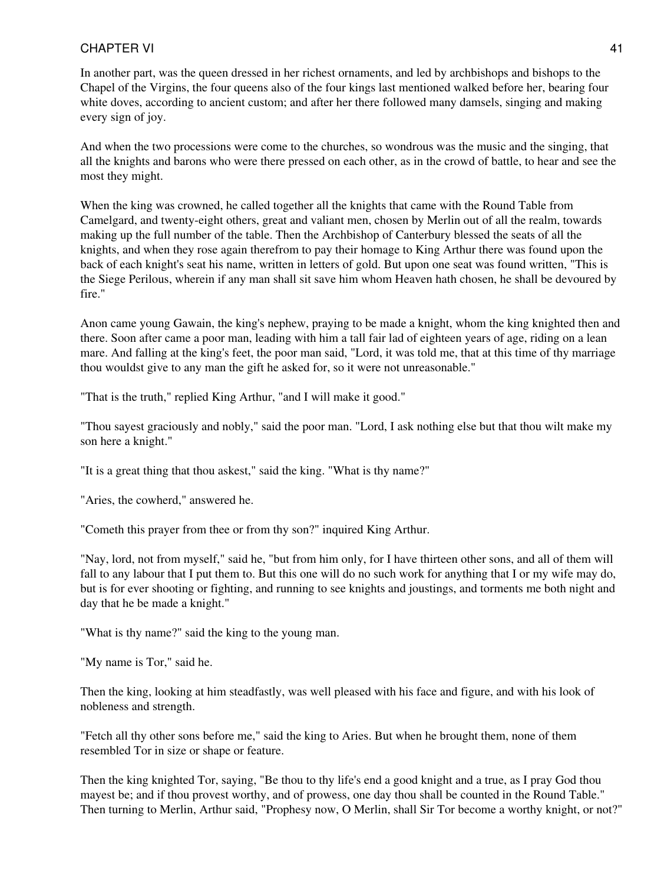In another part, was the queen dressed in her richest ornaments, and led by archbishops and bishops to the Chapel of the Virgins, the four queens also of the four kings last mentioned walked before her, bearing four white doves, according to ancient custom; and after her there followed many damsels, singing and making every sign of joy.

And when the two processions were come to the churches, so wondrous was the music and the singing, that all the knights and barons who were there pressed on each other, as in the crowd of battle, to hear and see the most they might.

When the king was crowned, he called together all the knights that came with the Round Table from Camelgard, and twenty-eight others, great and valiant men, chosen by Merlin out of all the realm, towards making up the full number of the table. Then the Archbishop of Canterbury blessed the seats of all the knights, and when they rose again therefrom to pay their homage to King Arthur there was found upon the back of each knight's seat his name, written in letters of gold. But upon one seat was found written, "This is the Siege Perilous, wherein if any man shall sit save him whom Heaven hath chosen, he shall be devoured by fire."

Anon came young Gawain, the king's nephew, praying to be made a knight, whom the king knighted then and there. Soon after came a poor man, leading with him a tall fair lad of eighteen years of age, riding on a lean mare. And falling at the king's feet, the poor man said, "Lord, it was told me, that at this time of thy marriage thou wouldst give to any man the gift he asked for, so it were not unreasonable."

"That is the truth," replied King Arthur, "and I will make it good."

"Thou sayest graciously and nobly," said the poor man. "Lord, I ask nothing else but that thou wilt make my son here a knight."

"It is a great thing that thou askest," said the king. "What is thy name?"

"Aries, the cowherd," answered he.

"Cometh this prayer from thee or from thy son?" inquired King Arthur.

"Nay, lord, not from myself," said he, "but from him only, for I have thirteen other sons, and all of them will fall to any labour that I put them to. But this one will do no such work for anything that I or my wife may do, but is for ever shooting or fighting, and running to see knights and joustings, and torments me both night and day that he be made a knight."

"What is thy name?" said the king to the young man.

"My name is Tor," said he.

Then the king, looking at him steadfastly, was well pleased with his face and figure, and with his look of nobleness and strength.

"Fetch all thy other sons before me," said the king to Aries. But when he brought them, none of them resembled Tor in size or shape or feature.

Then the king knighted Tor, saying, "Be thou to thy life's end a good knight and a true, as I pray God thou mayest be; and if thou provest worthy, and of prowess, one day thou shall be counted in the Round Table." Then turning to Merlin, Arthur said, "Prophesy now, O Merlin, shall Sir Tor become a worthy knight, or not?"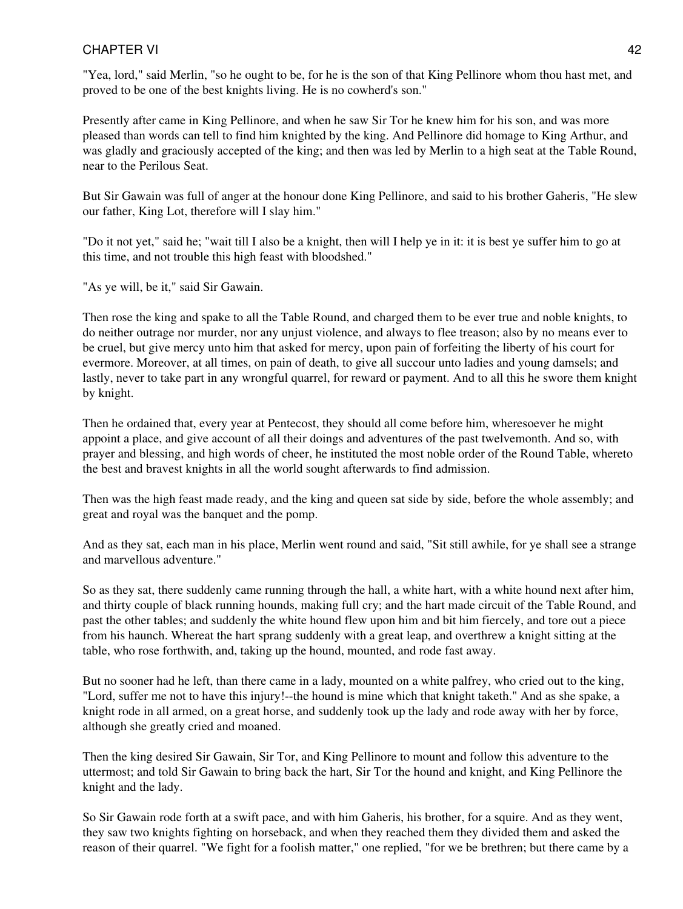"Yea, lord," said Merlin, "so he ought to be, for he is the son of that King Pellinore whom thou hast met, and proved to be one of the best knights living. He is no cowherd's son."

Presently after came in King Pellinore, and when he saw Sir Tor he knew him for his son, and was more pleased than words can tell to find him knighted by the king. And Pellinore did homage to King Arthur, and was gladly and graciously accepted of the king; and then was led by Merlin to a high seat at the Table Round, near to the Perilous Seat.

But Sir Gawain was full of anger at the honour done King Pellinore, and said to his brother Gaheris, "He slew our father, King Lot, therefore will I slay him."

"Do it not yet," said he; "wait till I also be a knight, then will I help ye in it: it is best ye suffer him to go at this time, and not trouble this high feast with bloodshed."

"As ye will, be it," said Sir Gawain.

Then rose the king and spake to all the Table Round, and charged them to be ever true and noble knights, to do neither outrage nor murder, nor any unjust violence, and always to flee treason; also by no means ever to be cruel, but give mercy unto him that asked for mercy, upon pain of forfeiting the liberty of his court for evermore. Moreover, at all times, on pain of death, to give all succour unto ladies and young damsels; and lastly, never to take part in any wrongful quarrel, for reward or payment. And to all this he swore them knight by knight.

Then he ordained that, every year at Pentecost, they should all come before him, wheresoever he might appoint a place, and give account of all their doings and adventures of the past twelvemonth. And so, with prayer and blessing, and high words of cheer, he instituted the most noble order of the Round Table, whereto the best and bravest knights in all the world sought afterwards to find admission.

Then was the high feast made ready, and the king and queen sat side by side, before the whole assembly; and great and royal was the banquet and the pomp.

And as they sat, each man in his place, Merlin went round and said, "Sit still awhile, for ye shall see a strange and marvellous adventure."

So as they sat, there suddenly came running through the hall, a white hart, with a white hound next after him, and thirty couple of black running hounds, making full cry; and the hart made circuit of the Table Round, and past the other tables; and suddenly the white hound flew upon him and bit him fiercely, and tore out a piece from his haunch. Whereat the hart sprang suddenly with a great leap, and overthrew a knight sitting at the table, who rose forthwith, and, taking up the hound, mounted, and rode fast away.

But no sooner had he left, than there came in a lady, mounted on a white palfrey, who cried out to the king, "Lord, suffer me not to have this injury!--the hound is mine which that knight taketh." And as she spake, a knight rode in all armed, on a great horse, and suddenly took up the lady and rode away with her by force, although she greatly cried and moaned.

Then the king desired Sir Gawain, Sir Tor, and King Pellinore to mount and follow this adventure to the uttermost; and told Sir Gawain to bring back the hart, Sir Tor the hound and knight, and King Pellinore the knight and the lady.

So Sir Gawain rode forth at a swift pace, and with him Gaheris, his brother, for a squire. And as they went, they saw two knights fighting on horseback, and when they reached them they divided them and asked the reason of their quarrel. "We fight for a foolish matter," one replied, "for we be brethren; but there came by a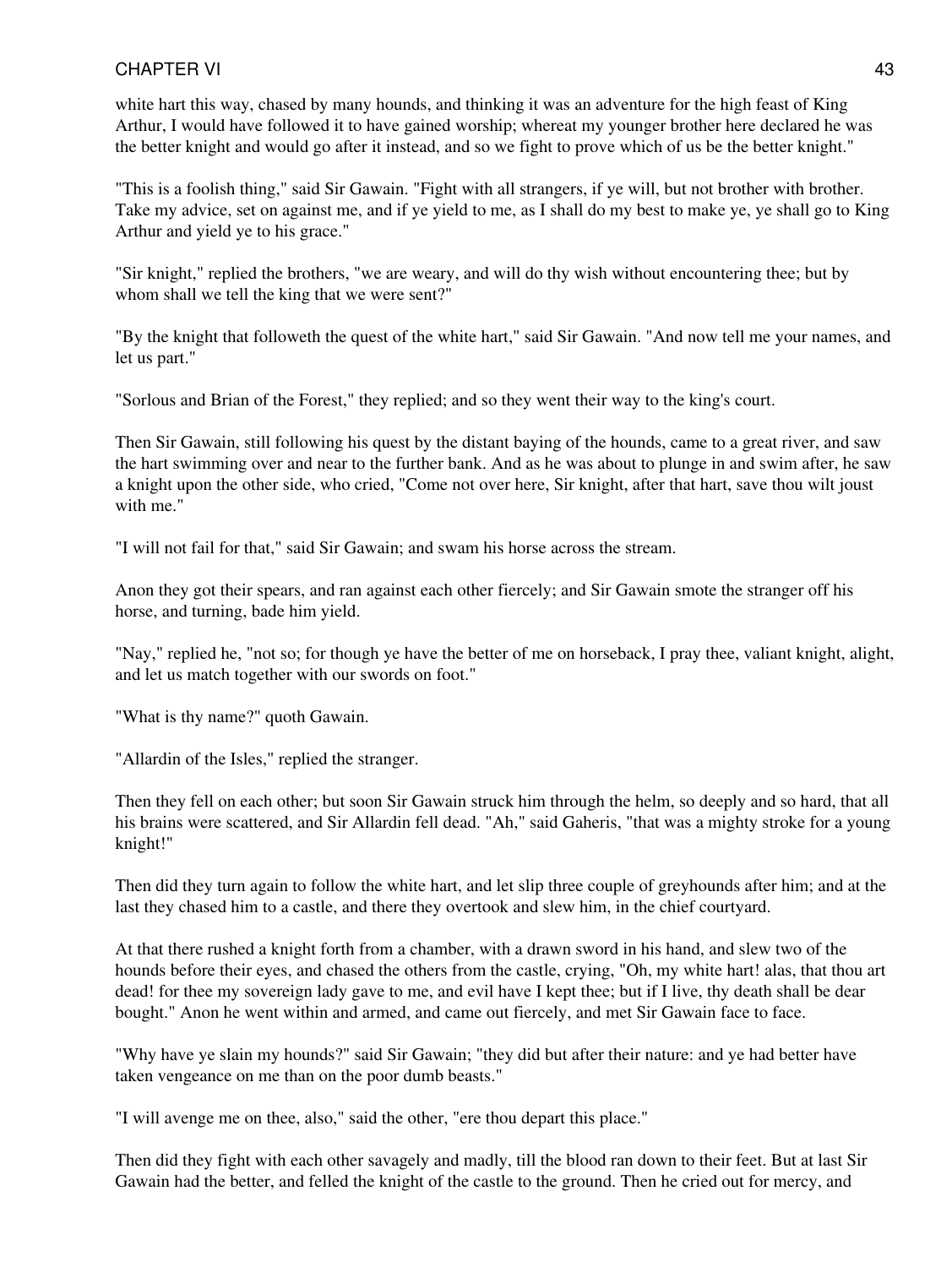white hart this way, chased by many hounds, and thinking it was an adventure for the high feast of King Arthur, I would have followed it to have gained worship; whereat my younger brother here declared he was the better knight and would go after it instead, and so we fight to prove which of us be the better knight."

"This is a foolish thing," said Sir Gawain. "Fight with all strangers, if ye will, but not brother with brother. Take my advice, set on against me, and if ye yield to me, as I shall do my best to make ye, ye shall go to King Arthur and yield ye to his grace."

"Sir knight," replied the brothers, "we are weary, and will do thy wish without encountering thee; but by whom shall we tell the king that we were sent?"

"By the knight that followeth the quest of the white hart," said Sir Gawain. "And now tell me your names, and let us part."

"Sorlous and Brian of the Forest," they replied; and so they went their way to the king's court.

Then Sir Gawain, still following his quest by the distant baying of the hounds, came to a great river, and saw the hart swimming over and near to the further bank. And as he was about to plunge in and swim after, he saw a knight upon the other side, who cried, "Come not over here, Sir knight, after that hart, save thou wilt joust with me."

"I will not fail for that," said Sir Gawain; and swam his horse across the stream.

Anon they got their spears, and ran against each other fiercely; and Sir Gawain smote the stranger off his horse, and turning, bade him yield.

"Nay," replied he, "not so; for though ye have the better of me on horseback, I pray thee, valiant knight, alight, and let us match together with our swords on foot."

"What is thy name?" quoth Gawain.

"Allardin of the Isles," replied the stranger.

Then they fell on each other; but soon Sir Gawain struck him through the helm, so deeply and so hard, that all his brains were scattered, and Sir Allardin fell dead. "Ah," said Gaheris, "that was a mighty stroke for a young knight!"

Then did they turn again to follow the white hart, and let slip three couple of greyhounds after him; and at the last they chased him to a castle, and there they overtook and slew him, in the chief courtyard.

At that there rushed a knight forth from a chamber, with a drawn sword in his hand, and slew two of the hounds before their eyes, and chased the others from the castle, crying, "Oh, my white hart! alas, that thou art dead! for thee my sovereign lady gave to me, and evil have I kept thee; but if I live, thy death shall be dear bought." Anon he went within and armed, and came out fiercely, and met Sir Gawain face to face.

"Why have ye slain my hounds?" said Sir Gawain; "they did but after their nature: and ye had better have taken vengeance on me than on the poor dumb beasts."

"I will avenge me on thee, also," said the other, "ere thou depart this place."

Then did they fight with each other savagely and madly, till the blood ran down to their feet. But at last Sir Gawain had the better, and felled the knight of the castle to the ground. Then he cried out for mercy, and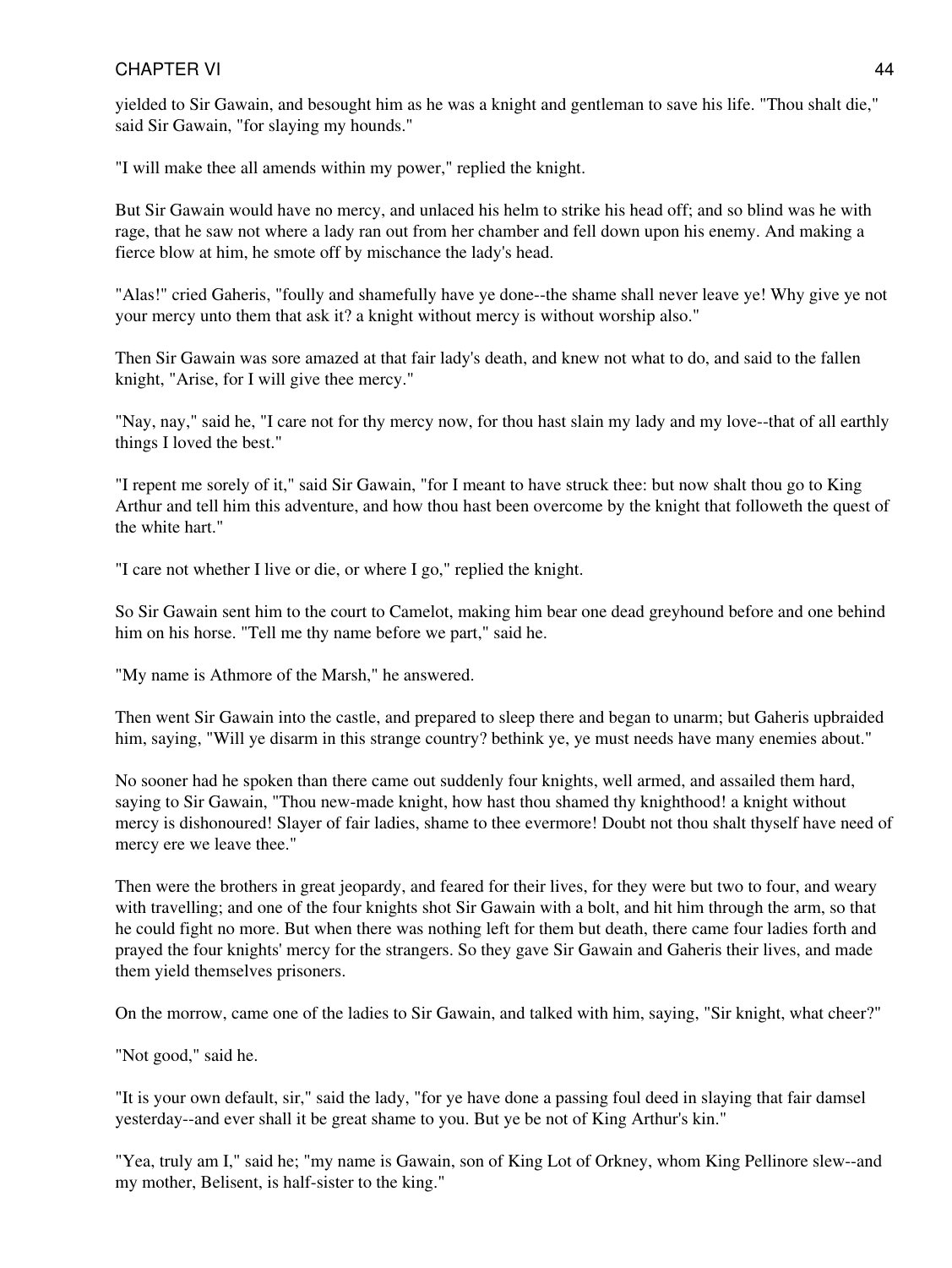yielded to Sir Gawain, and besought him as he was a knight and gentleman to save his life. "Thou shalt die," said Sir Gawain, "for slaying my hounds."

"I will make thee all amends within my power," replied the knight.

But Sir Gawain would have no mercy, and unlaced his helm to strike his head off; and so blind was he with rage, that he saw not where a lady ran out from her chamber and fell down upon his enemy. And making a fierce blow at him, he smote off by mischance the lady's head.

"Alas!" cried Gaheris, "foully and shamefully have ye done--the shame shall never leave ye! Why give ye not your mercy unto them that ask it? a knight without mercy is without worship also."

Then Sir Gawain was sore amazed at that fair lady's death, and knew not what to do, and said to the fallen knight, "Arise, for I will give thee mercy."

"Nay, nay," said he, "I care not for thy mercy now, for thou hast slain my lady and my love--that of all earthly things I loved the best."

"I repent me sorely of it," said Sir Gawain, "for I meant to have struck thee: but now shalt thou go to King Arthur and tell him this adventure, and how thou hast been overcome by the knight that followeth the quest of the white hart."

"I care not whether I live or die, or where I go," replied the knight.

So Sir Gawain sent him to the court to Camelot, making him bear one dead greyhound before and one behind him on his horse. "Tell me thy name before we part," said he.

"My name is Athmore of the Marsh," he answered.

Then went Sir Gawain into the castle, and prepared to sleep there and began to unarm; but Gaheris upbraided him, saying, "Will ye disarm in this strange country? bethink ye, ye must needs have many enemies about."

No sooner had he spoken than there came out suddenly four knights, well armed, and assailed them hard, saying to Sir Gawain, "Thou new-made knight, how hast thou shamed thy knighthood! a knight without mercy is dishonoured! Slayer of fair ladies, shame to thee evermore! Doubt not thou shalt thyself have need of mercy ere we leave thee."

Then were the brothers in great jeopardy, and feared for their lives, for they were but two to four, and weary with travelling; and one of the four knights shot Sir Gawain with a bolt, and hit him through the arm, so that he could fight no more. But when there was nothing left for them but death, there came four ladies forth and prayed the four knights' mercy for the strangers. So they gave Sir Gawain and Gaheris their lives, and made them yield themselves prisoners.

On the morrow, came one of the ladies to Sir Gawain, and talked with him, saying, "Sir knight, what cheer?"

"Not good," said he.

"It is your own default, sir," said the lady, "for ye have done a passing foul deed in slaying that fair damsel yesterday--and ever shall it be great shame to you. But ye be not of King Arthur's kin."

"Yea, truly am I," said he; "my name is Gawain, son of King Lot of Orkney, whom King Pellinore slew--and my mother, Belisent, is half-sister to the king."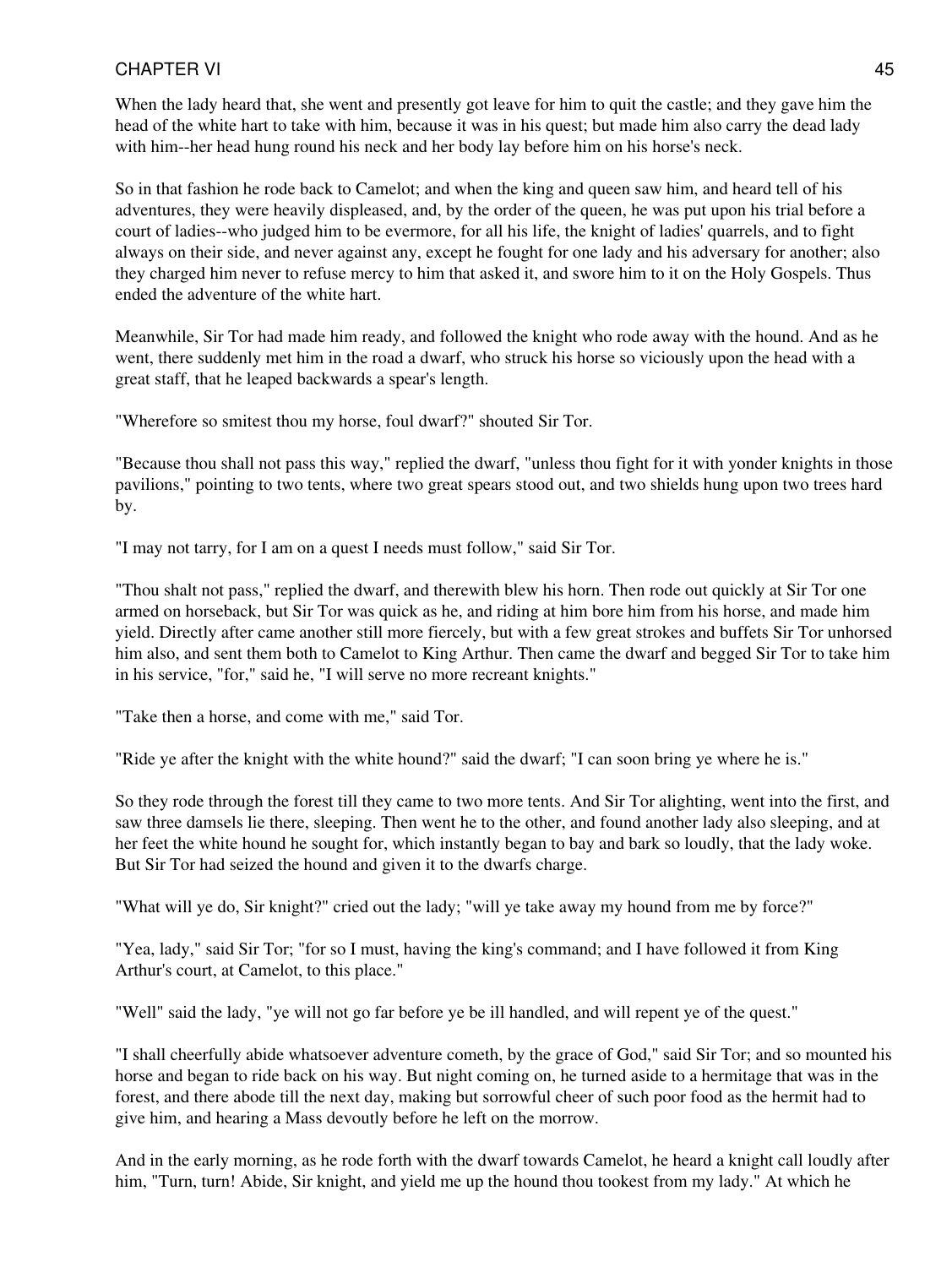When the lady heard that, she went and presently got leave for him to quit the castle; and they gave him the head of the white hart to take with him, because it was in his quest; but made him also carry the dead lady with him--her head hung round his neck and her body lay before him on his horse's neck.

So in that fashion he rode back to Camelot; and when the king and queen saw him, and heard tell of his adventures, they were heavily displeased, and, by the order of the queen, he was put upon his trial before a court of ladies--who judged him to be evermore, for all his life, the knight of ladies' quarrels, and to fight always on their side, and never against any, except he fought for one lady and his adversary for another; also they charged him never to refuse mercy to him that asked it, and swore him to it on the Holy Gospels. Thus ended the adventure of the white hart.

Meanwhile, Sir Tor had made him ready, and followed the knight who rode away with the hound. And as he went, there suddenly met him in the road a dwarf, who struck his horse so viciously upon the head with a great staff, that he leaped backwards a spear's length.

"Wherefore so smitest thou my horse, foul dwarf?" shouted Sir Tor.

"Because thou shall not pass this way," replied the dwarf, "unless thou fight for it with yonder knights in those pavilions," pointing to two tents, where two great spears stood out, and two shields hung upon two trees hard by.

"I may not tarry, for I am on a quest I needs must follow," said Sir Tor.

"Thou shalt not pass," replied the dwarf, and therewith blew his horn. Then rode out quickly at Sir Tor one armed on horseback, but Sir Tor was quick as he, and riding at him bore him from his horse, and made him yield. Directly after came another still more fiercely, but with a few great strokes and buffets Sir Tor unhorsed him also, and sent them both to Camelot to King Arthur. Then came the dwarf and begged Sir Tor to take him in his service, "for," said he, "I will serve no more recreant knights."

"Take then a horse, and come with me," said Tor.

"Ride ye after the knight with the white hound?" said the dwarf; "I can soon bring ye where he is."

So they rode through the forest till they came to two more tents. And Sir Tor alighting, went into the first, and saw three damsels lie there, sleeping. Then went he to the other, and found another lady also sleeping, and at her feet the white hound he sought for, which instantly began to bay and bark so loudly, that the lady woke. But Sir Tor had seized the hound and given it to the dwarfs charge.

"What will ye do, Sir knight?" cried out the lady; "will ye take away my hound from me by force?"

"Yea, lady," said Sir Tor; "for so I must, having the king's command; and I have followed it from King Arthur's court, at Camelot, to this place."

"Well" said the lady, "ye will not go far before ye be ill handled, and will repent ye of the quest."

"I shall cheerfully abide whatsoever adventure cometh, by the grace of God," said Sir Tor; and so mounted his horse and began to ride back on his way. But night coming on, he turned aside to a hermitage that was in the forest, and there abode till the next day, making but sorrowful cheer of such poor food as the hermit had to give him, and hearing a Mass devoutly before he left on the morrow.

And in the early morning, as he rode forth with the dwarf towards Camelot, he heard a knight call loudly after him, "Turn, turn! Abide, Sir knight, and yield me up the hound thou tookest from my lady." At which he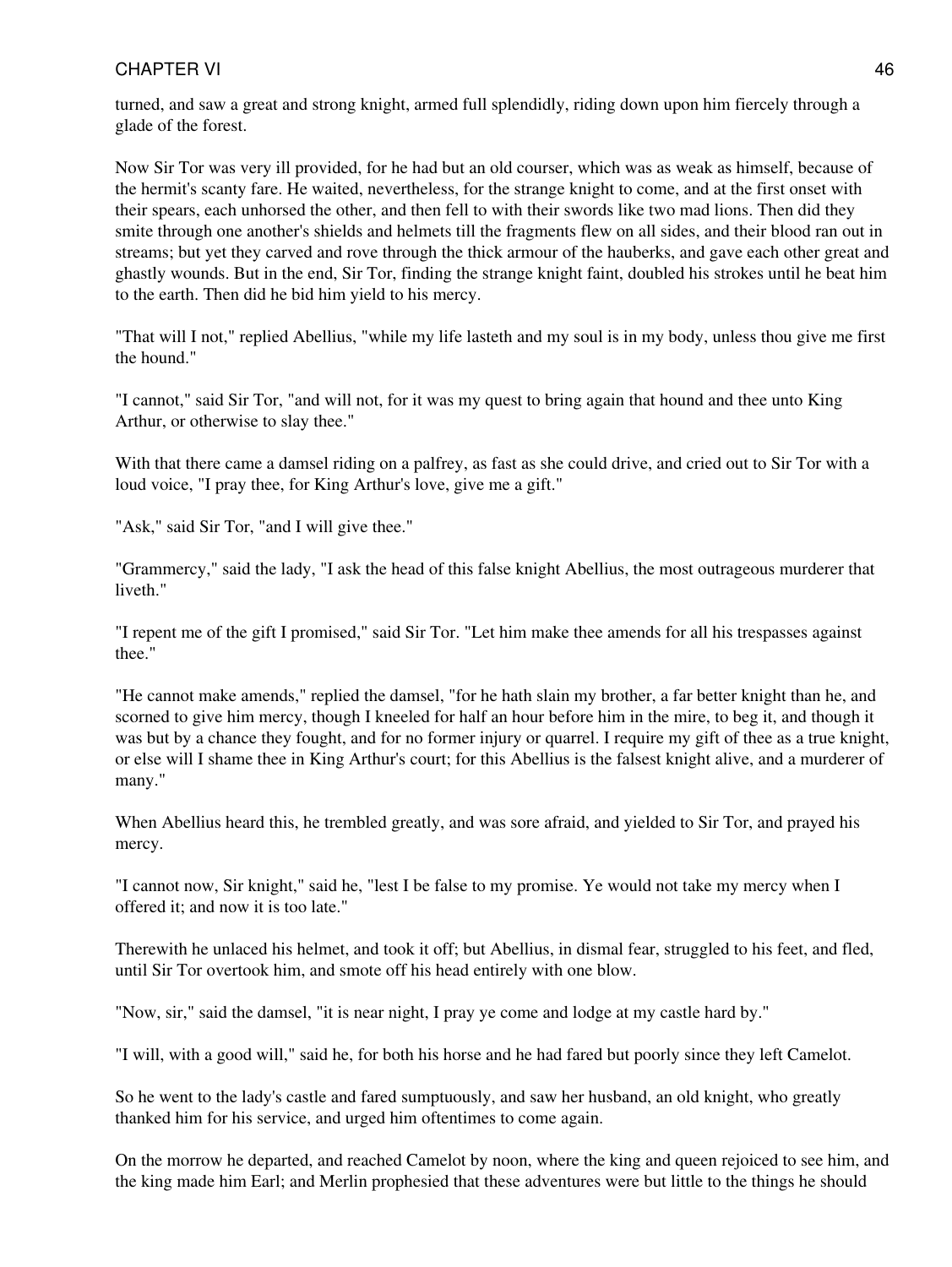turned, and saw a great and strong knight, armed full splendidly, riding down upon him fiercely through a glade of the forest.

Now Sir Tor was very ill provided, for he had but an old courser, which was as weak as himself, because of the hermit's scanty fare. He waited, nevertheless, for the strange knight to come, and at the first onset with their spears, each unhorsed the other, and then fell to with their swords like two mad lions. Then did they smite through one another's shields and helmets till the fragments flew on all sides, and their blood ran out in streams; but yet they carved and rove through the thick armour of the hauberks, and gave each other great and ghastly wounds. But in the end, Sir Tor, finding the strange knight faint, doubled his strokes until he beat him to the earth. Then did he bid him yield to his mercy.

"That will I not," replied Abellius, "while my life lasteth and my soul is in my body, unless thou give me first the hound."

"I cannot," said Sir Tor, "and will not, for it was my quest to bring again that hound and thee unto King Arthur, or otherwise to slay thee."

With that there came a damsel riding on a palfrey, as fast as she could drive, and cried out to Sir Tor with a loud voice, "I pray thee, for King Arthur's love, give me a gift."

"Ask," said Sir Tor, "and I will give thee."

"Grammercy," said the lady, "I ask the head of this false knight Abellius, the most outrageous murderer that liveth."

"I repent me of the gift I promised," said Sir Tor. "Let him make thee amends for all his trespasses against thee."

"He cannot make amends," replied the damsel, "for he hath slain my brother, a far better knight than he, and scorned to give him mercy, though I kneeled for half an hour before him in the mire, to beg it, and though it was but by a chance they fought, and for no former injury or quarrel. I require my gift of thee as a true knight, or else will I shame thee in King Arthur's court; for this Abellius is the falsest knight alive, and a murderer of many."

When Abellius heard this, he trembled greatly, and was sore afraid, and yielded to Sir Tor, and prayed his mercy.

"I cannot now, Sir knight," said he, "lest I be false to my promise. Ye would not take my mercy when I offered it; and now it is too late."

Therewith he unlaced his helmet, and took it off; but Abellius, in dismal fear, struggled to his feet, and fled, until Sir Tor overtook him, and smote off his head entirely with one blow.

"Now, sir," said the damsel, "it is near night, I pray ye come and lodge at my castle hard by."

"I will, with a good will," said he, for both his horse and he had fared but poorly since they left Camelot.

So he went to the lady's castle and fared sumptuously, and saw her husband, an old knight, who greatly thanked him for his service, and urged him oftentimes to come again.

On the morrow he departed, and reached Camelot by noon, where the king and queen rejoiced to see him, and the king made him Earl; and Merlin prophesied that these adventures were but little to the things he should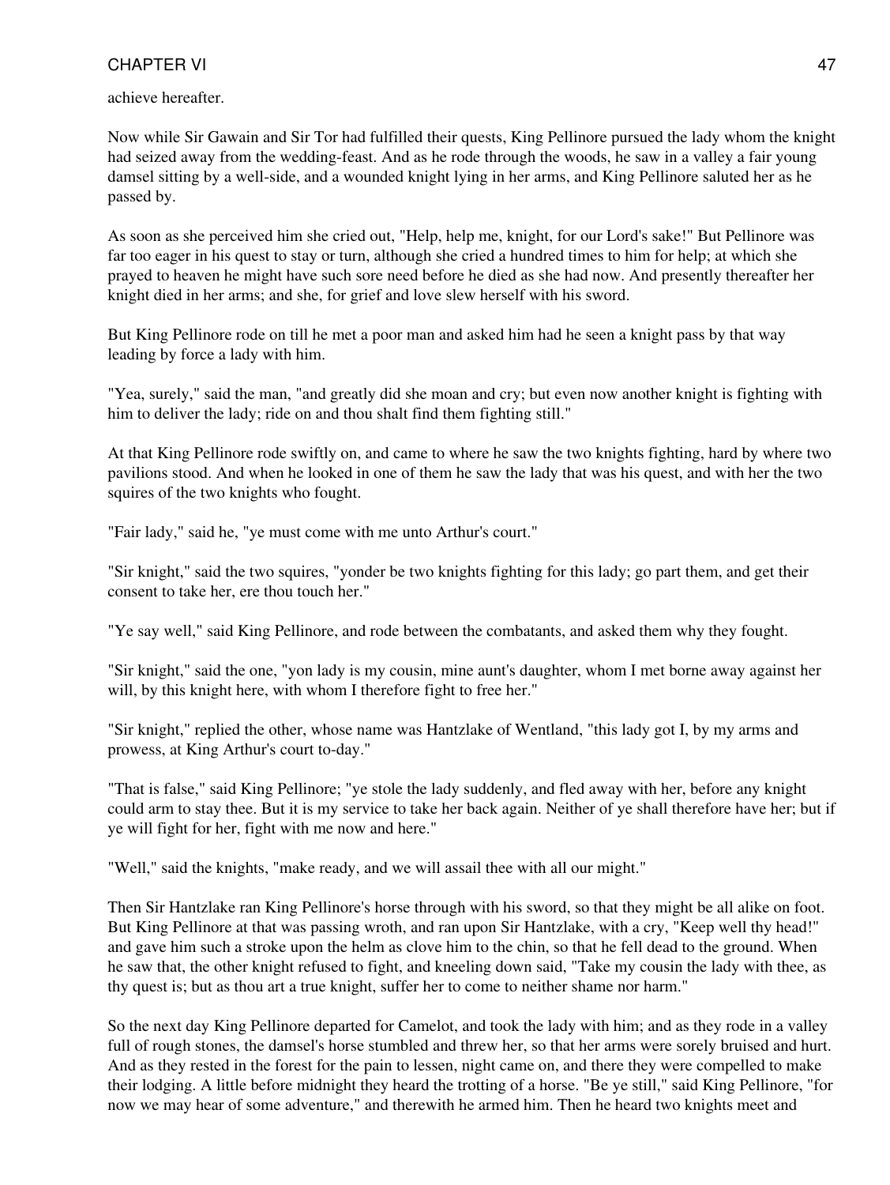achieve hereafter.

Now while Sir Gawain and Sir Tor had fulfilled their quests, King Pellinore pursued the lady whom the knight had seized away from the wedding-feast. And as he rode through the woods, he saw in a valley a fair young damsel sitting by a well-side, and a wounded knight lying in her arms, and King Pellinore saluted her as he passed by.

As soon as she perceived him she cried out, "Help, help me, knight, for our Lord's sake!" But Pellinore was far too eager in his quest to stay or turn, although she cried a hundred times to him for help; at which she prayed to heaven he might have such sore need before he died as she had now. And presently thereafter her knight died in her arms; and she, for grief and love slew herself with his sword.

But King Pellinore rode on till he met a poor man and asked him had he seen a knight pass by that way leading by force a lady with him.

"Yea, surely," said the man, "and greatly did she moan and cry; but even now another knight is fighting with him to deliver the lady; ride on and thou shalt find them fighting still."

At that King Pellinore rode swiftly on, and came to where he saw the two knights fighting, hard by where two pavilions stood. And when he looked in one of them he saw the lady that was his quest, and with her the two squires of the two knights who fought.

"Fair lady," said he, "ye must come with me unto Arthur's court."

"Sir knight," said the two squires, "yonder be two knights fighting for this lady; go part them, and get their consent to take her, ere thou touch her."

"Ye say well," said King Pellinore, and rode between the combatants, and asked them why they fought.

"Sir knight," said the one, "yon lady is my cousin, mine aunt's daughter, whom I met borne away against her will, by this knight here, with whom I therefore fight to free her."

"Sir knight," replied the other, whose name was Hantzlake of Wentland, "this lady got I, by my arms and prowess, at King Arthur's court to-day."

"That is false," said King Pellinore; "ye stole the lady suddenly, and fled away with her, before any knight could arm to stay thee. But it is my service to take her back again. Neither of ye shall therefore have her; but if ye will fight for her, fight with me now and here."

"Well," said the knights, "make ready, and we will assail thee with all our might."

Then Sir Hantzlake ran King Pellinore's horse through with his sword, so that they might be all alike on foot. But King Pellinore at that was passing wroth, and ran upon Sir Hantzlake, with a cry, "Keep well thy head!" and gave him such a stroke upon the helm as clove him to the chin, so that he fell dead to the ground. When he saw that, the other knight refused to fight, and kneeling down said, "Take my cousin the lady with thee, as thy quest is; but as thou art a true knight, suffer her to come to neither shame nor harm."

So the next day King Pellinore departed for Camelot, and took the lady with him; and as they rode in a valley full of rough stones, the damsel's horse stumbled and threw her, so that her arms were sorely bruised and hurt. And as they rested in the forest for the pain to lessen, night came on, and there they were compelled to make their lodging. A little before midnight they heard the trotting of a horse. "Be ye still," said King Pellinore, "for now we may hear of some adventure," and therewith he armed him. Then he heard two knights meet and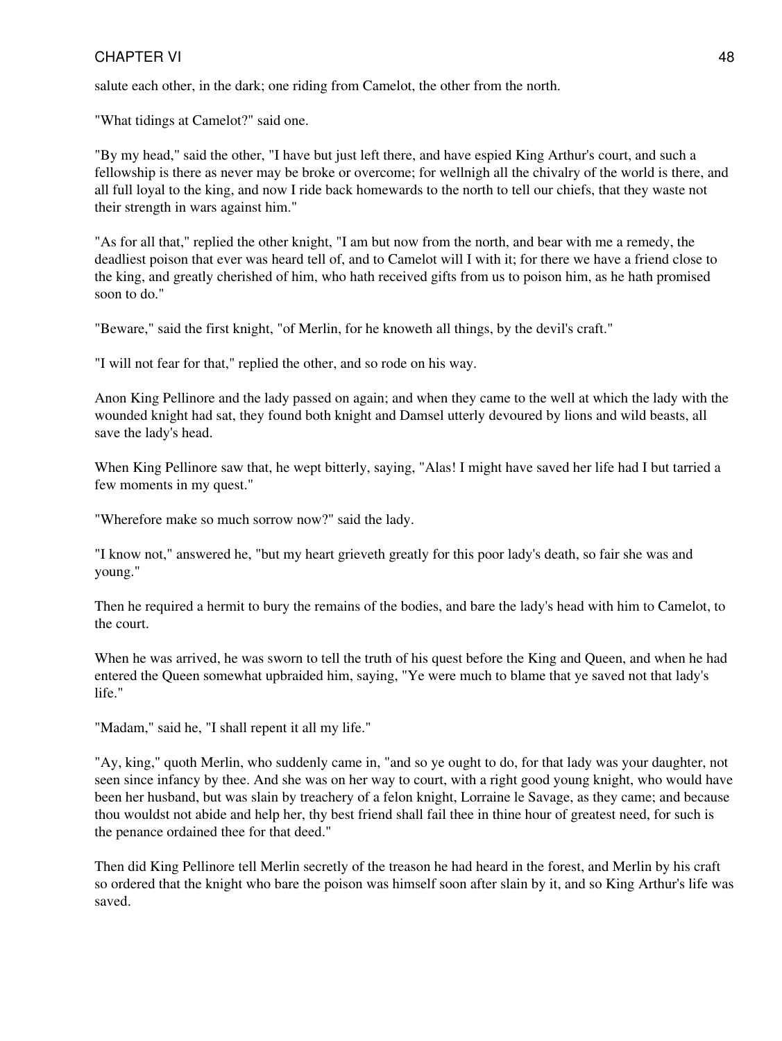salute each other, in the dark; one riding from Camelot, the other from the north.

"What tidings at Camelot?" said one.

"By my head," said the other, "I have but just left there, and have espied King Arthur's court, and such a fellowship is there as never may be broke or overcome; for wellnigh all the chivalry of the world is there, and all full loyal to the king, and now I ride back homewards to the north to tell our chiefs, that they waste not their strength in wars against him."

"As for all that," replied the other knight, "I am but now from the north, and bear with me a remedy, the deadliest poison that ever was heard tell of, and to Camelot will I with it; for there we have a friend close to the king, and greatly cherished of him, who hath received gifts from us to poison him, as he hath promised soon to do."

"Beware," said the first knight, "of Merlin, for he knoweth all things, by the devil's craft."

"I will not fear for that," replied the other, and so rode on his way.

Anon King Pellinore and the lady passed on again; and when they came to the well at which the lady with the wounded knight had sat, they found both knight and Damsel utterly devoured by lions and wild beasts, all save the lady's head.

When King Pellinore saw that, he wept bitterly, saying, "Alas! I might have saved her life had I but tarried a few moments in my quest."

"Wherefore make so much sorrow now?" said the lady.

"I know not," answered he, "but my heart grieveth greatly for this poor lady's death, so fair she was and young."

Then he required a hermit to bury the remains of the bodies, and bare the lady's head with him to Camelot, to the court.

When he was arrived, he was sworn to tell the truth of his quest before the King and Queen, and when he had entered the Queen somewhat upbraided him, saying, "Ye were much to blame that ye saved not that lady's life."

"Madam," said he, "I shall repent it all my life."

"Ay, king," quoth Merlin, who suddenly came in, "and so ye ought to do, for that lady was your daughter, not seen since infancy by thee. And she was on her way to court, with a right good young knight, who would have been her husband, but was slain by treachery of a felon knight, Lorraine le Savage, as they came; and because thou wouldst not abide and help her, thy best friend shall fail thee in thine hour of greatest need, for such is the penance ordained thee for that deed."

Then did King Pellinore tell Merlin secretly of the treason he had heard in the forest, and Merlin by his craft so ordered that the knight who bare the poison was himself soon after slain by it, and so King Arthur's life was saved.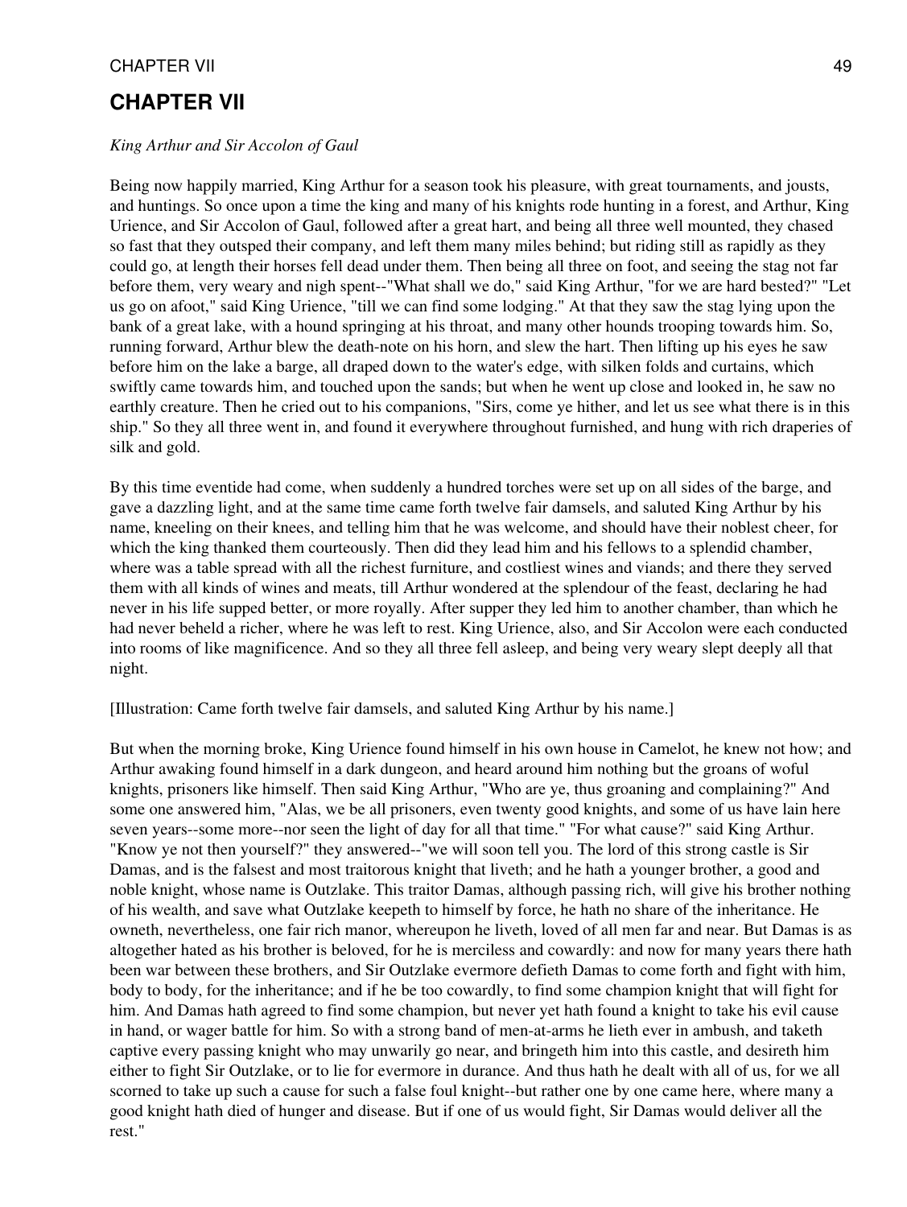# CHAPTER VII

*King Arthur and Sir Accolon of Gaul*

Being now happily married, King Arthur for a season took his pleasure, with great tournaments, and jousts, and huntings. So once upon a time the king and many of his knights rode hunting in a forest, and Arthur, King Urience, and Sir Accolon of Gaul, followed after a great hart, and being all three well mounted, they chased so fast that they outsped their company, and left them many miles behind; but riding still as rapidly as they could go, at length their horses fell dead under them. Then being all three on foot, and seeing the stag not far before them, very weary and nigh spent--"What shall we do," said King Arthur, "for we are hard bested?" "Let us go on afoot," said King Urience, "till we can find some lodging." At that they saw the stag lying upon the bank of a great lake, with a hound springing at his throat, and many other hounds trooping towards him. So, running forward, Arthur blew the death-note on his horn, and slew the hart. Then lifting up his eyes he saw before him on the lake a barge, all draped down to the water's edge, with silken folds and curtains, which swiftly came towards him, and touched upon the sands; but when he went up close and looked in, he saw no earthly creature. Then he cried out to his companions, "Sirs, come ye hither, and let us see what there is in this ship." So they all three went in, and found it everywhere throughout furnished, and hung with rich draperies of silk and gold.

By this time eventide had come, when suddenly a hundred torches were set up on all sides of the barge, and gave a dazzling light, and at the same time came forth twelve fair damsels, and saluted King Arthur by his name, kneeling on their knees, and telling him that he was welcome, and should have their noblest cheer, for which the king thanked them courteously. Then did they lead him and his fellows to a splendid chamber, where was a table spread with all the richest furniture, and costliest wines and viands; and there they served them with all kinds of wines and meats, till Arthur wondered at the splendour of the feast, declaring he had never in his life supped better, or more royally. After supper they led him to another chamber, than which he had never beheld a richer, where he was left to rest. King Urience, also, and Sir Accolon were each conducted into rooms of like magnificence. And so they all three fell asleep, and being very weary slept deeply all that night.

[Illustration: Came forth twelve fair damsels, and saluted King Arthur by his name.]

But when the morning broke, King Urience found himself in his own house in Camelot, he knew not how; and Arthur awaking found himself in a dark dungeon, and heard around him nothing but the groans of woful knights, prisoners like himself. Then said King Arthur, "Who are ye, thus groaning and complaining?" And some one answered him, "Alas, we be all prisoners, even twenty good knights, and some of us have lain here seven years--some more--nor seen the light of day for all that time." "For what cause?" said King Arthur. "Know ye not then yourself?" they answered--"we will soon tell you. The lord of this strong castle is Sir Damas, and is the falsest and most traitorous knight that liveth; and he hath a younger brother, a good and noble knight, whose name is Outzlake. This traitor Damas, although passing rich, will give his brother nothing of his wealth, and save what Outzlake keepeth to himself by force, he hath no share of the inheritance. He owneth, nevertheless, one fair rich manor, whereupon he liveth, loved of all men far and near. But Damas is as altogether hated as his brother is beloved, for he is merciless and cowardly: and now for many years there hath been war between these brothers, and Sir Outzlake evermore defieth Damas to come forth and fight with him, body to body, for the inheritance; and if he be too cowardly, to find some champion knight that will fight for him. And Damas hath agreed to find some champion, but never yet hath found a knight to take his evil cause in hand, or wager battle for him. So with a strong band of men-at-arms he lieth ever in ambush, and taketh captive every passing knight who may unwarily go near, and bringeth him into this castle, and desireth him either to fight Sir Outzlake, or to lie for evermore in durance. And thus hath he dealt with all of us, for we all scorned to take up such a cause for such a false foul knight--but rather one by one came here, where many a good knight hath died of hunger and disease. But if one of us would fight, Sir Damas would deliver all the rest."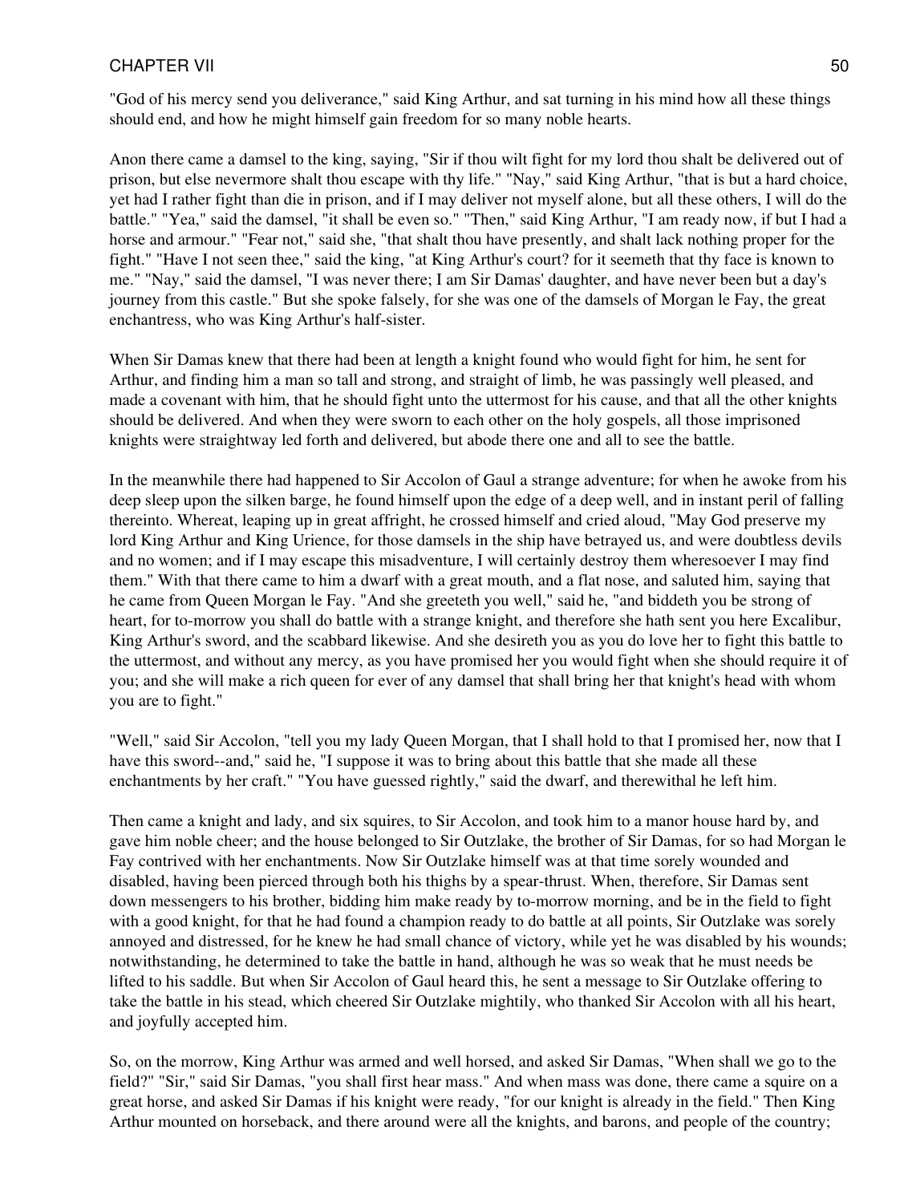"God of his mercy send you deliverance," said King Arthur, and sat turning in his mind how all these things should end, and how he might himself gain freedom for so many noble hearts.

Anon there came a damsel to the king, saying, "Sir if thou wilt fight for my lord thou shalt be delivered out of prison, but else nevermore shalt thou escape with thy life." "Nay," said King Arthur, "that is but a hard choice, yet had I rather fight than die in prison, and if I may deliver not myself alone, but all these others, I will do the battle." "Yea," said the damsel, "it shall be even so." "Then," said King Arthur, "I am ready now, if but I had a horse and armour." "Fear not," said she, "that shalt thou have presently, and shalt lack nothing proper for the fight." "Have I not seen thee," said the king, "at King Arthur's court? for it seemeth that thy face is known to me." "Nay," said the damsel, "I was never there; I am Sir Damas' daughter, and have never been but a day's journey from this castle." But she spoke falsely, for she was one of the damsels of Morgan le Fay, the great enchantress, who was King Arthur's half-sister.

When Sir Damas knew that there had been at length a knight found who would fight for him, he sent for Arthur, and finding him a man so tall and strong, and straight of limb, he was passingly well pleased, and made a covenant with him, that he should fight unto the uttermost for his cause, and that all the other knights should be delivered. And when they were sworn to each other on the holy gospels, all those imprisoned knights were straightway led forth and delivered, but abode there one and all to see the battle.

In the meanwhile there had happened to Sir Accolon of Gaul a strange adventure; for when he awoke from his deep sleep upon the silken barge, he found himself upon the edge of a deep well, and in instant peril of falling thereinto. Whereat, leaping up in great affright, he crossed himself and cried aloud, "May God preserve my lord King Arthur and King Urience, for those damsels in the ship have betrayed us, and were doubtless devils and no women; and if I may escape this misadventure, I will certainly destroy them wheresoever I may find them." With that there came to him a dwarf with a great mouth, and a flat nose, and saluted him, saying that he came from Queen Morgan le Fay. "And she greeteth you well," said he, "and biddeth you be strong of heart, for to-morrow you shall do battle with a strange knight, and therefore she hath sent you here Excalibur, King Arthur's sword, and the scabbard likewise. And she desireth you as you do love her to fight this battle to the uttermost, and without any mercy, as you have promised her you would fight when she should require it of you; and she will make a rich queen for ever of any damsel that shall bring her that knight's head with whom you are to fight."

"Well," said Sir Accolon, "tell you my lady Queen Morgan, that I shall hold to that I promised her, now that I have this sword--and," said he, "I suppose it was to bring about this battle that she made all these enchantments by her craft." "You have guessed rightly," said the dwarf, and therewithal he left him.

Then came a knight and lady, and six squires, to Sir Accolon, and took him to a manor house hard by, and gave him noble cheer; and the house belonged to Sir Outzlake, the brother of Sir Damas, for so had Morgan le Fay contrived with her enchantments. Now Sir Outzlake himself was at that time sorely wounded and disabled, having been pierced through both his thighs by a spear-thrust. When, therefore, Sir Damas sent down messengers to his brother, bidding him make ready by to-morrow morning, and be in the field to fight with a good knight, for that he had found a champion ready to do battle at all points, Sir Outzlake was sorely annoyed and distressed, for he knew he had small chance of victory, while yet he was disabled by his wounds; notwithstanding, he determined to take the battle in hand, although he was so weak that he must needs be lifted to his saddle. But when Sir Accolon of Gaul heard this, he sent a message to Sir Outzlake offering to take the battle in his stead, which cheered Sir Outzlake mightily, who thanked Sir Accolon with all his heart, and joyfully accepted him.

So, on the morrow, King Arthur was armed and well horsed, and asked Sir Damas, "When shall we go to the field?" "Sir," said Sir Damas, "you shall first hear mass." And when mass was done, there came a squire on a great horse, and asked Sir Damas if his knight were ready, "for our knight is already in the field." Then King Arthur mounted on horseback, and there around were all the knights, and barons, and people of the country;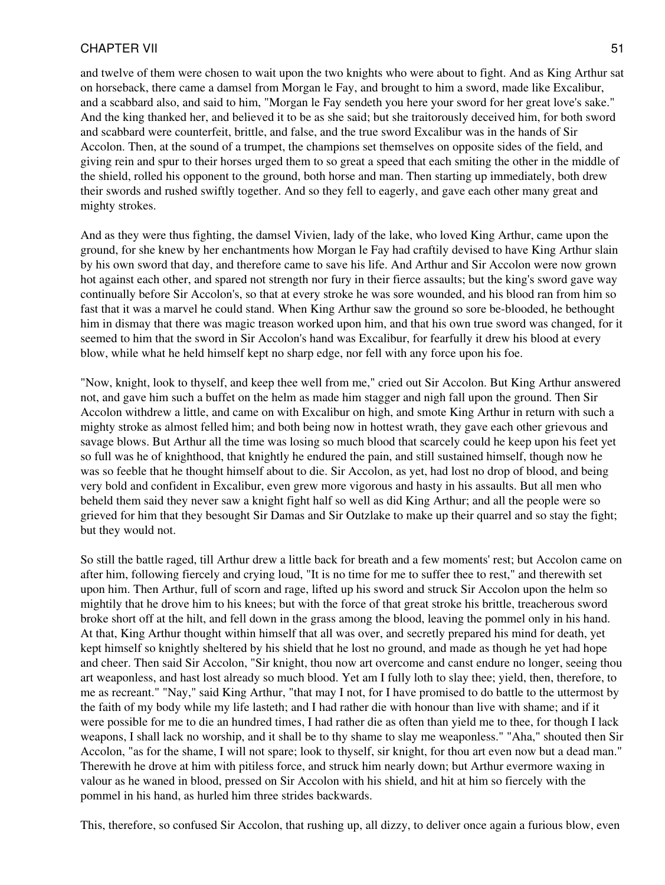and twelve of them were chosen to wait upon the two knights who were about to fight. And as King Arthur sat on horseback, there came a damsel from Morgan le Fay, and brought to him a sword, made like Excalibur, and a scabbard also, and said to him, "Morgan le Fay sendeth you here your sword for her great love's sake." And the king thanked her, and believed it to be as she said; but she traitorously deceived him, for both sword and scabbard were counterfeit, brittle, and false, and the true sword Excalibur was in the hands of Sir Accolon. Then, at the sound of a trumpet, the champions set themselves on opposite sides of the field, and giving rein and spur to their horses urged them to so great a speed that each smiting the other in the middle of the shield, rolled his opponent to the ground, both horse and man. Then starting up immediately, both drew their swords and rushed swiftly together. And so they fell to eagerly, and gave each other many great and mighty strokes.

And as they were thus fighting, the damsel Vivien, lady of the lake, who loved King Arthur, came upon the ground, for she knew by her enchantments how Morgan le Fay had craftily devised to have King Arthur slain by his own sword that day, and therefore came to save his life. And Arthur and Sir Accolon were now grown hot against each other, and spared not strength nor fury in their fierce assaults; but the king's sword gave way continually before Sir Accolon's, so that at every stroke he was sore wounded, and his blood ran from him so fast that it was a marvel he could stand. When King Arthur saw the ground so sore be-blooded, he bethought him in dismay that there was magic treason worked upon him, and that his own true sword was changed, for it seemed to him that the sword in Sir Accolon's hand was Excalibur, for fearfully it drew his blood at every blow, while what he held himself kept no sharp edge, nor fell with any force upon his foe.

"Now, knight, look to thyself, and keep thee well from me," cried out Sir Accolon. But King Arthur answered not, and gave him such a buffet on the helm as made him stagger and nigh fall upon the ground. Then Sir Accolon withdrew a little, and came on with Excalibur on high, and smote King Arthur in return with such a mighty stroke as almost felled him; and both being now in hottest wrath, they gave each other grievous and savage blows. But Arthur all the time was losing so much blood that scarcely could he keep upon his feet yet so full was he of knighthood, that knightly he endured the pain, and still sustained himself, though now he was so feeble that he thought himself about to die. Sir Accolon, as yet, had lost no drop of blood, and being very bold and confident in Excalibur, even grew more vigorous and hasty in his assaults. But all men who beheld them said they never saw a knight fight half so well as did King Arthur; and all the people were so grieved for him that they besought Sir Damas and Sir Outzlake to make up their quarrel and so stay the fight; but they would not.

So still the battle raged, till Arthur drew a little back for breath and a few moments' rest; but Accolon came on after him, following fiercely and crying loud, "It is no time for me to suffer thee to rest," and therewith set upon him. Then Arthur, full of scorn and rage, lifted up his sword and struck Sir Accolon upon the helm so mightily that he drove him to his knees; but with the force of that great stroke his brittle, treacherous sword broke short off at the hilt, and fell down in the grass among the blood, leaving the pommel only in his hand. At that, King Arthur thought within himself that all was over, and secretly prepared his mind for death, yet kept himself so knightly sheltered by his shield that he lost no ground, and made as though he yet had hope and cheer. Then said Sir Accolon, "Sir knight, thou now art overcome and canst endure no longer, seeing thou art weaponless, and hast lost already so much blood. Yet am I fully loth to slay thee; yield, then, therefore, to me as recreant." "Nay," said King Arthur, "that may I not, for I have promised to do battle to the uttermost by the faith of my body while my life lasteth; and I had rather die with honour than live with shame; and if it were possible for me to die an hundred times, I had rather die as often than yield me to thee, for though I lack weapons, I shall lack no worship, and it shall be to thy shame to slay me weaponless." "Aha," shouted then Sir Accolon, "as for the shame, I will not spare; look to thyself, sir knight, for thou art even now but a dead man." Therewith he drove at him with pitiless force, and struck him nearly down; but Arthur evermore waxing in valour as he waned in blood, pressed on Sir Accolon with his shield, and hit at him so fiercely with the pommel in his hand, as hurled him three strides backwards.

This, therefore, so confused Sir Accolon, that rushing up, all dizzy, to deliver once again a furious blow, even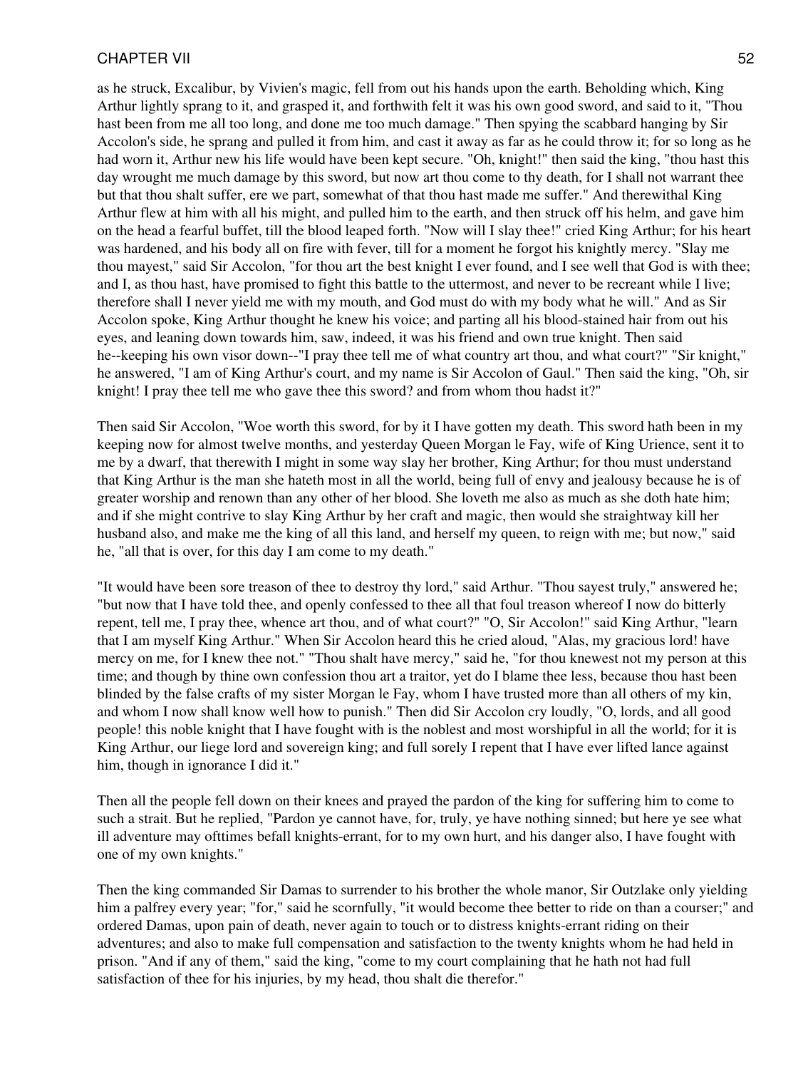as he struck, Excalibur, by Vivien's magic, fell from out his hands upon the earth. Beholding which, King Arthur lightly sprang to it, and grasped it, and forthwith felt it was his own good sword, and said to it, "Thou hast been from me all too long, and done me too much damage." Then spying the scabbard hanging by Sir Accolon's side, he sprang and pulled it from him, and cast it away as far as he could throw it; for so long as he had worn it, Arthur new his life would have been kept secure. "Oh, knight!" then said the king, "thou hast this day wrought me much damage by this sword, but now art thou come to thy death, for I shall not warrant thee but that thou shalt suffer, ere we part, somewhat of that thou hast made me suffer." And therewithal King Arthur flew at him with all his might, and pulled him to the earth, and then struck off his helm, and gave him on the head a fearful buffet, till the blood leaped forth. "Now will I slay thee!" cried King Arthur; for his heart was hardened, and his body all on fire with fever, till for a moment he forgot his knightly mercy. "Slay me thou mayest," said Sir Accolon, "for thou art the best knight I ever found, and I see well that God is with thee; and I, as thou hast, have promised to fight this battle to the uttermost, and never to be recreant while I live; therefore shall I never yield me with my mouth, and God must do with my body what he will." And as Sir Accolon spoke, King Arthur thought he knew his voice; and parting all his blood-stained hair from out his eyes, and leaning down towards him, saw, indeed, it was his friend and own true knight. Then said he--keeping his own visor down--"I pray thee tell me of what country art thou, and what court?" "Sir knight," he answered, "I am of King Arthur's court, and my name is Sir Accolon of Gaul." Then said the king, "Oh, sir knight! I pray thee tell me who gave thee this sword? and from whom thou hadst it?"

Then said Sir Accolon, "Woe worth this sword, for by it I have gotten my death. This sword hath been in my keeping now for almost twelve months, and yesterday Queen Morgan le Fay, wife of King Urience, sent it to me by a dwarf, that therewith I might in some way slay her brother, King Arthur; for thou must understand that King Arthur is the man she hateth most in all the world, being full of envy and jealousy because he is of greater worship and renown than any other of her blood. She loveth me also as much as she doth hate him; and if she might contrive to slay King Arthur by her craft and magic, then would she straightway kill her husband also, and make me the king of all this land, and herself my queen, to reign with me; but now," said he, "all that is over, for this day I am come to my death."

"It would have been sore treason of thee to destroy thy lord," said Arthur. "Thou sayest truly," answered he; "but now that I have told thee, and openly confessed to thee all that foul treason whereof I now do bitterly repent, tell me, I pray thee, whence art thou, and of what court?" "O, Sir Accolon!" said King Arthur, "learn that I am myself King Arthur." When Sir Accolon heard this he cried aloud, "Alas, my gracious lord! have mercy on me, for I knew thee not." "Thou shalt have mercy," said he, "for thou knewest not my person at this time; and though by thine own confession thou art a traitor, yet do I blame thee less, because thou hast been blinded by the false crafts of my sister Morgan le Fay, whom I have trusted more than all others of my kin, and whom I now shall know well how to punish." Then did Sir Accolon cry loudly, "O, lords, and all good people! this noble knight that I have fought with is the noblest and most worshipful in all the world; for it is King Arthur, our liege lord and sovereign king; and full sorely I repent that I have ever lifted lance against him, though in ignorance I did it."

Then all the people fell down on their knees and prayed the pardon of the king for suffering him to come to such a strait. But he replied, "Pardon ye cannot have, for, truly, ye have nothing sinned; but here ye see what ill adventure may ofttimes befall knights-errant, for to my own hurt, and his danger also, I have fought with one of my own knights."

Then the king commanded Sir Damas to surrender to his brother the whole manor, Sir Outzlake only yielding him a palfrey every year; "for," said he scornfully, "it would become thee better to ride on than a courser;" and ordered Damas, upon pain of death, never again to touch or to distress knights-errant riding on their adventures; and also to make full compensation and satisfaction to the twenty knights whom he had held in prison. "And if any of them," said the king, "come to my court complaining that he hath not had full satisfaction of thee for his injuries, by my head, thou shalt die therefor."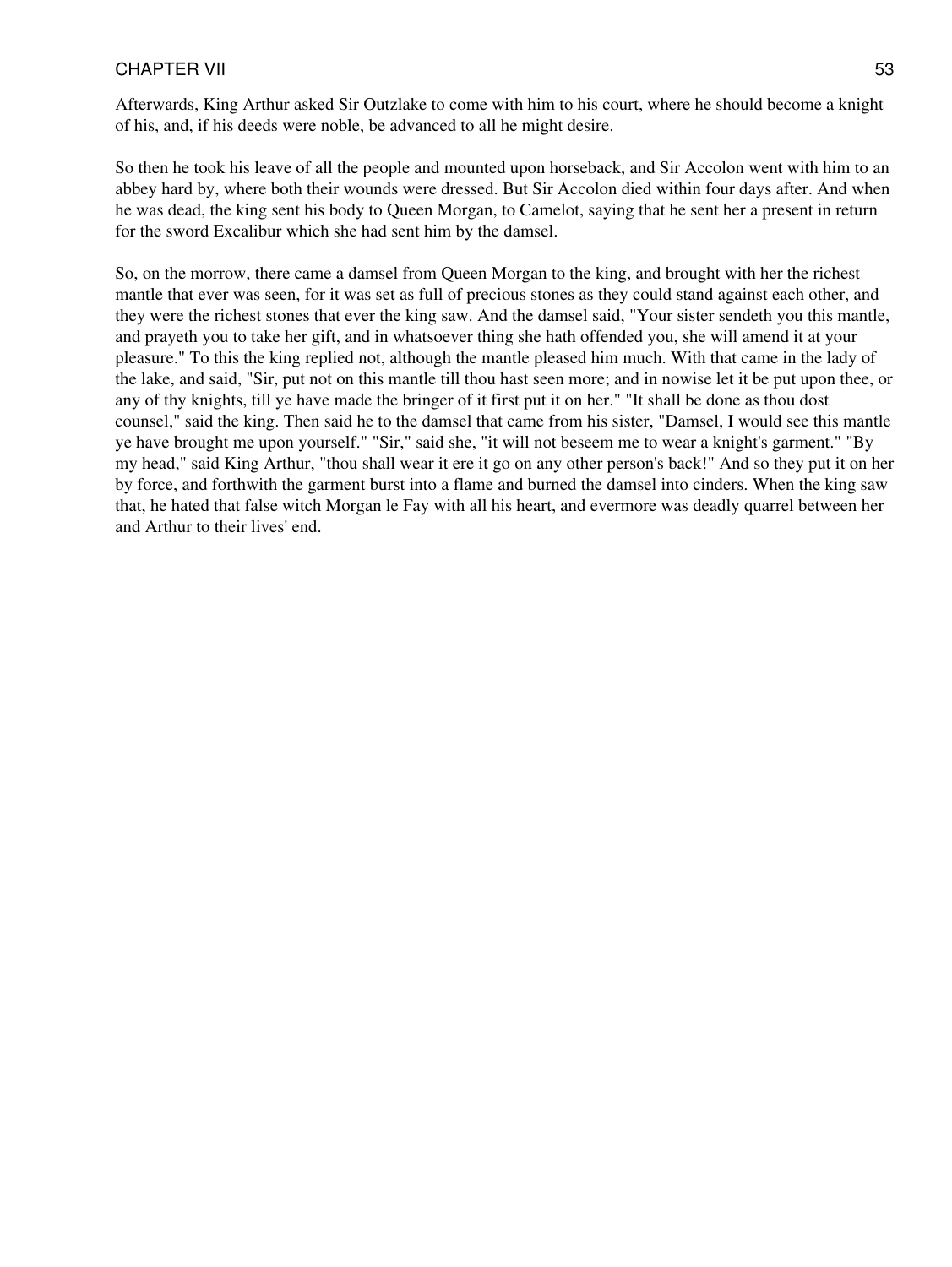Afterwards, King Arthur asked Sir Outzlake to come with him to his court, where he should become a knight of his, and, if his deeds were noble, be advanced to all he might desire.

So then he took his leave of all the people and mounted upon horseback, and Sir Accolon went with him to an abbey hard by, where both their wounds were dressed. But Sir Accolon died within four days after. And when he was dead, the king sent his body to Queen Morgan, to Camelot, saying that he sent her a present in return for the sword Excalibur which she had sent him by the damsel.

So, on the morrow, there came a damsel from Queen Morgan to the king, and brought with her the richest mantle that ever was seen, for it was set as full of precious stones as they could stand against each other, and they were the richest stones that ever the king saw. And the damsel said, "Your sister sendeth you this mantle, and prayeth you to take her gift, and in whatsoever thing she hath offended you, she will amend it at your pleasure." To this the king replied not, although the mantle pleased him much. With that came in the lady of the lake, and said, "Sir, put not on this mantle till thou hast seen more; and in nowise let it be put upon thee, or any of thy knights, till ye have made the bringer of it first put it on her." "It shall be done as thou dost counsel," said the king. Then said he to the damsel that came from his sister, "Damsel, I would see this mantle ye have brought me upon yourself." "Sir," said she, "it will not beseem me to wear a knight's garment." "By my head," said King Arthur, "thou shall wear it ere it go on any other person's back!" And so they put it on her by force, and forthwith the garment burst into a flame and burned the damsel into cinders. When the king saw that, he hated that false witch Morgan le Fay with all his heart, and evermore was deadly quarrel between her and Arthur to their lives' end.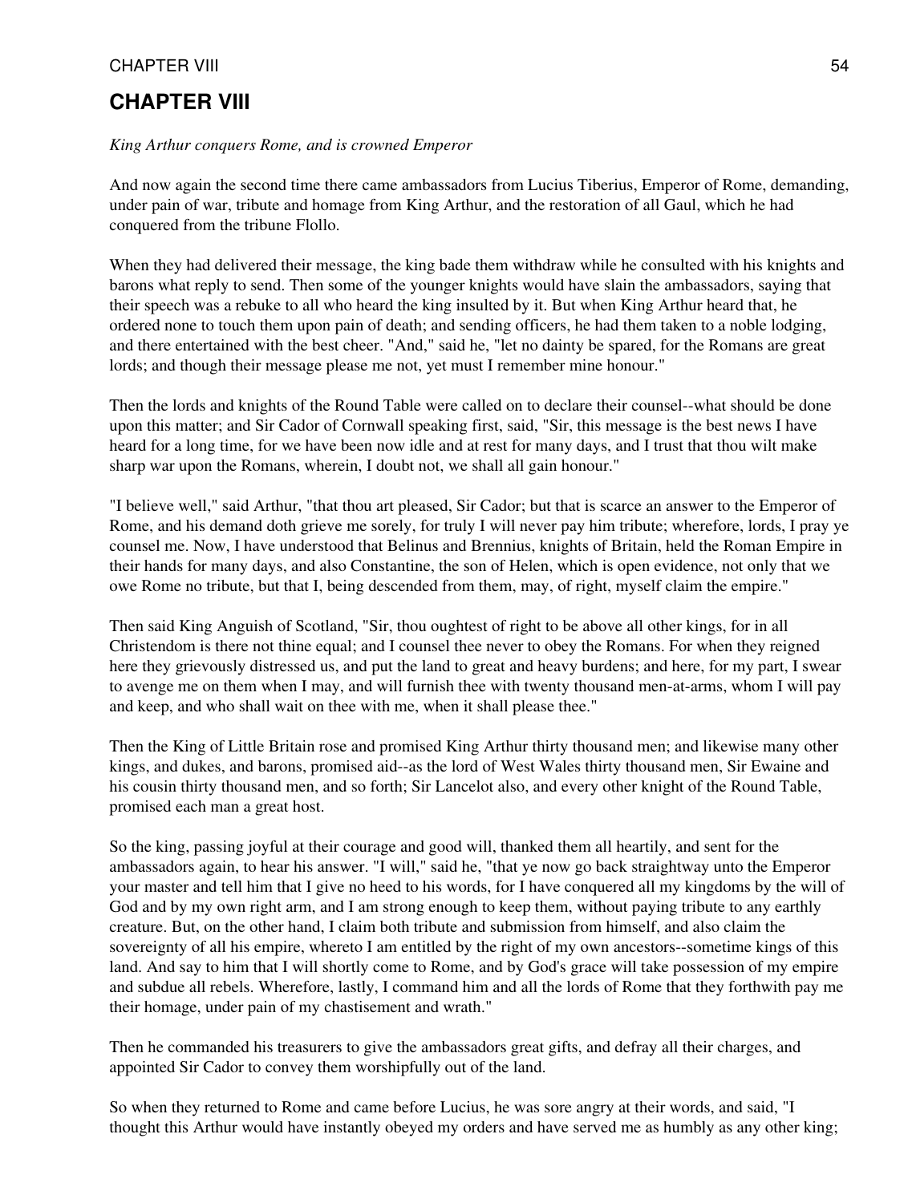# CHAPTER VIII

*King Arthur conquers Rome, and is crowned Emperor*

And now again the second time there came ambassadors from Lucius Tiberius, Emperor of Rome, demanding, under pain of war, tribute and homage from King Arthur, and the restoration of all Gaul, which he had conquered from the tribune Flollo.

When they had delivered their message, the king bade them withdraw while he consulted with his knights and barons what reply to send. Then some of the younger knights would have slain the ambassadors, saying that their speech was a rebuke to all who heard the king insulted by it. But when King Arthur heard that, he ordered none to touch them upon pain of death; and sending officers, he had them taken to a noble lodging, and there entertained with the best cheer. "And," said he, "let no dainty be spared, for the Romans are great lords; and though their message please me not, yet must I remember mine honour."

Then the lords and knights of the Round Table were called on to declare their counsel--what should be done upon this matter; and Sir Cador of Cornwall speaking first, said, "Sir, this message is the best news I have heard for a long time, for we have been now idle and at rest for many days, and I trust that thou wilt make sharp war upon the Romans, wherein, I doubt not, we shall all gain honour."

"I believe well," said Arthur, "that thou art pleased, Sir Cador; but that is scarce an answer to the Emperor of Rome, and his demand doth grieve me sorely, for truly I will never pay him tribute; wherefore, lords, I pray ye counsel me. Now, I have understood that Belinus and Brennius, knights of Britain, held the Roman Empire in their hands for many days, and also Constantine, the son of Helen, which is open evidence, not only that we owe Rome no tribute, but that I, being descended from them, may, of right, myself claim the empire."

Then said King Anguish of Scotland, "Sir, thou oughtest of right to be above all other kings, for in all Christendom is there not thine equal; and I counsel thee never to obey the Romans. For when they reigned here they grievously distressed us, and put the land to great and heavy burdens; and here, for my part, I swear to avenge me on them when I may, and will furnish thee with twenty thousand men-at-arms, whom I will pay and keep, and who shall wait on thee with me, when it shall please thee."

Then the King of Little Britain rose and promised King Arthur thirty thousand men; and likewise many other kings, and dukes, and barons, promised aid--as the lord of West Wales thirty thousand men, Sir Ewaine and his cousin thirty thousand men, and so forth; Sir Lancelot also, and every other knight of the Round Table, promised each man a great host.

So the king, passing joyful at their courage and good will, thanked them all heartily, and sent for the ambassadors again, to hear his answer. "I will," said he, "that ye now go back straightway unto the Emperor your master and tell him that I give no heed to his words, for I have conquered all my kingdoms by the will of God and by my own right arm, and I am strong enough to keep them, without paying tribute to any earthly creature. But, on the other hand, I claim both tribute and submission from himself, and also claim the sovereignty of all his empire, whereto I am entitled by the right of my own ancestors--sometime kings of this land. And say to him that I will shortly come to Rome, and by God's grace will take possession of my empire and subdue all rebels. Wherefore, lastly, I command him and all the lords of Rome that they forthwith pay me their homage, under pain of my chastisement and wrath."

Then he commanded his treasurers to give the ambassadors great gifts, and defray all their charges, and appointed Sir Cador to convey them worshipfully out of the land.

So when they returned to Rome and came before Lucius, he was sore angry at their words, and said, "I thought this Arthur would have instantly obeyed my orders and have served me as humbly as any other king;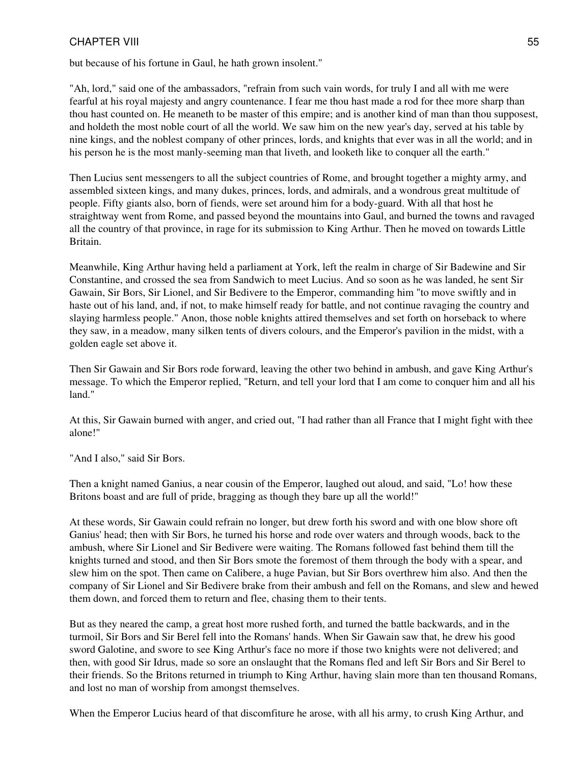but because of his fortune in Gaul, he hath grown insolent."

"Ah, lord," said one of the ambassadors, "refrain from such vain words, for truly I and all with me were fearful at his royal majesty and angry countenance. I fear me thou hast made a rod for thee more sharp than thou hast counted on. He meaneth to be master of this empire; and is another kind of man than thou supposest, and holdeth the most noble court of all the world. We saw him on the new year's day, served at his table by nine kings, and the noblest company of other princes, lords, and knights that ever was in all the world; and in his person he is the most manly-seeming man that liveth, and looketh like to conquer all the earth."

Then Lucius sent messengers to all the subject countries of Rome, and brought together a mighty army, and assembled sixteen kings, and many dukes, princes, lords, and admirals, and a wondrous great multitude of people. Fifty giants also, born of fiends, were set around him for a body-guard. With all that host he straightway went from Rome, and passed beyond the mountains into Gaul, and burned the towns and ravaged all the country of that province, in rage for its submission to King Arthur. Then he moved on towards Little Britain.

Meanwhile, King Arthur having held a parliament at York, left the realm in charge of Sir Badewine and Sir Constantine, and crossed the sea from Sandwich to meet Lucius. And so soon as he was landed, he sent Sir Gawain, Sir Bors, Sir Lionel, and Sir Bedivere to the Emperor, commanding him "to move swiftly and in haste out of his land, and, if not, to make himself ready for battle, and not continue ravaging the country and slaying harmless people." Anon, those noble knights attired themselves and set forth on horseback to where they saw, in a meadow, many silken tents of divers colours, and the Emperor's pavilion in the midst, with a golden eagle set above it.

Then Sir Gawain and Sir Bors rode forward, leaving the other two behind in ambush, and gave King Arthur's message. To which the Emperor replied, "Return, and tell your lord that I am come to conquer him and all his land."

At this, Sir Gawain burned with anger, and cried out, "I had rather than all France that I might fight with thee alone!"

"And I also," said Sir Bors.

Then a knight named Ganius, a near cousin of the Emperor, laughed out aloud, and said, "Lo! how these Britons boast and are full of pride, bragging as though they bare up all the world!"

At these words, Sir Gawain could refrain no longer, but drew forth his sword and with one blow shore oft Ganius' head; then with Sir Bors, he turned his horse and rode over waters and through woods, back to the ambush, where Sir Lionel and Sir Bedivere were waiting. The Romans followed fast behind them till the knights turned and stood, and then Sir Bors smote the foremost of them through the body with a spear, and slew him on the spot. Then came on Calibere, a huge Pavian, but Sir Bors overthrew him also. And then the company of Sir Lionel and Sir Bedivere brake from their ambush and fell on the Romans, and slew and hewed them down, and forced them to return and flee, chasing them to their tents.

But as they neared the camp, a great host more rushed forth, and turned the battle backwards, and in the turmoil, Sir Bors and Sir Berel fell into the Romans' hands. When Sir Gawain saw that, he drew his good sword Galotine, and swore to see King Arthur's face no more if those two knights were not delivered; and then, with good Sir Idrus, made so sore an onslaught that the Romans fled and left Sir Bors and Sir Berel to their friends. So the Britons returned in triumph to King Arthur, having slain more than ten thousand Romans, and lost no man of worship from amongst themselves.

When the Emperor Lucius heard of that discomfiture he arose, with all his army, to crush King Arthur, and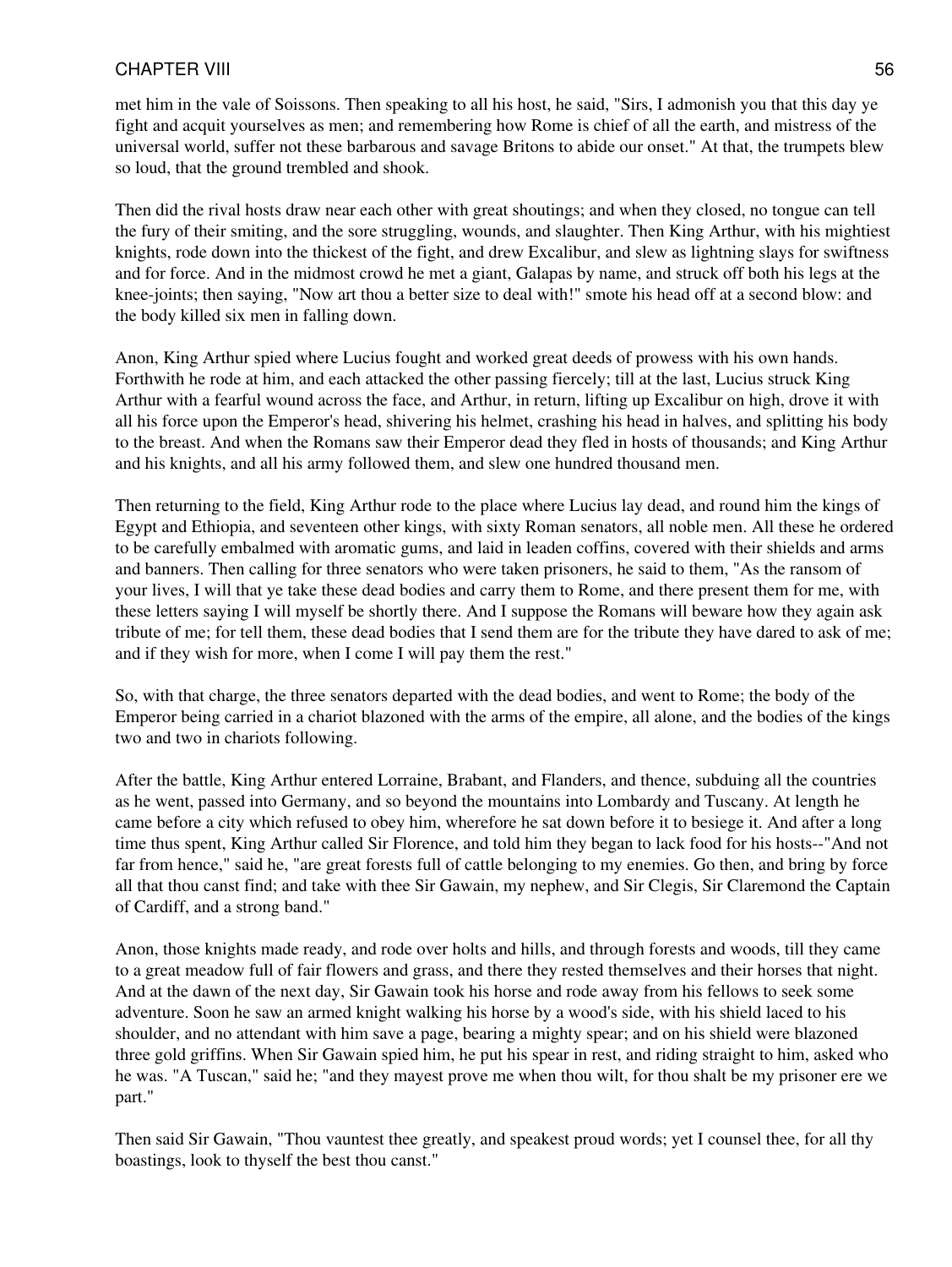met him in the vale of Soissons. Then speaking to all his host, he said, "Sirs, I admonish you that this day ye fight and acquit yourselves as men; and remembering how Rome is chief of all the earth, and mistress of the universal world, suffer not these barbarous and savage Britons to abide our onset." At that, the trumpets blew so loud, that the ground trembled and shook.

Then did the rival hosts draw near each other with great shoutings; and when they closed, no tongue can tell the fury of their smiting, and the sore struggling, wounds, and slaughter. Then King Arthur, with his mightiest knights, rode down into the thickest of the fight, and drew Excalibur, and slew as lightning slays for swiftness and for force. And in the midmost crowd he met a giant, Galapas by name, and struck off both his legs at the knee-joints; then saying, "Now art thou a better size to deal with!" smote his head off at a second blow: and the body killed six men in falling down.

Anon, King Arthur spied where Lucius fought and worked great deeds of prowess with his own hands. Forthwith he rode at him, and each attacked the other passing fiercely; till at the last, Lucius struck King Arthur with a fearful wound across the face, and Arthur, in return, lifting up Excalibur on high, drove it with all his force upon the Emperor's head, shivering his helmet, crashing his head in halves, and splitting his body to the breast. And when the Romans saw their Emperor dead they fled in hosts of thousands; and King Arthur and his knights, and all his army followed them, and slew one hundred thousand men.

Then returning to the field, King Arthur rode to the place where Lucius lay dead, and round him the kings of Egypt and Ethiopia, and seventeen other kings, with sixty Roman senators, all noble men. All these he ordered to be carefully embalmed with aromatic gums, and laid in leaden coffins, covered with their shields and arms and banners. Then calling for three senators who were taken prisoners, he said to them, "As the ransom of your lives, I will that ye take these dead bodies and carry them to Rome, and there present them for me, with these letters saying I will myself be shortly there. And I suppose the Romans will beware how they again ask tribute of me; for tell them, these dead bodies that I send them are for the tribute they have dared to ask of me; and if they wish for more, when I come I will pay them the rest."

So, with that charge, the three senators departed with the dead bodies, and went to Rome; the body of the Emperor being carried in a chariot blazoned with the arms of the empire, all alone, and the bodies of the kings two and two in chariots following.

After the battle, King Arthur entered Lorraine, Brabant, and Flanders, and thence, subduing all the countries as he went, passed into Germany, and so beyond the mountains into Lombardy and Tuscany. At length he came before a city which refused to obey him, wherefore he sat down before it to besiege it. And after a long time thus spent, King Arthur called Sir Florence, and told him they began to lack food for his hosts--"And not far from hence," said he, "are great forests full of cattle belonging to my enemies. Go then, and bring by force all that thou canst find; and take with thee Sir Gawain, my nephew, and Sir Clegis, Sir Claremond the Captain of Cardiff, and a strong band."

Anon, those knights made ready, and rode over holts and hills, and through forests and woods, till they came to a great meadow full of fair flowers and grass, and there they rested themselves and their horses that night. And at the dawn of the next day, Sir Gawain took his horse and rode away from his fellows to seek some adventure. Soon he saw an armed knight walking his horse by a wood's side, with his shield laced to his shoulder, and no attendant with him save a page, bearing a mighty spear; and on his shield were blazoned three gold griffins. When Sir Gawain spied him, he put his spear in rest, and riding straight to him, asked who he was. "A Tuscan," said he; "and they mayest prove me when thou wilt, for thou shalt be my prisoner ere we part."

Then said Sir Gawain, "Thou vauntest thee greatly, and speakest proud words; yet I counsel thee, for all thy boastings, look to thyself the best thou canst."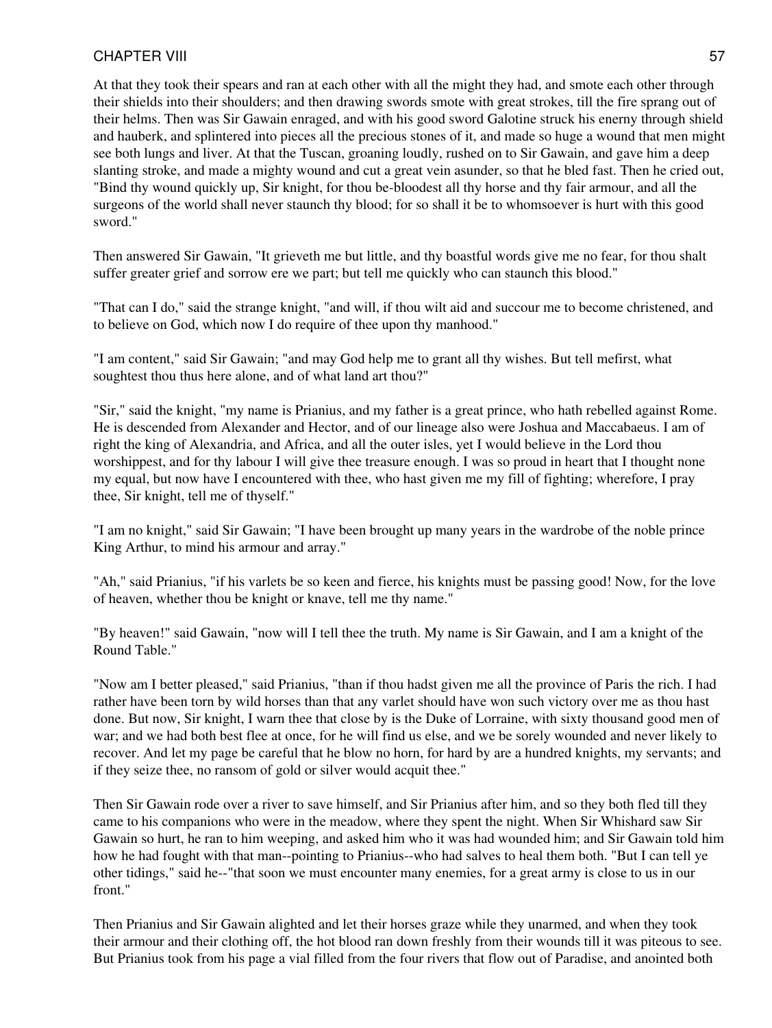At that they took their spears and ran at each other with all the might they had, and smote each other through their shields into their shoulders; and then drawing swords smote with great strokes, till the fire sprang out of their helms. Then was Sir Gawain enraged, and with his good sword Galotine struck his enerny through shield and hauberk, and splintered into pieces all the precious stones of it, and made so huge a wound that men might see both lungs and liver. At that the Tuscan, groaning loudly, rushed on to Sir Gawain, and gave him a deep slanting stroke, and made a mighty wound and cut a great vein asunder, so that he bled fast. Then he cried out, "Bind thy wound quickly up, Sir knight, for thou be-bloodest all thy horse and thy fair armour, and all the surgeons of the world shall never staunch thy blood; for so shall it be to whomsoever is hurt with this good sword."

Then answered Sir Gawain, "It grieveth me but little, and thy boastful words give me no fear, for thou shalt suffer greater grief and sorrow ere we part; but tell me quickly who can staunch this blood."

"That can I do," said the strange knight, "and will, if thou wilt aid and succour me to become christened, and to believe on God, which now I do require of thee upon thy manhood."

"I am content," said Sir Gawain; "and may God help me to grant all thy wishes. But tell mefirst, what soughtest thou thus here alone, and of what land art thou?"

"Sir," said the knight, "my name is Prianius, and my father is a great prince, who hath rebelled against Rome. He is descended from Alexander and Hector, and of our lineage also were Joshua and Maccabaeus. I am of right the king of Alexandria, and Africa, and all the outer isles, yet I would believe in the Lord thou worshippest, and for thy labour I will give thee treasure enough. I was so proud in heart that I thought none my equal, but now have I encountered with thee, who hast given me my fill of fighting; wherefore, I pray thee, Sir knight, tell me of thyself."

"I am no knight," said Sir Gawain; "I have been brought up many years in the wardrobe of the noble prince King Arthur, to mind his armour and array."

"Ah," said Prianius, "if his varlets be so keen and fierce, his knights must be passing good! Now, for the love of heaven, whether thou be knight or knave, tell me thy name."

"By heaven!" said Gawain, "now will I tell thee the truth. My name is Sir Gawain, and I am a knight of the Round Table."

"Now am I better pleased," said Prianius, "than if thou hadst given me all the province of Paris the rich. I had rather have been torn by wild horses than that any varlet should have won such victory over me as thou hast done. But now, Sir knight, I warn thee that close by is the Duke of Lorraine, with sixty thousand good men of war; and we had both best flee at once, for he will find us else, and we be sorely wounded and never likely to recover. And let my page be careful that he blow no horn, for hard by are a hundred knights, my servants; and if they seize thee, no ransom of gold or silver would acquit thee."

Then Sir Gawain rode over a river to save himself, and Sir Prianius after him, and so they both fled till they came to his companions who were in the meadow, where they spent the night. When Sir Whishard saw Sir Gawain so hurt, he ran to him weeping, and asked him who it was had wounded him; and Sir Gawain told him how he had fought with that man--pointing to Prianius--who had salves to heal them both. "But I can tell ye other tidings," said he--"that soon we must encounter many enemies, for a great army is close to us in our front."

Then Prianius and Sir Gawain alighted and let their horses graze while they unarmed, and when they took their armour and their clothing off, the hot blood ran down freshly from their wounds till it was piteous to see. But Prianius took from his page a vial filled from the four rivers that flow out of Paradise, and anointed both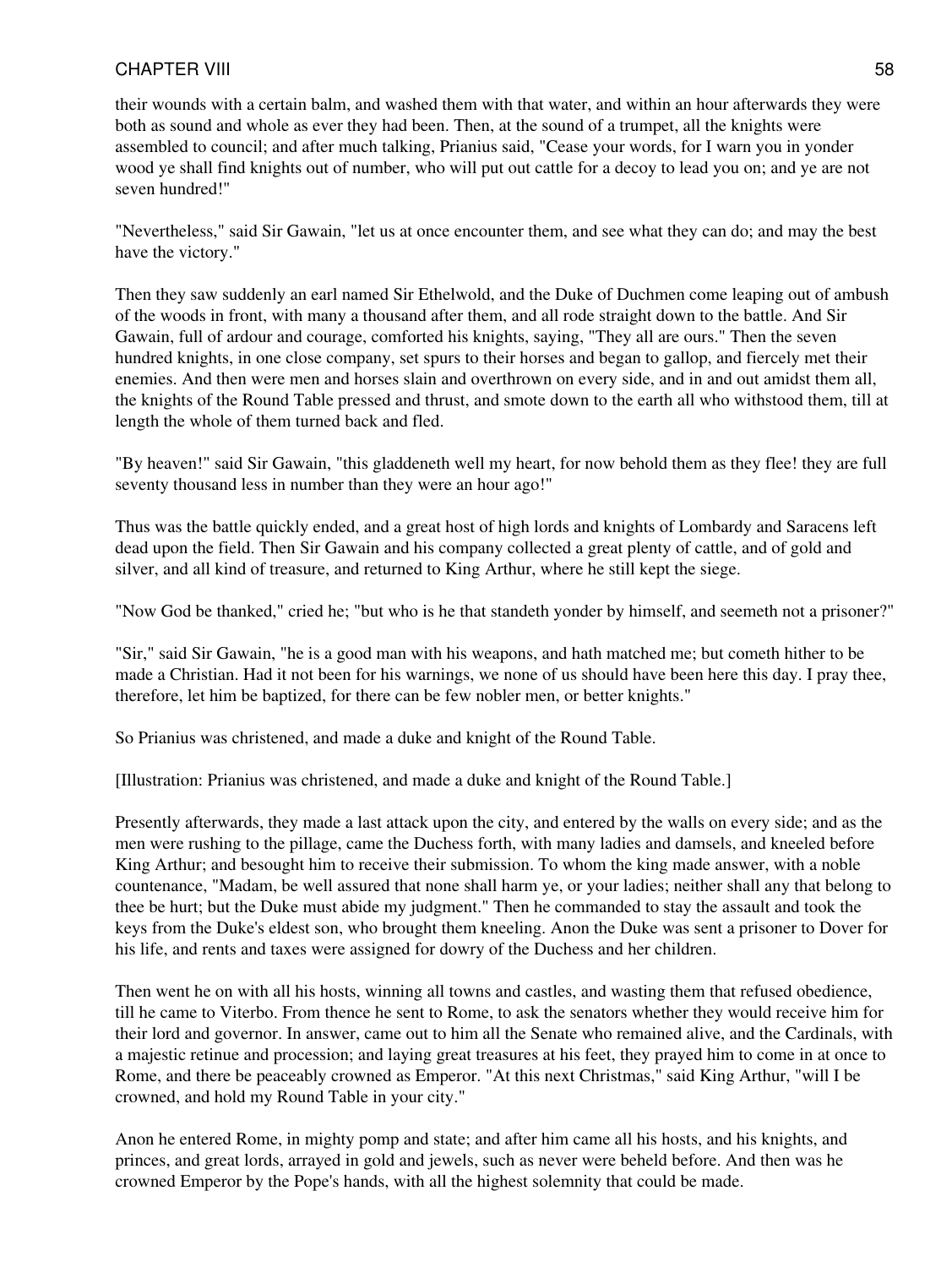their wounds with a certain balm, and washed them with that water, and within an hour afterwards they were both as sound and whole as ever they had been. Then, at the sound of a trumpet, all the knights were assembled to council; and after much talking, Prianius said, "Cease your words, for I warn you in yonder wood ye shall find knights out of number, who will put out cattle for a decoy to lead you on; and ye are not seven hundred!"

"Nevertheless," said Sir Gawain, "let us at once encounter them, and see what they can do; and may the best have the victory."

Then they saw suddenly an earl named Sir Ethelwold, and the Duke of Duchmen come leaping out of ambush of the woods in front, with many a thousand after them, and all rode straight down to the battle. And Sir Gawain, full of ardour and courage, comforted his knights, saying, "They all are ours." Then the seven hundred knights, in one close company, set spurs to their horses and began to gallop, and fiercely met their enemies. And then were men and horses slain and overthrown on every side, and in and out amidst them all, the knights of the Round Table pressed and thrust, and smote down to the earth all who withstood them, till at length the whole of them turned back and fled.

"By heaven!" said Sir Gawain, "this gladdeneth well my heart, for now behold them as they flee! they are full seventy thousand less in number than they were an hour ago!"

Thus was the battle quickly ended, and a great host of high lords and knights of Lombardy and Saracens left dead upon the field. Then Sir Gawain and his company collected a great plenty of cattle, and of gold and silver, and all kind of treasure, and returned to King Arthur, where he still kept the siege.

"Now God be thanked," cried he; "but who is he that standeth yonder by himself, and seemeth not a prisoner?"

"Sir," said Sir Gawain, "he is a good man with his weapons, and hath matched me; but cometh hither to be made a Christian. Had it not been for his warnings, we none of us should have been here this day. I pray thee, therefore, let him be baptized, for there can be few nobler men, or better knights."

So Prianius was christened, and made a duke and knight of the Round Table.

[Illustration: Prianius was christened, and made a duke and knight of the Round Table.]

Presently afterwards, they made a last attack upon the city, and entered by the walls on every side; and as the men were rushing to the pillage, came the Duchess forth, with many ladies and damsels, and kneeled before King Arthur; and besought him to receive their submission. To whom the king made answer, with a noble countenance, "Madam, be well assured that none shall harm ye, or your ladies; neither shall any that belong to thee be hurt; but the Duke must abide my judgment." Then he commanded to stay the assault and took the keys from the Duke's eldest son, who brought them kneeling. Anon the Duke was sent a prisoner to Dover for his life, and rents and taxes were assigned for dowry of the Duchess and her children.

Then went he on with all his hosts, winning all towns and castles, and wasting them that refused obedience, till he came to Viterbo. From thence he sent to Rome, to ask the senators whether they would receive him for their lord and governor. In answer, came out to him all the Senate who remained alive, and the Cardinals, with a majestic retinue and procession; and laying great treasures at his feet, they prayed him to come in at once to Rome, and there be peaceably crowned as Emperor. "At this next Christmas," said King Arthur, "will I be crowned, and hold my Round Table in your city."

Anon he entered Rome, in mighty pomp and state; and after him came all his hosts, and his knights, and princes, and great lords, arrayed in gold and jewels, such as never were beheld before. And then was he crowned Emperor by the Pope's hands, with all the highest solemnity that could be made.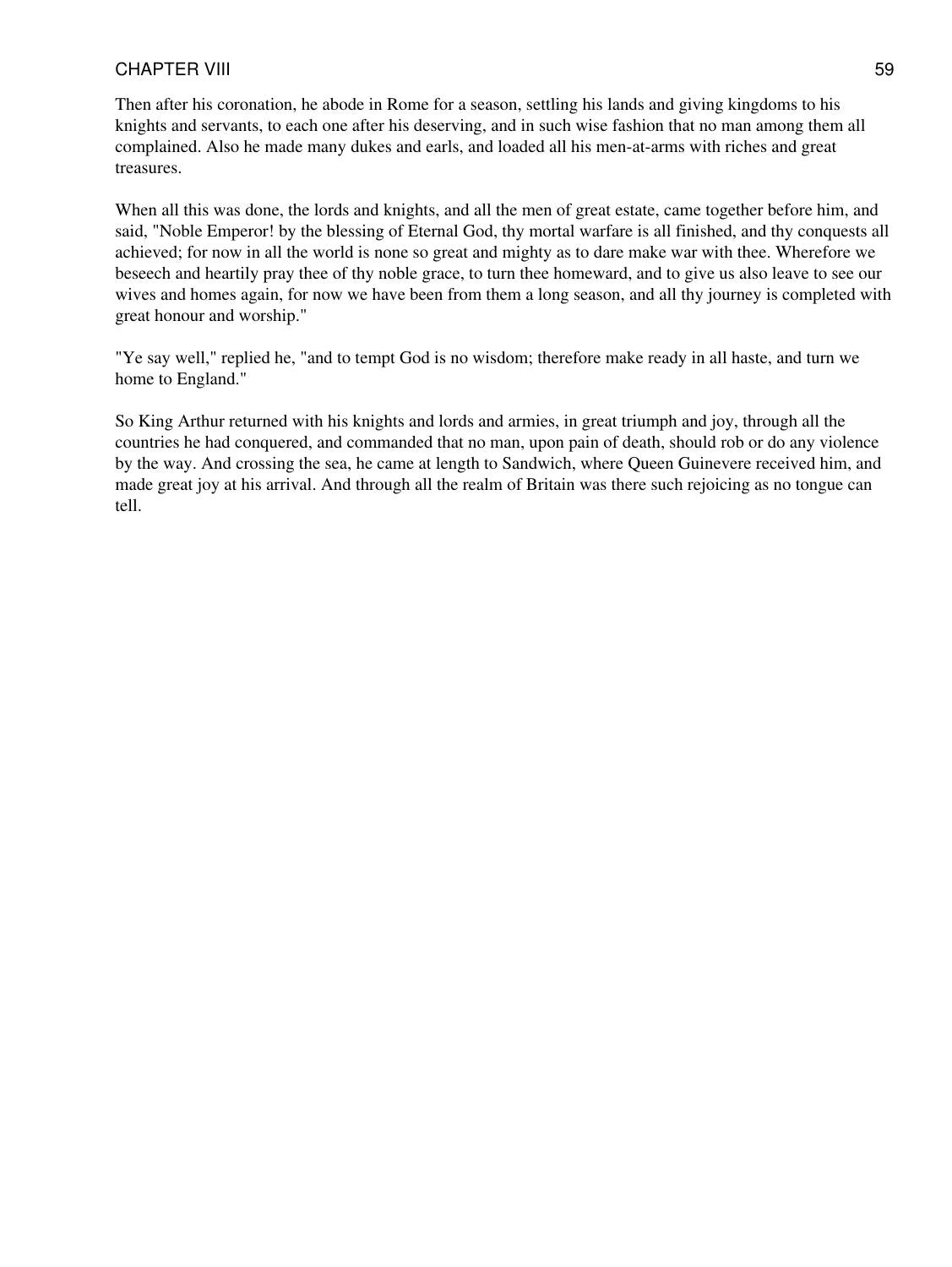Then after his coronation, he abode in Rome for a season, settling his lands and giving kingdoms to his knights and servants, to each one after his deserving, and in such wise fashion that no man among them all complained. Also he made many dukes and earls, and loaded all his men-at-arms with riches and great treasures.

When all this was done, the lords and knights, and all the men of great estate, came together before him, and said, "Noble Emperor! by the blessing of Eternal God, thy mortal warfare is all finished, and thy conquests all achieved; for now in all the world is none so great and mighty as to dare make war with thee. Wherefore we beseech and heartily pray thee of thy noble grace, to turn thee homeward, and to give us also leave to see our wives and homes again, for now we have been from them a long season, and all thy journey is completed with great honour and worship."

"Ye say well," replied he, "and to tempt God is no wisdom; therefore make ready in all haste, and turn we home to England."

So King Arthur returned with his knights and lords and armies, in great triumph and joy, through all the countries he had conquered, and commanded that no man, upon pain of death, should rob or do any violence by the way. And crossing the sea, he came at length to Sandwich, where Queen Guinevere received him, and made great joy at his arrival. And through all the realm of Britain was there such rejoicing as no tongue can tell.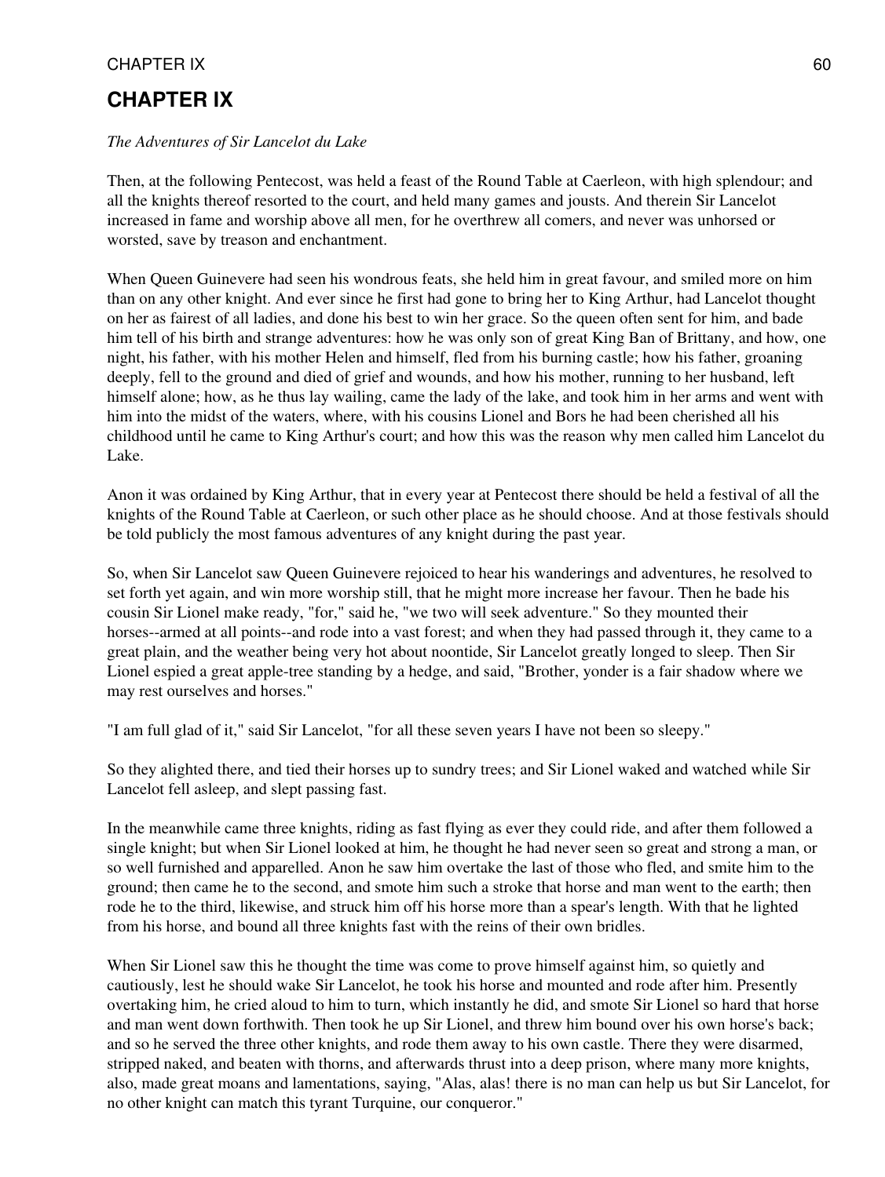# CHAPTER IX

*The Adventures of Sir Lancelot du Lake*

Then, at the following Pentecost, was held a feast of the Round Table at Caerleon, with high splendour; and all the knights thereof resorted to the court, and held many games and jousts. And therein Sir Lancelot increased in fame and worship above all men, for he overthrew all comers, and never was unhorsed or worsted, save by treason and enchantment.

When Queen Guinevere had seen his wondrous feats, she held him in great favour, and smiled more on him than on any other knight. And ever since he first had gone to bring her to King Arthur, had Lancelot thought on her as fairest of all ladies, and done his best to win her grace. So the queen often sent for him, and bade him tell of his birth and strange adventures: how he was only son of great King Ban of Brittany, and how, one night, his father, with his mother Helen and himself, fled from his burning castle; how his father, groaning deeply, fell to the ground and died of grief and wounds, and how his mother, running to her husband, left himself alone; how, as he thus lay wailing, came the lady of the lake, and took him in her arms and went with him into the midst of the waters, where, with his cousins Lionel and Bors he had been cherished all his childhood until he came to King Arthur's court; and how this was the reason why men called him Lancelot du Lake.

Anon it was ordained by King Arthur, that in every year at Pentecost there should be held a festival of all the knights of the Round Table at Caerleon, or such other place as he should choose. And at those festivals should be told publicly the most famous adventures of any knight during the past year.

So, when Sir Lancelot saw Queen Guinevere rejoiced to hear his wanderings and adventures, he resolved to set forth yet again, and win more worship still, that he might more increase her favour. Then he bade his cousin Sir Lionel make ready, "for," said he, "we two will seek adventure." So they mounted their horses--armed at all points--and rode into a vast forest; and when they had passed through it, they came to a great plain, and the weather being very hot about noontide, Sir Lancelot greatly longed to sleep. Then Sir Lionel espied a great apple-tree standing by a hedge, and said, "Brother, yonder is a fair shadow where we may rest ourselves and horses."

"I am full glad of it," said Sir Lancelot, "for all these seven years I have not been so sleepy."

So they alighted there, and tied their horses up to sundry trees; and Sir Lionel waked and watched while Sir Lancelot fell asleep, and slept passing fast.

In the meanwhile came three knights, riding as fast flying as ever they could ride, and after them followed a single knight; but when Sir Lionel looked at him, he thought he had never seen so great and strong a man, or so well furnished and apparelled. Anon he saw him overtake the last of those who fled, and smite him to the ground; then came he to the second, and smote him such a stroke that horse and man went to the earth; then rode he to the third, likewise, and struck him off his horse more than a spear's length. With that he lighted from his horse, and bound all three knights fast with the reins of their own bridles.

When Sir Lionel saw this he thought the time was come to prove himself against him, so quietly and cautiously, lest he should wake Sir Lancelot, he took his horse and mounted and rode after him. Presently overtaking him, he cried aloud to him to turn, which instantly he did, and smote Sir Lionel so hard that horse and man went down forthwith. Then took he up Sir Lionel, and threw him bound over his own horse's back; and so he served the three other knights, and rode them away to his own castle. There they were disarmed, stripped naked, and beaten with thorns, and afterwards thrust into a deep prison, where many more knights, also, made great moans and lamentations, saying, "Alas, alas! there is no man can help us but Sir Lancelot, for no other knight can match this tyrant Turquine, our conqueror."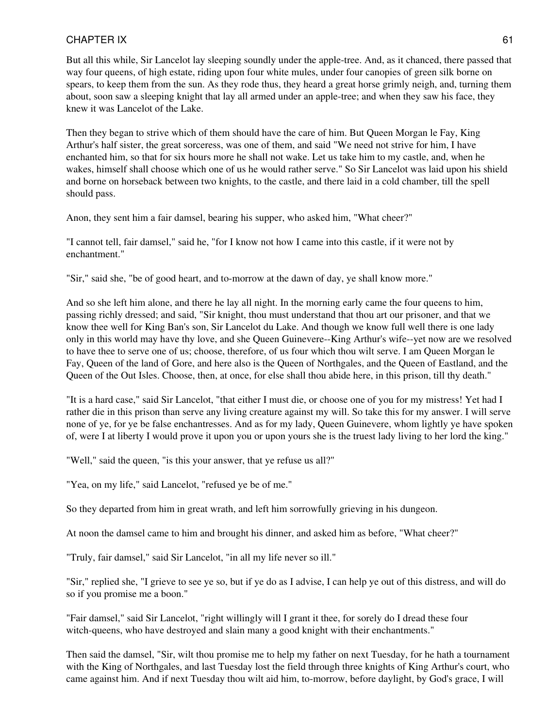But all this while, Sir Lancelot lay sleeping soundly under the apple-tree. And, as it chanced, there passed that way four queens, of high estate, riding upon four white mules, under four canopies of green silk borne on spears, to keep them from the sun. As they rode thus, they heard a great horse grimly neigh, and, turning them about, soon saw a sleeping knight that lay all armed under an apple-tree; and when they saw his face, they knew it was Lancelot of the Lake.

Then they began to strive which of them should have the care of him. But Queen Morgan le Fay, King Arthur's half sister, the great sorceress, was one of them, and said "We need not strive for him, I have enchanted him, so that for six hours more he shall not wake. Let us take him to my castle, and, when he wakes, himself shall choose which one of us he would rather serve." So Sir Lancelot was laid upon his shield and borne on horseback between two knights, to the castle, and there laid in a cold chamber, till the spell should pass.

Anon, they sent him a fair damsel, bearing his supper, who asked him, "What cheer?"

"I cannot tell, fair damsel," said he, "for I know not how I came into this castle, if it were not by enchantment."

"Sir," said she, "be of good heart, and to-morrow at the dawn of day, ye shall know more."

And so she left him alone, and there he lay all night. In the morning early came the four queens to him, passing richly dressed; and said, "Sir knight, thou must understand that thou art our prisoner, and that we know thee well for King Ban's son, Sir Lancelot du Lake. And though we know full well there is one lady only in this world may have thy love, and she Queen Guinevere--King Arthur's wife--yet now are we resolved to have thee to serve one of us; choose, therefore, of us four which thou wilt serve. I am Queen Morgan le Fay, Queen of the land of Gore, and here also is the Queen of Northgales, and the Queen of Eastland, and the Queen of the Out Isles. Choose, then, at once, for else shall thou abide here, in this prison, till thy death."

"It is a hard case," said Sir Lancelot, "that either I must die, or choose one of you for my mistress! Yet had I rather die in this prison than serve any living creature against my will. So take this for my answer. I will serve none of ye, for ye be false enchantresses. And as for my lady, Queen Guinevere, whom lightly ye have spoken of, were I at liberty I would prove it upon you or upon yours she is the truest lady living to her lord the king."

"Well," said the queen, "is this your answer, that ye refuse us all?"

"Yea, on my life," said Lancelot, "refused ye be of me."

So they departed from him in great wrath, and left him sorrowfully grieving in his dungeon.

At noon the damsel came to him and brought his dinner, and asked him as before, "What cheer?"

"Truly, fair damsel," said Sir Lancelot, "in all my life never so ill."

"Sir," replied she, "I grieve to see ye so, but if ye do as I advise, I can help ye out of this distress, and will do so if you promise me a boon."

"Fair damsel," said Sir Lancelot, "right willingly will I grant it thee, for sorely do I dread these four witch-queens, who have destroyed and slain many a good knight with their enchantments."

Then said the damsel, "Sir, wilt thou promise me to help my father on next Tuesday, for he hath a tournament with the King of Northgales, and last Tuesday lost the field through three knights of King Arthur's court, who came against him. And if next Tuesday thou wilt aid him, to-morrow, before daylight, by God's grace, I will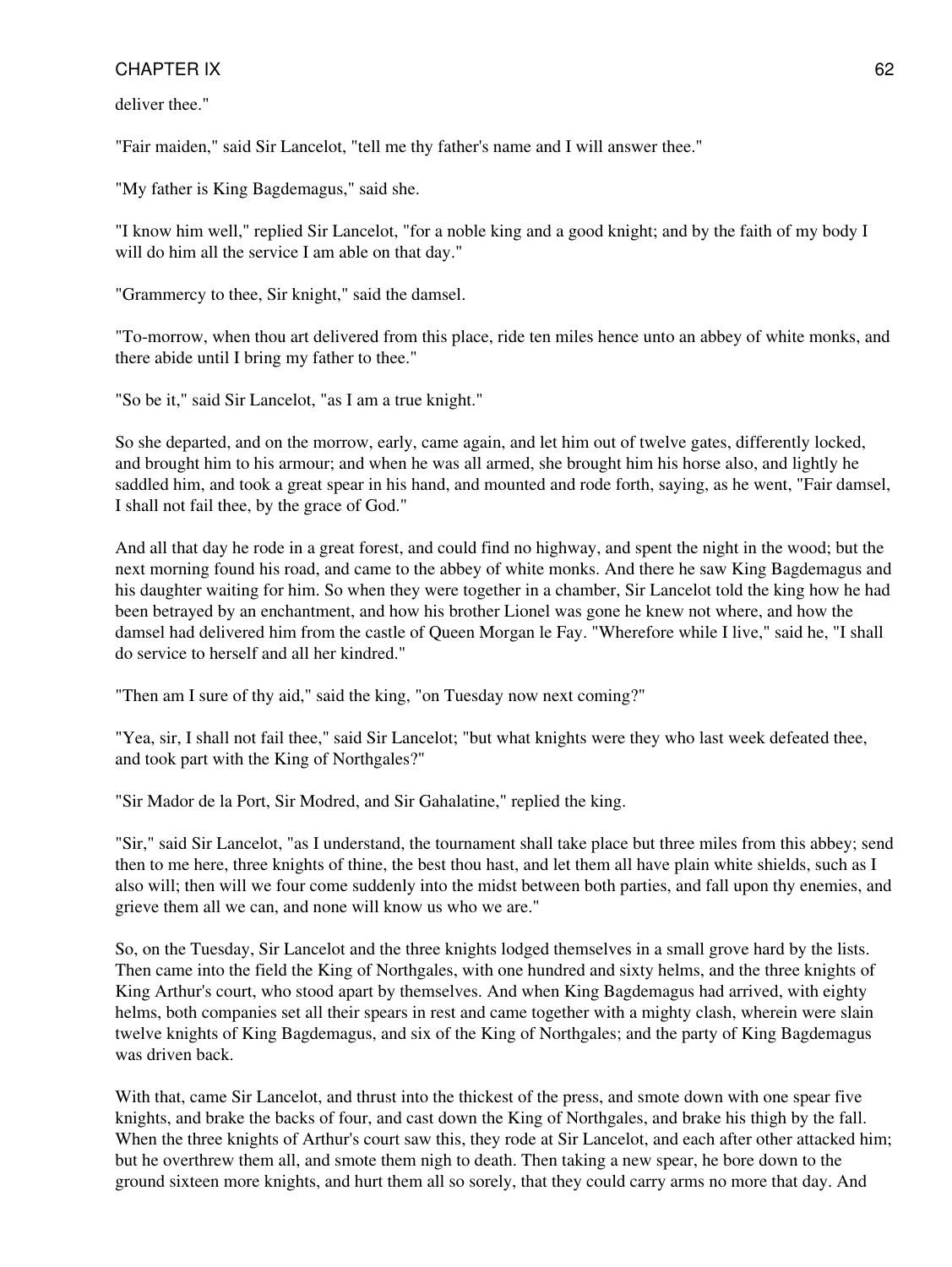deliver thee."

"Fair maiden," said Sir Lancelot, "tell me thy father's name and I will answer thee."

"My father is King Bagdemagus," said she.

"I know him well," replied Sir Lancelot, "for a noble king and a good knight; and by the faith of my body I will do him all the service I am able on that day."

"Grammercy to thee, Sir knight," said the damsel.

"To-morrow, when thou art delivered from this place, ride ten miles hence unto an abbey of white monks, and there abide until I bring my father to thee."

"So be it," said Sir Lancelot, "as I am a true knight."

So she departed, and on the morrow, early, came again, and let him out of twelve gates, differently locked, and brought him to his armour; and when he was all armed, she brought him his horse also, and lightly he saddled him, and took a great spear in his hand, and mounted and rode forth, saying, as he went, "Fair damsel, I shall not fail thee, by the grace of God."

And all that day he rode in a great forest, and could find no highway, and spent the night in the wood; but the next morning found his road, and came to the abbey of white monks. And there he saw King Bagdemagus and his daughter waiting for him. So when they were together in a chamber, Sir Lancelot told the king how he had been betrayed by an enchantment, and how his brother Lionel was gone he knew not where, and how the damsel had delivered him from the castle of Queen Morgan le Fay. "Wherefore while I live," said he, "I shall do service to herself and all her kindred."

"Then am I sure of thy aid," said the king, "on Tuesday now next coming?"

"Yea, sir, I shall not fail thee," said Sir Lancelot; "but what knights were they who last week defeated thee, and took part with the King of Northgales?"

"Sir Mador de la Port, Sir Modred, and Sir Gahalatine," replied the king.

"Sir," said Sir Lancelot, "as I understand, the tournament shall take place but three miles from this abbey; send then to me here, three knights of thine, the best thou hast, and let them all have plain white shields, such as I also will; then will we four come suddenly into the midst between both parties, and fall upon thy enemies, and grieve them all we can, and none will know us who we are."

So, on the Tuesday, Sir Lancelot and the three knights lodged themselves in a small grove hard by the lists. Then came into the field the King of Northgales, with one hundred and sixty helms, and the three knights of King Arthur's court, who stood apart by themselves. And when King Bagdemagus had arrived, with eighty helms, both companies set all their spears in rest and came together with a mighty clash, wherein were slain twelve knights of King Bagdemagus, and six of the King of Northgales; and the party of King Bagdemagus was driven back.

With that, came Sir Lancelot, and thrust into the thickest of the press, and smote down with one spear five knights, and brake the backs of four, and cast down the King of Northgales, and brake his thigh by the fall. When the three knights of Arthur's court saw this, they rode at Sir Lancelot, and each after other attacked him; but he overthrew them all, and smote them nigh to death. Then taking a new spear, he bore down to the ground sixteen more knights, and hurt them all so sorely, that they could carry arms no more that day. And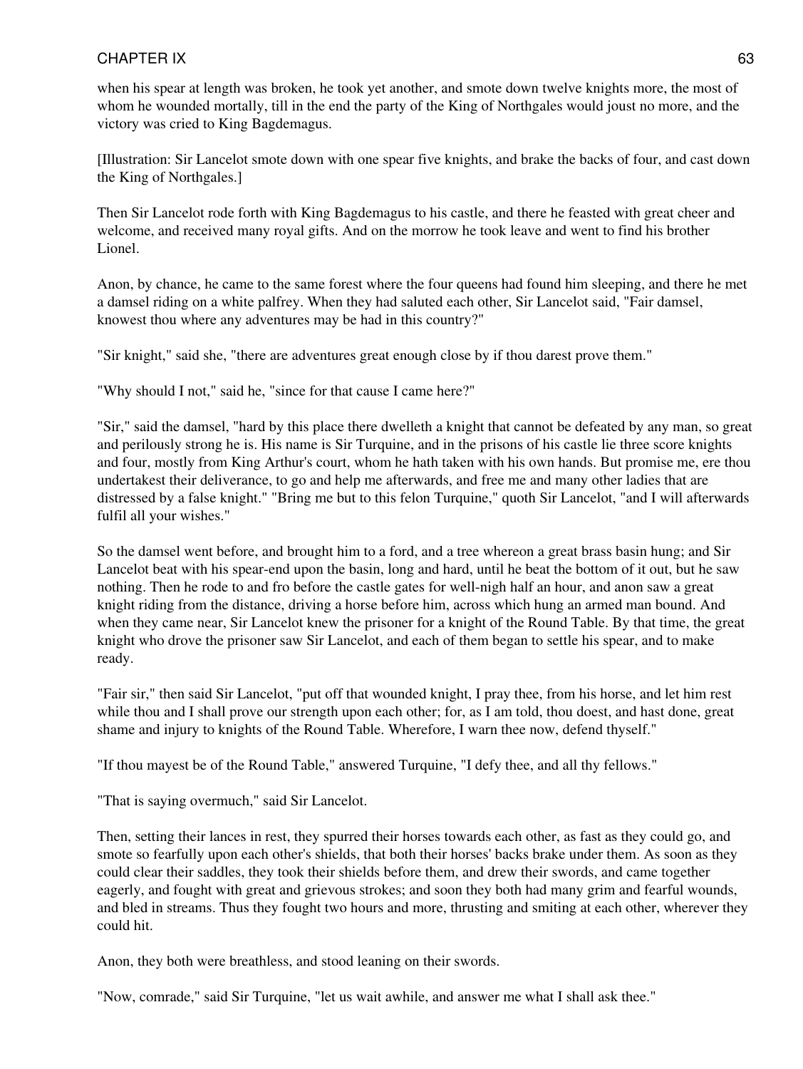when his spear at length was broken, he took yet another, and smote down twelve knights more, the most of whom he wounded mortally, till in the end the party of the King of Northgales would joust no more, and the victory was cried to King Bagdemagus.

[Illustration: Sir Lancelot smote down with one spear five knights, and brake the backs of four, and cast down the King of Northgales.]

Then Sir Lancelot rode forth with King Bagdemagus to his castle, and there he feasted with great cheer and welcome, and received many royal gifts. And on the morrow he took leave and went to find his brother Lionel.

Anon, by chance, he came to the same forest where the four queens had found him sleeping, and there he met a damsel riding on a white palfrey. When they had saluted each other, Sir Lancelot said, "Fair damsel, knowest thou where any adventures may be had in this country?"

"Sir knight," said she, "there are adventures great enough close by if thou darest prove them."

"Why should I not," said he, "since for that cause I came here?"

"Sir," said the damsel, "hard by this place there dwelleth a knight that cannot be defeated by any man, so great and perilously strong he is. His name is Sir Turquine, and in the prisons of his castle lie three score knights and four, mostly from King Arthur's court, whom he hath taken with his own hands. But promise me, ere thou undertakest their deliverance, to go and help me afterwards, and free me and many other ladies that are distressed by a false knight." "Bring me but to this felon Turquine," quoth Sir Lancelot, "and I will afterwards fulfil all your wishes."

So the damsel went before, and brought him to a ford, and a tree whereon a great brass basin hung; and Sir Lancelot beat with his spear-end upon the basin, long and hard, until he beat the bottom of it out, but he saw nothing. Then he rode to and fro before the castle gates for well-nigh half an hour, and anon saw a great knight riding from the distance, driving a horse before him, across which hung an armed man bound. And when they came near, Sir Lancelot knew the prisoner for a knight of the Round Table. By that time, the great knight who drove the prisoner saw Sir Lancelot, and each of them began to settle his spear, and to make ready.

"Fair sir," then said Sir Lancelot, "put off that wounded knight, I pray thee, from his horse, and let him rest while thou and I shall prove our strength upon each other; for, as I am told, thou doest, and hast done, great shame and injury to knights of the Round Table. Wherefore, I warn thee now, defend thyself."

"If thou mayest be of the Round Table," answered Turquine, "I defy thee, and all thy fellows."

"That is saying overmuch," said Sir Lancelot.

Then, setting their lances in rest, they spurred their horses towards each other, as fast as they could go, and smote so fearfully upon each other's shields, that both their horses' backs brake under them. As soon as they could clear their saddles, they took their shields before them, and drew their swords, and came together eagerly, and fought with great and grievous strokes; and soon they both had many grim and fearful wounds, and bled in streams. Thus they fought two hours and more, thrusting and smiting at each other, wherever they could hit.

Anon, they both were breathless, and stood leaning on their swords.

"Now, comrade," said Sir Turquine, "let us wait awhile, and answer me what I shall ask thee."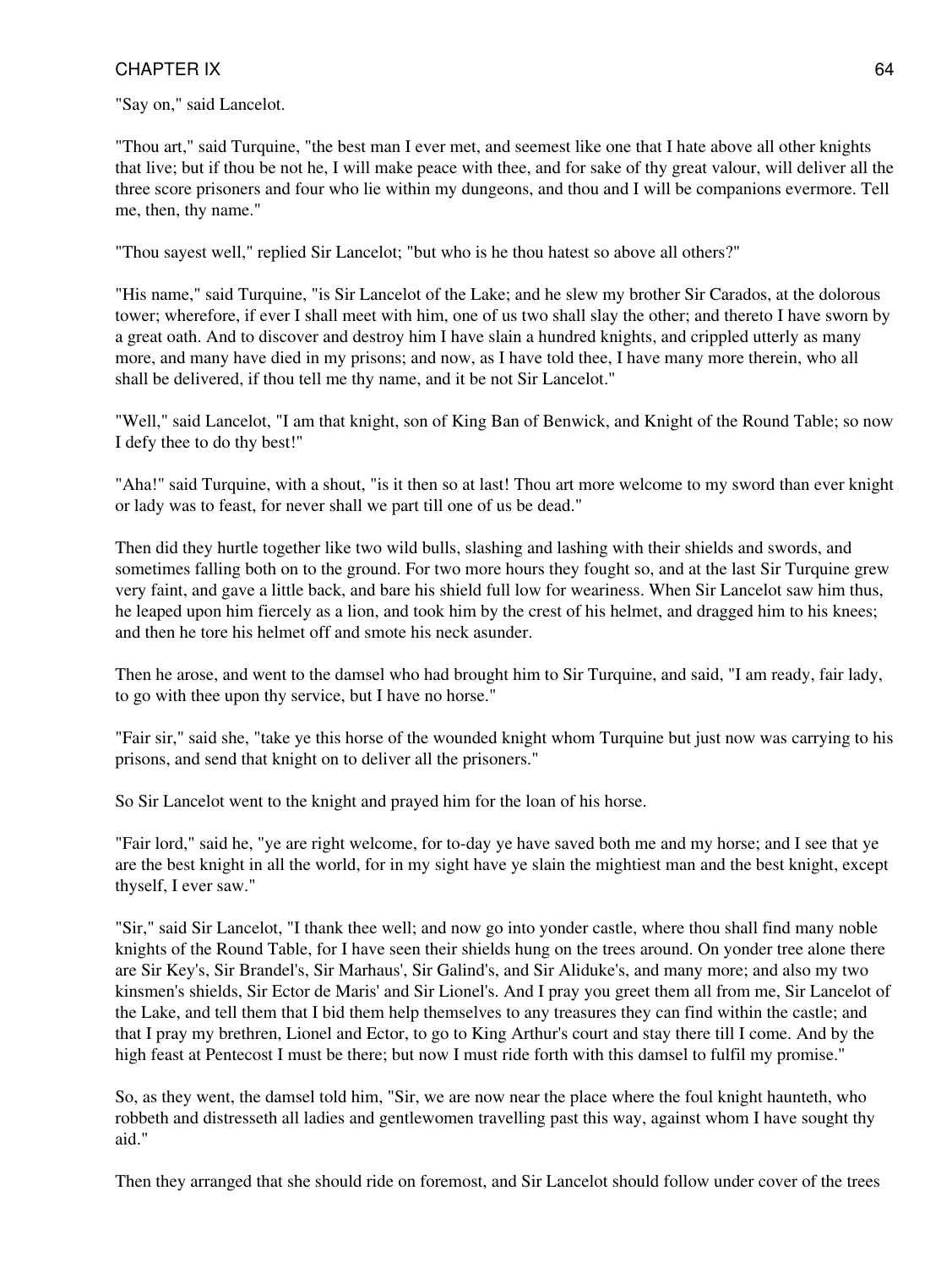"Say on," said Lancelot.

"Thou art," said Turquine, "the best man I ever met, and seemest like one that I hate above all other knights that live; but if thou be not he, I will make peace with thee, and for sake of thy great valour, will deliver all the three score prisoners and four who lie within my dungeons, and thou and I will be companions evermore. Tell me, then, thy name."

"Thou sayest well," replied Sir Lancelot; "but who is he thou hatest so above all others?"

"His name," said Turquine, "is Sir Lancelot of the Lake; and he slew my brother Sir Carados, at the dolorous tower; wherefore, if ever I shall meet with him, one of us two shall slay the other; and thereto I have sworn by a great oath. And to discover and destroy him I have slain a hundred knights, and crippled utterly as many more, and many have died in my prisons; and now, as I have told thee, I have many more therein, who all shall be delivered, if thou tell me thy name, and it be not Sir Lancelot."

"Well," said Lancelot, "I am that knight, son of King Ban of Benwick, and Knight of the Round Table; so now I defy thee to do thy best!"

"Aha!" said Turquine, with a shout, "is it then so at last! Thou art more welcome to my sword than ever knight or lady was to feast, for never shall we part till one of us be dead."

Then did they hurtle together like two wild bulls, slashing and lashing with their shields and swords, and sometimes falling both on to the ground. For two more hours they fought so, and at the last Sir Turquine grew very faint, and gave a little back, and bare his shield full low for weariness. When Sir Lancelot saw him thus, he leaped upon him fiercely as a lion, and took him by the crest of his helmet, and dragged him to his knees; and then he tore his helmet off and smote his neck asunder.

Then he arose, and went to the damsel who had brought him to Sir Turquine, and said, "I am ready, fair lady, to go with thee upon thy service, but I have no horse."

"Fair sir," said she, "take ye this horse of the wounded knight whom Turquine but just now was carrying to his prisons, and send that knight on to deliver all the prisoners."

So Sir Lancelot went to the knight and prayed him for the loan of his horse.

"Fair lord," said he, "ye are right welcome, for to-day ye have saved both me and my horse; and I see that ye are the best knight in all the world, for in my sight have ye slain the mightiest man and the best knight, except thyself, I ever saw."

"Sir," said Sir Lancelot, "I thank thee well; and now go into yonder castle, where thou shall find many noble knights of the Round Table, for I have seen their shields hung on the trees around. On yonder tree alone there are Sir Key's, Sir Brandel's, Sir Marhaus', Sir Galind's, and Sir Aliduke's, and many more; and also my two kinsmen's shields, Sir Ector de Maris' and Sir Lionel's. And I pray you greet them all from me, Sir Lancelot of the Lake, and tell them that I bid them help themselves to any treasures they can find within the castle; and that I pray my brethren, Lionel and Ector, to go to King Arthur's court and stay there till I come. And by the high feast at Pentecost I must be there; but now I must ride forth with this damsel to fulfil my promise."

So, as they went, the damsel told him, "Sir, we are now near the place where the foul knight haunteth, who robbeth and distresseth all ladies and gentlewomen travelling past this way, against whom I have sought thy aid."

Then they arranged that she should ride on foremost, and Sir Lancelot should follow under cover of the trees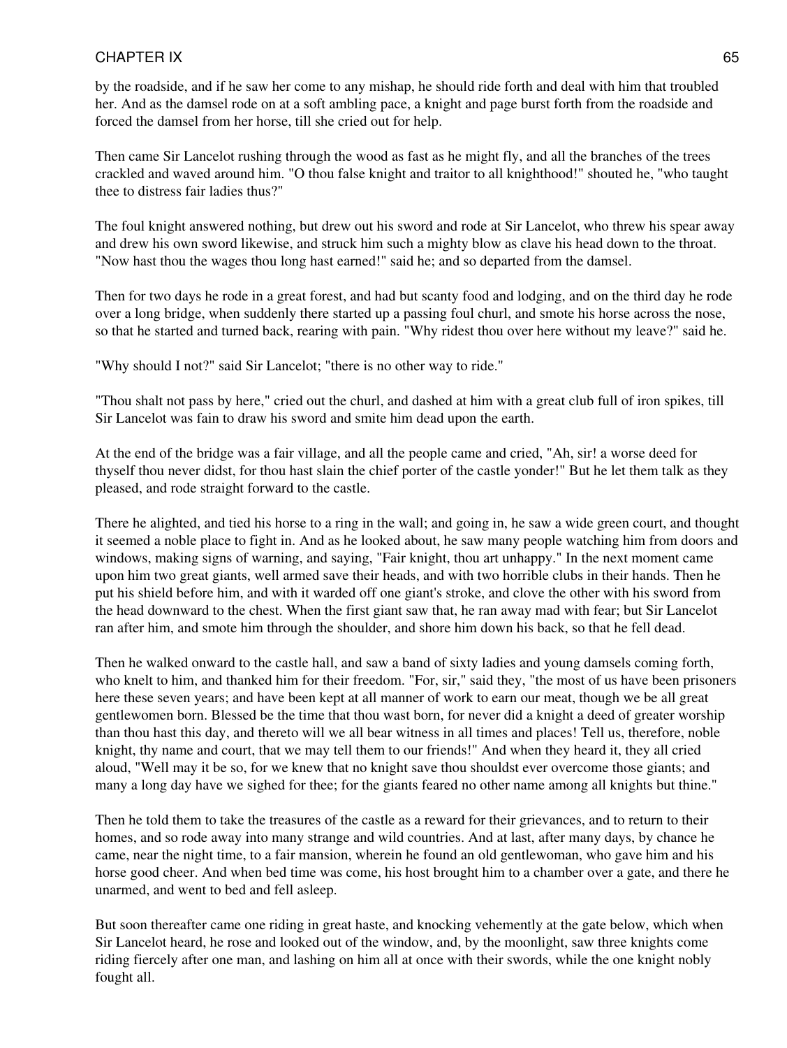by the roadside, and if he saw her come to any mishap, he should ride forth and deal with him that troubled her. And as the damsel rode on at a soft ambling pace, a knight and page burst forth from the roadside and forced the damsel from her horse, till she cried out for help.

Then came Sir Lancelot rushing through the wood as fast as he might fly, and all the branches of the trees crackled and waved around him. "O thou false knight and traitor to all knighthood!" shouted he, "who taught thee to distress fair ladies thus?"

The foul knight answered nothing, but drew out his sword and rode at Sir Lancelot, who threw his spear away and drew his own sword likewise, and struck him such a mighty blow as clave his head down to the throat. "Now hast thou the wages thou long hast earned!" said he; and so departed from the damsel.

Then for two days he rode in a great forest, and had but scanty food and lodging, and on the third day he rode over a long bridge, when suddenly there started up a passing foul churl, and smote his horse across the nose, so that he started and turned back, rearing with pain. "Why ridest thou over here without my leave?" said he.

"Why should I not?" said Sir Lancelot; "there is no other way to ride."

"Thou shalt not pass by here," cried out the churl, and dashed at him with a great club full of iron spikes, till Sir Lancelot was fain to draw his sword and smite him dead upon the earth.

At the end of the bridge was a fair village, and all the people came and cried, "Ah, sir! a worse deed for thyself thou never didst, for thou hast slain the chief porter of the castle yonder!" But he let them talk as they pleased, and rode straight forward to the castle.

There he alighted, and tied his horse to a ring in the wall; and going in, he saw a wide green court, and thought it seemed a noble place to fight in. And as he looked about, he saw many people watching him from doors and windows, making signs of warning, and saying, "Fair knight, thou art unhappy." In the next moment came upon him two great giants, well armed save their heads, and with two horrible clubs in their hands. Then he put his shield before him, and with it warded off one giant's stroke, and clove the other with his sword from the head downward to the chest. When the first giant saw that, he ran away mad with fear; but Sir Lancelot ran after him, and smote him through the shoulder, and shore him down his back, so that he fell dead.

Then he walked onward to the castle hall, and saw a band of sixty ladies and young damsels coming forth, who knelt to him, and thanked him for their freedom. "For, sir," said they, "the most of us have been prisoners here these seven years; and have been kept at all manner of work to earn our meat, though we be all great gentlewomen born. Blessed be the time that thou wast born, for never did a knight a deed of greater worship than thou hast this day, and thereto will we all bear witness in all times and places! Tell us, therefore, noble knight, thy name and court, that we may tell them to our friends!" And when they heard it, they all cried aloud, "Well may it be so, for we knew that no knight save thou shouldst ever overcome those giants; and many a long day have we sighed for thee; for the giants feared no other name among all knights but thine."

Then he told them to take the treasures of the castle as a reward for their grievances, and to return to their homes, and so rode away into many strange and wild countries. And at last, after many days, by chance he came, near the night time, to a fair mansion, wherein he found an old gentlewoman, who gave him and his horse good cheer. And when bed time was come, his host brought him to a chamber over a gate, and there he unarmed, and went to bed and fell asleep.

But soon thereafter came one riding in great haste, and knocking vehemently at the gate below, which when Sir Lancelot heard, he rose and looked out of the window, and, by the moonlight, saw three knights come riding fiercely after one man, and lashing on him all at once with their swords, while the one knight nobly fought all.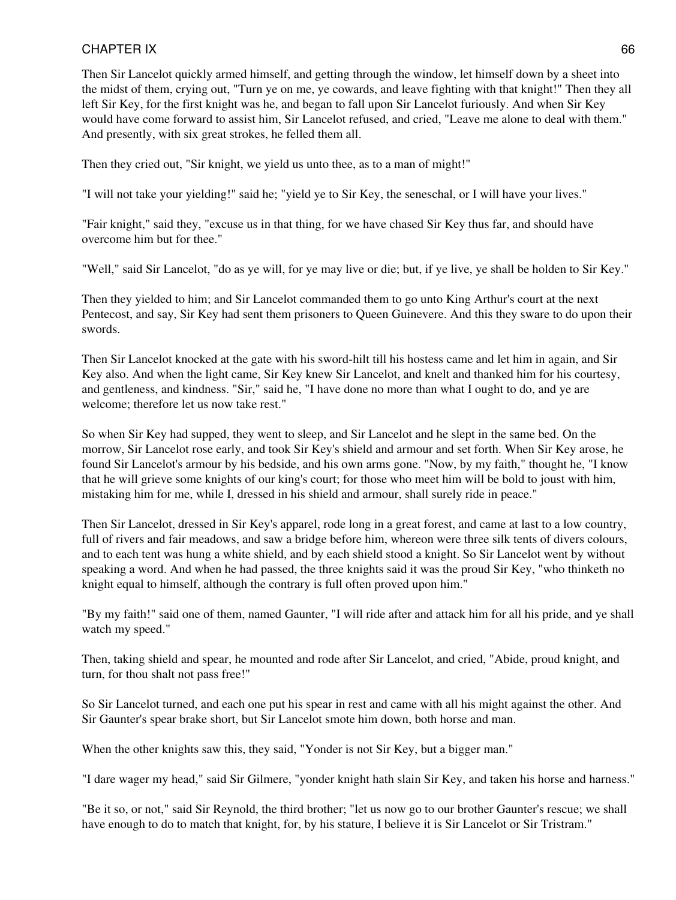Then Sir Lancelot quickly armed himself, and getting through the window, let himself down by a sheet into the midst of them, crying out, "Turn ye on me, ye cowards, and leave fighting with that knight!" Then they all left Sir Key, for the first knight was he, and began to fall upon Sir Lancelot furiously. And when Sir Key would have come forward to assist him, Sir Lancelot refused, and cried, "Leave me alone to deal with them." And presently, with six great strokes, he felled them all.

Then they cried out, "Sir knight, we yield us unto thee, as to a man of might!"

"I will not take your yielding!" said he; "yield ye to Sir Key, the seneschal, or I will have your lives."

"Fair knight," said they, "excuse us in that thing, for we have chased Sir Key thus far, and should have overcome him but for thee."

"Well," said Sir Lancelot, "do as ye will, for ye may live or die; but, if ye live, ye shall be holden to Sir Key."

Then they yielded to him; and Sir Lancelot commanded them to go unto King Arthur's court at the next Pentecost, and say, Sir Key had sent them prisoners to Queen Guinevere. And this they sware to do upon their swords.

Then Sir Lancelot knocked at the gate with his sword-hilt till his hostess came and let him in again, and Sir Key also. And when the light came, Sir Key knew Sir Lancelot, and knelt and thanked him for his courtesy, and gentleness, and kindness. "Sir," said he, "I have done no more than what I ought to do, and ye are welcome; therefore let us now take rest."

So when Sir Key had supped, they went to sleep, and Sir Lancelot and he slept in the same bed. On the morrow, Sir Lancelot rose early, and took Sir Key's shield and armour and set forth. When Sir Key arose, he found Sir Lancelot's armour by his bedside, and his own arms gone. "Now, by my faith," thought he, "I know that he will grieve some knights of our king's court; for those who meet him will be bold to joust with him, mistaking him for me, while I, dressed in his shield and armour, shall surely ride in peace."

Then Sir Lancelot, dressed in Sir Key's apparel, rode long in a great forest, and came at last to a low country, full of rivers and fair meadows, and saw a bridge before him, whereon were three silk tents of divers colours, and to each tent was hung a white shield, and by each shield stood a knight. So Sir Lancelot went by without speaking a word. And when he had passed, the three knights said it was the proud Sir Key, "who thinketh no knight equal to himself, although the contrary is full often proved upon him."

"By my faith!" said one of them, named Gaunter, "I will ride after and attack him for all his pride, and ye shall watch my speed."

Then, taking shield and spear, he mounted and rode after Sir Lancelot, and cried, "Abide, proud knight, and turn, for thou shalt not pass free!"

So Sir Lancelot turned, and each one put his spear in rest and came with all his might against the other. And Sir Gaunter's spear brake short, but Sir Lancelot smote him down, both horse and man.

When the other knights saw this, they said, "Yonder is not Sir Key, but a bigger man."

"I dare wager my head," said Sir Gilmere, "yonder knight hath slain Sir Key, and taken his horse and harness."

"Be it so, or not," said Sir Reynold, the third brother; "let us now go to our brother Gaunter's rescue; we shall have enough to do to match that knight, for, by his stature, I believe it is Sir Lancelot or Sir Tristram."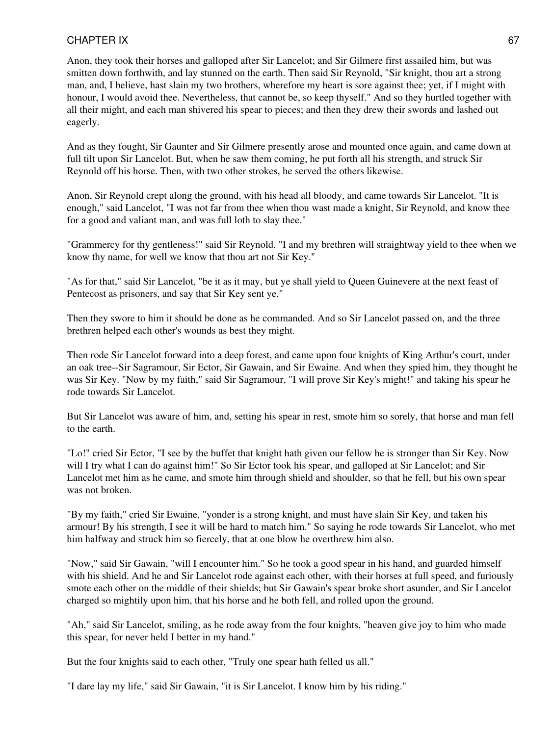Anon, they took their horses and galloped after Sir Lancelot; and Sir Gilmere first assailed him, but was smitten down forthwith, and lay stunned on the earth. Then said Sir Reynold, "Sir knight, thou art a strong man, and, I believe, hast slain my two brothers, wherefore my heart is sore against thee; yet, if I might with honour, I would avoid thee. Nevertheless, that cannot be, so keep thyself." And so they hurtled together with all their might, and each man shivered his spear to pieces; and then they drew their swords and lashed out eagerly.

And as they fought, Sir Gaunter and Sir Gilmere presently arose and mounted once again, and came down at full tilt upon Sir Lancelot. But, when he saw them coming, he put forth all his strength, and struck Sir Reynold off his horse. Then, with two other strokes, he served the others likewise.

Anon, Sir Reynold crept along the ground, with his head all bloody, and came towards Sir Lancelot. "It is enough," said Lancelot, "I was not far from thee when thou wast made a knight, Sir Reynold, and know thee for a good and valiant man, and was full loth to slay thee."

"Grammercy for thy gentleness!" said Sir Reynold. "I and my brethren will straightway yield to thee when we know thy name, for well we know that thou art not Sir Key."

"As for that," said Sir Lancelot, "be it as it may, but ye shall yield to Queen Guinevere at the next feast of Pentecost as prisoners, and say that Sir Key sent ye."

Then they swore to him it should be done as he commanded. And so Sir Lancelot passed on, and the three brethren helped each other's wounds as best they might.

Then rode Sir Lancelot forward into a deep forest, and came upon four knights of King Arthur's court, under an oak tree--Sir Sagramour, Sir Ector, Sir Gawain, and Sir Ewaine. And when they spied him, they thought he was Sir Key. "Now by my faith," said Sir Sagramour, "I will prove Sir Key's might!" and taking his spear he rode towards Sir Lancelot.

But Sir Lancelot was aware of him, and, setting his spear in rest, smote him so sorely, that horse and man fell to the earth.

"Lo!" cried Sir Ector, "I see by the buffet that knight hath given our fellow he is stronger than Sir Key. Now will I try what I can do against him!" So Sir Ector took his spear, and galloped at Sir Lancelot; and Sir Lancelot met him as he came, and smote him through shield and shoulder, so that he fell, but his own spear was not broken.

"By my faith," cried Sir Ewaine, "yonder is a strong knight, and must have slain Sir Key, and taken his armour! By his strength, I see it will be hard to match him." So saying he rode towards Sir Lancelot, who met him halfway and struck him so fiercely, that at one blow he overthrew him also.

"Now," said Sir Gawain, "will I encounter him." So he took a good spear in his hand, and guarded himself with his shield. And he and Sir Lancelot rode against each other, with their horses at full speed, and furiously smote each other on the middle of their shields; but Sir Gawain's spear broke short asunder, and Sir Lancelot charged so mightily upon him, that his horse and he both fell, and rolled upon the ground.

"Ah," said Sir Lancelot, smiling, as he rode away from the four knights, "heaven give joy to him who made this spear, for never held I better in my hand."

But the four knights said to each other, "Truly one spear hath felled us all."

"I dare lay my life," said Sir Gawain, "it is Sir Lancelot. I know him by his riding."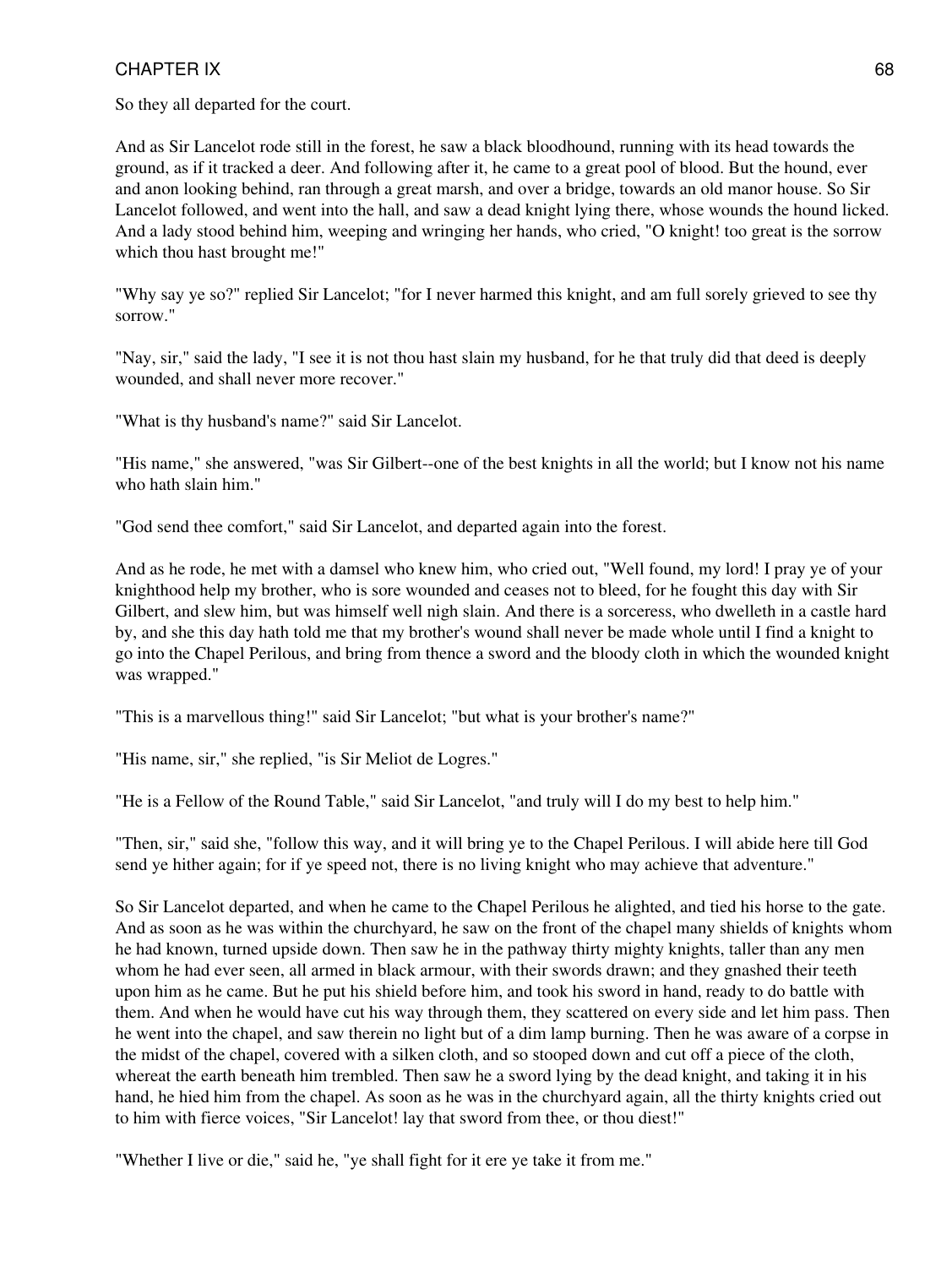So they all departed for the court.

And as Sir Lancelot rode still in the forest, he saw a black bloodhound, running with its head towards the ground, as if it tracked a deer. And following after it, he came to a great pool of blood. But the hound, ever and anon looking behind, ran through a great marsh, and over a bridge, towards an old manor house. So Sir Lancelot followed, and went into the hall, and saw a dead knight lying there, whose wounds the hound licked. And a lady stood behind him, weeping and wringing her hands, who cried, "O knight! too great is the sorrow which thou hast brought me!"

"Why say ye so?" replied Sir Lancelot; "for I never harmed this knight, and am full sorely grieved to see thy sorrow."

"Nay, sir," said the lady, "I see it is not thou hast slain my husband, for he that truly did that deed is deeply wounded, and shall never more recover."

"What is thy husband's name?" said Sir Lancelot.

"His name," she answered, "was Sir Gilbert--one of the best knights in all the world; but I know not his name who hath slain him."

"God send thee comfort," said Sir Lancelot, and departed again into the forest.

And as he rode, he met with a damsel who knew him, who cried out, "Well found, my lord! I pray ye of your knighthood help my brother, who is sore wounded and ceases not to bleed, for he fought this day with Sir Gilbert, and slew him, but was himself well nigh slain. And there is a sorceress, who dwelleth in a castle hard by, and she this day hath told me that my brother's wound shall never be made whole until I find a knight to go into the Chapel Perilous, and bring from thence a sword and the bloody cloth in which the wounded knight was wrapped."

"This is a marvellous thing!" said Sir Lancelot; "but what is your brother's name?"

"His name, sir," she replied, "is Sir Meliot de Logres."

"He is a Fellow of the Round Table," said Sir Lancelot, "and truly will I do my best to help him."

"Then, sir," said she, "follow this way, and it will bring ye to the Chapel Perilous. I will abide here till God send ye hither again; for if ye speed not, there is no living knight who may achieve that adventure."

So Sir Lancelot departed, and when he came to the Chapel Perilous he alighted, and tied his horse to the gate. And as soon as he was within the churchyard, he saw on the front of the chapel many shields of knights whom he had known, turned upside down. Then saw he in the pathway thirty mighty knights, taller than any men whom he had ever seen, all armed in black armour, with their swords drawn; and they gnashed their teeth upon him as he came. But he put his shield before him, and took his sword in hand, ready to do battle with them. And when he would have cut his way through them, they scattered on every side and let him pass. Then he went into the chapel, and saw therein no light but of a dim lamp burning. Then he was aware of a corpse in the midst of the chapel, covered with a silken cloth, and so stooped down and cut off a piece of the cloth, whereat the earth beneath him trembled. Then saw he a sword lying by the dead knight, and taking it in his hand, he hied him from the chapel. As soon as he was in the churchyard again, all the thirty knights cried out to him with fierce voices, "Sir Lancelot! lay that sword from thee, or thou diest!"

"Whether I live or die," said he, "ye shall fight for it ere ye take it from me."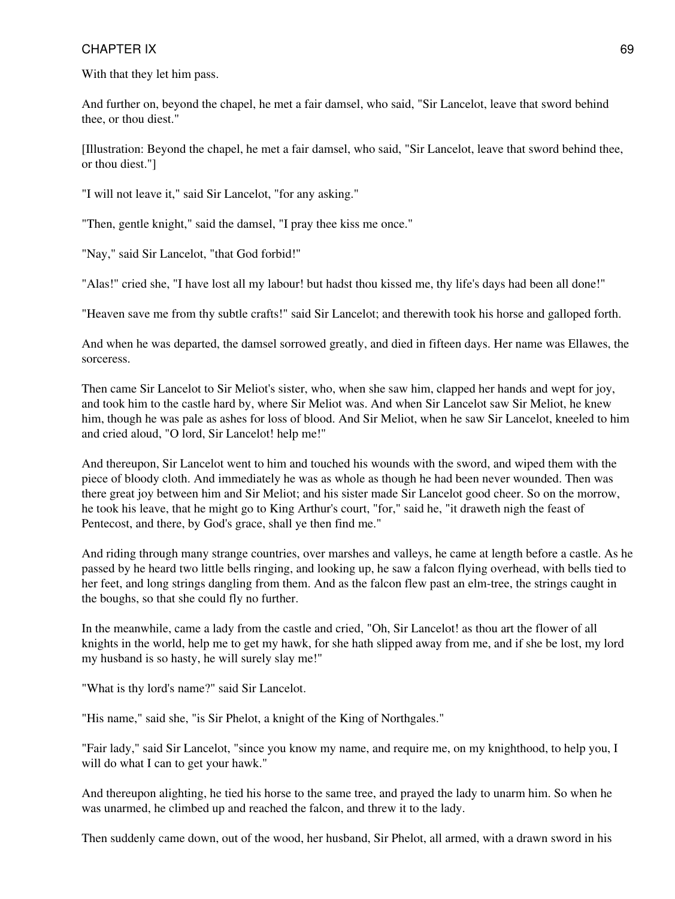With that they let him pass.

And further on, beyond the chapel, he met a fair damsel, who said, "Sir Lancelot, leave that sword behind thee, or thou diest."

[Illustration: Beyond the chapel, he met a fair damsel, who said, "Sir Lancelot, leave that sword behind thee, or thou diest."]

"I will not leave it," said Sir Lancelot, "for any asking."

"Then, gentle knight," said the damsel, "I pray thee kiss me once."

"Nay," said Sir Lancelot, "that God forbid!"

"Alas!" cried she, "I have lost all my labour! but hadst thou kissed me, thy life's days had been all done!"

"Heaven save me from thy subtle crafts!" said Sir Lancelot; and therewith took his horse and galloped forth.

And when he was departed, the damsel sorrowed greatly, and died in fifteen days. Her name was Ellawes, the sorceress.

Then came Sir Lancelot to Sir Meliot's sister, who, when she saw him, clapped her hands and wept for joy, and took him to the castle hard by, where Sir Meliot was. And when Sir Lancelot saw Sir Meliot, he knew him, though he was pale as ashes for loss of blood. And Sir Meliot, when he saw Sir Lancelot, kneeled to him and cried aloud, "O lord, Sir Lancelot! help me!"

And thereupon, Sir Lancelot went to him and touched his wounds with the sword, and wiped them with the piece of bloody cloth. And immediately he was as whole as though he had been never wounded. Then was there great joy between him and Sir Meliot; and his sister made Sir Lancelot good cheer. So on the morrow, he took his leave, that he might go to King Arthur's court, "for," said he, "it draweth nigh the feast of Pentecost, and there, by God's grace, shall ye then find me."

And riding through many strange countries, over marshes and valleys, he came at length before a castle. As he passed by he heard two little bells ringing, and looking up, he saw a falcon flying overhead, with bells tied to her feet, and long strings dangling from them. And as the falcon flew past an elm-tree, the strings caught in the boughs, so that she could fly no further.

In the meanwhile, came a lady from the castle and cried, "Oh, Sir Lancelot! as thou art the flower of all knights in the world, help me to get my hawk, for she hath slipped away from me, and if she be lost, my lord my husband is so hasty, he will surely slay me!"

"What is thy lord's name?" said Sir Lancelot.

"His name," said she, "is Sir Phelot, a knight of the King of Northgales."

"Fair lady," said Sir Lancelot, "since you know my name, and require me, on my knighthood, to help you, I will do what I can to get your hawk."

And thereupon alighting, he tied his horse to the same tree, and prayed the lady to unarm him. So when he was unarmed, he climbed up and reached the falcon, and threw it to the lady.

Then suddenly came down, out of the wood, her husband, Sir Phelot, all armed, with a drawn sword in his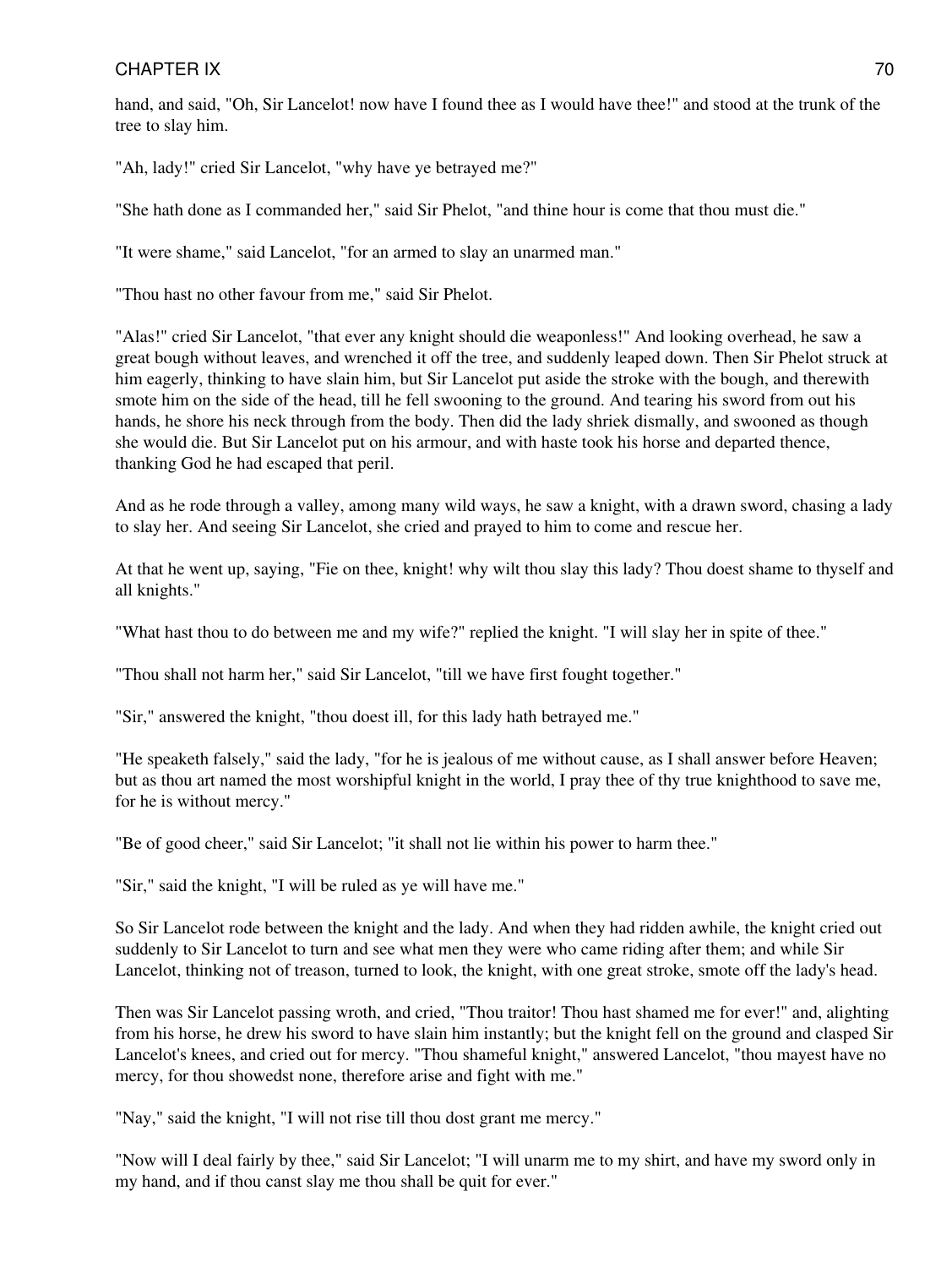hand, and said, "Oh, Sir Lancelot! now have I found thee as I would have thee!" and stood at the trunk of the tree to slay him.

"Ah, lady!" cried Sir Lancelot, "why have ye betrayed me?"

"She hath done as I commanded her," said Sir Phelot, "and thine hour is come that thou must die."

"It were shame," said Lancelot, "for an armed to slay an unarmed man."

"Thou hast no other favour from me," said Sir Phelot.

"Alas!" cried Sir Lancelot, "that ever any knight should die weaponless!" And looking overhead, he saw a great bough without leaves, and wrenched it off the tree, and suddenly leaped down. Then Sir Phelot struck at him eagerly, thinking to have slain him, but Sir Lancelot put aside the stroke with the bough, and therewith smote him on the side of the head, till he fell swooning to the ground. And tearing his sword from out his hands, he shore his neck through from the body. Then did the lady shriek dismally, and swooned as though she would die. But Sir Lancelot put on his armour, and with haste took his horse and departed thence, thanking God he had escaped that peril.

And as he rode through a valley, among many wild ways, he saw a knight, with a drawn sword, chasing a lady to slay her. And seeing Sir Lancelot, she cried and prayed to him to come and rescue her.

At that he went up, saying, "Fie on thee, knight! why wilt thou slay this lady? Thou doest shame to thyself and all knights."

"What hast thou to do between me and my wife?" replied the knight. "I will slay her in spite of thee."

"Thou shall not harm her," said Sir Lancelot, "till we have first fought together."

"Sir," answered the knight, "thou doest ill, for this lady hath betrayed me."

"He speaketh falsely," said the lady, "for he is jealous of me without cause, as I shall answer before Heaven; but as thou art named the most worshipful knight in the world, I pray thee of thy true knighthood to save me, for he is without mercy."

"Be of good cheer," said Sir Lancelot; "it shall not lie within his power to harm thee."

"Sir," said the knight, "I will be ruled as ye will have me."

So Sir Lancelot rode between the knight and the lady. And when they had ridden awhile, the knight cried out suddenly to Sir Lancelot to turn and see what men they were who came riding after them; and while Sir Lancelot, thinking not of treason, turned to look, the knight, with one great stroke, smote off the lady's head.

Then was Sir Lancelot passing wroth, and cried, "Thou traitor! Thou hast shamed me for ever!" and, alighting from his horse, he drew his sword to have slain him instantly; but the knight fell on the ground and clasped Sir Lancelot's knees, and cried out for mercy. "Thou shameful knight," answered Lancelot, "thou mayest have no mercy, for thou showedst none, therefore arise and fight with me."

"Nay," said the knight, "I will not rise till thou dost grant me mercy."

"Now will I deal fairly by thee," said Sir Lancelot; "I will unarm me to my shirt, and have my sword only in my hand, and if thou canst slay me thou shall be quit for ever."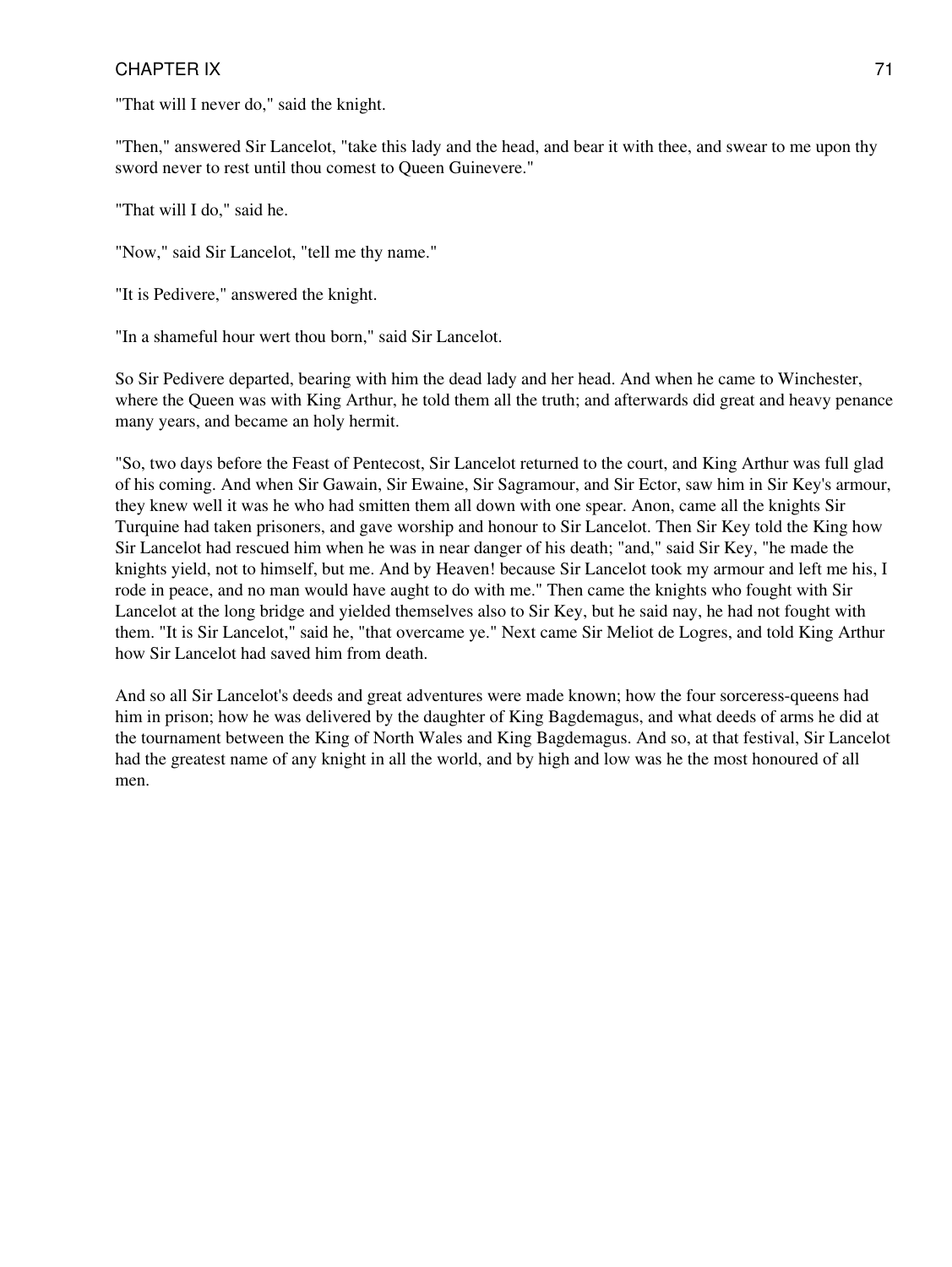"That will I never do," said the knight.

"Then," answered Sir Lancelot, "take this lady and the head, and bear it with thee, and swear to me upon thy sword never to rest until thou comest to Queen Guinevere."

"That will I do," said he.

"Now," said Sir Lancelot, "tell me thy name."

"It is Pedivere," answered the knight.

"In a shameful hour wert thou born," said Sir Lancelot.

So Sir Pedivere departed, bearing with him the dead lady and her head. And when he came to Winchester, where the Queen was with King Arthur, he told them all the truth; and afterwards did great and heavy penance many years, and became an holy hermit.

"So, two days before the Feast of Pentecost, Sir Lancelot returned to the court, and King Arthur was full glad of his coming. And when Sir Gawain, Sir Ewaine, Sir Sagramour, and Sir Ector, saw him in Sir Key's armour, they knew well it was he who had smitten them all down with one spear. Anon, came all the knights Sir Turquine had taken prisoners, and gave worship and honour to Sir Lancelot. Then Sir Key told the King how Sir Lancelot had rescued him when he was in near danger of his death; "and," said Sir Key, "he made the knights yield, not to himself, but me. And by Heaven! because Sir Lancelot took my armour and left me his, I rode in peace, and no man would have aught to do with me." Then came the knights who fought with Sir Lancelot at the long bridge and yielded themselves also to Sir Key, but he said nay, he had not fought with them. "It is Sir Lancelot," said he, "that overcame ye." Next came Sir Meliot de Logres, and told King Arthur how Sir Lancelot had saved him from death.

And so all Sir Lancelot's deeds and great adventures were made known; how the four sorceress-queens had him in prison; how he was delivered by the daughter of King Bagdemagus, and what deeds of arms he did at the tournament between the King of North Wales and King Bagdemagus. And so, at that festival, Sir Lancelot had the greatest name of any knight in all the world, and by high and low was he the most honoured of all men.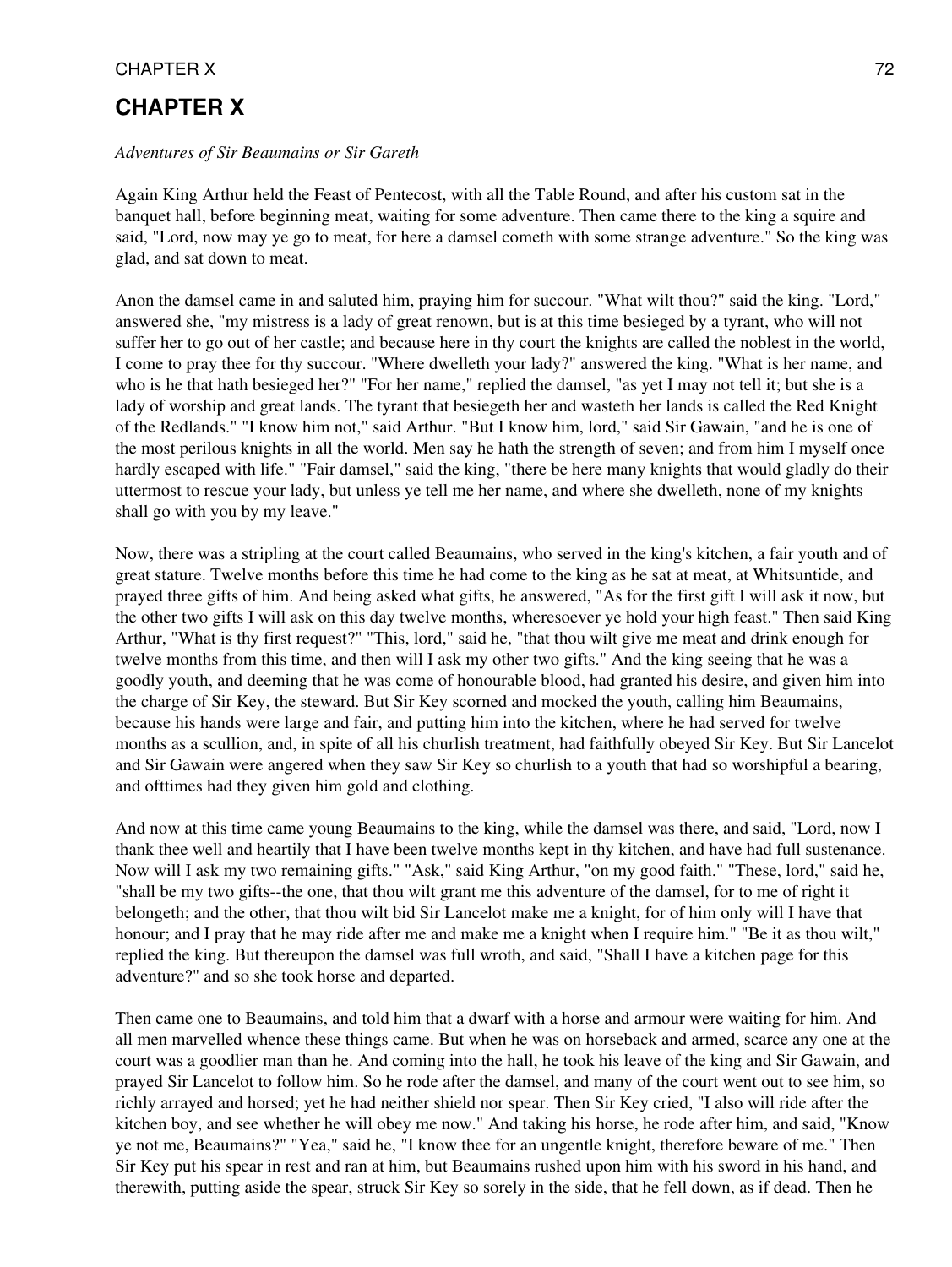# CHAPTER X

*Adventures of Sir Beaumains or Sir Gareth*

Again King Arthur held the Feast of Pentecost, with all the Table Round, and after his custom sat in the banquet hall, before beginning meat, waiting for some adventure. Then came there to the king a squire and said, "Lord, now may ye go to meat, for here a damsel cometh with some strange adventure." So the king was glad, and sat down to meat.

Anon the damsel came in and saluted him, praying him for succour. "What wilt thou?" said the king. "Lord," answered she, "my mistress is a lady of great renown, but is at this time besieged by a tyrant, who will not suffer her to go out of her castle; and because here in thy court the knights are called the noblest in the world, I come to pray thee for thy succour. "Where dwelleth your lady?" answered the king. "What is her name, and who is he that hath besieged her?" "For her name," replied the damsel, "as yet I may not tell it; but she is a lady of worship and great lands. The tyrant that besiegeth her and wasteth her lands is called the Red Knight of the Redlands." "I know him not," said Arthur. "But I know him, lord," said Sir Gawain, "and he is one of the most perilous knights in all the world. Men say he hath the strength of seven; and from him I myself once hardly escaped with life." "Fair damsel," said the king, "there be here many knights that would gladly do their uttermost to rescue your lady, but unless ye tell me her name, and where she dwelleth, none of my knights shall go with you by my leave."

Now, there was a stripling at the court called Beaumains, who served in the king's kitchen, a fair youth and of great stature. Twelve months before this time he had come to the king as he sat at meat, at Whitsuntide, and prayed three gifts of him. And being asked what gifts, he answered, "As for the first gift I will ask it now, but the other two gifts I will ask on this day twelve months, wheresoever ye hold your high feast." Then said King Arthur, "What is thy first request?" "This, lord," said he, "that thou wilt give me meat and drink enough for twelve months from this time, and then will I ask my other two gifts." And the king seeing that he was a goodly youth, and deeming that he was come of honourable blood, had granted his desire, and given him into the charge of Sir Key, the steward. But Sir Key scorned and mocked the youth, calling him Beaumains, because his hands were large and fair, and putting him into the kitchen, where he had served for twelve months as a scullion, and, in spite of all his churlish treatment, had faithfully obeyed Sir Key. But Sir Lancelot and Sir Gawain were angered when they saw Sir Key so churlish to a youth that had so worshipful a bearing, and ofttimes had they given him gold and clothing.

And now at this time came young Beaumains to the king, while the damsel was there, and said, "Lord, now I thank thee well and heartily that I have been twelve months kept in thy kitchen, and have had full sustenance. Now will I ask my two remaining gifts." "Ask," said King Arthur, "on my good faith." "These, lord," said he, "shall be my two gifts--the one, that thou wilt grant me this adventure of the damsel, for to me of right it belongeth; and the other, that thou wilt bid Sir Lancelot make me a knight, for of him only will I have that honour; and I pray that he may ride after me and make me a knight when I require him." "Be it as thou wilt," replied the king. But thereupon the damsel was full wroth, and said, "Shall I have a kitchen page for this adventure?" and so she took horse and departed.

Then came one to Beaumains, and told him that a dwarf with a horse and armour were waiting for him. And all men marvelled whence these things came. But when he was on horseback and armed, scarce any one at the court was a goodlier man than he. And coming into the hall, he took his leave of the king and Sir Gawain, and prayed Sir Lancelot to follow him. So he rode after the damsel, and many of the court went out to see him, so richly arrayed and horsed; yet he had neither shield nor spear. Then Sir Key cried, "I also will ride after the kitchen boy, and see whether he will obey me now." And taking his horse, he rode after him, and said, "Know ye not me, Beaumains?" "Yea," said he, "I know thee for an ungentle knight, therefore beware of me." Then Sir Key put his spear in rest and ran at him, but Beaumains rushed upon him with his sword in his hand, and therewith, putting aside the spear, struck Sir Key so sorely in the side, that he fell down, as if dead. Then he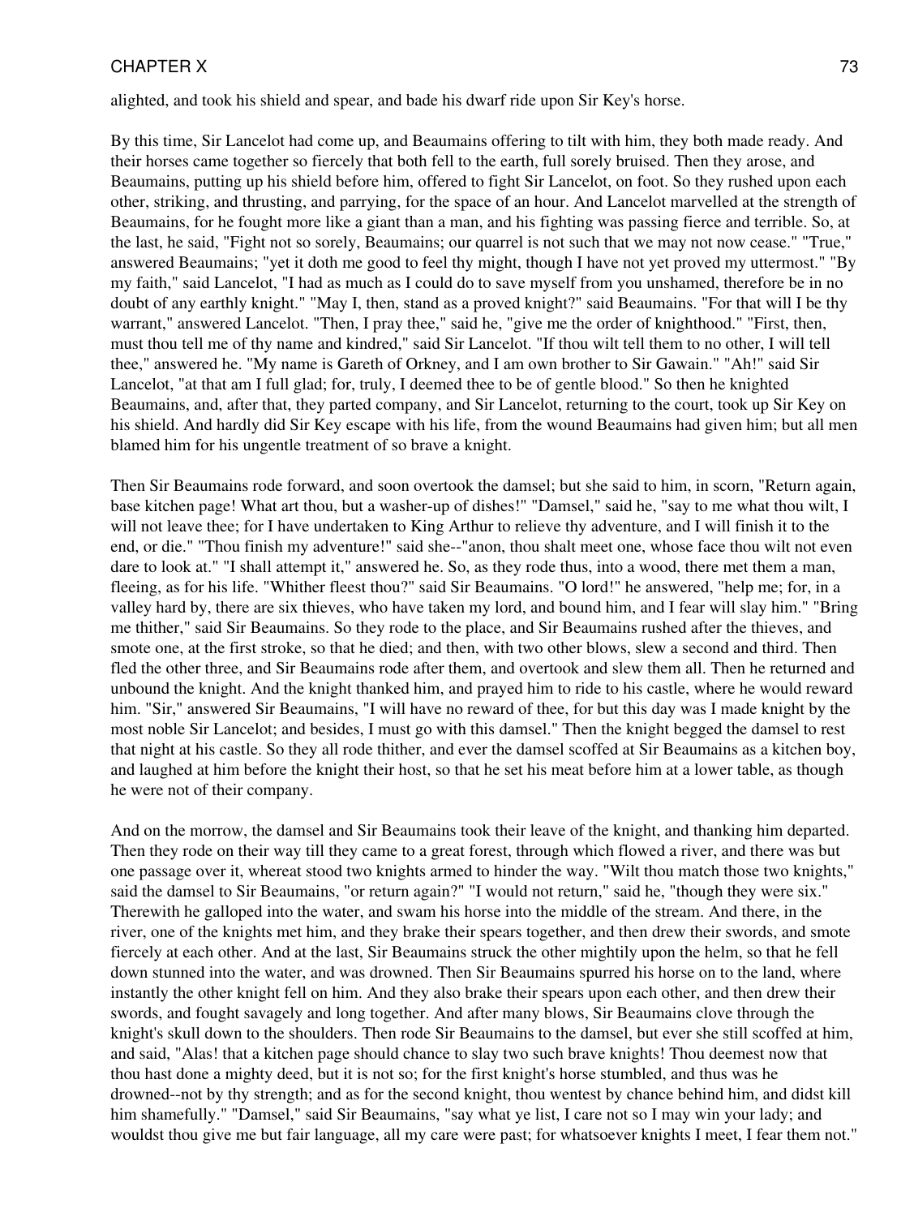alighted, and took his shield and spear, and bade his dwarf ride upon Sir Key's horse.

By this time, Sir Lancelot had come up, and Beaumains offering to tilt with him, they both made ready. And their horses came together so fiercely that both fell to the earth, full sorely bruised. Then they arose, and Beaumains, putting up his shield before him, offered to fight Sir Lancelot, on foot. So they rushed upon each other, striking, and thrusting, and parrying, for the space of an hour. And Lancelot marvelled at the strength of Beaumains, for he fought more like a giant than a man, and his fighting was passing fierce and terrible. So, at the last, he said, "Fight not so sorely, Beaumains; our quarrel is not such that we may not now cease." "True," answered Beaumains; "yet it doth me good to feel thy might, though I have not yet proved my uttermost." "By my faith," said Lancelot, "I had as much as I could do to save myself from you unshamed, therefore be in no doubt of any earthly knight." "May I, then, stand as a proved knight?" said Beaumains. "For that will I be thy warrant," answered Lancelot. "Then, I pray thee," said he, "give me the order of knighthood." "First, then, must thou tell me of thy name and kindred," said Sir Lancelot. "If thou wilt tell them to no other, I will tell thee," answered he. "My name is Gareth of Orkney, and I am own brother to Sir Gawain." "Ah!" said Sir Lancelot, "at that am I full glad; for, truly, I deemed thee to be of gentle blood." So then he knighted Beaumains, and, after that, they parted company, and Sir Lancelot, returning to the court, took up Sir Key on his shield. And hardly did Sir Key escape with his life, from the wound Beaumains had given him; but all men blamed him for his ungentle treatment of so brave a knight.

Then Sir Beaumains rode forward, and soon overtook the damsel; but she said to him, in scorn, "Return again, base kitchen page! What art thou, but a washer-up of dishes!" "Damsel," said he, "say to me what thou wilt, I will not leave thee; for I have undertaken to King Arthur to relieve thy adventure, and I will finish it to the end, or die." "Thou finish my adventure!" said she--"anon, thou shalt meet one, whose face thou wilt not even dare to look at." "I shall attempt it," answered he. So, as they rode thus, into a wood, there met them a man, fleeing, as for his life. "Whither fleest thou?" said Sir Beaumains. "O lord!" he answered, "help me; for, in a valley hard by, there are six thieves, who have taken my lord, and bound him, and I fear will slay him." "Bring me thither," said Sir Beaumains. So they rode to the place, and Sir Beaumains rushed after the thieves, and smote one, at the first stroke, so that he died; and then, with two other blows, slew a second and third. Then fled the other three, and Sir Beaumains rode after them, and overtook and slew them all. Then he returned and unbound the knight. And the knight thanked him, and prayed him to ride to his castle, where he would reward him. "Sir," answered Sir Beaumains, "I will have no reward of thee, for but this day was I made knight by the most noble Sir Lancelot; and besides, I must go with this damsel." Then the knight begged the damsel to rest that night at his castle. So they all rode thither, and ever the damsel scoffed at Sir Beaumains as a kitchen boy, and laughed at him before the knight their host, so that he set his meat before him at a lower table, as though he were not of their company.

And on the morrow, the damsel and Sir Beaumains took their leave of the knight, and thanking him departed. Then they rode on their way till they came to a great forest, through which flowed a river, and there was but one passage over it, whereat stood two knights armed to hinder the way. "Wilt thou match those two knights," said the damsel to Sir Beaumains, "or return again?" "I would not return," said he, "though they were six." Therewith he galloped into the water, and swam his horse into the middle of the stream. And there, in the river, one of the knights met him, and they brake their spears together, and then drew their swords, and smote fiercely at each other. And at the last, Sir Beaumains struck the other mightily upon the helm, so that he fell down stunned into the water, and was drowned. Then Sir Beaumains spurred his horse on to the land, where instantly the other knight fell on him. And they also brake their spears upon each other, and then drew their swords, and fought savagely and long together. And after many blows, Sir Beaumains clove through the knight's skull down to the shoulders. Then rode Sir Beaumains to the damsel, but ever she still scoffed at him, and said, "Alas! that a kitchen page should chance to slay two such brave knights! Thou deemest now that thou hast done a mighty deed, but it is not so; for the first knight's horse stumbled, and thus was he drowned--not by thy strength; and as for the second knight, thou wentest by chance behind him, and didst kill him shamefully." "Damsel," said Sir Beaumains, "say what ye list, I care not so I may win your lady; and wouldst thou give me but fair language, all my care were past; for whatsoever knights I meet, I fear them not."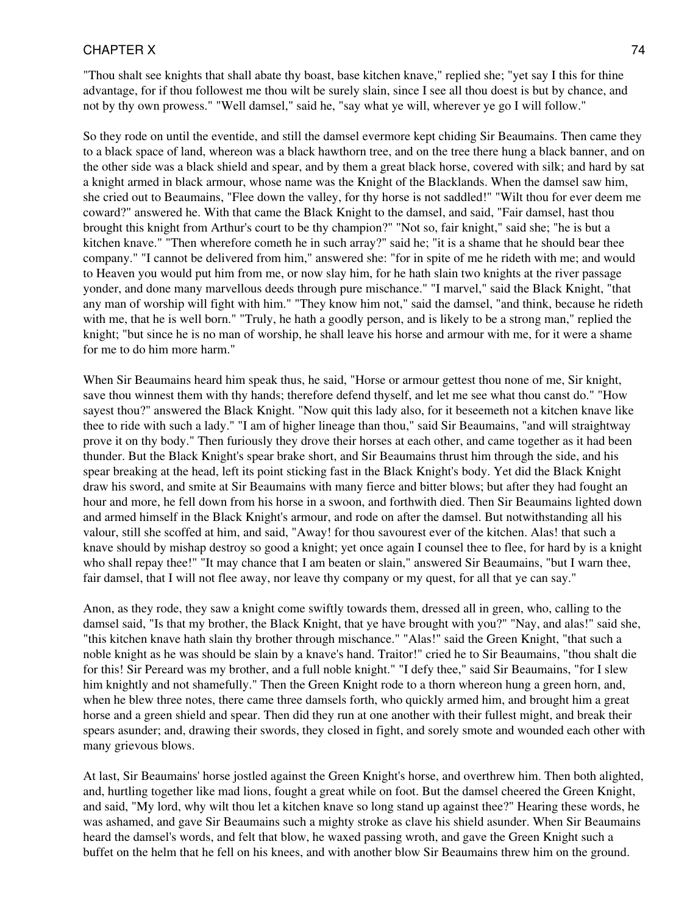"Thou shalt see knights that shall abate thy boast, base kitchen knave," replied she; "yet say I this for thine advantage, for if thou followest me thou wilt be surely slain, since I see all thou doest is but by chance, and not by thy own prowess." "Well damsel," said he, "say what ye will, wherever ye go I will follow."

So they rode on until the eventide, and still the damsel evermore kept chiding Sir Beaumains. Then came they to a black space of land, whereon was a black hawthorn tree, and on the tree there hung a black banner, and on the other side was a black shield and spear, and by them a great black horse, covered with silk; and hard by sat a knight armed in black armour, whose name was the Knight of the Blacklands. When the damsel saw him, she cried out to Beaumains, "Flee down the valley, for thy horse is not saddled!" "Wilt thou for ever deem me coward?" answered he. With that came the Black Knight to the damsel, and said, "Fair damsel, hast thou brought this knight from Arthur's court to be thy champion?" "Not so, fair knight," said she; "he is but a kitchen knave." "Then wherefore cometh he in such array?" said he; "it is a shame that he should bear thee company." "I cannot be delivered from him," answered she: "for in spite of me he rideth with me; and would to Heaven you would put him from me, or now slay him, for he hath slain two knights at the river passage yonder, and done many marvellous deeds through pure mischance." "I marvel," said the Black Knight, "that any man of worship will fight with him." "They know him not," said the damsel, "and think, because he rideth with me, that he is well born." "Truly, he hath a goodly person, and is likely to be a strong man," replied the knight; "but since he is no man of worship, he shall leave his horse and armour with me, for it were a shame for me to do him more harm."

When Sir Beaumains heard him speak thus, he said, "Horse or armour gettest thou none of me, Sir knight, save thou winnest them with thy hands; therefore defend thyself, and let me see what thou canst do." "How sayest thou?" answered the Black Knight. "Now quit this lady also, for it beseemeth not a kitchen knave like thee to ride with such a lady." "I am of higher lineage than thou," said Sir Beaumains, "and will straightway prove it on thy body." Then furiously they drove their horses at each other, and came together as it had been thunder. But the Black Knight's spear brake short, and Sir Beaumains thrust him through the side, and his spear breaking at the head, left its point sticking fast in the Black Knight's body. Yet did the Black Knight draw his sword, and smite at Sir Beaumains with many fierce and bitter blows; but after they had fought an hour and more, he fell down from his horse in a swoon, and forthwith died. Then Sir Beaumains lighted down and armed himself in the Black Knight's armour, and rode on after the damsel. But notwithstanding all his valour, still she scoffed at him, and said, "Away! for thou savourest ever of the kitchen. Alas! that such a knave should by mishap destroy so good a knight; yet once again I counsel thee to flee, for hard by is a knight who shall repay thee!" "It may chance that I am beaten or slain," answered Sir Beaumains, "but I warn thee, fair damsel, that I will not flee away, nor leave thy company or my quest, for all that ye can say."

Anon, as they rode, they saw a knight come swiftly towards them, dressed all in green, who, calling to the damsel said, "Is that my brother, the Black Knight, that ye have brought with you?" "Nay, and alas!" said she, "this kitchen knave hath slain thy brother through mischance." "Alas!" said the Green Knight, "that such a noble knight as he was should be slain by a knave's hand. Traitor!" cried he to Sir Beaumains, "thou shalt die for this! Sir Pereard was my brother, and a full noble knight." "I defy thee," said Sir Beaumains, "for I slew him knightly and not shamefully." Then the Green Knight rode to a thorn whereon hung a green horn, and, when he blew three notes, there came three damsels forth, who quickly armed him, and brought him a great horse and a green shield and spear. Then did they run at one another with their fullest might, and break their spears asunder; and, drawing their swords, they closed in fight, and sorely smote and wounded each other with many grievous blows.

At last, Sir Beaumains' horse jostled against the Green Knight's horse, and overthrew him. Then both alighted, and, hurtling together like mad lions, fought a great while on foot. But the damsel cheered the Green Knight, and said, "My lord, why wilt thou let a kitchen knave so long stand up against thee?" Hearing these words, he was ashamed, and gave Sir Beaumains such a mighty stroke as clave his shield asunder. When Sir Beaumains heard the damsel's words, and felt that blow, he waxed passing wroth, and gave the Green Knight such a buffet on the helm that he fell on his knees, and with another blow Sir Beaumains threw him on the ground.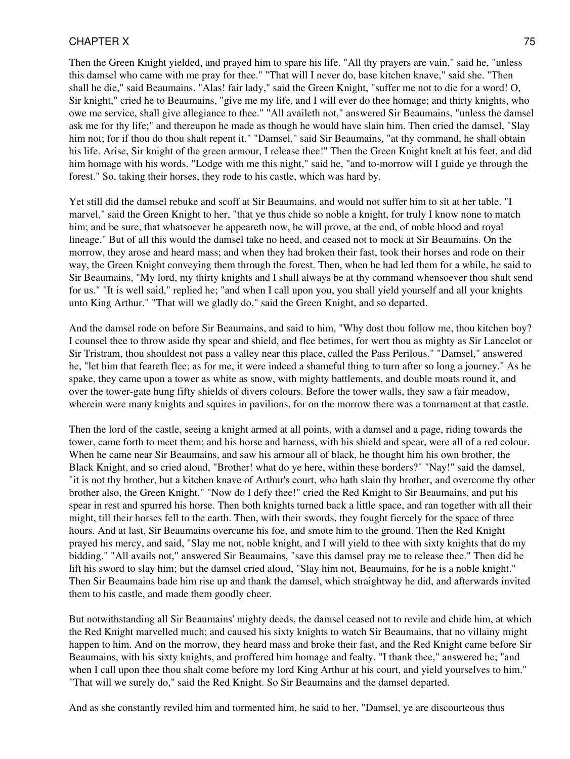Then the Green Knight yielded, and prayed him to spare his life. "All thy prayers are vain," said he, "unless this damsel who came with me pray for thee." "That will I never do, base kitchen knave," said she. "Then shall he die," said Beaumains. "Alas! fair lady," said the Green Knight, "suffer me not to die for a word! O, Sir knight," cried he to Beaumains, "give me my life, and I will ever do thee homage; and thirty knights, who owe me service, shall give allegiance to thee." "All availeth not," answered Sir Beaumains, "unless the damsel ask me for thy life;" and thereupon he made as though he would have slain him. Then cried the damsel, "Slay him not; for if thou do thou shalt repent it." "Damsel," said Sir Beaumains, "at thy command, he shall obtain his life. Arise, Sir knight of the green armour, I release thee!" Then the Green Knight knelt at his feet, and did him homage with his words. "Lodge with me this night," said he, "and to-morrow will I guide ye through the forest." So, taking their horses, they rode to his castle, which was hard by.

Yet still did the damsel rebuke and scoff at Sir Beaumains, and would not suffer him to sit at her table. "I marvel," said the Green Knight to her, "that ye thus chide so noble a knight, for truly I know none to match him; and be sure, that whatsoever he appeareth now, he will prove, at the end, of noble blood and royal lineage." But of all this would the damsel take no heed, and ceased not to mock at Sir Beaumains. On the morrow, they arose and heard mass; and when they had broken their fast, took their horses and rode on their way, the Green Knight conveying them through the forest. Then, when he had led them for a while, he said to Sir Beaumains, "My lord, my thirty knights and I shall always be at thy command whensoever thou shalt send for us." "It is well said," replied he; "and when I call upon you, you shall yield yourself and all your knights unto King Arthur." "That will we gladly do," said the Green Knight, and so departed.

And the damsel rode on before Sir Beaumains, and said to him, "Why dost thou follow me, thou kitchen boy? I counsel thee to throw aside thy spear and shield, and flee betimes, for wert thou as mighty as Sir Lancelot or Sir Tristram, thou shouldest not pass a valley near this place, called the Pass Perilous." "Damsel," answered he, "let him that feareth flee; as for me, it were indeed a shameful thing to turn after so long a journey." As he spake, they came upon a tower as white as snow, with mighty battlements, and double moats round it, and over the tower-gate hung fifty shields of divers colours. Before the tower walls, they saw a fair meadow, wherein were many knights and squires in pavilions, for on the morrow there was a tournament at that castle.

Then the lord of the castle, seeing a knight armed at all points, with a damsel and a page, riding towards the tower, came forth to meet them; and his horse and harness, with his shield and spear, were all of a red colour. When he came near Sir Beaumains, and saw his armour all of black, he thought him his own brother, the Black Knight, and so cried aloud, "Brother! what do ye here, within these borders?" "Nay!" said the damsel, "it is not thy brother, but a kitchen knave of Arthur's court, who hath slain thy brother, and overcome thy other brother also, the Green Knight." "Now do I defy thee!" cried the Red Knight to Sir Beaumains, and put his spear in rest and spurred his horse. Then both knights turned back a little space, and ran together with all their might, till their horses fell to the earth. Then, with their swords, they fought fiercely for the space of three hours. And at last, Sir Beaumains overcame his foe, and smote him to the ground. Then the Red Knight prayed his mercy, and said, "Slay me not, noble knight, and I will yield to thee with sixty knights that do my bidding." "All avails not," answered Sir Beaumains, "save this damsel pray me to release thee." Then did he lift his sword to slay him; but the damsel cried aloud, "Slay him not, Beaumains, for he is a noble knight." Then Sir Beaumains bade him rise up and thank the damsel, which straightway he did, and afterwards invited them to his castle, and made them goodly cheer.

But notwithstanding all Sir Beaumains' mighty deeds, the damsel ceased not to revile and chide him, at which the Red Knight marvelled much; and caused his sixty knights to watch Sir Beaumains, that no villainy might happen to him. And on the morrow, they heard mass and broke their fast, and the Red Knight came before Sir Beaumains, with his sixty knights, and proffered him homage and fealty. "I thank thee," answered he; "and when I call upon thee thou shalt come before my lord King Arthur at his court, and yield yourselves to him." "That will we surely do," said the Red Knight. So Sir Beaumains and the damsel departed.

And as she constantly reviled him and tormented him, he said to her, "Damsel, ye are discourteous thus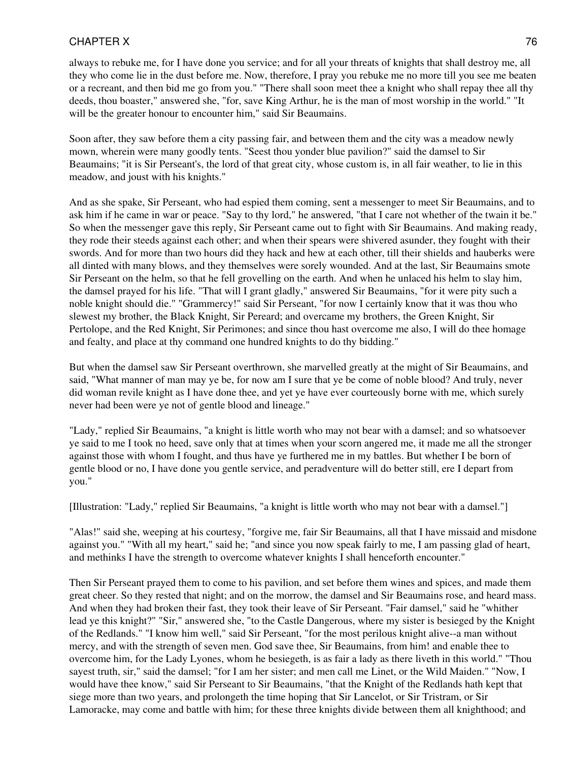always to rebuke me, for I have done you service; and for all your threats of knights that shall destroy me, all they who come lie in the dust before me. Now, therefore, I pray you rebuke me no more till you see me beaten or a recreant, and then bid me go from you." "There shall soon meet thee a knight who shall repay thee all thy deeds, thou boaster," answered she, "for, save King Arthur, he is the man of most worship in the world." "It will be the greater honour to encounter him," said Sir Beaumains.

Soon after, they saw before them a city passing fair, and between them and the city was a meadow newly mown, wherein were many goodly tents. "Seest thou yonder blue pavilion?" said the damsel to Sir Beaumains; "it is Sir Perseant's, the lord of that great city, whose custom is, in all fair weather, to lie in this meadow, and joust with his knights."

And as she spake, Sir Perseant, who had espied them coming, sent a messenger to meet Sir Beaumains, and to ask him if he came in war or peace. "Say to thy lord," he answered, "that I care not whether of the twain it be." So when the messenger gave this reply, Sir Perseant came out to fight with Sir Beaumains. And making ready, they rode their steeds against each other; and when their spears were shivered asunder, they fought with their swords. And for more than two hours did they hack and hew at each other, till their shields and hauberks were all dinted with many blows, and they themselves were sorely wounded. And at the last, Sir Beaumains smote Sir Perseant on the helm, so that he fell grovelling on the earth. And when he unlaced his helm to slay him, the damsel prayed for his life. "That will I grant gladly," answered Sir Beaumains, "for it were pity such a noble knight should die." "Grammercy!" said Sir Perseant, "for now I certainly know that it was thou who slewest my brother, the Black Knight, Sir Pereard; and overcame my brothers, the Green Knight, Sir Pertolope, and the Red Knight, Sir Perimones; and since thou hast overcome me also, I will do thee homage and fealty, and place at thy command one hundred knights to do thy bidding."

But when the damsel saw Sir Perseant overthrown, she marvelled greatly at the might of Sir Beaumains, and said, "What manner of man may ye be, for now am I sure that ye be come of noble blood? And truly, never did woman revile knight as I have done thee, and yet ye have ever courteously borne with me, which surely never had been were ye not of gentle blood and lineage."

"Lady," replied Sir Beaumains, "a knight is little worth who may not bear with a damsel; and so whatsoever ye said to me I took no heed, save only that at times when your scorn angered me, it made me all the stronger against those with whom I fought, and thus have ye furthered me in my battles. But whether I be born of gentle blood or no, I have done you gentle service, and peradventure will do better still, ere I depart from you."

[Illustration: "Lady," replied Sir Beaumains, "a knight is little worth who may not bear with a damsel."]

"Alas!" said she, weeping at his courtesy, "forgive me, fair Sir Beaumains, all that I have missaid and misdone against you." "With all my heart," said he; "and since you now speak fairly to me, I am passing glad of heart, and methinks I have the strength to overcome whatever knights I shall henceforth encounter."

Then Sir Perseant prayed them to come to his pavilion, and set before them wines and spices, and made them great cheer. So they rested that night; and on the morrow, the damsel and Sir Beaumains rose, and heard mass. And when they had broken their fast, they took their leave of Sir Perseant. "Fair damsel," said he "whither lead ye this knight?" "Sir," answered she, "to the Castle Dangerous, where my sister is besieged by the Knight of the Redlands." "I know him well," said Sir Perseant, "for the most perilous knight alive--a man without mercy, and with the strength of seven men. God save thee, Sir Beaumains, from him! and enable thee to overcome him, for the Lady Lyones, whom he besiegeth, is as fair a lady as there liveth in this world." "Thou sayest truth, sir," said the damsel; "for I am her sister; and men call me Linet, or the Wild Maiden." "Now, I would have thee know," said Sir Perseant to Sir Beaumains, "that the Knight of the Redlands hath kept that siege more than two years, and prolongeth the time hoping that Sir Lancelot, or Sir Tristram, or Sir Lamoracke, may come and battle with him; for these three knights divide between them all knighthood; and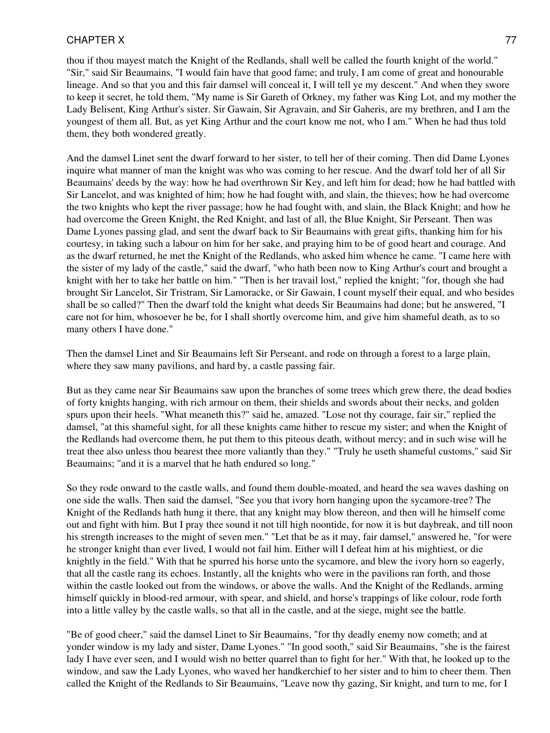thou if thou mayest match the Knight of the Redlands, shall well be called the fourth knight of the world." "Sir," said Sir Beaumains, "I would fain have that good fame; and truly, I am come of great and honourable lineage. And so that you and this fair damsel will conceal it, I will tell ye my descent." And when they swore to keep it secret, he told them, "My name is Sir Gareth of Orkney, my father was King Lot, and my mother the Lady Belisent, King Arthur's sister. Sir Gawain, Sir Agravain, and Sir Gaheris, are my brethren, and I am the youngest of them all. But, as yet King Arthur and the court know me not, who I am." When he had thus told them, they both wondered greatly.

And the damsel Linet sent the dwarf forward to her sister, to tell her of their coming. Then did Dame Lyones inquire what manner of man the knight was who was coming to her rescue. And the dwarf told her of all Sir Beaumains' deeds by the way: how he had overthrown Sir Key, and left him for dead; how he had battled with Sir Lancelot, and was knighted of him; how he had fought with, and slain, the thieves; how he had overcome the two knights who kept the river passage; how he had fought with, and slain, the Black Knight; and how he had overcome the Green Knight, the Red Knight, and last of all, the Blue Knight, Sir Perseant. Then was Dame Lyones passing glad, and sent the dwarf back to Sir Beaumains with great gifts, thanking him for his courtesy, in taking such a labour on him for her sake, and praying him to be of good heart and courage. And as the dwarf returned, he met the Knight of the Redlands, who asked him whence he came. "I came here with the sister of my lady of the castle," said the dwarf, "who hath been now to King Arthur's court and brought a knight with her to take her battle on him." "Then is her travail lost," replied the knight; "for, though she had brought Sir Lancelot, Sir Tristram, Sir Lamoracke, or Sir Gawain, I count myself their equal, and who besides shall be so called?" Then the dwarf told the knight what deeds Sir Beaumains had done; but he answered, "I care not for him, whosoever he be, for I shall shortly overcome him, and give him shameful death, as to so many others I have done."

Then the damsel Linet and Sir Beaumains left Sir Perseant, and rode on through a forest to a large plain, where they saw many pavilions, and hard by, a castle passing fair.

But as they came near Sir Beaumains saw upon the branches of some trees which grew there, the dead bodies of forty knights hanging, with rich armour on them, their shields and swords about their necks, and golden spurs upon their heels. "What meaneth this?" said he, amazed. "Lose not thy courage, fair sir," replied the damsel, "at this shameful sight, for all these knights came hither to rescue my sister; and when the Knight of the Redlands had overcome them, he put them to this piteous death, without mercy; and in such wise will he treat thee also unless thou bearest thee more valiantly than they." "Truly he useth shameful customs," said Sir Beaumains; "and it is a marvel that he hath endured so long."

So they rode onward to the castle walls, and found them double-moated, and heard the sea waves dashing on one side the walls. Then said the damsel, "See you that ivory horn hanging upon the sycamore-tree? The Knight of the Redlands hath hung it there, that any knight may blow thereon, and then will he himself come out and fight with him. But I pray thee sound it not till high noontide, for now it is but daybreak, and till noon his strength increases to the might of seven men." "Let that be as it may, fair damsel," answered he, "for were he stronger knight than ever lived, I would not fail him. Either will I defeat him at his mightiest, or die knightly in the field." With that he spurred his horse unto the sycamore, and blew the ivory horn so eagerly, that all the castle rang its echoes. Instantly, all the knights who were in the pavilions ran forth, and those within the castle looked out from the windows, or above the walls. And the Knight of the Redlands, arming himself quickly in blood-red armour, with spear, and shield, and horse's trappings of like colour, rode forth into a little valley by the castle walls, so that all in the castle, and at the siege, might see the battle.

"Be of good cheer," said the damsel Linet to Sir Beaumains, "for thy deadly enemy now cometh; and at yonder window is my lady and sister, Dame Lyones." "In good sooth," said Sir Beaumains, "she is the fairest lady I have ever seen, and I would wish no better quarrel than to fight for her." With that, he looked up to the window, and saw the Lady Lyones, who waved her handkerchief to her sister and to him to cheer them. Then called the Knight of the Redlands to Sir Beaumains, "Leave now thy gazing, Sir knight, and turn to me, for I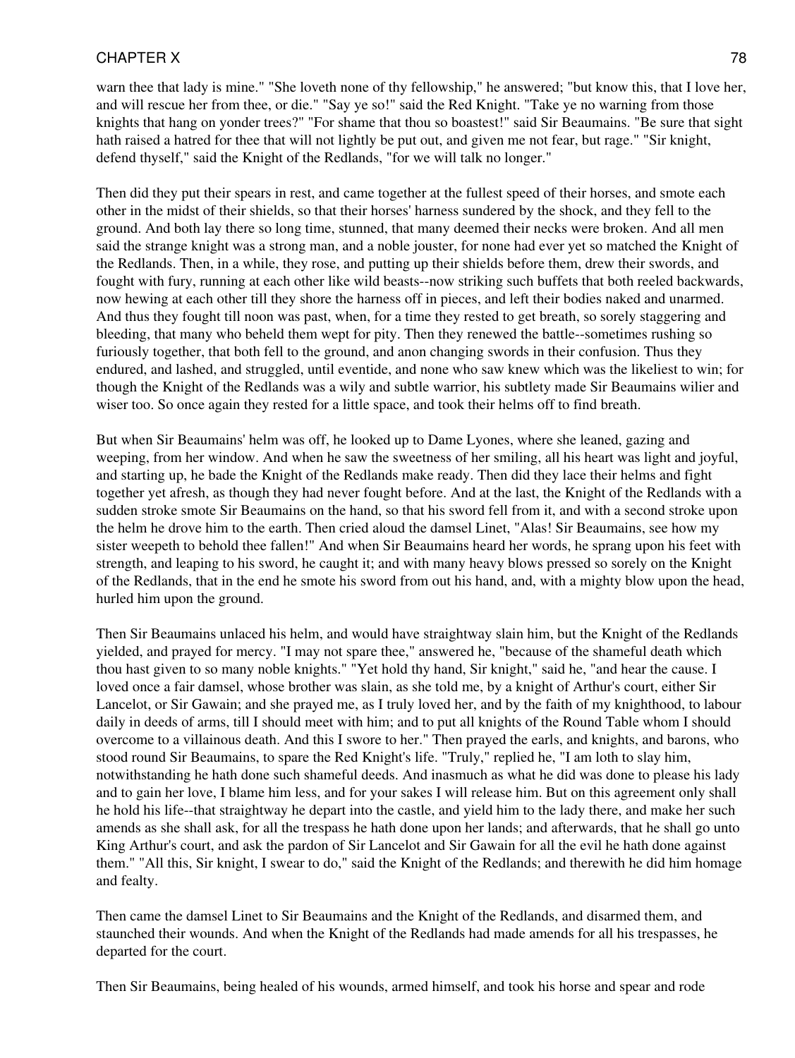warn thee that lady is mine." "She loveth none of thy fellowship," he answered; "but know this, that I love her, and will rescue her from thee, or die." "Say ye so!" said the Red Knight. "Take ye no warning from those knights that hang on yonder trees?" "For shame that thou so boastest!" said Sir Beaumains. "Be sure that sight hath raised a hatred for thee that will not lightly be put out, and given me not fear, but rage." "Sir knight, defend thyself," said the Knight of the Redlands, "for we will talk no longer."

Then did they put their spears in rest, and came together at the fullest speed of their horses, and smote each other in the midst of their shields, so that their horses' harness sundered by the shock, and they fell to the ground. And both lay there so long time, stunned, that many deemed their necks were broken. And all men said the strange knight was a strong man, and a noble jouster, for none had ever yet so matched the Knight of the Redlands. Then, in a while, they rose, and putting up their shields before them, drew their swords, and fought with fury, running at each other like wild beasts--now striking such buffets that both reeled backwards, now hewing at each other till they shore the harness off in pieces, and left their bodies naked and unarmed. And thus they fought till noon was past, when, for a time they rested to get breath, so sorely staggering and bleeding, that many who beheld them wept for pity. Then they renewed the battle--sometimes rushing so furiously together, that both fell to the ground, and anon changing swords in their confusion. Thus they endured, and lashed, and struggled, until eventide, and none who saw knew which was the likeliest to win; for though the Knight of the Redlands was a wily and subtle warrior, his subtlety made Sir Beaumains wilier and wiser too. So once again they rested for a little space, and took their helms off to find breath.

But when Sir Beaumains' helm was off, he looked up to Dame Lyones, where she leaned, gazing and weeping, from her window. And when he saw the sweetness of her smiling, all his heart was light and joyful, and starting up, he bade the Knight of the Redlands make ready. Then did they lace their helms and fight together yet afresh, as though they had never fought before. And at the last, the Knight of the Redlands with a sudden stroke smote Sir Beaumains on the hand, so that his sword fell from it, and with a second stroke upon the helm he drove him to the earth. Then cried aloud the damsel Linet, "Alas! Sir Beaumains, see how my sister weepeth to behold thee fallen!" And when Sir Beaumains heard her words, he sprang upon his feet with strength, and leaping to his sword, he caught it; and with many heavy blows pressed so sorely on the Knight of the Redlands, that in the end he smote his sword from out his hand, and, with a mighty blow upon the head, hurled him upon the ground.

Then Sir Beaumains unlaced his helm, and would have straightway slain him, but the Knight of the Redlands yielded, and prayed for mercy. "I may not spare thee," answered he, "because of the shameful death which thou hast given to so many noble knights." "Yet hold thy hand, Sir knight," said he, "and hear the cause. I loved once a fair damsel, whose brother was slain, as she told me, by a knight of Arthur's court, either Sir Lancelot, or Sir Gawain; and she prayed me, as I truly loved her, and by the faith of my knighthood, to labour daily in deeds of arms, till I should meet with him; and to put all knights of the Round Table whom I should overcome to a villainous death. And this I swore to her." Then prayed the earls, and knights, and barons, who stood round Sir Beaumains, to spare the Red Knight's life. "Truly," replied he, "I am loth to slay him, notwithstanding he hath done such shameful deeds. And inasmuch as what he did was done to please his lady and to gain her love, I blame him less, and for your sakes I will release him. But on this agreement only shall he hold his life--that straightway he depart into the castle, and yield him to the lady there, and make her such amends as she shall ask, for all the trespass he hath done upon her lands; and afterwards, that he shall go unto King Arthur's court, and ask the pardon of Sir Lancelot and Sir Gawain for all the evil he hath done against them." "All this, Sir knight, I swear to do," said the Knight of the Redlands; and therewith he did him homage and fealty.

Then came the damsel Linet to Sir Beaumains and the Knight of the Redlands, and disarmed them, and staunched their wounds. And when the Knight of the Redlands had made amends for all his trespasses, he departed for the court.

Then Sir Beaumains, being healed of his wounds, armed himself, and took his horse and spear and rode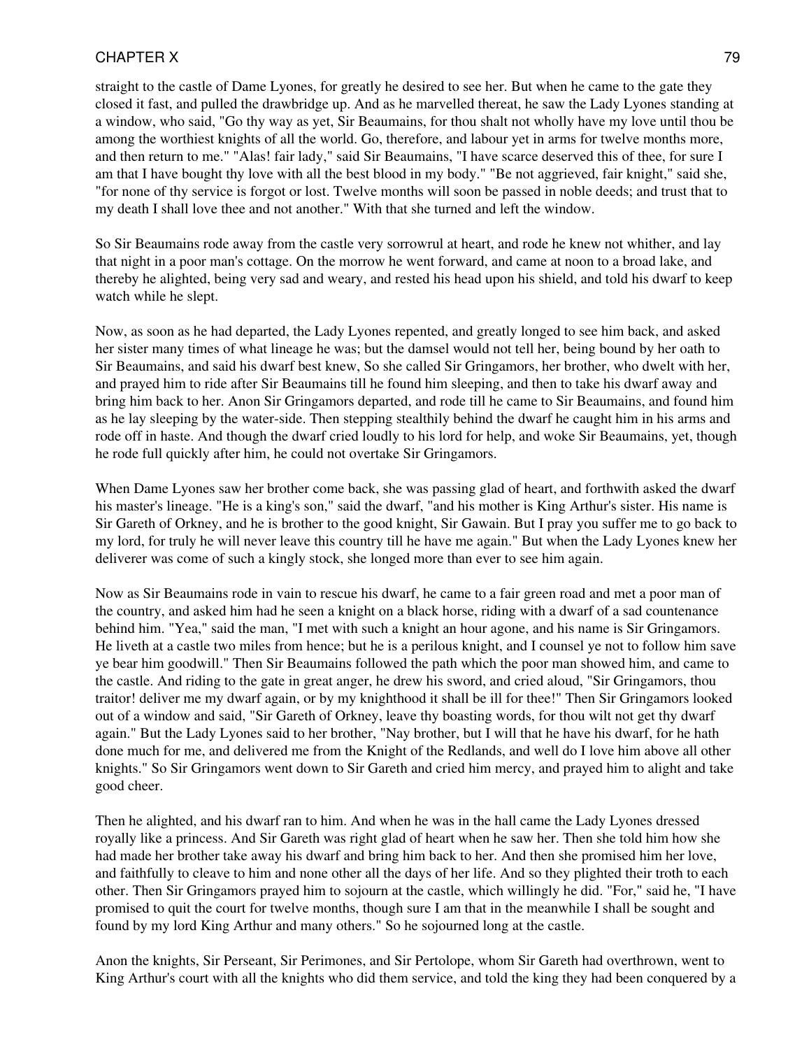straight to the castle of Dame Lyones, for greatly he desired to see her. But when he came to the gate they closed it fast, and pulled the drawbridge up. And as he marvelled thereat, he saw the Lady Lyones standing at a window, who said, "Go thy way as yet, Sir Beaumains, for thou shalt not wholly have my love until thou be among the worthiest knights of all the world. Go, therefore, and labour yet in arms for twelve months more, and then return to me." "Alas! fair lady," said Sir Beaumains, "I have scarce deserved this of thee, for sure I am that I have bought thy love with all the best blood in my body." "Be not aggrieved, fair knight," said she, "for none of thy service is forgot or lost. Twelve months will soon be passed in noble deeds; and trust that to my death I shall love thee and not another." With that she turned and left the window.

So Sir Beaumains rode away from the castle very sorrowrul at heart, and rode he knew not whither, and lay that night in a poor man's cottage. On the morrow he went forward, and came at noon to a broad lake, and thereby he alighted, being very sad and weary, and rested his head upon his shield, and told his dwarf to keep watch while he slept.

Now, as soon as he had departed, the Lady Lyones repented, and greatly longed to see him back, and asked her sister many times of what lineage he was; but the damsel would not tell her, being bound by her oath to Sir Beaumains, and said his dwarf best knew, So she called Sir Gringamors, her brother, who dwelt with her, and prayed him to ride after Sir Beaumains till he found him sleeping, and then to take his dwarf away and bring him back to her. Anon Sir Gringamors departed, and rode till he came to Sir Beaumains, and found him as he lay sleeping by the water-side. Then stepping stealthily behind the dwarf he caught him in his arms and rode off in haste. And though the dwarf cried loudly to his lord for help, and woke Sir Beaumains, yet, though he rode full quickly after him, he could not overtake Sir Gringamors.

When Dame Lyones saw her brother come back, she was passing glad of heart, and forthwith asked the dwarf his master's lineage. "He is a king's son," said the dwarf, "and his mother is King Arthur's sister. His name is Sir Gareth of Orkney, and he is brother to the good knight, Sir Gawain. But I pray you suffer me to go back to my lord, for truly he will never leave this country till he have me again." But when the Lady Lyones knew her deliverer was come of such a kingly stock, she longed more than ever to see him again.

Now as Sir Beaumains rode in vain to rescue his dwarf, he came to a fair green road and met a poor man of the country, and asked him had he seen a knight on a black horse, riding with a dwarf of a sad countenance behind him. "Yea," said the man, "I met with such a knight an hour agone, and his name is Sir Gringamors. He liveth at a castle two miles from hence; but he is a perilous knight, and I counsel ye not to follow him save ye bear him goodwill." Then Sir Beaumains followed the path which the poor man showed him, and came to the castle. And riding to the gate in great anger, he drew his sword, and cried aloud, "Sir Gringamors, thou traitor! deliver me my dwarf again, or by my knighthood it shall be ill for thee!" Then Sir Gringamors looked out of a window and said, "Sir Gareth of Orkney, leave thy boasting words, for thou wilt not get thy dwarf again." But the Lady Lyones said to her brother, "Nay brother, but I will that he have his dwarf, for he hath done much for me, and delivered me from the Knight of the Redlands, and well do I love him above all other knights." So Sir Gringamors went down to Sir Gareth and cried him mercy, and prayed him to alight and take good cheer.

Then he alighted, and his dwarf ran to him. And when he was in the hall came the Lady Lyones dressed royally like a princess. And Sir Gareth was right glad of heart when he saw her. Then she told him how she had made her brother take away his dwarf and bring him back to her. And then she promised him her love, and faithfully to cleave to him and none other all the days of her life. And so they plighted their troth to each other. Then Sir Gringamors prayed him to sojourn at the castle, which willingly he did. "For," said he, "I have promised to quit the court for twelve months, though sure I am that in the meanwhile I shall be sought and found by my lord King Arthur and many others." So he sojourned long at the castle.

Anon the knights, Sir Perseant, Sir Perimones, and Sir Pertolope, whom Sir Gareth had overthrown, went to King Arthur's court with all the knights who did them service, and told the king they had been conquered by a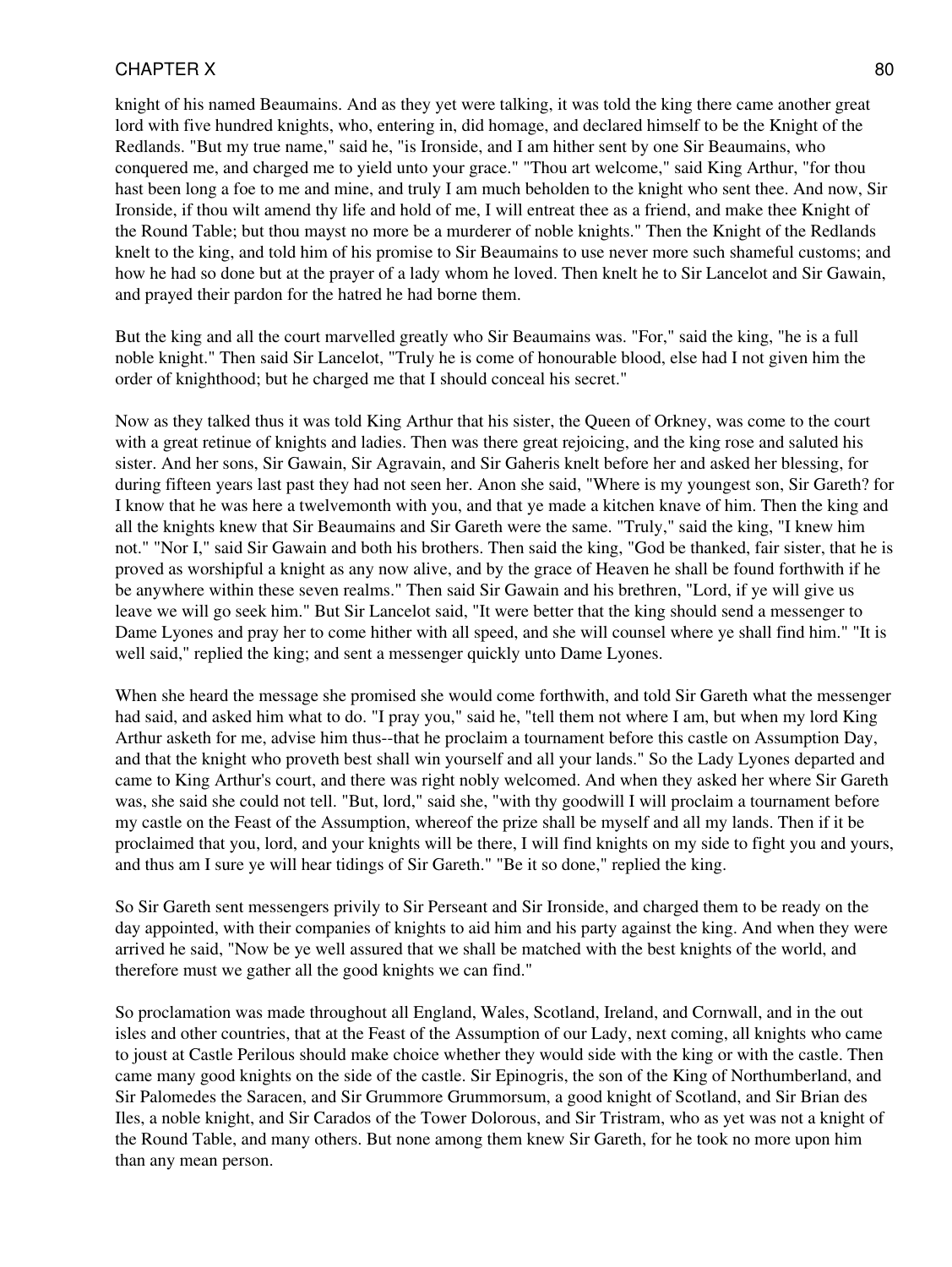knight of his named Beaumains. And as they yet were talking, it was told the king there came another great lord with five hundred knights, who, entering in, did homage, and declared himself to be the Knight of the Redlands. "But my true name," said he, "is Ironside, and I am hither sent by one Sir Beaumains, who conquered me, and charged me to yield unto your grace." "Thou art welcome," said King Arthur, "for thou hast been long a foe to me and mine, and truly I am much beholden to the knight who sent thee. And now, Sir Ironside, if thou wilt amend thy life and hold of me, I will entreat thee as a friend, and make thee Knight of the Round Table; but thou mayst no more be a murderer of noble knights." Then the Knight of the Redlands knelt to the king, and told him of his promise to Sir Beaumains to use never more such shameful customs; and how he had so done but at the prayer of a lady whom he loved. Then knelt he to Sir Lancelot and Sir Gawain, and prayed their pardon for the hatred he had borne them.

But the king and all the court marvelled greatly who Sir Beaumains was. "For," said the king, "he is a full noble knight." Then said Sir Lancelot, "Truly he is come of honourable blood, else had I not given him the order of knighthood; but he charged me that I should conceal his secret."

Now as they talked thus it was told King Arthur that his sister, the Queen of Orkney, was come to the court with a great retinue of knights and ladies. Then was there great rejoicing, and the king rose and saluted his sister. And her sons, Sir Gawain, Sir Agravain, and Sir Gaheris knelt before her and asked her blessing, for during fifteen years last past they had not seen her. Anon she said, "Where is my youngest son, Sir Gareth? for I know that he was here a twelvemonth with you, and that ye made a kitchen knave of him. Then the king and all the knights knew that Sir Beaumains and Sir Gareth were the same. "Truly," said the king, "I knew him not." "Nor I," said Sir Gawain and both his brothers. Then said the king, "God be thanked, fair sister, that he is proved as worshipful a knight as any now alive, and by the grace of Heaven he shall be found forthwith if he be anywhere within these seven realms." Then said Sir Gawain and his brethren, "Lord, if ye will give us leave we will go seek him." But Sir Lancelot said, "It were better that the king should send a messenger to Dame Lyones and pray her to come hither with all speed, and she will counsel where ye shall find him." "It is well said," replied the king; and sent a messenger quickly unto Dame Lyones.

When she heard the message she promised she would come forthwith, and told Sir Gareth what the messenger had said, and asked him what to do. "I pray you," said he, "tell them not where I am, but when my lord King Arthur asketh for me, advise him thus--that he proclaim a tournament before this castle on Assumption Day, and that the knight who proveth best shall win yourself and all your lands." So the Lady Lyones departed and came to King Arthur's court, and there was right nobly welcomed. And when they asked her where Sir Gareth was, she said she could not tell. "But, lord," said she, "with thy goodwill I will proclaim a tournament before my castle on the Feast of the Assumption, whereof the prize shall be myself and all my lands. Then if it be proclaimed that you, lord, and your knights will be there, I will find knights on my side to fight you and yours, and thus am I sure ye will hear tidings of Sir Gareth." "Be it so done," replied the king.

So Sir Gareth sent messengers privily to Sir Perseant and Sir Ironside, and charged them to be ready on the day appointed, with their companies of knights to aid him and his party against the king. And when they were arrived he said, "Now be ye well assured that we shall be matched with the best knights of the world, and therefore must we gather all the good knights we can find."

So proclamation was made throughout all England, Wales, Scotland, Ireland, and Cornwall, and in the out isles and other countries, that at the Feast of the Assumption of our Lady, next coming, all knights who came to joust at Castle Perilous should make choice whether they would side with the king or with the castle. Then came many good knights on the side of the castle. Sir Epinogris, the son of the King of Northumberland, and Sir Palomedes the Saracen, and Sir Grummore Grummorsum, a good knight of Scotland, and Sir Brian des Iles, a noble knight, and Sir Carados of the Tower Dolorous, and Sir Tristram, who as yet was not a knight of the Round Table, and many others. But none among them knew Sir Gareth, for he took no more upon him than any mean person.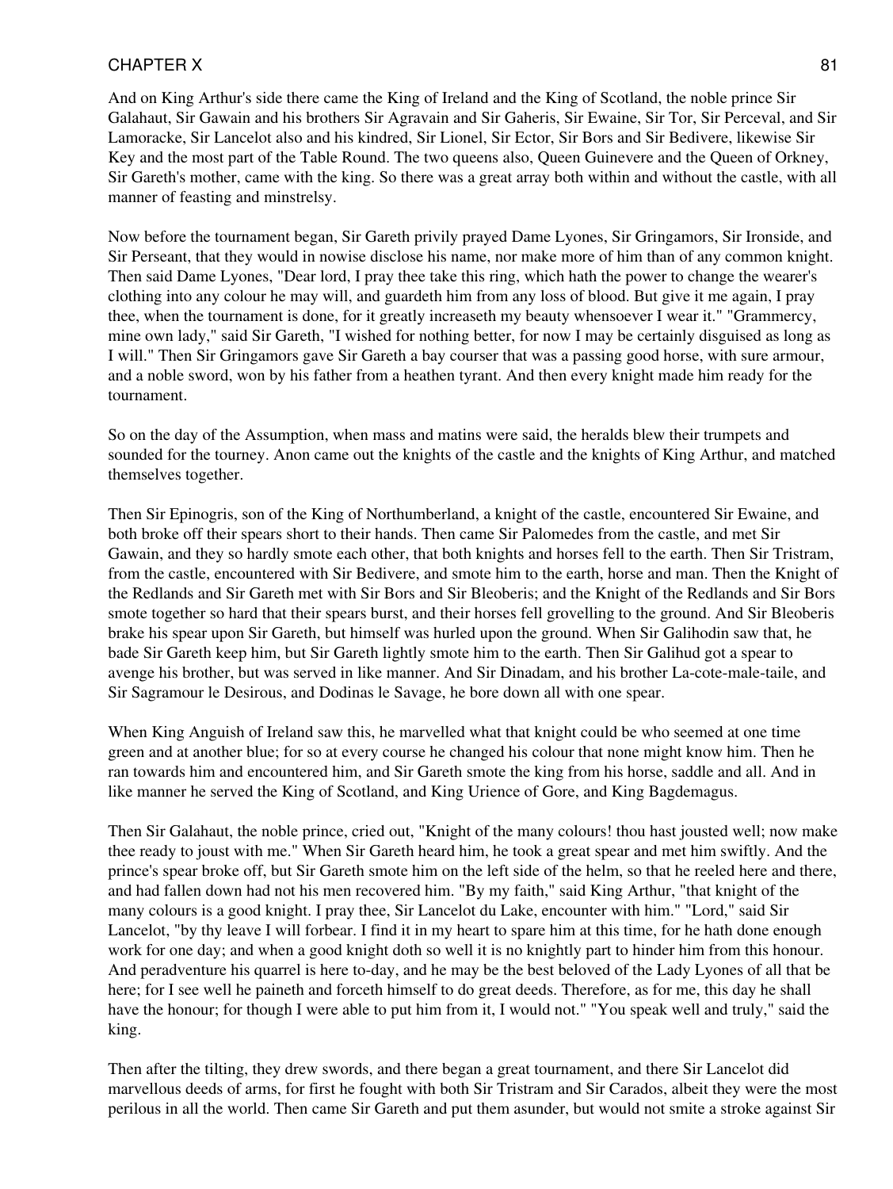And on King Arthur's side there came the King of Ireland and the King of Scotland, the noble prince Sir Galahaut, Sir Gawain and his brothers Sir Agravain and Sir Gaheris, Sir Ewaine, Sir Tor, Sir Perceval, and Sir Lamoracke, Sir Lancelot also and his kindred, Sir Lionel, Sir Ector, Sir Bors and Sir Bedivere, likewise Sir Key and the most part of the Table Round. The two queens also, Queen Guinevere and the Queen of Orkney, Sir Gareth's mother, came with the king. So there was a great array both within and without the castle, with all manner of feasting and minstrelsy.

Now before the tournament began, Sir Gareth privily prayed Dame Lyones, Sir Gringamors, Sir Ironside, and Sir Perseant, that they would in nowise disclose his name, nor make more of him than of any common knight. Then said Dame Lyones, "Dear lord, I pray thee take this ring, which hath the power to change the wearer's clothing into any colour he may will, and guardeth him from any loss of blood. But give it me again, I pray thee, when the tournament is done, for it greatly increaseth my beauty whensoever I wear it." "Grammercy, mine own lady," said Sir Gareth, "I wished for nothing better, for now I may be certainly disguised as long as I will." Then Sir Gringamors gave Sir Gareth a bay courser that was a passing good horse, with sure armour, and a noble sword, won by his father from a heathen tyrant. And then every knight made him ready for the tournament.

So on the day of the Assumption, when mass and matins were said, the heralds blew their trumpets and sounded for the tourney. Anon came out the knights of the castle and the knights of King Arthur, and matched themselves together.

Then Sir Epinogris, son of the King of Northumberland, a knight of the castle, encountered Sir Ewaine, and both broke off their spears short to their hands. Then came Sir Palomedes from the castle, and met Sir Gawain, and they so hardly smote each other, that both knights and horses fell to the earth. Then Sir Tristram, from the castle, encountered with Sir Bedivere, and smote him to the earth, horse and man. Then the Knight of the Redlands and Sir Gareth met with Sir Bors and Sir Bleoberis; and the Knight of the Redlands and Sir Bors smote together so hard that their spears burst, and their horses fell grovelling to the ground. And Sir Bleoberis brake his spear upon Sir Gareth, but himself was hurled upon the ground. When Sir Galihodin saw that, he bade Sir Gareth keep him, but Sir Gareth lightly smote him to the earth. Then Sir Galihud got a spear to avenge his brother, but was served in like manner. And Sir Dinadam, and his brother La-cote-male-taile, and Sir Sagramour le Desirous, and Dodinas le Savage, he bore down all with one spear.

When King Anguish of Ireland saw this, he marvelled what that knight could be who seemed at one time green and at another blue; for so at every course he changed his colour that none might know him. Then he ran towards him and encountered him, and Sir Gareth smote the king from his horse, saddle and all. And in like manner he served the King of Scotland, and King Urience of Gore, and King Bagdemagus.

Then Sir Galahaut, the noble prince, cried out, "Knight of the many colours! thou hast jousted well; now make thee ready to joust with me." When Sir Gareth heard him, he took a great spear and met him swiftly. And the prince's spear broke off, but Sir Gareth smote him on the left side of the helm, so that he reeled here and there, and had fallen down had not his men recovered him. "By my faith," said King Arthur, "that knight of the many colours is a good knight. I pray thee, Sir Lancelot du Lake, encounter with him." "Lord," said Sir Lancelot, "by thy leave I will forbear. I find it in my heart to spare him at this time, for he hath done enough work for one day; and when a good knight doth so well it is no knightly part to hinder him from this honour. And peradventure his quarrel is here to-day, and he may be the best beloved of the Lady Lyones of all that be here; for I see well he paineth and forceth himself to do great deeds. Therefore, as for me, this day he shall have the honour; for though I were able to put him from it, I would not." "You speak well and truly," said the king.

Then after the tilting, they drew swords, and there began a great tournament, and there Sir Lancelot did marvellous deeds of arms, for first he fought with both Sir Tristram and Sir Carados, albeit they were the most perilous in all the world. Then came Sir Gareth and put them asunder, but would not smite a stroke against Sir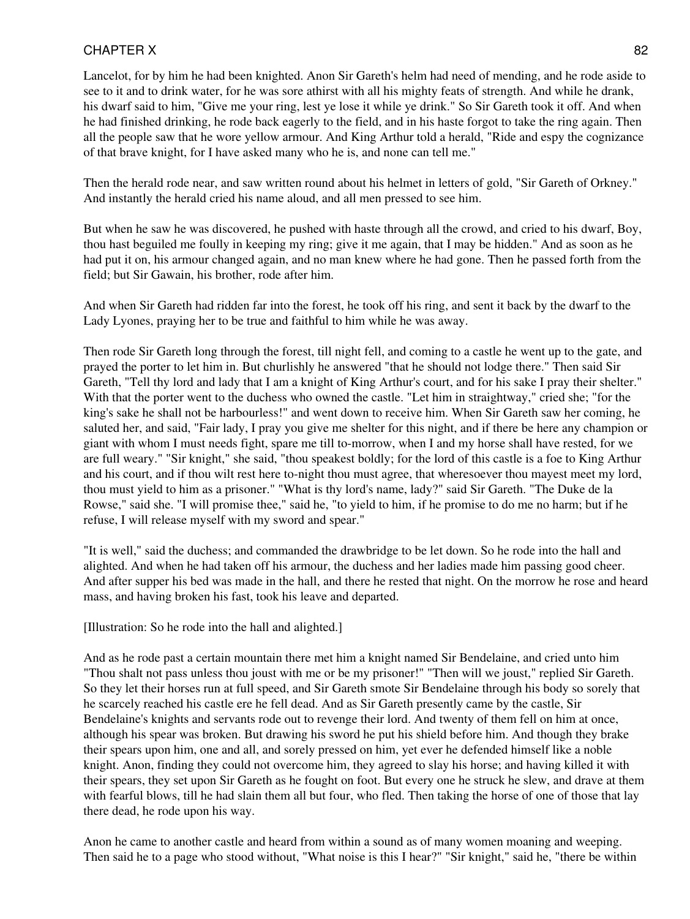Lancelot, for by him he had been knighted. Anon Sir Gareth's helm had need of mending, and he rode aside to see to it and to drink water, for he was sore athirst with all his mighty feats of strength. And while he drank, his dwarf said to him, "Give me your ring, lest ye lose it while ye drink." So Sir Gareth took it off. And when he had finished drinking, he rode back eagerly to the field, and in his haste forgot to take the ring again. Then all the people saw that he wore yellow armour. And King Arthur told a herald, "Ride and espy the cognizance of that brave knight, for I have asked many who he is, and none can tell me."

Then the herald rode near, and saw written round about his helmet in letters of gold, "Sir Gareth of Orkney." And instantly the herald cried his name aloud, and all men pressed to see him.

But when he saw he was discovered, he pushed with haste through all the crowd, and cried to his dwarf, Boy, thou hast beguiled me foully in keeping my ring; give it me again, that I may be hidden." And as soon as he had put it on, his armour changed again, and no man knew where he had gone. Then he passed forth from the field; but Sir Gawain, his brother, rode after him.

And when Sir Gareth had ridden far into the forest, he took off his ring, and sent it back by the dwarf to the Lady Lyones, praying her to be true and faithful to him while he was away.

Then rode Sir Gareth long through the forest, till night fell, and coming to a castle he went up to the gate, and prayed the porter to let him in. But churlishly he answered "that he should not lodge there." Then said Sir Gareth, "Tell thy lord and lady that I am a knight of King Arthur's court, and for his sake I pray their shelter." With that the porter went to the duchess who owned the castle. "Let him in straightway," cried she; "for the king's sake he shall not be harbourless!" and went down to receive him. When Sir Gareth saw her coming, he saluted her, and said, "Fair lady, I pray you give me shelter for this night, and if there be here any champion or giant with whom I must needs fight, spare me till to-morrow, when I and my horse shall have rested, for we are full weary." "Sir knight," she said, "thou speakest boldly; for the lord of this castle is a foe to King Arthur and his court, and if thou wilt rest here to-night thou must agree, that wheresoever thou mayest meet my lord, thou must yield to him as a prisoner." "What is thy lord's name, lady?" said Sir Gareth. "The Duke de la Rowse," said she. "I will promise thee," said he, "to yield to him, if he promise to do me no harm; but if he refuse, I will release myself with my sword and spear."

"It is well," said the duchess; and commanded the drawbridge to be let down. So he rode into the hall and alighted. And when he had taken off his armour, the duchess and her ladies made him passing good cheer. And after supper his bed was made in the hall, and there he rested that night. On the morrow he rose and heard mass, and having broken his fast, took his leave and departed.

[Illustration: So he rode into the hall and alighted.]

And as he rode past a certain mountain there met him a knight named Sir Bendelaine, and cried unto him "Thou shalt not pass unless thou joust with me or be my prisoner!" "Then will we joust," replied Sir Gareth. So they let their horses run at full speed, and Sir Gareth smote Sir Bendelaine through his body so sorely that he scarcely reached his castle ere he fell dead. And as Sir Gareth presently came by the castle, Sir Bendelaine's knights and servants rode out to revenge their lord. And twenty of them fell on him at once, although his spear was broken. But drawing his sword he put his shield before him. And though they brake their spears upon him, one and all, and sorely pressed on him, yet ever he defended himself like a noble knight. Anon, finding they could not overcome him, they agreed to slay his horse; and having killed it with their spears, they set upon Sir Gareth as he fought on foot. But every one he struck he slew, and drave at them with fearful blows, till he had slain them all but four, who fled. Then taking the horse of one of those that lay there dead, he rode upon his way.

Anon he came to another castle and heard from within a sound as of many women moaning and weeping. Then said he to a page who stood without, "What noise is this I hear?" "Sir knight," said he, "there be within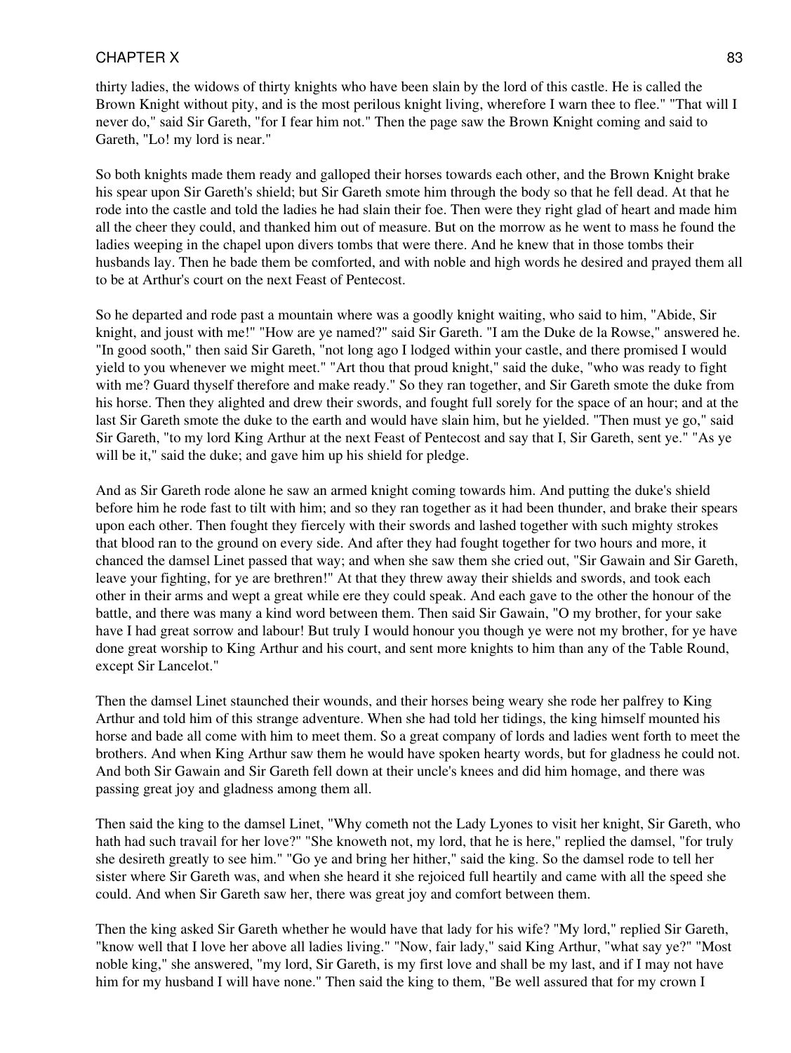thirty ladies, the widows of thirty knights who have been slain by the lord of this castle. He is called the Brown Knight without pity, and is the most perilous knight living, wherefore I warn thee to flee." "That will I never do," said Sir Gareth, "for I fear him not." Then the page saw the Brown Knight coming and said to Gareth, "Lo! my lord is near."

So both knights made them ready and galloped their horses towards each other, and the Brown Knight brake his spear upon Sir Gareth's shield; but Sir Gareth smote him through the body so that he fell dead. At that he rode into the castle and told the ladies he had slain their foe. Then were they right glad of heart and made him all the cheer they could, and thanked him out of measure. But on the morrow as he went to mass he found the ladies weeping in the chapel upon divers tombs that were there. And he knew that in those tombs their husbands lay. Then he bade them be comforted, and with noble and high words he desired and prayed them all to be at Arthur's court on the next Feast of Pentecost.

So he departed and rode past a mountain where was a goodly knight waiting, who said to him, "Abide, Sir knight, and joust with me!" "How are ye named?" said Sir Gareth. "I am the Duke de la Rowse," answered he. "In good sooth," then said Sir Gareth, "not long ago I lodged within your castle, and there promised I would yield to you whenever we might meet." "Art thou that proud knight," said the duke, "who was ready to fight with me? Guard thyself therefore and make ready." So they ran together, and Sir Gareth smote the duke from his horse. Then they alighted and drew their swords, and fought full sorely for the space of an hour; and at the last Sir Gareth smote the duke to the earth and would have slain him, but he yielded. "Then must ye go," said Sir Gareth, "to my lord King Arthur at the next Feast of Pentecost and say that I, Sir Gareth, sent ye." "As ye will be it," said the duke; and gave him up his shield for pledge.

And as Sir Gareth rode alone he saw an armed knight coming towards him. And putting the duke's shield before him he rode fast to tilt with him; and so they ran together as it had been thunder, and brake their spears upon each other. Then fought they fiercely with their swords and lashed together with such mighty strokes that blood ran to the ground on every side. And after they had fought together for two hours and more, it chanced the damsel Linet passed that way; and when she saw them she cried out, "Sir Gawain and Sir Gareth, leave your fighting, for ye are brethren!" At that they threw away their shields and swords, and took each other in their arms and wept a great while ere they could speak. And each gave to the other the honour of the battle, and there was many a kind word between them. Then said Sir Gawain, "O my brother, for your sake have I had great sorrow and labour! But truly I would honour you though ye were not my brother, for ye have done great worship to King Arthur and his court, and sent more knights to him than any of the Table Round, except Sir Lancelot."

Then the damsel Linet staunched their wounds, and their horses being weary she rode her palfrey to King Arthur and told him of this strange adventure. When she had told her tidings, the king himself mounted his horse and bade all come with him to meet them. So a great company of lords and ladies went forth to meet the brothers. And when King Arthur saw them he would have spoken hearty words, but for gladness he could not. And both Sir Gawain and Sir Gareth fell down at their uncle's knees and did him homage, and there was passing great joy and gladness among them all.

Then said the king to the damsel Linet, "Why cometh not the Lady Lyones to visit her knight, Sir Gareth, who hath had such travail for her love?" "She knoweth not, my lord, that he is here," replied the damsel, "for truly she desireth greatly to see him." "Go ye and bring her hither," said the king. So the damsel rode to tell her sister where Sir Gareth was, and when she heard it she rejoiced full heartily and came with all the speed she could. And when Sir Gareth saw her, there was great joy and comfort between them.

Then the king asked Sir Gareth whether he would have that lady for his wife? "My lord," replied Sir Gareth, "know well that I love her above all ladies living." "Now, fair lady," said King Arthur, "what say ye?" "Most noble king," she answered, "my lord, Sir Gareth, is my first love and shall be my last, and if I may not have him for my husband I will have none." Then said the king to them, "Be well assured that for my crown I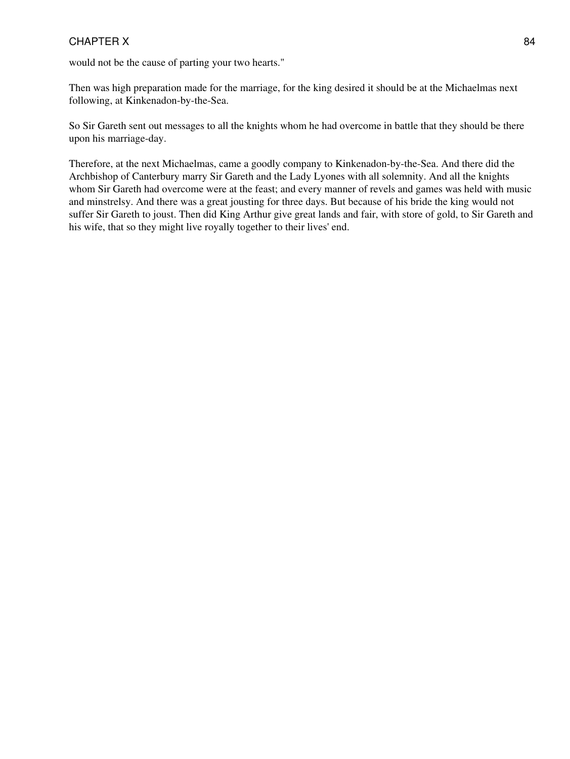would not be the cause of parting your two hearts."

Then was high preparation made for the marriage, for the king desired it should be at the Michaelmas next following, at Kinkenadon-by-the-Sea.

So Sir Gareth sent out messages to all the knights whom he had overcome in battle that they should be there upon his marriage-day.

Therefore, at the next Michaelmas, came a goodly company to Kinkenadon-by-the-Sea. And there did the Archbishop of Canterbury marry Sir Gareth and the Lady Lyones with all solemnity. And all the knights whom Sir Gareth had overcome were at the feast; and every manner of revels and games was held with music and minstrelsy. And there was a great jousting for three days. But because of his bride the king would not suffer Sir Gareth to joust. Then did King Arthur give great lands and fair, with store of gold, to Sir Gareth and his wife, that so they might live royally together to their lives' end.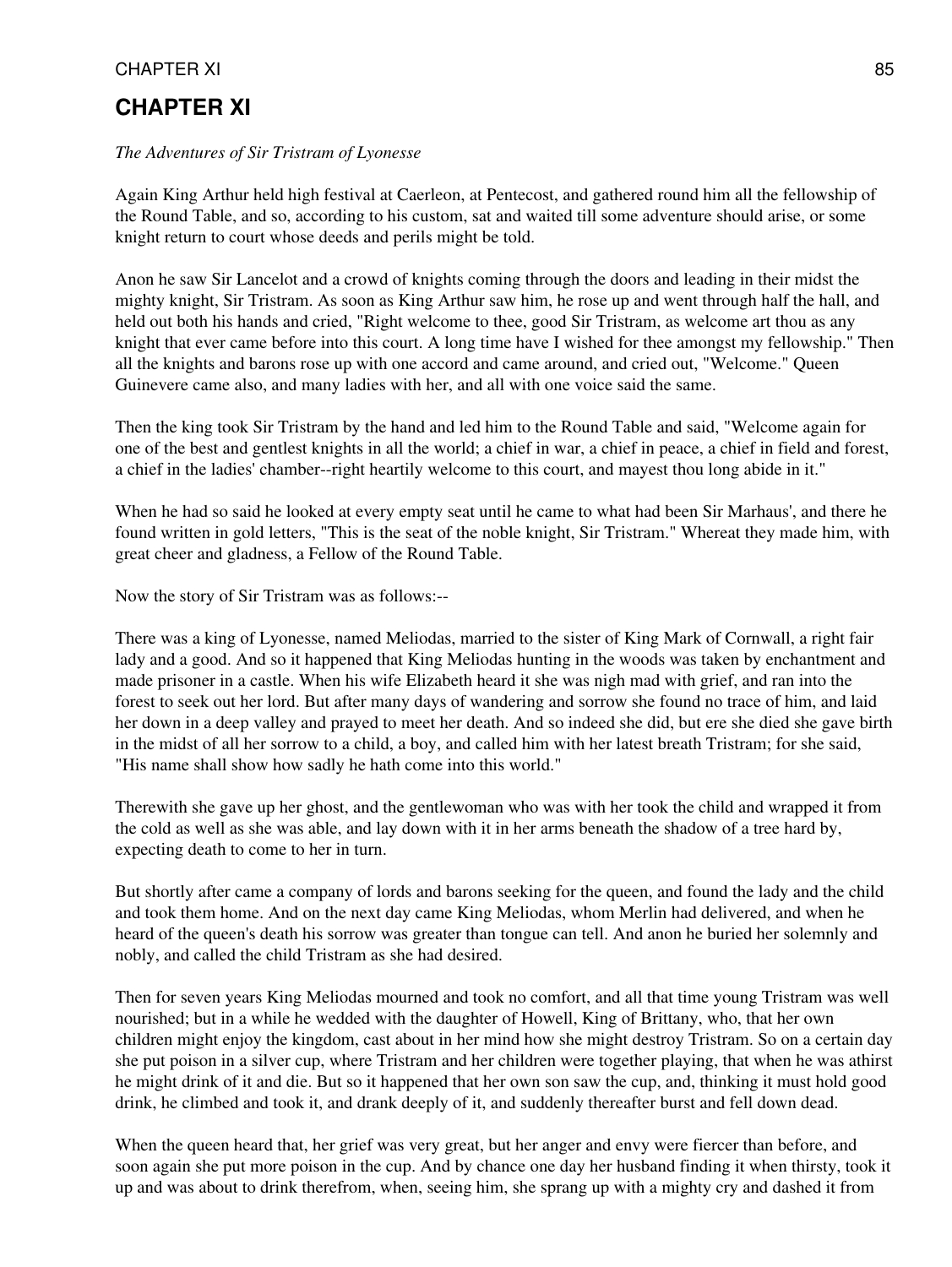# CHAPTER XI

*The Adventures of Sir Tristram of Lyonesse*

Again King Arthur held high festival at Caerleon, at Pentecost, and gathered round him all the fellowship of the Round Table, and so, according to his custom, sat and waited till some adventure should arise, or some knight return to court whose deeds and perils might be told.

Anon he saw Sir Lancelot and a crowd of knights coming through the doors and leading in their midst the mighty knight, Sir Tristram. As soon as King Arthur saw him, he rose up and went through half the hall, and held out both his hands and cried, "Right welcome to thee, good Sir Tristram, as welcome art thou as any knight that ever came before into this court. A long time have I wished for thee amongst my fellowship." Then all the knights and barons rose up with one accord and came around, and cried out, "Welcome." Queen Guinevere came also, and many ladies with her, and all with one voice said the same.

Then the king took Sir Tristram by the hand and led him to the Round Table and said, "Welcome again for one of the best and gentlest knights in all the world; a chief in war, a chief in peace, a chief in field and forest, a chief in the ladies' chamber--right heartily welcome to this court, and mayest thou long abide in it."

When he had so said he looked at every empty seat until he came to what had been Sir Marhaus', and there he found written in gold letters, "This is the seat of the noble knight, Sir Tristram." Whereat they made him, with great cheer and gladness, a Fellow of the Round Table.

Now the story of Sir Tristram was as follows:--

There was a king of Lyonesse, named Meliodas, married to the sister of King Mark of Cornwall, a right fair lady and a good. And so it happened that King Meliodas hunting in the woods was taken by enchantment and made prisoner in a castle. When his wife Elizabeth heard it she was nigh mad with grief, and ran into the forest to seek out her lord. But after many days of wandering and sorrow she found no trace of him, and laid her down in a deep valley and prayed to meet her death. And so indeed she did, but ere she died she gave birth in the midst of all her sorrow to a child, a boy, and called him with her latest breath Tristram; for she said, "His name shall show how sadly he hath come into this world."

Therewith she gave up her ghost, and the gentlewoman who was with her took the child and wrapped it from the cold as well as she was able, and lay down with it in her arms beneath the shadow of a tree hard by, expecting death to come to her in turn.

But shortly after came a company of lords and barons seeking for the queen, and found the lady and the child and took them home. And on the next day came King Meliodas, whom Merlin had delivered, and when he heard of the queen's death his sorrow was greater than tongue can tell. And anon he buried her solemnly and nobly, and called the child Tristram as she had desired.

Then for seven years King Meliodas mourned and took no comfort, and all that time young Tristram was well nourished; but in a while he wedded with the daughter of Howell, King of Brittany, who, that her own children might enjoy the kingdom, cast about in her mind how she might destroy Tristram. So on a certain day she put poison in a silver cup, where Tristram and her children were together playing, that when he was athirst he might drink of it and die. But so it happened that her own son saw the cup, and, thinking it must hold good drink, he climbed and took it, and drank deeply of it, and suddenly thereafter burst and fell down dead.

When the queen heard that, her grief was very great, but her anger and envy were fiercer than before, and soon again she put more poison in the cup. And by chance one day her husband finding it when thirsty, took it up and was about to drink therefrom, when, seeing him, she sprang up with a mighty cry and dashed it from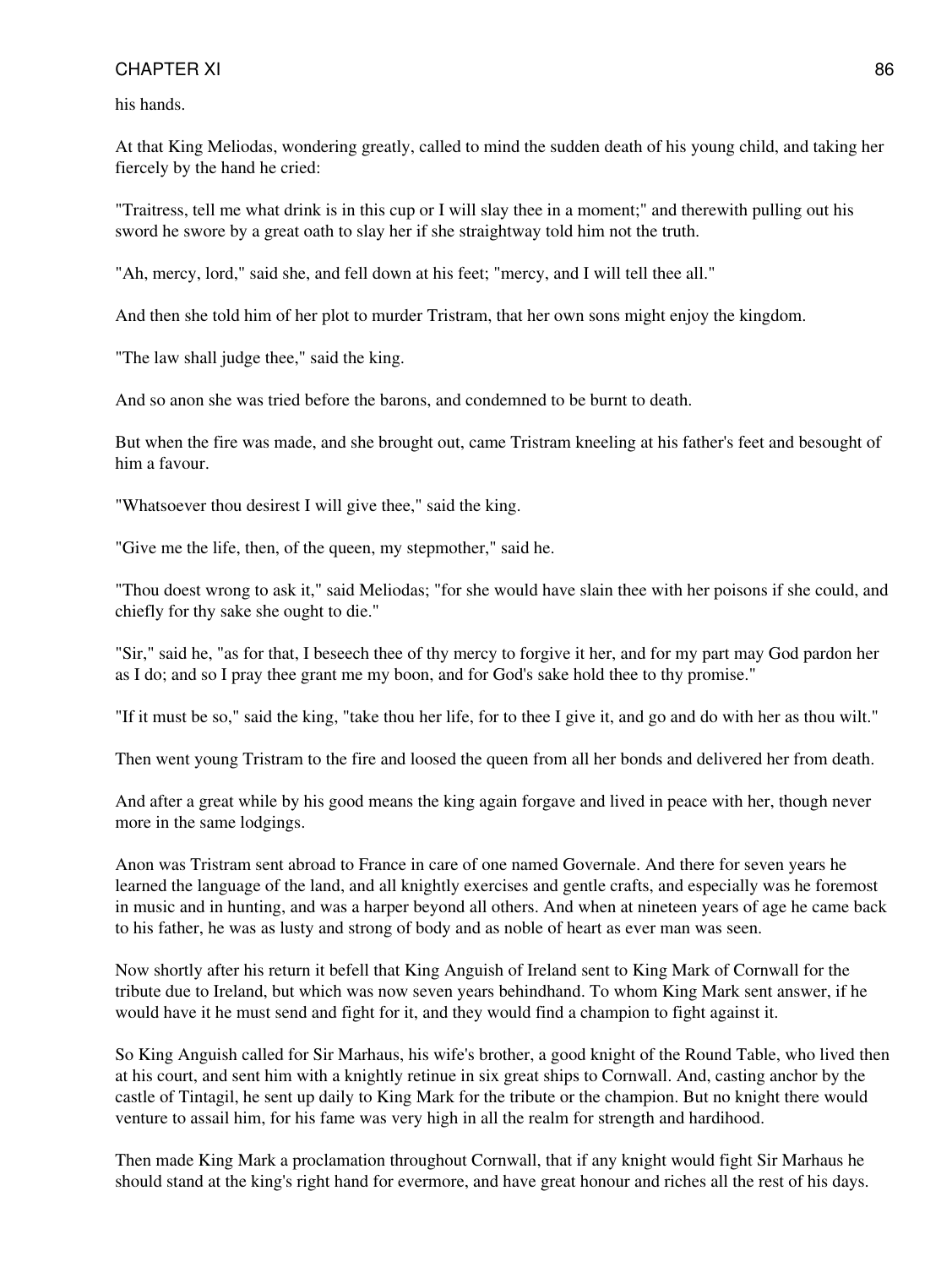his hands.

At that King Meliodas, wondering greatly, called to mind the sudden death of his young child, and taking her fiercely by the hand he cried:

"Traitress, tell me what drink is in this cup or I will slay thee in a moment;" and therewith pulling out his sword he swore by a great oath to slay her if she straightway told him not the truth.

"Ah, mercy, lord," said she, and fell down at his feet; "mercy, and I will tell thee all."

And then she told him of her plot to murder Tristram, that her own sons might enjoy the kingdom.

"The law shall judge thee," said the king.

And so anon she was tried before the barons, and condemned to be burnt to death.

But when the fire was made, and she brought out, came Tristram kneeling at his father's feet and besought of him a favour.

"Whatsoever thou desirest I will give thee," said the king.

"Give me the life, then, of the queen, my stepmother," said he.

"Thou doest wrong to ask it," said Meliodas; "for she would have slain thee with her poisons if she could, and chiefly for thy sake she ought to die."

"Sir," said he, "as for that, I beseech thee of thy mercy to forgive it her, and for my part may God pardon her as I do; and so I pray thee grant me my boon, and for God's sake hold thee to thy promise."

"If it must be so," said the king, "take thou her life, for to thee I give it, and go and do with her as thou wilt."

Then went young Tristram to the fire and loosed the queen from all her bonds and delivered her from death.

And after a great while by his good means the king again forgave and lived in peace with her, though never more in the same lodgings.

Anon was Tristram sent abroad to France in care of one named Governale. And there for seven years he learned the language of the land, and all knightly exercises and gentle crafts, and especially was he foremost in music and in hunting, and was a harper beyond all others. And when at nineteen years of age he came back to his father, he was as lusty and strong of body and as noble of heart as ever man was seen.

Now shortly after his return it befell that King Anguish of Ireland sent to King Mark of Cornwall for the tribute due to Ireland, but which was now seven years behindhand. To whom King Mark sent answer, if he would have it he must send and fight for it, and they would find a champion to fight against it.

So King Anguish called for Sir Marhaus, his wife's brother, a good knight of the Round Table, who lived then at his court, and sent him with a knightly retinue in six great ships to Cornwall. And, casting anchor by the castle of Tintagil, he sent up daily to King Mark for the tribute or the champion. But no knight there would venture to assail him, for his fame was very high in all the realm for strength and hardihood.

Then made King Mark a proclamation throughout Cornwall, that if any knight would fight Sir Marhaus he should stand at the king's right hand for evermore, and have great honour and riches all the rest of his days.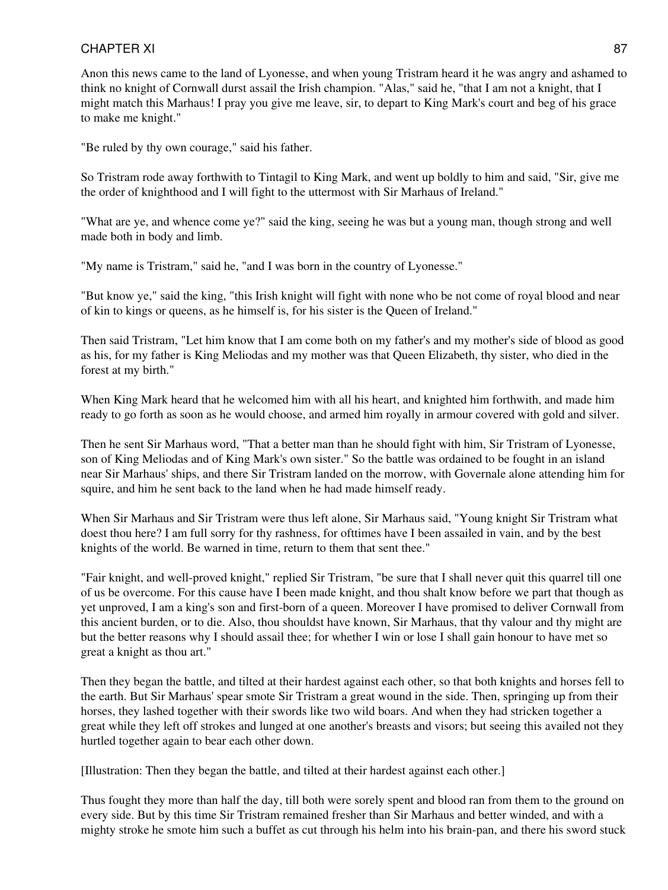Anon this news came to the land of Lyonesse, and when young Tristram heard it he was angry and ashamed to think no knight of Cornwall durst assail the Irish champion. "Alas," said he, "that I am not a knight, that I might match this Marhaus! I pray you give me leave, sir, to depart to King Mark's court and beg of his grace to make me knight."

"Be ruled by thy own courage," said his father.

So Tristram rode away forthwith to Tintagil to King Mark, and went up boldly to him and said, "Sir, give me the order of knighthood and I will fight to the uttermost with Sir Marhaus of Ireland."

"What are ye, and whence come ye?" said the king, seeing he was but a young man, though strong and well made both in body and limb.

"My name is Tristram," said he, "and I was born in the country of Lyonesse."

"But know ye," said the king, "this Irish knight will fight with none who be not come of royal blood and near of kin to kings or queens, as he himself is, for his sister is the Queen of Ireland."

Then said Tristram, "Let him know that I am come both on my father's and my mother's side of blood as good as his, for my father is King Meliodas and my mother was that Queen Elizabeth, thy sister, who died in the forest at my birth."

When King Mark heard that he welcomed him with all his heart, and knighted him forthwith, and made him ready to go forth as soon as he would choose, and armed him royally in armour covered with gold and silver.

Then he sent Sir Marhaus word, "That a better man than he should fight with him, Sir Tristram of Lyonesse, son of King Meliodas and of King Mark's own sister." So the battle was ordained to be fought in an island near Sir Marhaus' ships, and there Sir Tristram landed on the morrow, with Governale alone attending him for squire, and him he sent back to the land when he had made himself ready.

When Sir Marhaus and Sir Tristram were thus left alone, Sir Marhaus said, "Young knight Sir Tristram what doest thou here? I am full sorry for thy rashness, for ofttimes have I been assailed in vain, and by the best knights of the world. Be warned in time, return to them that sent thee."

"Fair knight, and well-proved knight," replied Sir Tristram, "be sure that I shall never quit this quarrel till one of us be overcome. For this cause have I been made knight, and thou shalt know before we part that though as yet unproved, I am a king's son and first-born of a queen. Moreover I have promised to deliver Cornwall from this ancient burden, or to die. Also, thou shouldst have known, Sir Marhaus, that thy valour and thy might are but the better reasons why I should assail thee; for whether I win or lose I shall gain honour to have met so great a knight as thou art."

Then they began the battle, and tilted at their hardest against each other, so that both knights and horses fell to the earth. But Sir Marhaus' spear smote Sir Tristram a great wound in the side. Then, springing up from their horses, they lashed together with their swords like two wild boars. And when they had stricken together a great while they left off strokes and lunged at one another's breasts and visors; but seeing this availed not they hurtled together again to bear each other down.

[Illustration: Then they began the battle, and tilted at their hardest against each other.]

Thus fought they more than half the day, till both were sorely spent and blood ran from them to the ground on every side. But by this time Sir Tristram remained fresher than Sir Marhaus and better winded, and with a mighty stroke he smote him such a buffet as cut through his helm into his brain-pan, and there his sword stuck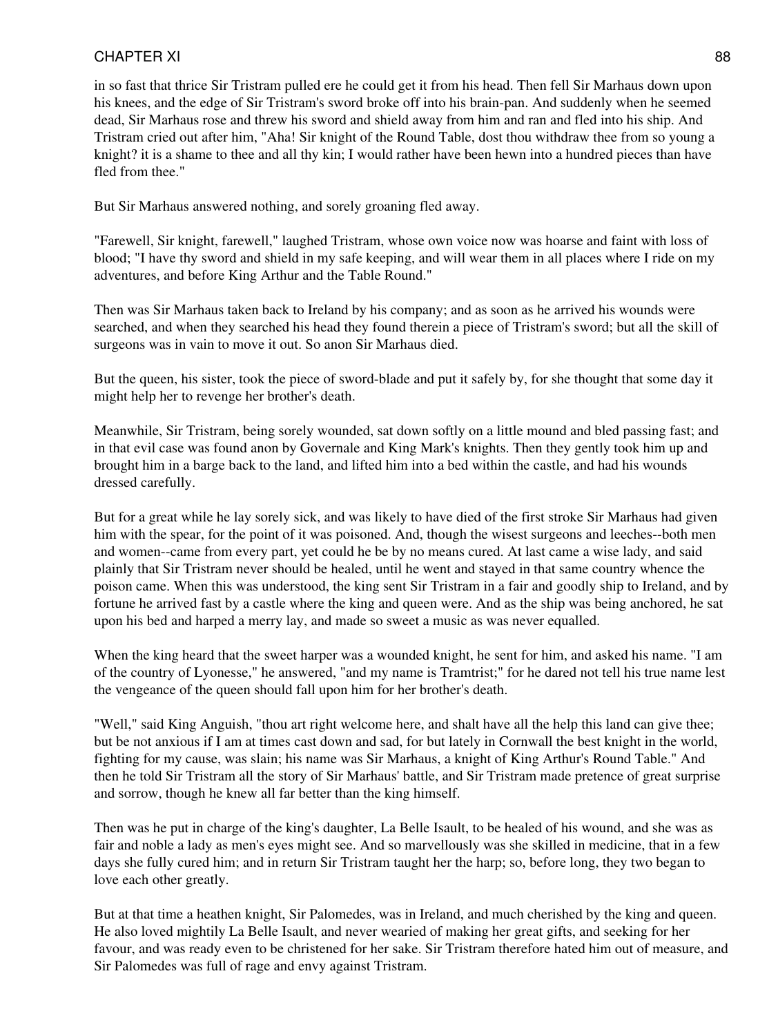in so fast that thrice Sir Tristram pulled ere he could get it from his head. Then fell Sir Marhaus down upon his knees, and the edge of Sir Tristram's sword broke off into his brain-pan. And suddenly when he seemed dead, Sir Marhaus rose and threw his sword and shield away from him and ran and fled into his ship. And Tristram cried out after him, "Aha! Sir knight of the Round Table, dost thou withdraw thee from so young a knight? it is a shame to thee and all thy kin; I would rather have been hewn into a hundred pieces than have fled from thee."

But Sir Marhaus answered nothing, and sorely groaning fled away.

"Farewell, Sir knight, farewell," laughed Tristram, whose own voice now was hoarse and faint with loss of blood; "I have thy sword and shield in my safe keeping, and will wear them in all places where I ride on my adventures, and before King Arthur and the Table Round."

Then was Sir Marhaus taken back to Ireland by his company; and as soon as he arrived his wounds were searched, and when they searched his head they found therein a piece of Tristram's sword; but all the skill of surgeons was in vain to move it out. So anon Sir Marhaus died.

But the queen, his sister, took the piece of sword-blade and put it safely by, for she thought that some day it might help her to revenge her brother's death.

Meanwhile, Sir Tristram, being sorely wounded, sat down softly on a little mound and bled passing fast; and in that evil case was found anon by Governale and King Mark's knights. Then they gently took him up and brought him in a barge back to the land, and lifted him into a bed within the castle, and had his wounds dressed carefully.

But for a great while he lay sorely sick, and was likely to have died of the first stroke Sir Marhaus had given him with the spear, for the point of it was poisoned. And, though the wisest surgeons and leeches--both men and women--came from every part, yet could he be by no means cured. At last came a wise lady, and said plainly that Sir Tristram never should be healed, until he went and stayed in that same country whence the poison came. When this was understood, the king sent Sir Tristram in a fair and goodly ship to Ireland, and by fortune he arrived fast by a castle where the king and queen were. And as the ship was being anchored, he sat upon his bed and harped a merry lay, and made so sweet a music as was never equalled.

When the king heard that the sweet harper was a wounded knight, he sent for him, and asked his name. "I am of the country of Lyonesse," he answered, "and my name is Tramtrist;" for he dared not tell his true name lest the vengeance of the queen should fall upon him for her brother's death.

"Well," said King Anguish, "thou art right welcome here, and shalt have all the help this land can give thee; but be not anxious if I am at times cast down and sad, for but lately in Cornwall the best knight in the world, fighting for my cause, was slain; his name was Sir Marhaus, a knight of King Arthur's Round Table." And then he told Sir Tristram all the story of Sir Marhaus' battle, and Sir Tristram made pretence of great surprise and sorrow, though he knew all far better than the king himself.

Then was he put in charge of the king's daughter, La Belle Isault, to be healed of his wound, and she was as fair and noble a lady as men's eyes might see. And so marvellously was she skilled in medicine, that in a few days she fully cured him; and in return Sir Tristram taught her the harp; so, before long, they two began to love each other greatly.

But at that time a heathen knight, Sir Palomedes, was in Ireland, and much cherished by the king and queen. He also loved mightily La Belle Isault, and never wearied of making her great gifts, and seeking for her favour, and was ready even to be christened for her sake. Sir Tristram therefore hated him out of measure, and Sir Palomedes was full of rage and envy against Tristram.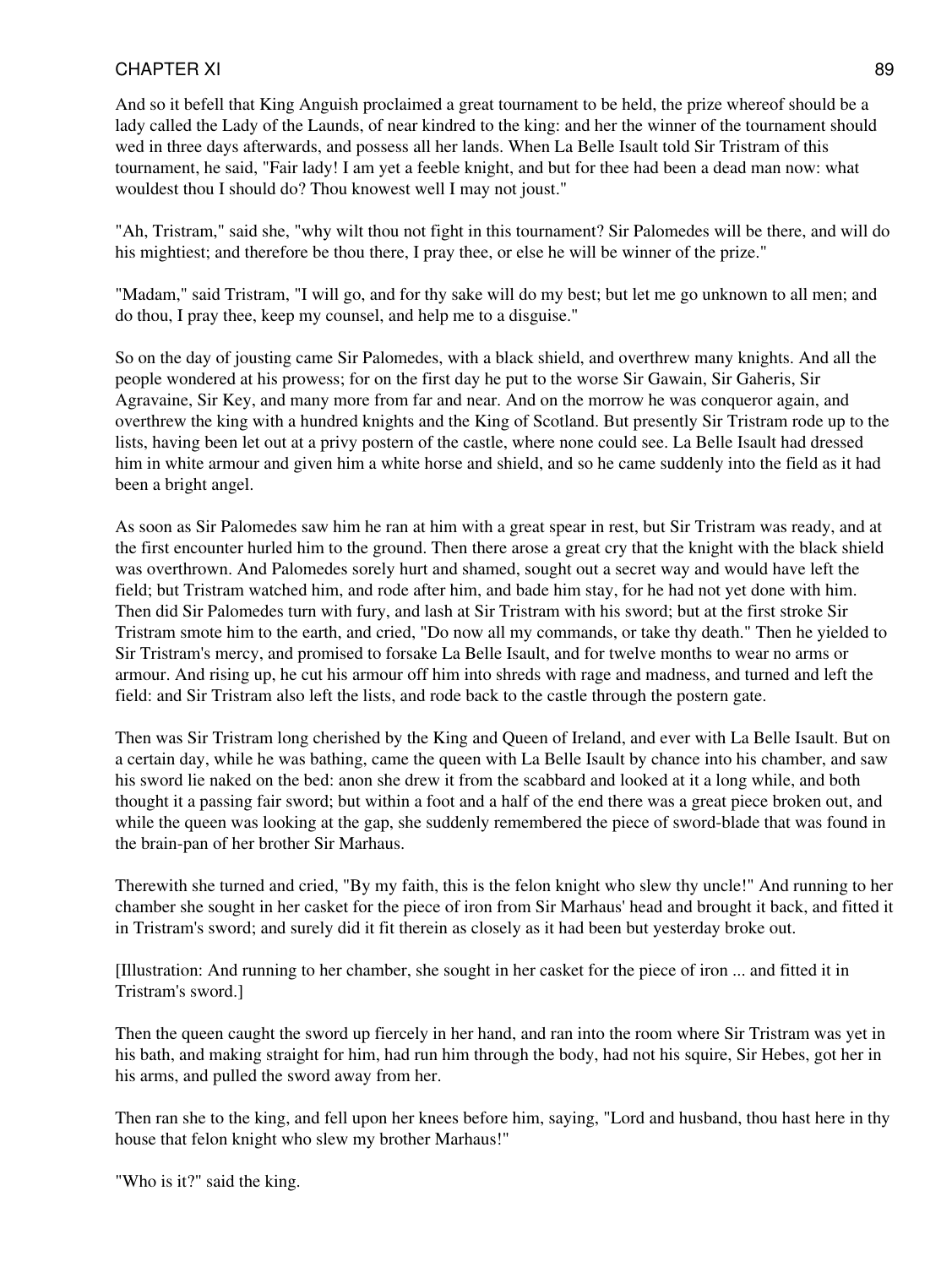And so it befell that King Anguish proclaimed a great tournament to be held, the prize whereof should be a lady called the Lady of the Launds, of near kindred to the king: and her the winner of the tournament should wed in three days afterwards, and possess all her lands. When La Belle Isault told Sir Tristram of this tournament, he said, "Fair lady! I am yet a feeble knight, and but for thee had been a dead man now: what wouldest thou I should do? Thou knowest well I may not joust."

"Ah, Tristram," said she, "why wilt thou not fight in this tournament? Sir Palomedes will be there, and will do his mightiest; and therefore be thou there, I pray thee, or else he will be winner of the prize."

"Madam," said Tristram, "I will go, and for thy sake will do my best; but let me go unknown to all men; and do thou, I pray thee, keep my counsel, and help me to a disguise."

So on the day of jousting came Sir Palomedes, with a black shield, and overthrew many knights. And all the people wondered at his prowess; for on the first day he put to the worse Sir Gawain, Sir Gaheris, Sir Agravaine, Sir Key, and many more from far and near. And on the morrow he was conqueror again, and overthrew the king with a hundred knights and the King of Scotland. But presently Sir Tristram rode up to the lists, having been let out at a privy postern of the castle, where none could see. La Belle Isault had dressed him in white armour and given him a white horse and shield, and so he came suddenly into the field as it had been a bright angel.

As soon as Sir Palomedes saw him he ran at him with a great spear in rest, but Sir Tristram was ready, and at the first encounter hurled him to the ground. Then there arose a great cry that the knight with the black shield was overthrown. And Palomedes sorely hurt and shamed, sought out a secret way and would have left the field; but Tristram watched him, and rode after him, and bade him stay, for he had not yet done with him. Then did Sir Palomedes turn with fury, and lash at Sir Tristram with his sword; but at the first stroke Sir Tristram smote him to the earth, and cried, "Do now all my commands, or take thy death." Then he yielded to Sir Tristram's mercy, and promised to forsake La Belle Isault, and for twelve months to wear no arms or armour. And rising up, he cut his armour off him into shreds with rage and madness, and turned and left the field: and Sir Tristram also left the lists, and rode back to the castle through the postern gate.

Then was Sir Tristram long cherished by the King and Queen of Ireland, and ever with La Belle Isault. But on a certain day, while he was bathing, came the queen with La Belle Isault by chance into his chamber, and saw his sword lie naked on the bed: anon she drew it from the scabbard and looked at it a long while, and both thought it a passing fair sword; but within a foot and a half of the end there was a great piece broken out, and while the queen was looking at the gap, she suddenly remembered the piece of sword-blade that was found in the brain-pan of her brother Sir Marhaus.

Therewith she turned and cried, "By my faith, this is the felon knight who slew thy uncle!" And running to her chamber she sought in her casket for the piece of iron from Sir Marhaus' head and brought it back, and fitted it in Tristram's sword; and surely did it fit therein as closely as it had been but yesterday broke out.

[Illustration: And running to her chamber, she sought in her casket for the piece of iron ... and fitted it in Tristram's sword.]

Then the queen caught the sword up fiercely in her hand, and ran into the room where Sir Tristram was yet in his bath, and making straight for him, had run him through the body, had not his squire, Sir Hebes, got her in his arms, and pulled the sword away from her.

Then ran she to the king, and fell upon her knees before him, saying, "Lord and husband, thou hast here in thy house that felon knight who slew my brother Marhaus!"

"Who is it?" said the king.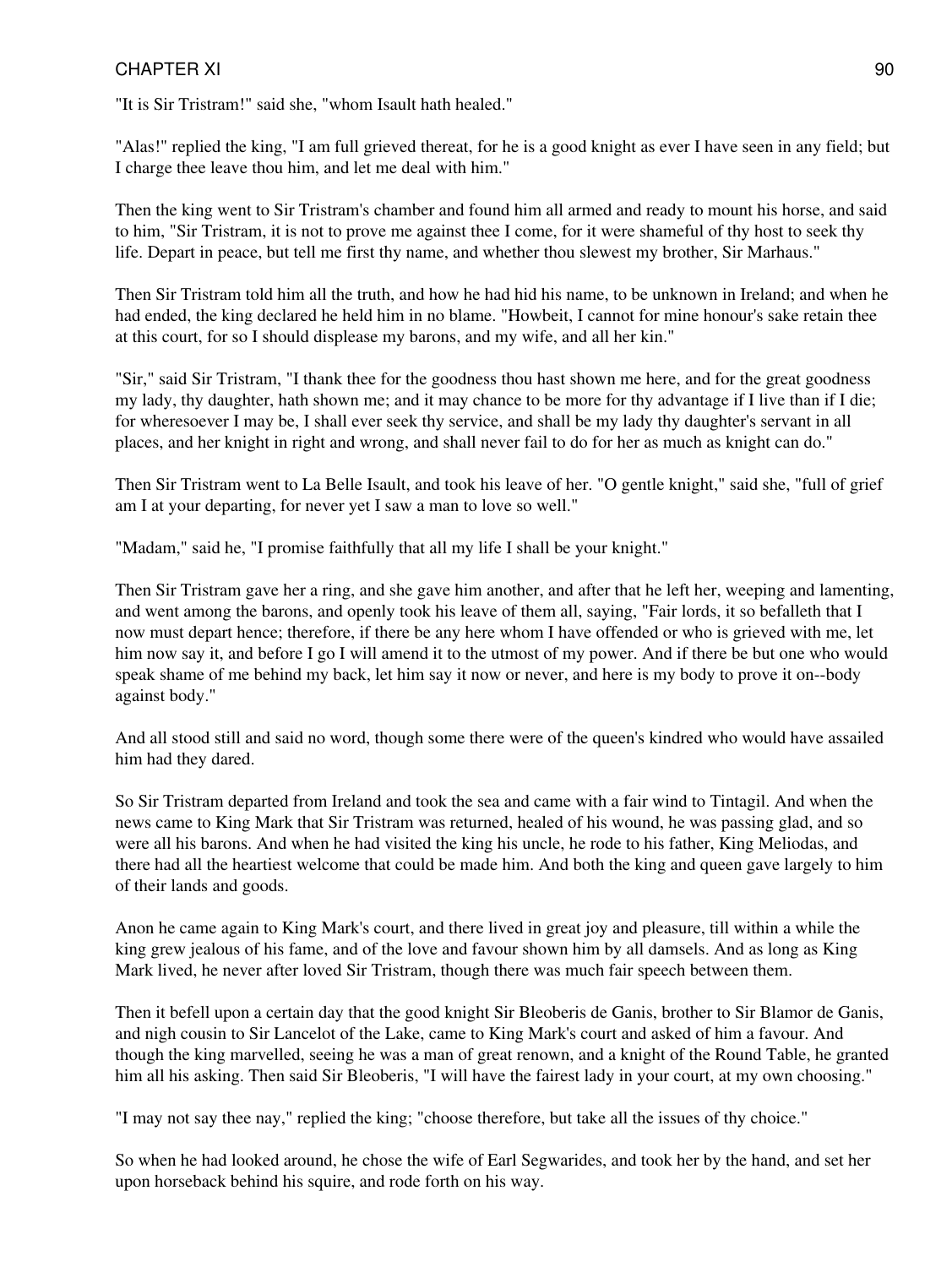"It is Sir Tristram!" said she, "whom Isault hath healed."

"Alas!" replied the king, "I am full grieved thereat, for he is a good knight as ever I have seen in any field; but I charge thee leave thou him, and let me deal with him."

Then the king went to Sir Tristram's chamber and found him all armed and ready to mount his horse, and said to him, "Sir Tristram, it is not to prove me against thee I come, for it were shameful of thy host to seek thy life. Depart in peace, but tell me first thy name, and whether thou slewest my brother, Sir Marhaus."

Then Sir Tristram told him all the truth, and how he had hid his name, to be unknown in Ireland; and when he had ended, the king declared he held him in no blame. "Howbeit, I cannot for mine honour's sake retain thee at this court, for so I should displease my barons, and my wife, and all her kin."

"Sir," said Sir Tristram, "I thank thee for the goodness thou hast shown me here, and for the great goodness my lady, thy daughter, hath shown me; and it may chance to be more for thy advantage if I live than if I die; for wheresoever I may be, I shall ever seek thy service, and shall be my lady thy daughter's servant in all places, and her knight in right and wrong, and shall never fail to do for her as much as knight can do."

Then Sir Tristram went to La Belle Isault, and took his leave of her. "O gentle knight," said she, "full of grief am I at your departing, for never yet I saw a man to love so well."

"Madam," said he, "I promise faithfully that all my life I shall be your knight."

Then Sir Tristram gave her a ring, and she gave him another, and after that he left her, weeping and lamenting, and went among the barons, and openly took his leave of them all, saying, "Fair lords, it so befalleth that I now must depart hence; therefore, if there be any here whom I have offended or who is grieved with me, let him now say it, and before I go I will amend it to the utmost of my power. And if there be but one who would speak shame of me behind my back, let him say it now or never, and here is my body to prove it on--body against body."

And all stood still and said no word, though some there were of the queen's kindred who would have assailed him had they dared.

So Sir Tristram departed from Ireland and took the sea and came with a fair wind to Tintagil. And when the news came to King Mark that Sir Tristram was returned, healed of his wound, he was passing glad, and so were all his barons. And when he had visited the king his uncle, he rode to his father, King Meliodas, and there had all the heartiest welcome that could be made him. And both the king and queen gave largely to him of their lands and goods.

Anon he came again to King Mark's court, and there lived in great joy and pleasure, till within a while the king grew jealous of his fame, and of the love and favour shown him by all damsels. And as long as King Mark lived, he never after loved Sir Tristram, though there was much fair speech between them.

Then it befell upon a certain day that the good knight Sir Bleoberis de Ganis, brother to Sir Blamor de Ganis, and nigh cousin to Sir Lancelot of the Lake, came to King Mark's court and asked of him a favour. And though the king marvelled, seeing he was a man of great renown, and a knight of the Round Table, he granted him all his asking. Then said Sir Bleoberis, "I will have the fairest lady in your court, at my own choosing."

"I may not say thee nay," replied the king; "choose therefore, but take all the issues of thy choice."

So when he had looked around, he chose the wife of Earl Segwarides, and took her by the hand, and set her upon horseback behind his squire, and rode forth on his way.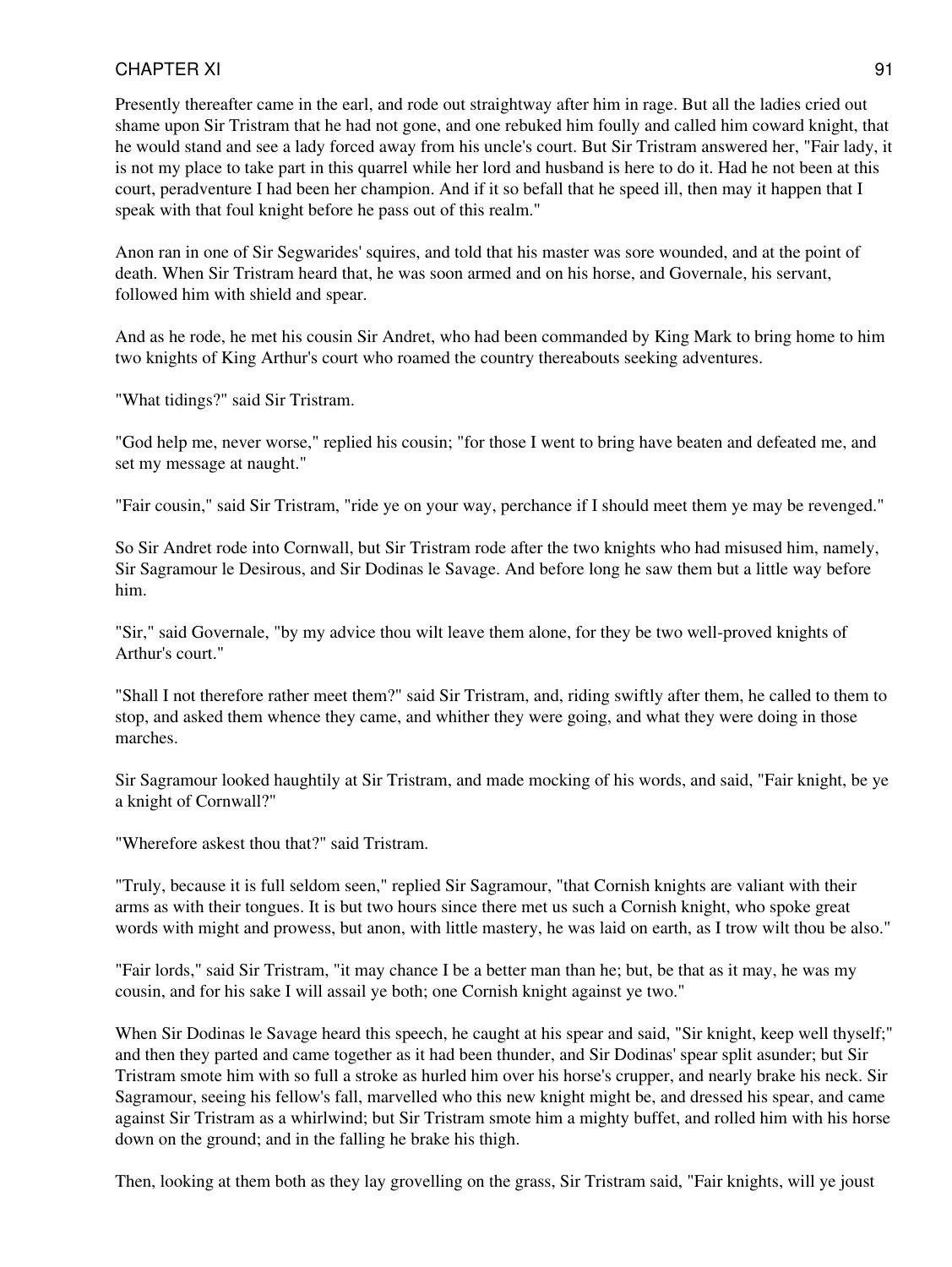Presently thereafter came in the earl, and rode out straightway after him in rage. But all the ladies cried out shame upon Sir Tristram that he had not gone, and one rebuked him foully and called him coward knight, that he would stand and see a lady forced away from his uncle's court. But Sir Tristram answered her, "Fair lady, it is not my place to take part in this quarrel while her lord and husband is here to do it. Had he not been at this court, peradventure I had been her champion. And if it so befall that he speed ill, then may it happen that I speak with that foul knight before he pass out of this realm."

Anon ran in one of Sir Segwarides' squires, and told that his master was sore wounded, and at the point of death. When Sir Tristram heard that, he was soon armed and on his horse, and Governale, his servant, followed him with shield and spear.

And as he rode, he met his cousin Sir Andret, who had been commanded by King Mark to bring home to him two knights of King Arthur's court who roamed the country thereabouts seeking adventures.

"What tidings?" said Sir Tristram.

"God help me, never worse," replied his cousin; "for those I went to bring have beaten and defeated me, and set my message at naught."

"Fair cousin," said Sir Tristram, "ride ye on your way, perchance if I should meet them ye may be revenged."

So Sir Andret rode into Cornwall, but Sir Tristram rode after the two knights who had misused him, namely, Sir Sagramour le Desirous, and Sir Dodinas le Savage. And before long he saw them but a little way before him.

"Sir," said Governale, "by my advice thou wilt leave them alone, for they be two well-proved knights of Arthur's court."

"Shall I not therefore rather meet them?" said Sir Tristram, and, riding swiftly after them, he called to them to stop, and asked them whence they came, and whither they were going, and what they were doing in those marches.

Sir Sagramour looked haughtily at Sir Tristram, and made mocking of his words, and said, "Fair knight, be ye a knight of Cornwall?"

"Wherefore askest thou that?" said Tristram.

"Truly, because it is full seldom seen," replied Sir Sagramour, "that Cornish knights are valiant with their arms as with their tongues. It is but two hours since there met us such a Cornish knight, who spoke great words with might and prowess, but anon, with little mastery, he was laid on earth, as I trow wilt thou be also."

"Fair lords," said Sir Tristram, "it may chance I be a better man than he; but, be that as it may, he was my cousin, and for his sake I will assail ye both; one Cornish knight against ye two."

When Sir Dodinas le Savage heard this speech, he caught at his spear and said, "Sir knight, keep well thyself;" and then they parted and came together as it had been thunder, and Sir Dodinas' spear split asunder; but Sir Tristram smote him with so full a stroke as hurled him over his horse's crupper, and nearly brake his neck. Sir Sagramour, seeing his fellow's fall, marvelled who this new knight might be, and dressed his spear, and came against Sir Tristram as a whirlwind; but Sir Tristram smote him a mighty buffet, and rolled him with his horse down on the ground; and in the falling he brake his thigh.

Then, looking at them both as they lay grovelling on the grass, Sir Tristram said, "Fair knights, will ye joust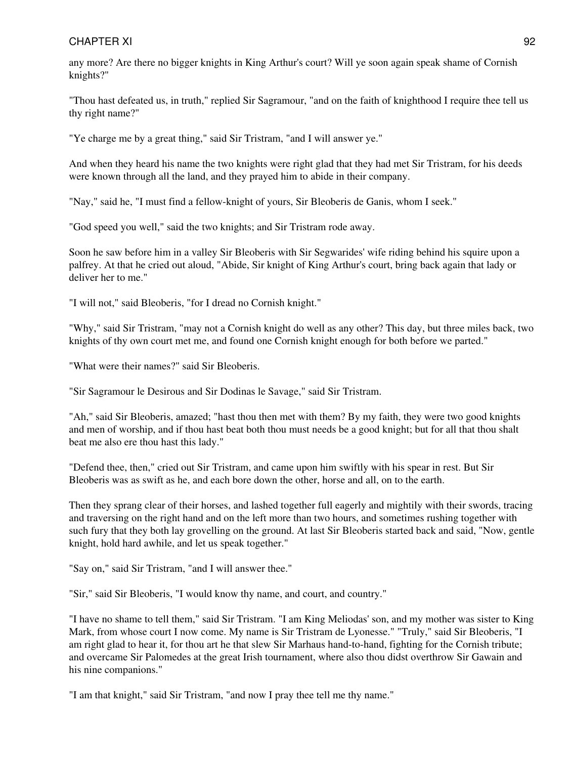any more? Are there no bigger knights in King Arthur's court? Will ye soon again speak shame of Cornish knights?"

"Thou hast defeated us, in truth," replied Sir Sagramour, "and on the faith of knighthood I require thee tell us thy right name?"

"Ye charge me by a great thing," said Sir Tristram, "and I will answer ye."

And when they heard his name the two knights were right glad that they had met Sir Tristram, for his deeds were known through all the land, and they prayed him to abide in their company.

"Nay," said he, "I must find a fellow-knight of yours, Sir Bleoberis de Ganis, whom I seek."

"God speed you well," said the two knights; and Sir Tristram rode away.

Soon he saw before him in a valley Sir Bleoberis with Sir Segwarides' wife riding behind his squire upon a palfrey. At that he cried out aloud, "Abide, Sir knight of King Arthur's court, bring back again that lady or deliver her to me."

"I will not," said Bleoberis, "for I dread no Cornish knight."

"Why," said Sir Tristram, "may not a Cornish knight do well as any other? This day, but three miles back, two knights of thy own court met me, and found one Cornish knight enough for both before we parted."

"What were their names?" said Sir Bleoberis.

"Sir Sagramour le Desirous and Sir Dodinas le Savage," said Sir Tristram.

"Ah," said Sir Bleoberis, amazed; "hast thou then met with them? By my faith, they were two good knights and men of worship, and if thou hast beat both thou must needs be a good knight; but for all that thou shalt beat me also ere thou hast this lady."

"Defend thee, then," cried out Sir Tristram, and came upon him swiftly with his spear in rest. But Sir Bleoberis was as swift as he, and each bore down the other, horse and all, on to the earth.

Then they sprang clear of their horses, and lashed together full eagerly and mightily with their swords, tracing and traversing on the right hand and on the left more than two hours, and sometimes rushing together with such fury that they both lay grovelling on the ground. At last Sir Bleoberis started back and said, "Now, gentle knight, hold hard awhile, and let us speak together."

"Say on," said Sir Tristram, "and I will answer thee."

"Sir," said Sir Bleoberis, "I would know thy name, and court, and country."

"I have no shame to tell them," said Sir Tristram. "I am King Meliodas' son, and my mother was sister to King Mark, from whose court I now come. My name is Sir Tristram de Lyonesse." "Truly," said Sir Bleoberis, "I am right glad to hear it, for thou art he that slew Sir Marhaus hand-to-hand, fighting for the Cornish tribute; and overcame Sir Palomedes at the great Irish tournament, where also thou didst overthrow Sir Gawain and his nine companions."

"I am that knight," said Sir Tristram, "and now I pray thee tell me thy name."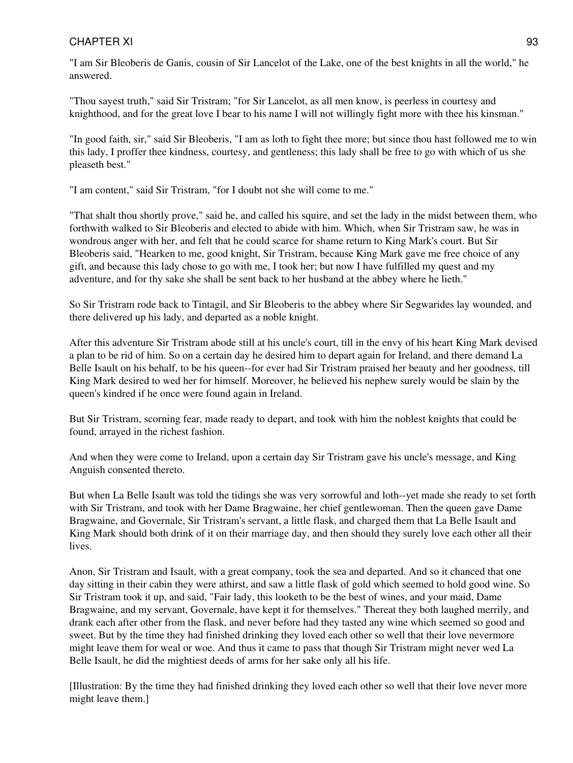"I am Sir Bleoberis de Ganis, cousin of Sir Lancelot of the Lake, one of the best knights in all the world," he answered.

"Thou sayest truth," said Sir Tristram; "for Sir Lancelot, as all men know, is peerless in courtesy and knighthood, and for the great love I bear to his name I will not willingly fight more with thee his kinsman."

"In good faith, sir," said Sir Bleoberis, "I am as loth to fight thee more; but since thou hast followed me to win this lady, I proffer thee kindness, courtesy, and gentleness; this lady shall be free to go with which of us she pleaseth best."

"I am content," said Sir Tristram, "for I doubt not she will come to me."

"That shalt thou shortly prove," said he, and called his squire, and set the lady in the midst between them, who forthwith walked to Sir Bleoberis and elected to abide with him. Which, when Sir Tristram saw, he was in wondrous anger with her, and felt that he could scarce for shame return to King Mark's court. But Sir Bleoberis said, "Hearken to me, good knight, Sir Tristram, because King Mark gave me free choice of any gift, and because this lady chose to go with me, I took her; but now I have fulfilled my quest and my adventure, and for thy sake she shall be sent back to her husband at the abbey where he lieth."

So Sir Tristram rode back to Tintagil, and Sir Bleoberis to the abbey where Sir Segwarides lay wounded, and there delivered up his lady, and departed as a noble knight.

After this adventure Sir Tristram abode still at his uncle's court, till in the envy of his heart King Mark devised a plan to be rid of him. So on a certain day he desired him to depart again for Ireland, and there demand La Belle Isault on his behalf, to be his queen--for ever had Sir Tristram praised her beauty and her goodness, till King Mark desired to wed her for himself. Moreover, he believed his nephew surely would be slain by the queen's kindred if he once were found again in Ireland.

But Sir Tristram, scorning fear, made ready to depart, and took with him the noblest knights that could be found, arrayed in the richest fashion.

And when they were come to Ireland, upon a certain day Sir Tristram gave his uncle's message, and King Anguish consented thereto.

But when La Belle Isault was told the tidings she was very sorrowful and loth--yet made she ready to set forth with Sir Tristram, and took with her Dame Bragwaine, her chief gentlewoman. Then the queen gave Dame Bragwaine, and Governale, Sir Tristram's servant, a little flask, and charged them that La Belle Isault and King Mark should both drink of it on their marriage day, and then should they surely love each other all their lives.

Anon, Sir Tristram and Isault, with a great company, took the sea and departed. And so it chanced that one day sitting in their cabin they were athirst, and saw a little flask of gold which seemed to hold good wine. So Sir Tristram took it up, and said, "Fair lady, this looketh to be the best of wines, and your maid, Dame Bragwaine, and my servant, Governale, have kept it for themselves." Thereat they both laughed merrily, and drank each after other from the flask, and never before had they tasted any wine which seemed so good and sweet. But by the time they had finished drinking they loved each other so well that their love nevermore might leave them for weal or woe. And thus it came to pass that though Sir Tristram might never wed La Belle Isault, he did the mightiest deeds of arms for her sake only all his life.

[Illustration: By the time they had finished drinking they loved each other so well that their love never more might leave them.]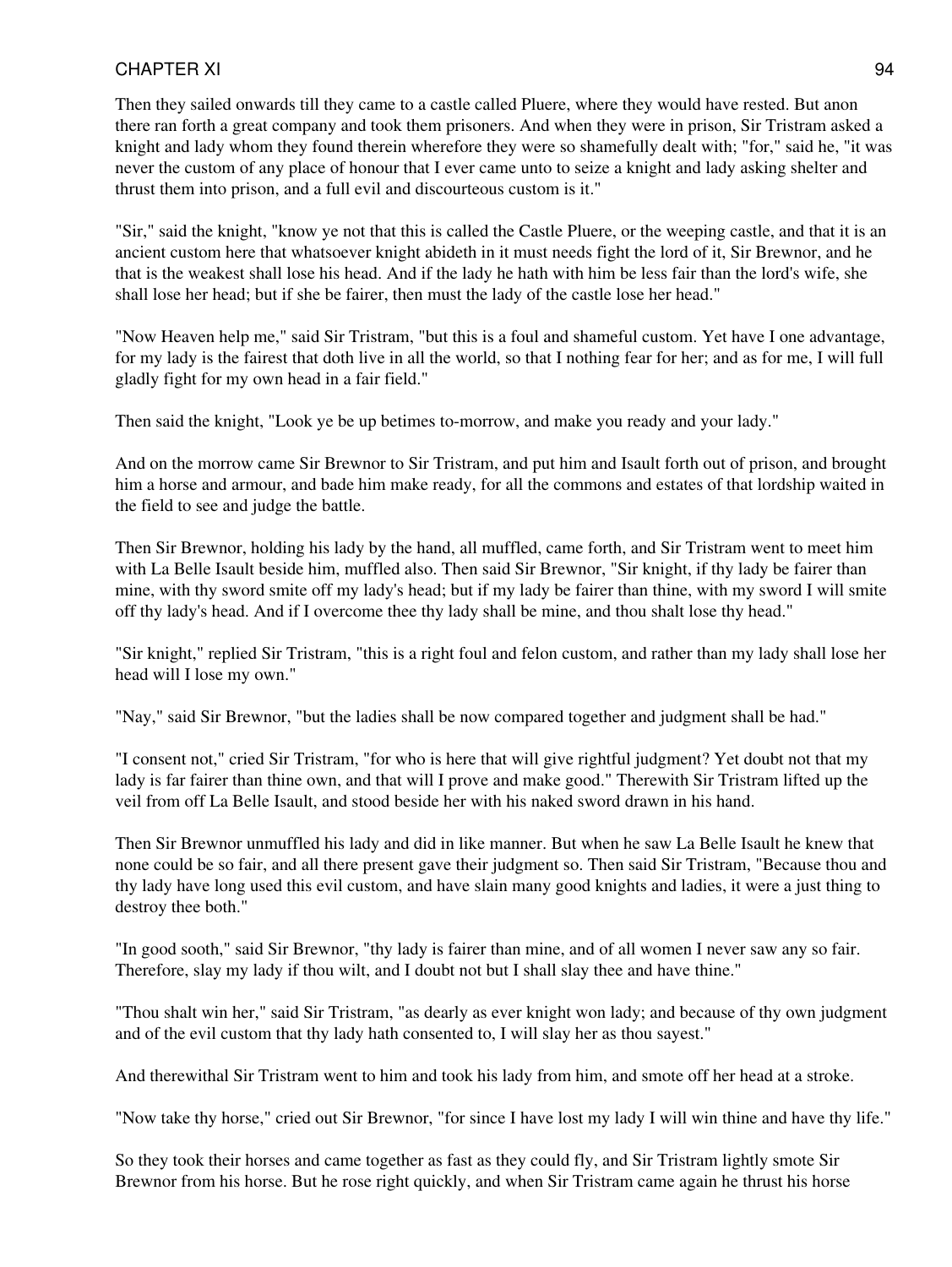Then they sailed onwards till they came to a castle called Pluere, where they would have rested. But anon there ran forth a great company and took them prisoners. And when they were in prison, Sir Tristram asked a knight and lady whom they found therein wherefore they were so shamefully dealt with; "for," said he, "it was never the custom of any place of honour that I ever came unto to seize a knight and lady asking shelter and thrust them into prison, and a full evil and discourteous custom is it."

"Sir," said the knight, "know ye not that this is called the Castle Pluere, or the weeping castle, and that it is an ancient custom here that whatsoever knight abideth in it must needs fight the lord of it, Sir Brewnor, and he that is the weakest shall lose his head. And if the lady he hath with him be less fair than the lord's wife, she shall lose her head; but if she be fairer, then must the lady of the castle lose her head."

"Now Heaven help me," said Sir Tristram, "but this is a foul and shameful custom. Yet have I one advantage, for my lady is the fairest that doth live in all the world, so that I nothing fear for her; and as for me, I will full gladly fight for my own head in a fair field."

Then said the knight, "Look ye be up betimes to-morrow, and make you ready and your lady."

And on the morrow came Sir Brewnor to Sir Tristram, and put him and Isault forth out of prison, and brought him a horse and armour, and bade him make ready, for all the commons and estates of that lordship waited in the field to see and judge the battle.

Then Sir Brewnor, holding his lady by the hand, all muffled, came forth, and Sir Tristram went to meet him with La Belle Isault beside him, muffled also. Then said Sir Brewnor, "Sir knight, if thy lady be fairer than mine, with thy sword smite off my lady's head; but if my lady be fairer than thine, with my sword I will smite off thy lady's head. And if I overcome thee thy lady shall be mine, and thou shalt lose thy head."

"Sir knight," replied Sir Tristram, "this is a right foul and felon custom, and rather than my lady shall lose her head will I lose my own."

"Nay," said Sir Brewnor, "but the ladies shall be now compared together and judgment shall be had."

"I consent not," cried Sir Tristram, "for who is here that will give rightful judgment? Yet doubt not that my lady is far fairer than thine own, and that will I prove and make good." Therewith Sir Tristram lifted up the veil from off La Belle Isault, and stood beside her with his naked sword drawn in his hand.

Then Sir Brewnor unmuffled his lady and did in like manner. But when he saw La Belle Isault he knew that none could be so fair, and all there present gave their judgment so. Then said Sir Tristram, "Because thou and thy lady have long used this evil custom, and have slain many good knights and ladies, it were a just thing to destroy thee both."

"In good sooth," said Sir Brewnor, "thy lady is fairer than mine, and of all women I never saw any so fair. Therefore, slay my lady if thou wilt, and I doubt not but I shall slay thee and have thine."

"Thou shalt win her," said Sir Tristram, "as dearly as ever knight won lady; and because of thy own judgment and of the evil custom that thy lady hath consented to, I will slay her as thou sayest."

And therewithal Sir Tristram went to him and took his lady from him, and smote off her head at a stroke.

"Now take thy horse," cried out Sir Brewnor, "for since I have lost my lady I will win thine and have thy life."

So they took their horses and came together as fast as they could fly, and Sir Tristram lightly smote Sir Brewnor from his horse. But he rose right quickly, and when Sir Tristram came again he thrust his horse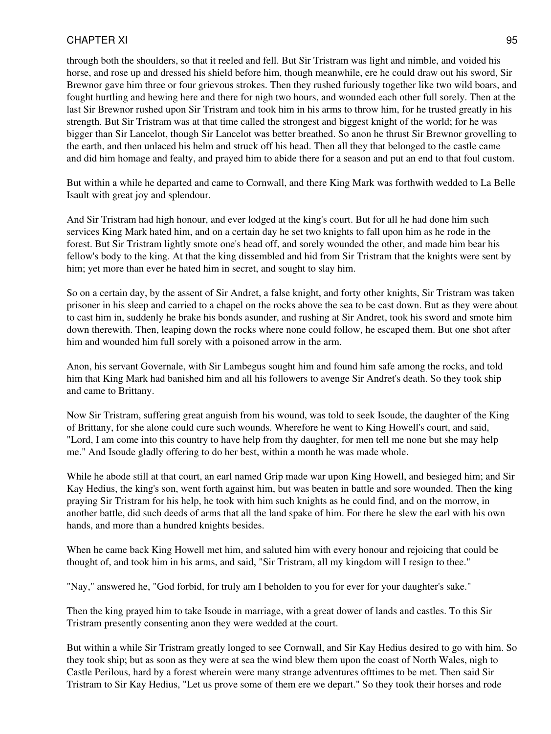through both the shoulders, so that it reeled and fell. But Sir Tristram was light and nimble, and voided his horse, and rose up and dressed his shield before him, though meanwhile, ere he could draw out his sword, Sir Brewnor gave him three or four grievous strokes. Then they rushed furiously together like two wild boars, and fought hurtling and hewing here and there for nigh two hours, and wounded each other full sorely. Then at the last Sir Brewnor rushed upon Sir Tristram and took him in his arms to throw him, for he trusted greatly in his strength. But Sir Tristram was at that time called the strongest and biggest knight of the world; for he was bigger than Sir Lancelot, though Sir Lancelot was better breathed. So anon he thrust Sir Brewnor grovelling to the earth, and then unlaced his helm and struck off his head. Then all they that belonged to the castle came and did him homage and fealty, and prayed him to abide there for a season and put an end to that foul custom.

But within a while he departed and came to Cornwall, and there King Mark was forthwith wedded to La Belle Isault with great joy and splendour.

And Sir Tristram had high honour, and ever lodged at the king's court. But for all he had done him such services King Mark hated him, and on a certain day he set two knights to fall upon him as he rode in the forest. But Sir Tristram lightly smote one's head off, and sorely wounded the other, and made him bear his fellow's body to the king. At that the king dissembled and hid from Sir Tristram that the knights were sent by him; yet more than ever he hated him in secret, and sought to slay him.

So on a certain day, by the assent of Sir Andret, a false knight, and forty other knights, Sir Tristram was taken prisoner in his sleep and carried to a chapel on the rocks above the sea to be cast down. But as they were about to cast him in, suddenly he brake his bonds asunder, and rushing at Sir Andret, took his sword and smote him down therewith. Then, leaping down the rocks where none could follow, he escaped them. But one shot after him and wounded him full sorely with a poisoned arrow in the arm.

Anon, his servant Governale, with Sir Lambegus sought him and found him safe among the rocks, and told him that King Mark had banished him and all his followers to avenge Sir Andret's death. So they took ship and came to Brittany.

Now Sir Tristram, suffering great anguish from his wound, was told to seek Isoude, the daughter of the King of Brittany, for she alone could cure such wounds. Wherefore he went to King Howell's court, and said, "Lord, I am come into this country to have help from thy daughter, for men tell me none but she may help me." And Isoude gladly offering to do her best, within a month he was made whole.

While he abode still at that court, an earl named Grip made war upon King Howell, and besieged him; and Sir Kay Hedius, the king's son, went forth against him, but was beaten in battle and sore wounded. Then the king praying Sir Tristram for his help, he took with him such knights as he could find, and on the morrow, in another battle, did such deeds of arms that all the land spake of him. For there he slew the earl with his own hands, and more than a hundred knights besides.

When he came back King Howell met him, and saluted him with every honour and rejoicing that could be thought of, and took him in his arms, and said, "Sir Tristram, all my kingdom will I resign to thee."

"Nay," answered he, "God forbid, for truly am I beholden to you for ever for your daughter's sake."

Then the king prayed him to take Isoude in marriage, with a great dower of lands and castles. To this Sir Tristram presently consenting anon they were wedded at the court.

But within a while Sir Tristram greatly longed to see Cornwall, and Sir Kay Hedius desired to go with him. So they took ship; but as soon as they were at sea the wind blew them upon the coast of North Wales, nigh to Castle Perilous, hard by a forest wherein were many strange adventures ofttimes to be met. Then said Sir Tristram to Sir Kay Hedius, "Let us prove some of them ere we depart." So they took their horses and rode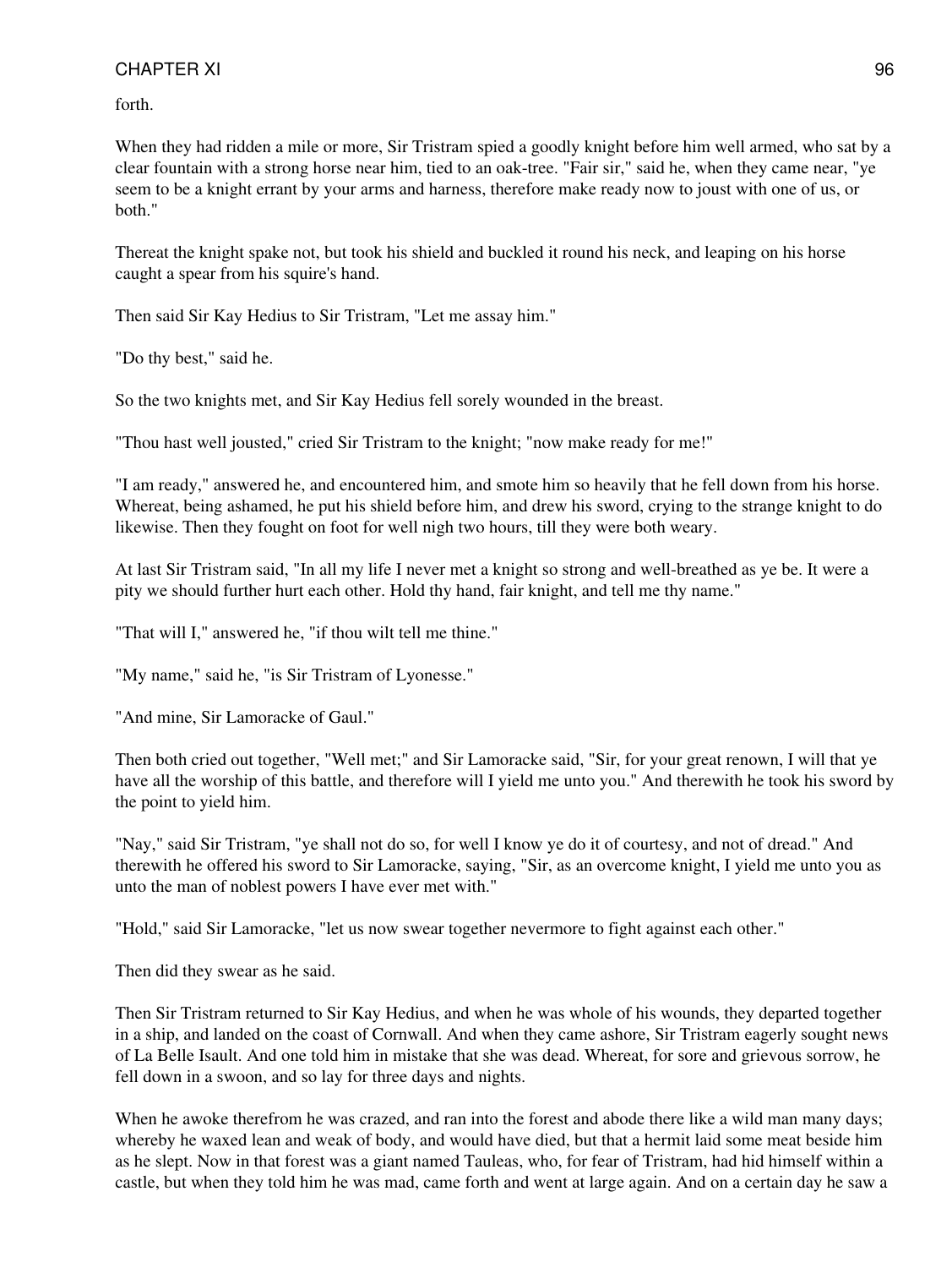forth.

When they had ridden a mile or more, Sir Tristram spied a goodly knight before him well armed, who sat by a clear fountain with a strong horse near him, tied to an oak-tree. "Fair sir," said he, when they came near, "ye seem to be a knight errant by your arms and harness, therefore make ready now to joust with one of us, or both."

Thereat the knight spake not, but took his shield and buckled it round his neck, and leaping on his horse caught a spear from his squire's hand.

Then said Sir Kay Hedius to Sir Tristram, "Let me assay him."

"Do thy best," said he.

So the two knights met, and Sir Kay Hedius fell sorely wounded in the breast.

"Thou hast well jousted," cried Sir Tristram to the knight; "now make ready for me!"

"I am ready," answered he, and encountered him, and smote him so heavily that he fell down from his horse. Whereat, being ashamed, he put his shield before him, and drew his sword, crying to the strange knight to do likewise. Then they fought on foot for well nigh two hours, till they were both weary.

At last Sir Tristram said, "In all my life I never met a knight so strong and well-breathed as ye be. It were a pity we should further hurt each other. Hold thy hand, fair knight, and tell me thy name."

"That will I," answered he, "if thou wilt tell me thine."

"My name," said he, "is Sir Tristram of Lyonesse."

"And mine, Sir Lamoracke of Gaul."

Then both cried out together, "Well met;" and Sir Lamoracke said, "Sir, for your great renown, I will that ye have all the worship of this battle, and therefore will I yield me unto you." And therewith he took his sword by the point to yield him.

"Nay," said Sir Tristram, "ye shall not do so, for well I know ye do it of courtesy, and not of dread." And therewith he offered his sword to Sir Lamoracke, saying, "Sir, as an overcome knight, I yield me unto you as unto the man of noblest powers I have ever met with."

"Hold," said Sir Lamoracke, "let us now swear together nevermore to fight against each other."

Then did they swear as he said.

Then Sir Tristram returned to Sir Kay Hedius, and when he was whole of his wounds, they departed together in a ship, and landed on the coast of Cornwall. And when they came ashore, Sir Tristram eagerly sought news of La Belle Isault. And one told him in mistake that she was dead. Whereat, for sore and grievous sorrow, he fell down in a swoon, and so lay for three days and nights.

When he awoke therefrom he was crazed, and ran into the forest and abode there like a wild man many days; whereby he waxed lean and weak of body, and would have died, but that a hermit laid some meat beside him as he slept. Now in that forest was a giant named Tauleas, who, for fear of Tristram, had hid himself within a castle, but when they told him he was mad, came forth and went at large again. And on a certain day he saw a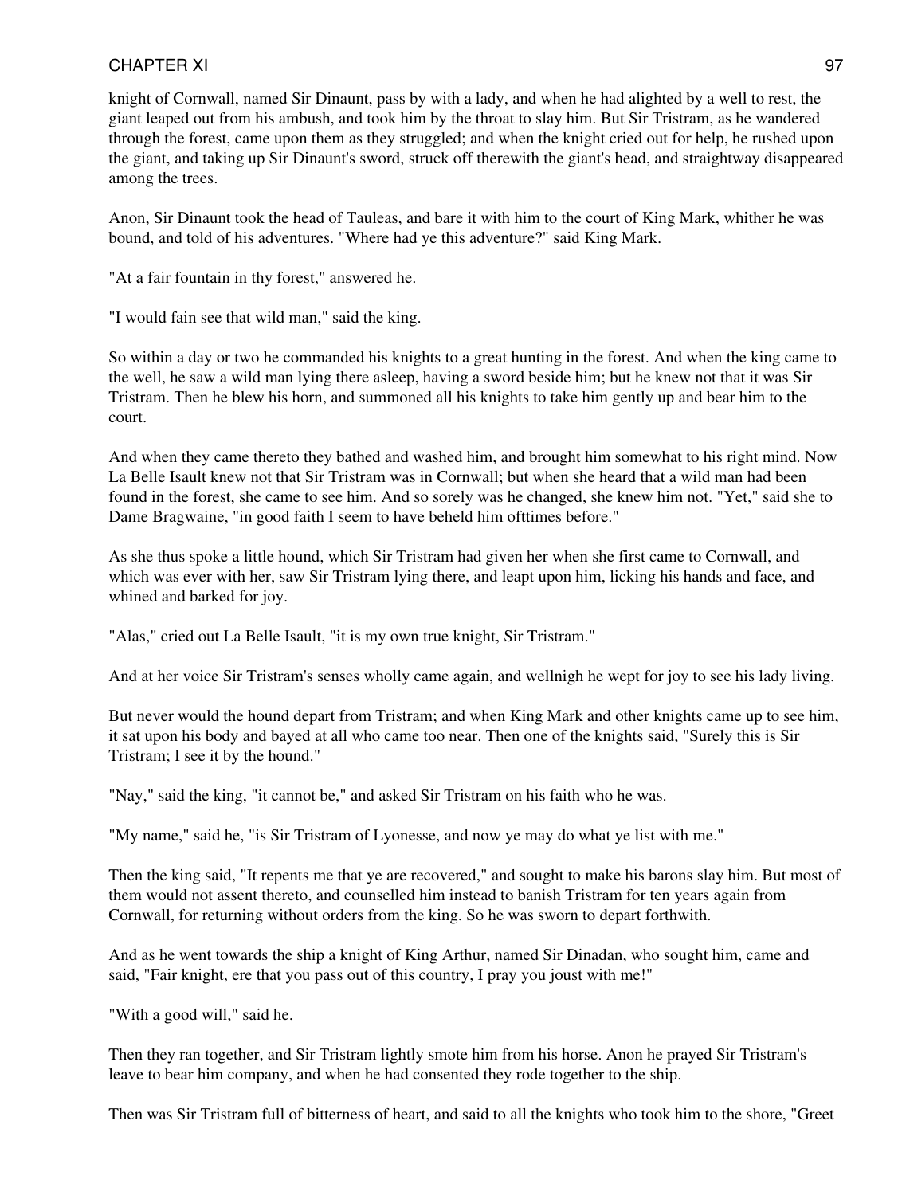knight of Cornwall, named Sir Dinaunt, pass by with a lady, and when he had alighted by a well to rest, the giant leaped out from his ambush, and took him by the throat to slay him. But Sir Tristram, as he wandered through the forest, came upon them as they struggled; and when the knight cried out for help, he rushed upon the giant, and taking up Sir Dinaunt's sword, struck off therewith the giant's head, and straightway disappeared among the trees.

Anon, Sir Dinaunt took the head of Tauleas, and bare it with him to the court of King Mark, whither he was bound, and told of his adventures. "Where had ye this adventure?" said King Mark.

"At a fair fountain in thy forest," answered he.

"I would fain see that wild man," said the king.

So within a day or two he commanded his knights to a great hunting in the forest. And when the king came to the well, he saw a wild man lying there asleep, having a sword beside him; but he knew not that it was Sir Tristram. Then he blew his horn, and summoned all his knights to take him gently up and bear him to the court.

And when they came thereto they bathed and washed him, and brought him somewhat to his right mind. Now La Belle Isault knew not that Sir Tristram was in Cornwall; but when she heard that a wild man had been found in the forest, she came to see him. And so sorely was he changed, she knew him not. "Yet," said she to Dame Bragwaine, "in good faith I seem to have beheld him ofttimes before."

As she thus spoke a little hound, which Sir Tristram had given her when she first came to Cornwall, and which was ever with her, saw Sir Tristram lying there, and leapt upon him, licking his hands and face, and whined and barked for joy.

"Alas," cried out La Belle Isault, "it is my own true knight, Sir Tristram."

And at her voice Sir Tristram's senses wholly came again, and wellnigh he wept for joy to see his lady living.

But never would the hound depart from Tristram; and when King Mark and other knights came up to see him, it sat upon his body and bayed at all who came too near. Then one of the knights said, "Surely this is Sir Tristram; I see it by the hound."

"Nay," said the king, "it cannot be," and asked Sir Tristram on his faith who he was.

"My name," said he, "is Sir Tristram of Lyonesse, and now ye may do what ye list with me."

Then the king said, "It repents me that ye are recovered," and sought to make his barons slay him. But most of them would not assent thereto, and counselled him instead to banish Tristram for ten years again from Cornwall, for returning without orders from the king. So he was sworn to depart forthwith.

And as he went towards the ship a knight of King Arthur, named Sir Dinadan, who sought him, came and said, "Fair knight, ere that you pass out of this country, I pray you joust with me!"

"With a good will," said he.

Then they ran together, and Sir Tristram lightly smote him from his horse. Anon he prayed Sir Tristram's leave to bear him company, and when he had consented they rode together to the ship.

Then was Sir Tristram full of bitterness of heart, and said to all the knights who took him to the shore, "Greet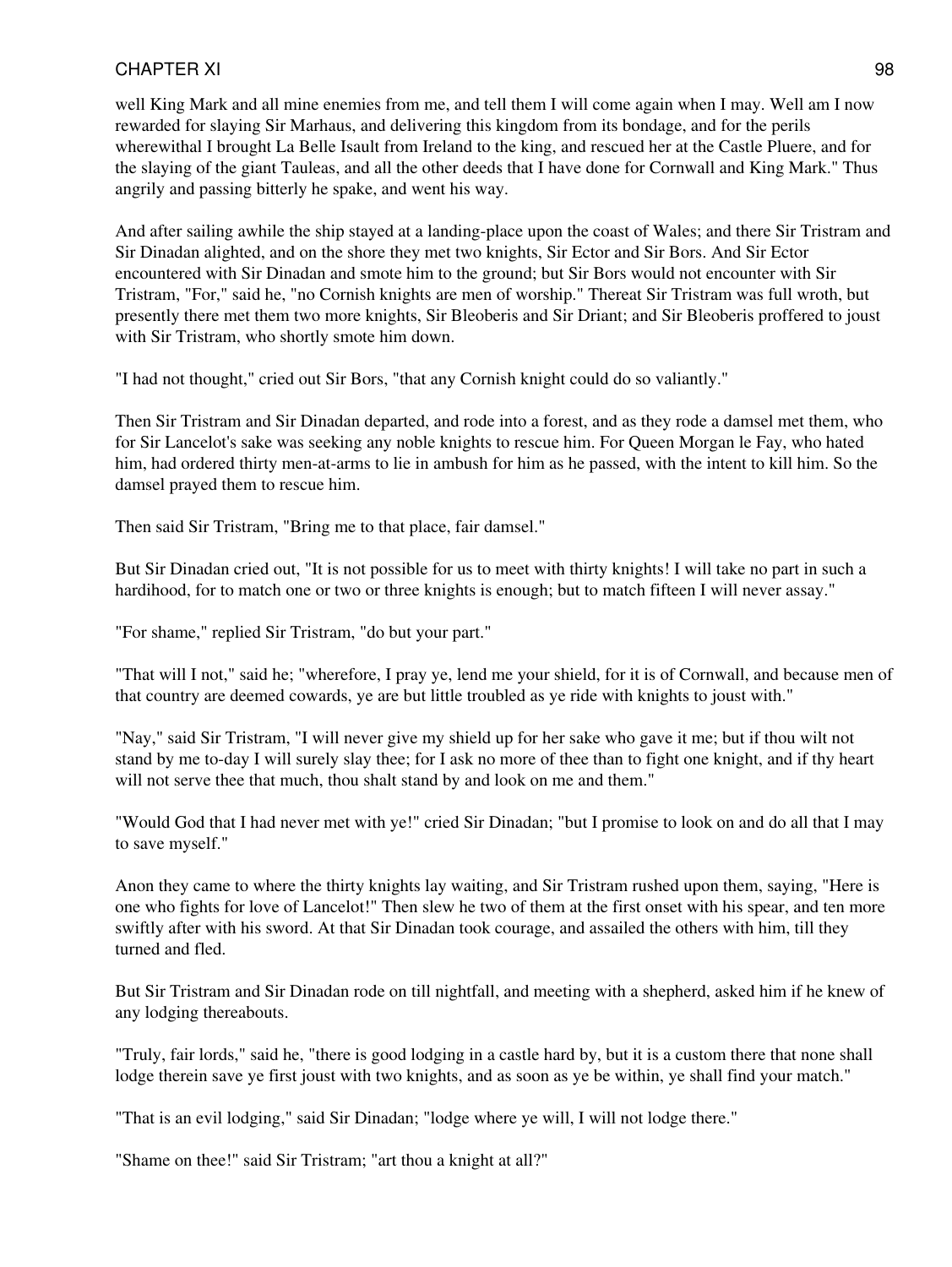well King Mark and all mine enemies from me, and tell them I will come again when I may. Well am I now rewarded for slaying Sir Marhaus, and delivering this kingdom from its bondage, and for the perils wherewithal I brought La Belle Isault from Ireland to the king, and rescued her at the Castle Pluere, and for the slaying of the giant Tauleas, and all the other deeds that I have done for Cornwall and King Mark." Thus angrily and passing bitterly he spake, and went his way.

And after sailing awhile the ship stayed at a landing-place upon the coast of Wales; and there Sir Tristram and Sir Dinadan alighted, and on the shore they met two knights, Sir Ector and Sir Bors. And Sir Ector encountered with Sir Dinadan and smote him to the ground; but Sir Bors would not encounter with Sir Tristram, "For," said he, "no Cornish knights are men of worship." Thereat Sir Tristram was full wroth, but presently there met them two more knights, Sir Bleoberis and Sir Driant; and Sir Bleoberis proffered to joust with Sir Tristram, who shortly smote him down.

"I had not thought," cried out Sir Bors, "that any Cornish knight could do so valiantly."

Then Sir Tristram and Sir Dinadan departed, and rode into a forest, and as they rode a damsel met them, who for Sir Lancelot's sake was seeking any noble knights to rescue him. For Queen Morgan le Fay, who hated him, had ordered thirty men-at-arms to lie in ambush for him as he passed, with the intent to kill him. So the damsel prayed them to rescue him.

Then said Sir Tristram, "Bring me to that place, fair damsel."

But Sir Dinadan cried out, "It is not possible for us to meet with thirty knights! I will take no part in such a hardihood, for to match one or two or three knights is enough; but to match fifteen I will never assay."

"For shame," replied Sir Tristram, "do but your part."

"That will I not," said he; "wherefore, I pray ye, lend me your shield, for it is of Cornwall, and because men of that country are deemed cowards, ye are but little troubled as ye ride with knights to joust with."

"Nay," said Sir Tristram, "I will never give my shield up for her sake who gave it me; but if thou wilt not stand by me to-day I will surely slay thee; for I ask no more of thee than to fight one knight, and if thy heart will not serve thee that much, thou shalt stand by and look on me and them."

"Would God that I had never met with ye!" cried Sir Dinadan; "but I promise to look on and do all that I may to save myself."

Anon they came to where the thirty knights lay waiting, and Sir Tristram rushed upon them, saying, "Here is one who fights for love of Lancelot!" Then slew he two of them at the first onset with his spear, and ten more swiftly after with his sword. At that Sir Dinadan took courage, and assailed the others with him, till they turned and fled.

But Sir Tristram and Sir Dinadan rode on till nightfall, and meeting with a shepherd, asked him if he knew of any lodging thereabouts.

"Truly, fair lords," said he, "there is good lodging in a castle hard by, but it is a custom there that none shall lodge therein save ye first joust with two knights, and as soon as ye be within, ye shall find your match."

"That is an evil lodging," said Sir Dinadan; "lodge where ye will, I will not lodge there."

"Shame on thee!" said Sir Tristram; "art thou a knight at all?"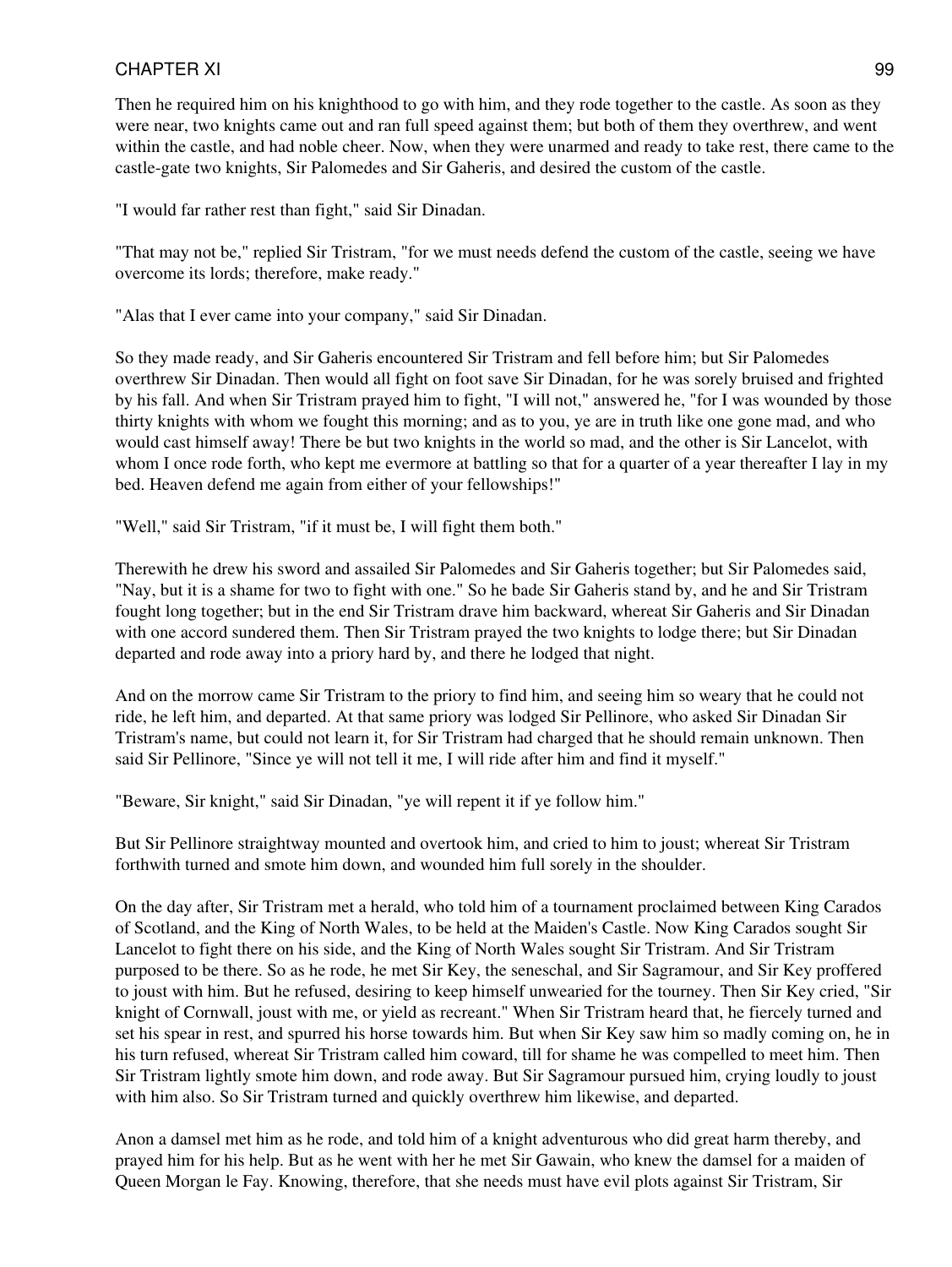Then he required him on his knighthood to go with him, and they rode together to the castle. As soon as they were near, two knights came out and ran full speed against them; but both of them they overthrew, and went within the castle, and had noble cheer. Now, when they were unarmed and ready to take rest, there came to the castle-gate two knights, Sir Palomedes and Sir Gaheris, and desired the custom of the castle.

"I would far rather rest than fight," said Sir Dinadan.

"That may not be," replied Sir Tristram, "for we must needs defend the custom of the castle, seeing we have overcome its lords; therefore, make ready."

"Alas that I ever came into your company," said Sir Dinadan.

So they made ready, and Sir Gaheris encountered Sir Tristram and fell before him; but Sir Palomedes overthrew Sir Dinadan. Then would all fight on foot save Sir Dinadan, for he was sorely bruised and frighted by his fall. And when Sir Tristram prayed him to fight, "I will not," answered he, "for I was wounded by those thirty knights with whom we fought this morning; and as to you, ye are in truth like one gone mad, and who would cast himself away! There be but two knights in the world so mad, and the other is Sir Lancelot, with whom I once rode forth, who kept me evermore at battling so that for a quarter of a year thereafter I lay in my bed. Heaven defend me again from either of your fellowships!"

"Well," said Sir Tristram, "if it must be, I will fight them both."

Therewith he drew his sword and assailed Sir Palomedes and Sir Gaheris together; but Sir Palomedes said, "Nay, but it is a shame for two to fight with one." So he bade Sir Gaheris stand by, and he and Sir Tristram fought long together; but in the end Sir Tristram drave him backward, whereat Sir Gaheris and Sir Dinadan with one accord sundered them. Then Sir Tristram prayed the two knights to lodge there; but Sir Dinadan departed and rode away into a priory hard by, and there he lodged that night.

And on the morrow came Sir Tristram to the priory to find him, and seeing him so weary that he could not ride, he left him, and departed. At that same priory was lodged Sir Pellinore, who asked Sir Dinadan Sir Tristram's name, but could not learn it, for Sir Tristram had charged that he should remain unknown. Then said Sir Pellinore, "Since ye will not tell it me, I will ride after him and find it myself."

"Beware, Sir knight," said Sir Dinadan, "ye will repent it if ye follow him."

But Sir Pellinore straightway mounted and overtook him, and cried to him to joust; whereat Sir Tristram forthwith turned and smote him down, and wounded him full sorely in the shoulder.

On the day after, Sir Tristram met a herald, who told him of a tournament proclaimed between King Carados of Scotland, and the King of North Wales, to be held at the Maiden's Castle. Now King Carados sought Sir Lancelot to fight there on his side, and the King of North Wales sought Sir Tristram. And Sir Tristram purposed to be there. So as he rode, he met Sir Key, the seneschal, and Sir Sagramour, and Sir Key proffered to joust with him. But he refused, desiring to keep himself unwearied for the tourney. Then Sir Key cried, "Sir knight of Cornwall, joust with me, or yield as recreant." When Sir Tristram heard that, he fiercely turned and set his spear in rest, and spurred his horse towards him. But when Sir Key saw him so madly coming on, he in his turn refused, whereat Sir Tristram called him coward, till for shame he was compelled to meet him. Then Sir Tristram lightly smote him down, and rode away. But Sir Sagramour pursued him, crying loudly to joust with him also. So Sir Tristram turned and quickly overthrew him likewise, and departed.

Anon a damsel met him as he rode, and told him of a knight adventurous who did great harm thereby, and prayed him for his help. But as he went with her he met Sir Gawain, who knew the damsel for a maiden of Queen Morgan le Fay. Knowing, therefore, that she needs must have evil plots against Sir Tristram, Sir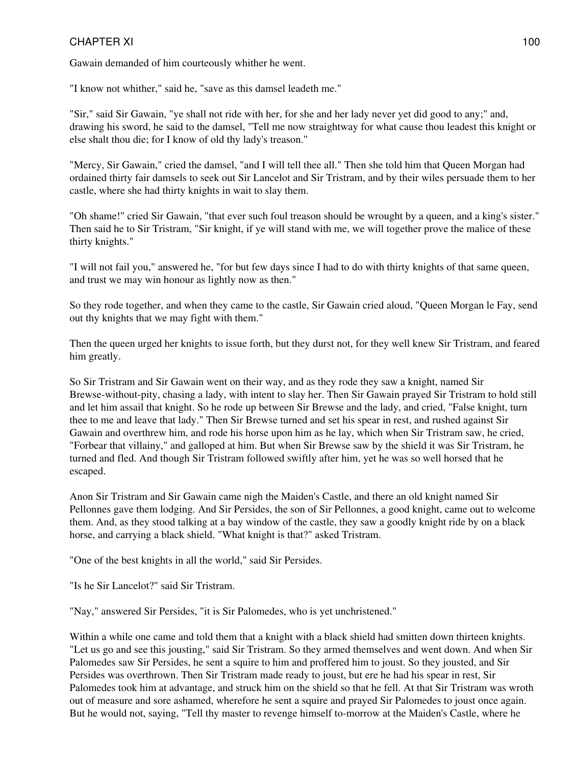Gawain demanded of him courteously whither he went.

"I know not whither," said he, "save as this damsel leadeth me."

"Sir," said Sir Gawain, "ye shall not ride with her, for she and her lady never yet did good to any;" and, drawing his sword, he said to the damsel, "Tell me now straightway for what cause thou leadest this knight or else shalt thou die; for I know of old thy lady's treason."

"Mercy, Sir Gawain," cried the damsel, "and I will tell thee all." Then she told him that Queen Morgan had ordained thirty fair damsels to seek out Sir Lancelot and Sir Tristram, and by their wiles persuade them to her castle, where she had thirty knights in wait to slay them.

"Oh shame!" cried Sir Gawain, "that ever such foul treason should be wrought by a queen, and a king's sister." Then said he to Sir Tristram, "Sir knight, if ye will stand with me, we will together prove the malice of these thirty knights."

"I will not fail you," answered he, "for but few days since I had to do with thirty knights of that same queen, and trust we may win honour as lightly now as then."

So they rode together, and when they came to the castle, Sir Gawain cried aloud, "Queen Morgan le Fay, send out thy knights that we may fight with them."

Then the queen urged her knights to issue forth, but they durst not, for they well knew Sir Tristram, and feared him greatly.

So Sir Tristram and Sir Gawain went on their way, and as they rode they saw a knight, named Sir Brewse-without-pity, chasing a lady, with intent to slay her. Then Sir Gawain prayed Sir Tristram to hold still and let him assail that knight. So he rode up between Sir Brewse and the lady, and cried, "False knight, turn thee to me and leave that lady." Then Sir Brewse turned and set his spear in rest, and rushed against Sir Gawain and overthrew him, and rode his horse upon him as he lay, which when Sir Tristram saw, he cried, "Forbear that villainy," and galloped at him. But when Sir Brewse saw by the shield it was Sir Tristram, he turned and fled. And though Sir Tristram followed swiftly after him, yet he was so well horsed that he escaped.

Anon Sir Tristram and Sir Gawain came nigh the Maiden's Castle, and there an old knight named Sir Pellonnes gave them lodging. And Sir Persides, the son of Sir Pellonnes, a good knight, came out to welcome them. And, as they stood talking at a bay window of the castle, they saw a goodly knight ride by on a black horse, and carrying a black shield. "What knight is that?" asked Tristram.

"One of the best knights in all the world," said Sir Persides.

"Is he Sir Lancelot?" said Sir Tristram.

"Nay," answered Sir Persides, "it is Sir Palomedes, who is yet unchristened."

Within a while one came and told them that a knight with a black shield had smitten down thirteen knights. "Let us go and see this jousting," said Sir Tristram. So they armed themselves and went down. And when Sir Palomedes saw Sir Persides, he sent a squire to him and proffered him to joust. So they jousted, and Sir Persides was overthrown. Then Sir Tristram made ready to joust, but ere he had his spear in rest, Sir Palomedes took him at advantage, and struck him on the shield so that he fell. At that Sir Tristram was wroth out of measure and sore ashamed, wherefore he sent a squire and prayed Sir Palomedes to joust once again. But he would not, saying, "Tell thy master to revenge himself to-morrow at the Maiden's Castle, where he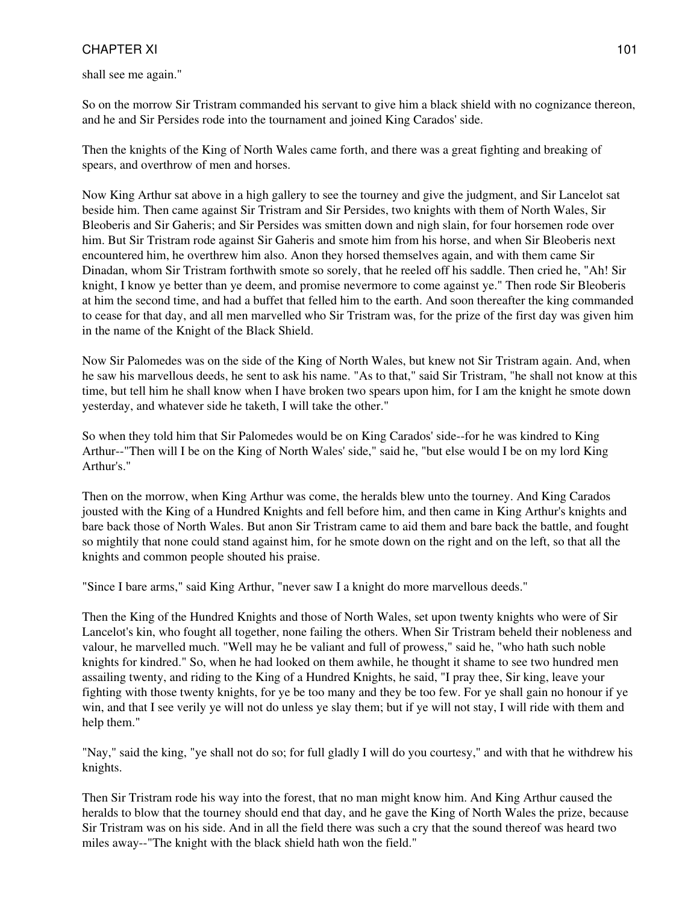shall see me again."

So on the morrow Sir Tristram commanded his servant to give him a black shield with no cognizance thereon, and he and Sir Persides rode into the tournament and joined King Carados' side.

Then the knights of the King of North Wales came forth, and there was a great fighting and breaking of spears, and overthrow of men and horses.

Now King Arthur sat above in a high gallery to see the tourney and give the judgment, and Sir Lancelot sat beside him. Then came against Sir Tristram and Sir Persides, two knights with them of North Wales, Sir Bleoberis and Sir Gaheris; and Sir Persides was smitten down and nigh slain, for four horsemen rode over him. But Sir Tristram rode against Sir Gaheris and smote him from his horse, and when Sir Bleoberis next encountered him, he overthrew him also. Anon they horsed themselves again, and with them came Sir Dinadan, whom Sir Tristram forthwith smote so sorely, that he reeled off his saddle. Then cried he, "Ah! Sir knight, I know ye better than ye deem, and promise nevermore to come against ye." Then rode Sir Bleoberis at him the second time, and had a buffet that felled him to the earth. And soon thereafter the king commanded to cease for that day, and all men marvelled who Sir Tristram was, for the prize of the first day was given him in the name of the Knight of the Black Shield.

Now Sir Palomedes was on the side of the King of North Wales, but knew not Sir Tristram again. And, when he saw his marvellous deeds, he sent to ask his name. "As to that," said Sir Tristram, "he shall not know at this time, but tell him he shall know when I have broken two spears upon him, for I am the knight he smote down yesterday, and whatever side he taketh, I will take the other."

So when they told him that Sir Palomedes would be on King Carados' side--for he was kindred to King Arthur--"Then will I be on the King of North Wales' side," said he, "but else would I be on my lord King Arthur's."

Then on the morrow, when King Arthur was come, the heralds blew unto the tourney. And King Carados jousted with the King of a Hundred Knights and fell before him, and then came in King Arthur's knights and bare back those of North Wales. But anon Sir Tristram came to aid them and bare back the battle, and fought so mightily that none could stand against him, for he smote down on the right and on the left, so that all the knights and common people shouted his praise.

"Since I bare arms," said King Arthur, "never saw I a knight do more marvellous deeds."

Then the King of the Hundred Knights and those of North Wales, set upon twenty knights who were of Sir Lancelot's kin, who fought all together, none failing the others. When Sir Tristram beheld their nobleness and valour, he marvelled much. "Well may he be valiant and full of prowess," said he, "who hath such noble knights for kindred." So, when he had looked on them awhile, he thought it shame to see two hundred men assailing twenty, and riding to the King of a Hundred Knights, he said, "I pray thee, Sir king, leave your fighting with those twenty knights, for ye be too many and they be too few. For ye shall gain no honour if ye win, and that I see verily ye will not do unless ye slay them; but if ye will not stay, I will ride with them and help them."

"Nay," said the king, "ye shall not do so; for full gladly I will do you courtesy," and with that he withdrew his knights.

Then Sir Tristram rode his way into the forest, that no man might know him. And King Arthur caused the heralds to blow that the tourney should end that day, and he gave the King of North Wales the prize, because Sir Tristram was on his side. And in all the field there was such a cry that the sound thereof was heard two miles away--"The knight with the black shield hath won the field."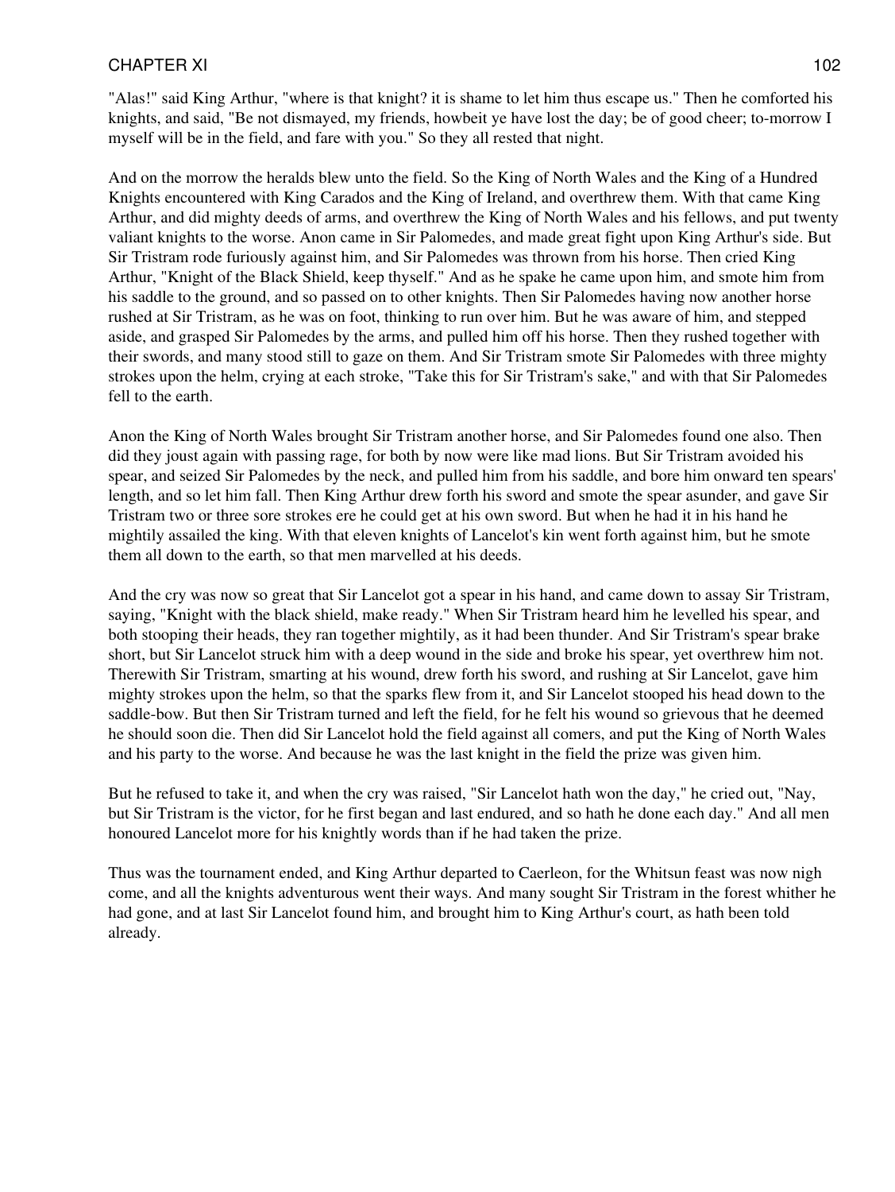"Alas!" said King Arthur, "where is that knight? it is shame to let him thus escape us." Then he comforted his knights, and said, "Be not dismayed, my friends, howbeit ye have lost the day; be of good cheer; to-morrow I myself will be in the field, and fare with you." So they all rested that night.

And on the morrow the heralds blew unto the field. So the King of North Wales and the King of a Hundred Knights encountered with King Carados and the King of Ireland, and overthrew them. With that came King Arthur, and did mighty deeds of arms, and overthrew the King of North Wales and his fellows, and put twenty valiant knights to the worse. Anon came in Sir Palomedes, and made great fight upon King Arthur's side. But Sir Tristram rode furiously against him, and Sir Palomedes was thrown from his horse. Then cried King Arthur, "Knight of the Black Shield, keep thyself." And as he spake he came upon him, and smote him from his saddle to the ground, and so passed on to other knights. Then Sir Palomedes having now another horse rushed at Sir Tristram, as he was on foot, thinking to run over him. But he was aware of him, and stepped aside, and grasped Sir Palomedes by the arms, and pulled him off his horse. Then they rushed together with their swords, and many stood still to gaze on them. And Sir Tristram smote Sir Palomedes with three mighty strokes upon the helm, crying at each stroke, "Take this for Sir Tristram's sake," and with that Sir Palomedes fell to the earth.

Anon the King of North Wales brought Sir Tristram another horse, and Sir Palomedes found one also. Then did they joust again with passing rage, for both by now were like mad lions. But Sir Tristram avoided his spear, and seized Sir Palomedes by the neck, and pulled him from his saddle, and bore him onward ten spears' length, and so let him fall. Then King Arthur drew forth his sword and smote the spear asunder, and gave Sir Tristram two or three sore strokes ere he could get at his own sword. But when he had it in his hand he mightily assailed the king. With that eleven knights of Lancelot's kin went forth against him, but he smote them all down to the earth, so that men marvelled at his deeds.

And the cry was now so great that Sir Lancelot got a spear in his hand, and came down to assay Sir Tristram, saying, "Knight with the black shield, make ready." When Sir Tristram heard him he levelled his spear, and both stooping their heads, they ran together mightily, as it had been thunder. And Sir Tristram's spear brake short, but Sir Lancelot struck him with a deep wound in the side and broke his spear, yet overthrew him not. Therewith Sir Tristram, smarting at his wound, drew forth his sword, and rushing at Sir Lancelot, gave him mighty strokes upon the helm, so that the sparks flew from it, and Sir Lancelot stooped his head down to the saddle-bow. But then Sir Tristram turned and left the field, for he felt his wound so grievous that he deemed he should soon die. Then did Sir Lancelot hold the field against all comers, and put the King of North Wales and his party to the worse. And because he was the last knight in the field the prize was given him.

But he refused to take it, and when the cry was raised, "Sir Lancelot hath won the day," he cried out, "Nay, but Sir Tristram is the victor, for he first began and last endured, and so hath he done each day." And all men honoured Lancelot more for his knightly words than if he had taken the prize.

Thus was the tournament ended, and King Arthur departed to Caerleon, for the Whitsun feast was now nigh come, and all the knights adventurous went their ways. And many sought Sir Tristram in the forest whither he had gone, and at last Sir Lancelot found him, and brought him to King Arthur's court, as hath been told already.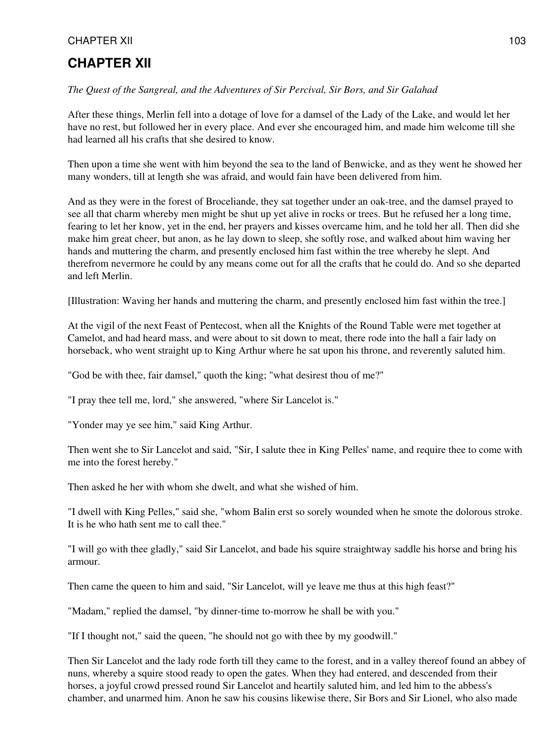# CHAPTER XII

*The Quest of the Sangreal, and the Adventures of Sir Percival, Sir Bors, and Sir Galahad*

After these things, Merlin fell into a dotage of love for a damsel of the Lady of the Lake, and would let her have no rest, but followed her in every place. And ever she encouraged him, and made him welcome till she had learned all his crafts that she desired to know.

Then upon a time she went with him beyond the sea to the land of Benwicke, and as they went he showed her many wonders, till at length she was afraid, and would fain have been delivered from him.

And as they were in the forest of Broceliande, they sat together under an oak-tree, and the damsel prayed to see all that charm whereby men might be shut up yet alive in rocks or trees. But he refused her a long time, fearing to let her know, yet in the end, her prayers and kisses overcame him, and he told her all. Then did she make him great cheer, but anon, as he lay down to sleep, she softly rose, and walked about him waving her hands and muttering the charm, and presently enclosed him fast within the tree whereby he slept. And therefrom nevermore he could by any means come out for all the crafts that he could do. And so she departed and left Merlin.

[Illustration: Waving her hands and muttering the charm, and presently enclosed him fast within the tree.]

At the vigil of the next Feast of Pentecost, when all the Knights of the Round Table were met together at Camelot, and had heard mass, and were about to sit down to meat, there rode into the hall a fair lady on horseback, who went straight up to King Arthur where he sat upon his throne, and reverently saluted him.

"God be with thee, fair damsel," quoth the king; "what desirest thou of me?"

"I pray thee tell me, lord," she answered, "where Sir Lancelot is."

"Yonder may ye see him," said King Arthur.

Then went she to Sir Lancelot and said, "Sir, I salute thee in King Pelles' name, and require thee to come with me into the forest hereby."

Then asked he her with whom she dwelt, and what she wished of him.

"I dwell with King Pelles," said she, "whom Balin erst so sorely wounded when he smote the dolorous stroke. It is he who hath sent me to call thee."

"I will go with thee gladly," said Sir Lancelot, and bade his squire straightway saddle his horse and bring his armour.

Then came the queen to him and said, "Sir Lancelot, will ye leave me thus at this high feast?"

"Madam," replied the damsel, "by dinner-time to-morrow he shall be with you."

"If I thought not," said the queen, "he should not go with thee by my goodwill."

Then Sir Lancelot and the lady rode forth till they came to the forest, and in a valley thereof found an abbey of nuns, whereby a squire stood ready to open the gates. When they had entered, and descended from their horses, a joyful crowd pressed round Sir Lancelot and heartily saluted him, and led him to the abbess's chamber, and unarmed him. Anon he saw his cousins likewise there, Sir Bors and Sir Lionel, who also made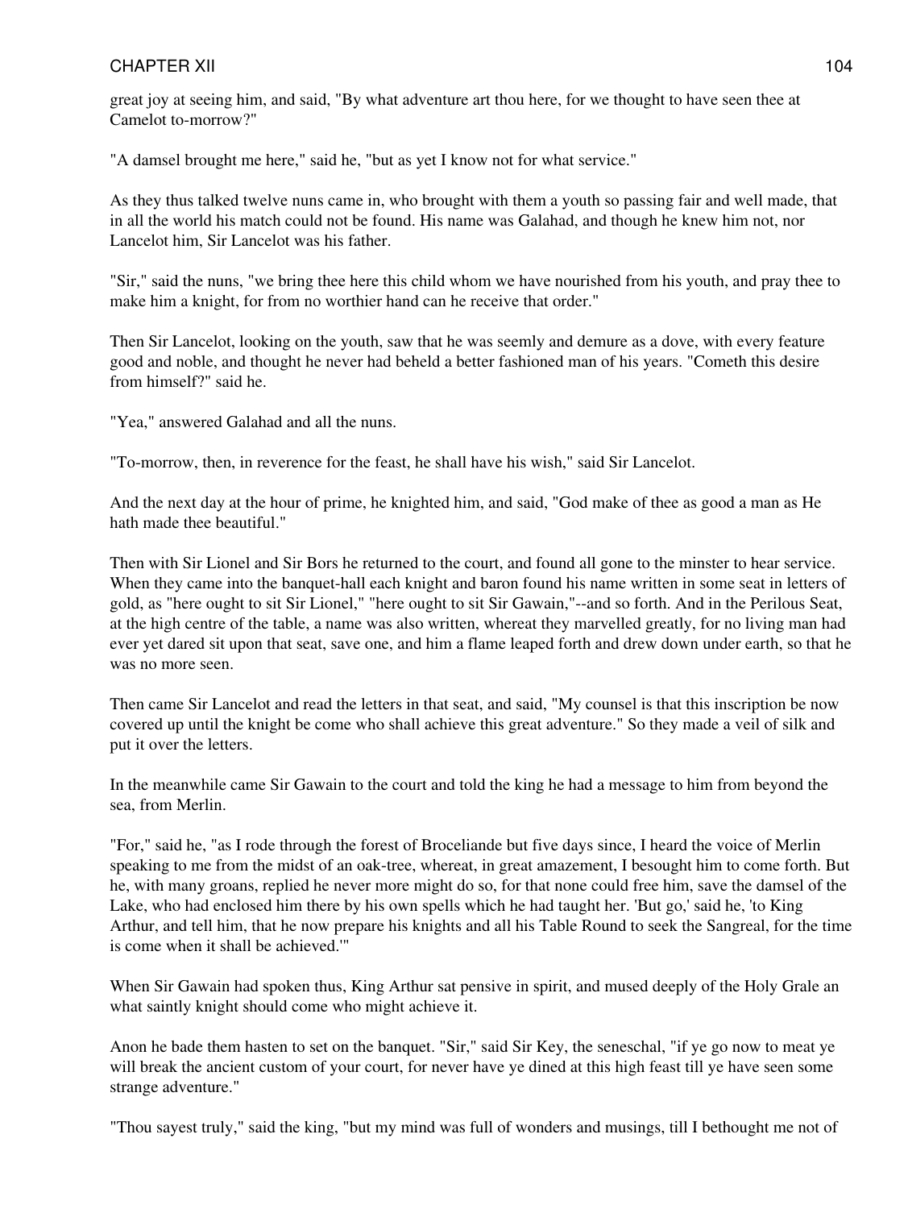great joy at seeing him, and said, "By what adventure art thou here, for we thought to have seen thee at Camelot to-morrow?"

"A damsel brought me here," said he, "but as yet I know not for what service."

As they thus talked twelve nuns came in, who brought with them a youth so passing fair and well made, that in all the world his match could not be found. His name was Galahad, and though he knew him not, nor Lancelot him, Sir Lancelot was his father.

"Sir," said the nuns, "we bring thee here this child whom we have nourished from his youth, and pray thee to make him a knight, for from no worthier hand can he receive that order."

Then Sir Lancelot, looking on the youth, saw that he was seemly and demure as a dove, with every feature good and noble, and thought he never had beheld a better fashioned man of his years. "Cometh this desire from himself?" said he.

"Yea," answered Galahad and all the nuns.

"To-morrow, then, in reverence for the feast, he shall have his wish," said Sir Lancelot.

And the next day at the hour of prime, he knighted him, and said, "God make of thee as good a man as He hath made thee beautiful."

Then with Sir Lionel and Sir Bors he returned to the court, and found all gone to the minster to hear service. When they came into the banquet-hall each knight and baron found his name written in some seat in letters of gold, as "here ought to sit Sir Lionel," "here ought to sit Sir Gawain,"--and so forth. And in the Perilous Seat, at the high centre of the table, a name was also written, whereat they marvelled greatly, for no living man had ever yet dared sit upon that seat, save one, and him a flame leaped forth and drew down under earth, so that he was no more seen.

Then came Sir Lancelot and read the letters in that seat, and said, "My counsel is that this inscription be now covered up until the knight be come who shall achieve this great adventure." So they made a veil of silk and put it over the letters.

In the meanwhile came Sir Gawain to the court and told the king he had a message to him from beyond the sea, from Merlin.

"For," said he, "as I rode through the forest of Broceliande but five days since, I heard the voice of Merlin speaking to me from the midst of an oak-tree, whereat, in great amazement, I besought him to come forth. But he, with many groans, replied he never more might do so, for that none could free him, save the damsel of the Lake, who had enclosed him there by his own spells which he had taught her. 'But go,' said he, 'to King Arthur, and tell him, that he now prepare his knights and all his Table Round to seek the Sangreal, for the time is come when it shall be achieved.'"

When Sir Gawain had spoken thus, King Arthur sat pensive in spirit, and mused deeply of the Holy Grale an what saintly knight should come who might achieve it.

Anon he bade them hasten to set on the banquet. "Sir," said Sir Key, the seneschal, "if ye go now to meat ye will break the ancient custom of your court, for never have ye dined at this high feast till ye have seen some strange adventure."

"Thou sayest truly," said the king, "but my mind was full of wonders and musings, till I bethought me not of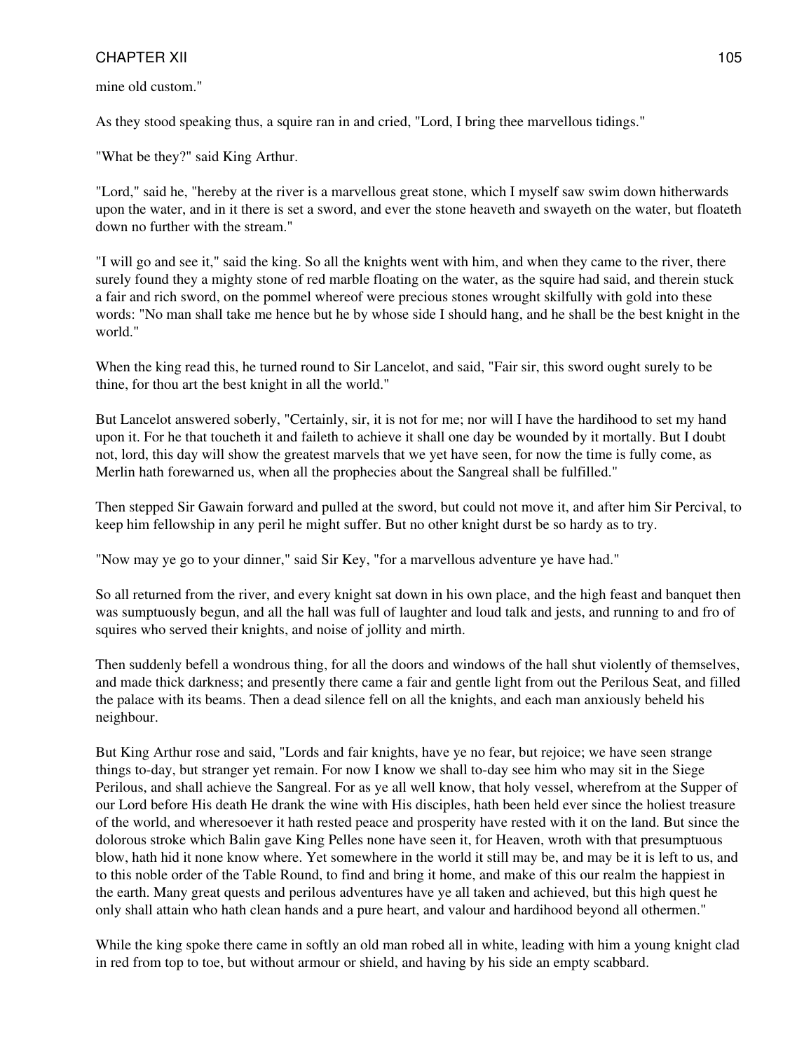mine old custom."

As they stood speaking thus, a squire ran in and cried, "Lord, I bring thee marvellous tidings."

"What be they?" said King Arthur.

"Lord," said he, "hereby at the river is a marvellous great stone, which I myself saw swim down hitherwards upon the water, and in it there is set a sword, and ever the stone heaveth and swayeth on the water, but floateth down no further with the stream."

"I will go and see it," said the king. So all the knights went with him, and when they came to the river, there surely found they a mighty stone of red marble floating on the water, as the squire had said, and therein stuck a fair and rich sword, on the pommel whereof were precious stones wrought skilfully with gold into these words: "No man shall take me hence but he by whose side I should hang, and he shall be the best knight in the world."

When the king read this, he turned round to Sir Lancelot, and said, "Fair sir, this sword ought surely to be thine, for thou art the best knight in all the world."

But Lancelot answered soberly, "Certainly, sir, it is not for me; nor will I have the hardihood to set my hand upon it. For he that toucheth it and faileth to achieve it shall one day be wounded by it mortally. But I doubt not, lord, this day will show the greatest marvels that we yet have seen, for now the time is fully come, as Merlin hath forewarned us, when all the prophecies about the Sangreal shall be fulfilled."

Then stepped Sir Gawain forward and pulled at the sword, but could not move it, and after him Sir Percival, to keep him fellowship in any peril he might suffer. But no other knight durst be so hardy as to try.

"Now may ye go to your dinner," said Sir Key, "for a marvellous adventure ye have had."

So all returned from the river, and every knight sat down in his own place, and the high feast and banquet then was sumptuously begun, and all the hall was full of laughter and loud talk and jests, and running to and fro of squires who served their knights, and noise of jollity and mirth.

Then suddenly befell a wondrous thing, for all the doors and windows of the hall shut violently of themselves, and made thick darkness; and presently there came a fair and gentle light from out the Perilous Seat, and filled the palace with its beams. Then a dead silence fell on all the knights, and each man anxiously beheld his neighbour.

But King Arthur rose and said, "Lords and fair knights, have ye no fear, but rejoice; we have seen strange things to-day, but stranger yet remain. For now I know we shall to-day see him who may sit in the Siege Perilous, and shall achieve the Sangreal. For as ye all well know, that holy vessel, wherefrom at the Supper of our Lord before His death He drank the wine with His disciples, hath been held ever since the holiest treasure of the world, and wheresoever it hath rested peace and prosperity have rested with it on the land. But since the dolorous stroke which Balin gave King Pelles none have seen it, for Heaven, wroth with that presumptuous blow, hath hid it none know where. Yet somewhere in the world it still may be, and may be it is left to us, and to this noble order of the Table Round, to find and bring it home, and make of this our realm the happiest in the earth. Many great quests and perilous adventures have ye all taken and achieved, but this high quest he only shall attain who hath clean hands and a pure heart, and valour and hardihood beyond all othermen."

While the king spoke there came in softly an old man robed all in white, leading with him a young knight clad in red from top to toe, but without armour or shield, and having by his side an empty scabbard.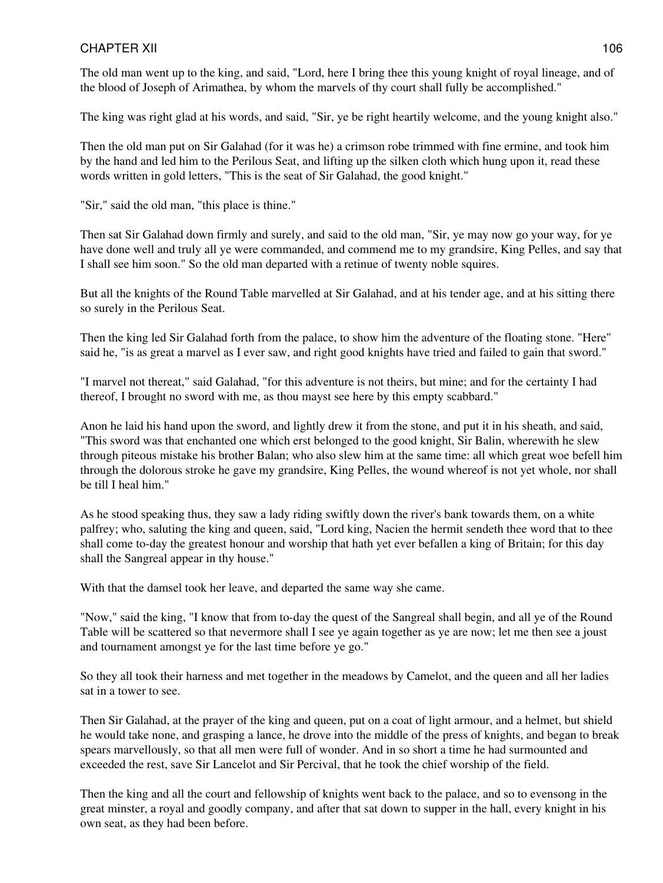The old man went up to the king, and said, "Lord, here I bring thee this young knight of royal lineage, and of the blood of Joseph of Arimathea, by whom the marvels of thy court shall fully be accomplished."

The king was right glad at his words, and said, "Sir, ye be right heartily welcome, and the young knight also."

Then the old man put on Sir Galahad (for it was he) a crimson robe trimmed with fine ermine, and took him by the hand and led him to the Perilous Seat, and lifting up the silken cloth which hung upon it, read these words written in gold letters, "This is the seat of Sir Galahad, the good knight."

"Sir," said the old man, "this place is thine."

Then sat Sir Galahad down firmly and surely, and said to the old man, "Sir, ye may now go your way, for ye have done well and truly all ye were commanded, and commend me to my grandsire, King Pelles, and say that I shall see him soon." So the old man departed with a retinue of twenty noble squires.

But all the knights of the Round Table marvelled at Sir Galahad, and at his tender age, and at his sitting there so surely in the Perilous Seat.

Then the king led Sir Galahad forth from the palace, to show him the adventure of the floating stone. "Here" said he, "is as great a marvel as I ever saw, and right good knights have tried and failed to gain that sword."

"I marvel not thereat," said Galahad, "for this adventure is not theirs, but mine; and for the certainty I had thereof, I brought no sword with me, as thou mayst see here by this empty scabbard."

Anon he laid his hand upon the sword, and lightly drew it from the stone, and put it in his sheath, and said, "This sword was that enchanted one which erst belonged to the good knight, Sir Balin, wherewith he slew through piteous mistake his brother Balan; who also slew him at the same time: all which great woe befell him through the dolorous stroke he gave my grandsire, King Pelles, the wound whereof is not yet whole, nor shall be till I heal him."

As he stood speaking thus, they saw a lady riding swiftly down the river's bank towards them, on a white palfrey; who, saluting the king and queen, said, "Lord king, Nacien the hermit sendeth thee word that to thee shall come to-day the greatest honour and worship that hath yet ever befallen a king of Britain; for this day shall the Sangreal appear in thy house."

With that the damsel took her leave, and departed the same way she came.

"Now," said the king, "I know that from to-day the quest of the Sangreal shall begin, and all ye of the Round Table will be scattered so that nevermore shall I see ye again together as ye are now; let me then see a joust and tournament amongst ye for the last time before ye go."

So they all took their harness and met together in the meadows by Camelot, and the queen and all her ladies sat in a tower to see.

Then Sir Galahad, at the prayer of the king and queen, put on a coat of light armour, and a helmet, but shield he would take none, and grasping a lance, he drove into the middle of the press of knights, and began to break spears marvellously, so that all men were full of wonder. And in so short a time he had surmounted and exceeded the rest, save Sir Lancelot and Sir Percival, that he took the chief worship of the field.

Then the king and all the court and fellowship of knights went back to the palace, and so to evensong in the great minster, a royal and goodly company, and after that sat down to supper in the hall, every knight in his own seat, as they had been before.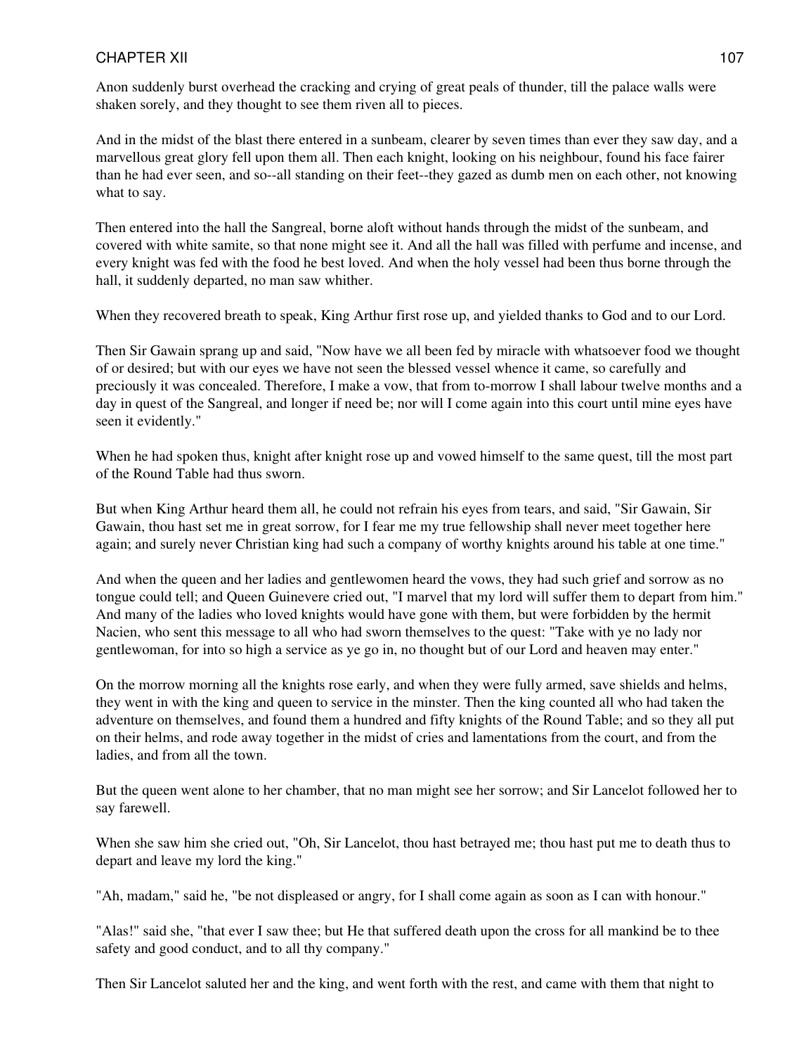Anon suddenly burst overhead the cracking and crying of great peals of thunder, till the palace walls were shaken sorely, and they thought to see them riven all to pieces.

And in the midst of the blast there entered in a sunbeam, clearer by seven times than ever they saw day, and a marvellous great glory fell upon them all. Then each knight, looking on his neighbour, found his face fairer than he had ever seen, and so--all standing on their feet--they gazed as dumb men on each other, not knowing what to say.

Then entered into the hall the Sangreal, borne aloft without hands through the midst of the sunbeam, and covered with white samite, so that none might see it. And all the hall was filled with perfume and incense, and every knight was fed with the food he best loved. And when the holy vessel had been thus borne through the hall, it suddenly departed, no man saw whither.

When they recovered breath to speak, King Arthur first rose up, and yielded thanks to God and to our Lord.

Then Sir Gawain sprang up and said, "Now have we all been fed by miracle with whatsoever food we thought of or desired; but with our eyes we have not seen the blessed vessel whence it came, so carefully and preciously it was concealed. Therefore, I make a vow, that from to-morrow I shall labour twelve months and a day in quest of the Sangreal, and longer if need be; nor will I come again into this court until mine eyes have seen it evidently."

When he had spoken thus, knight after knight rose up and vowed himself to the same quest, till the most part of the Round Table had thus sworn.

But when King Arthur heard them all, he could not refrain his eyes from tears, and said, "Sir Gawain, Sir Gawain, thou hast set me in great sorrow, for I fear me my true fellowship shall never meet together here again; and surely never Christian king had such a company of worthy knights around his table at one time."

And when the queen and her ladies and gentlewomen heard the vows, they had such grief and sorrow as no tongue could tell; and Queen Guinevere cried out, "I marvel that my lord will suffer them to depart from him." And many of the ladies who loved knights would have gone with them, but were forbidden by the hermit Nacien, who sent this message to all who had sworn themselves to the quest: "Take with ye no lady nor gentlewoman, for into so high a service as ye go in, no thought but of our Lord and heaven may enter."

On the morrow morning all the knights rose early, and when they were fully armed, save shields and helms, they went in with the king and queen to service in the minster. Then the king counted all who had taken the adventure on themselves, and found them a hundred and fifty knights of the Round Table; and so they all put on their helms, and rode away together in the midst of cries and lamentations from the court, and from the ladies, and from all the town.

But the queen went alone to her chamber, that no man might see her sorrow; and Sir Lancelot followed her to say farewell.

When she saw him she cried out, "Oh, Sir Lancelot, thou hast betrayed me; thou hast put me to death thus to depart and leave my lord the king."

"Ah, madam," said he, "be not displeased or angry, for I shall come again as soon as I can with honour."

"Alas!" said she, "that ever I saw thee; but He that suffered death upon the cross for all mankind be to thee safety and good conduct, and to all thy company."

Then Sir Lancelot saluted her and the king, and went forth with the rest, and came with them that night to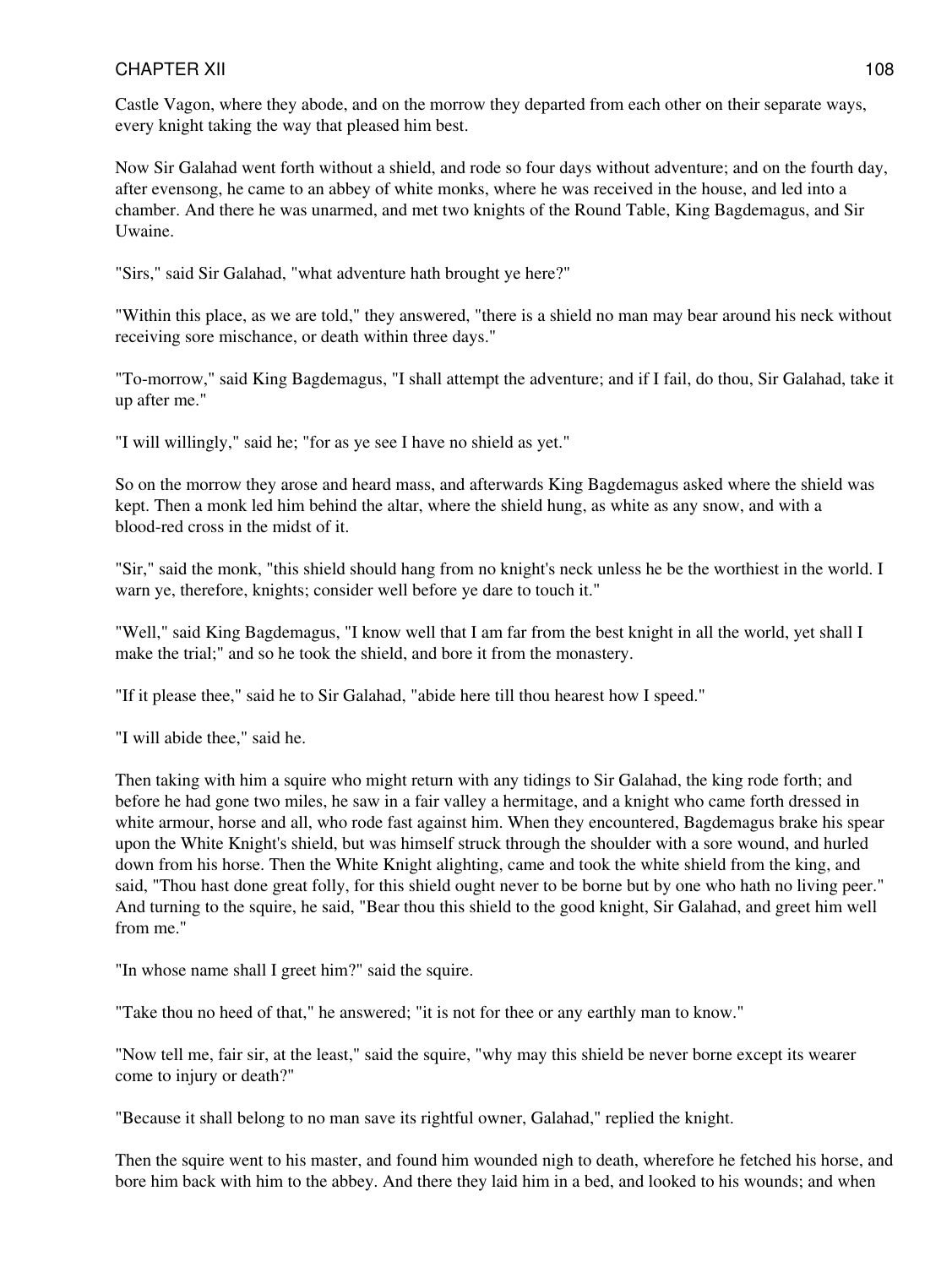Castle Vagon, where they abode, and on the morrow they departed from each other on their separate ways, every knight taking the way that pleased him best.

Now Sir Galahad went forth without a shield, and rode so four days without adventure; and on the fourth day, after evensong, he came to an abbey of white monks, where he was received in the house, and led into a chamber. And there he was unarmed, and met two knights of the Round Table, King Bagdemagus, and Sir Uwaine.

"Sirs," said Sir Galahad, "what adventure hath brought ye here?"

"Within this place, as we are told," they answered, "there is a shield no man may bear around his neck without receiving sore mischance, or death within three days."

"To-morrow," said King Bagdemagus, "I shall attempt the adventure; and if I fail, do thou, Sir Galahad, take it up after me."

"I will willingly," said he; "for as ye see I have no shield as yet."

So on the morrow they arose and heard mass, and afterwards King Bagdemagus asked where the shield was kept. Then a monk led him behind the altar, where the shield hung, as white as any snow, and with a blood-red cross in the midst of it.

"Sir," said the monk, "this shield should hang from no knight's neck unless he be the worthiest in the world. I warn ye, therefore, knights; consider well before ye dare to touch it."

"Well," said King Bagdemagus, "I know well that I am far from the best knight in all the world, yet shall I make the trial;" and so he took the shield, and bore it from the monastery.

"If it please thee," said he to Sir Galahad, "abide here till thou hearest how I speed."

"I will abide thee," said he.

Then taking with him a squire who might return with any tidings to Sir Galahad, the king rode forth; and before he had gone two miles, he saw in a fair valley a hermitage, and a knight who came forth dressed in white armour, horse and all, who rode fast against him. When they encountered, Bagdemagus brake his spear upon the White Knight's shield, but was himself struck through the shoulder with a sore wound, and hurled down from his horse. Then the White Knight alighting, came and took the white shield from the king, and said, "Thou hast done great folly, for this shield ought never to be borne but by one who hath no living peer." And turning to the squire, he said, "Bear thou this shield to the good knight, Sir Galahad, and greet him well from me."

"In whose name shall I greet him?" said the squire.

"Take thou no heed of that," he answered; "it is not for thee or any earthly man to know."

"Now tell me, fair sir, at the least," said the squire, "why may this shield be never borne except its wearer come to injury or death?"

"Because it shall belong to no man save its rightful owner, Galahad," replied the knight.

Then the squire went to his master, and found him wounded nigh to death, wherefore he fetched his horse, and bore him back with him to the abbey. And there they laid him in a bed, and looked to his wounds; and when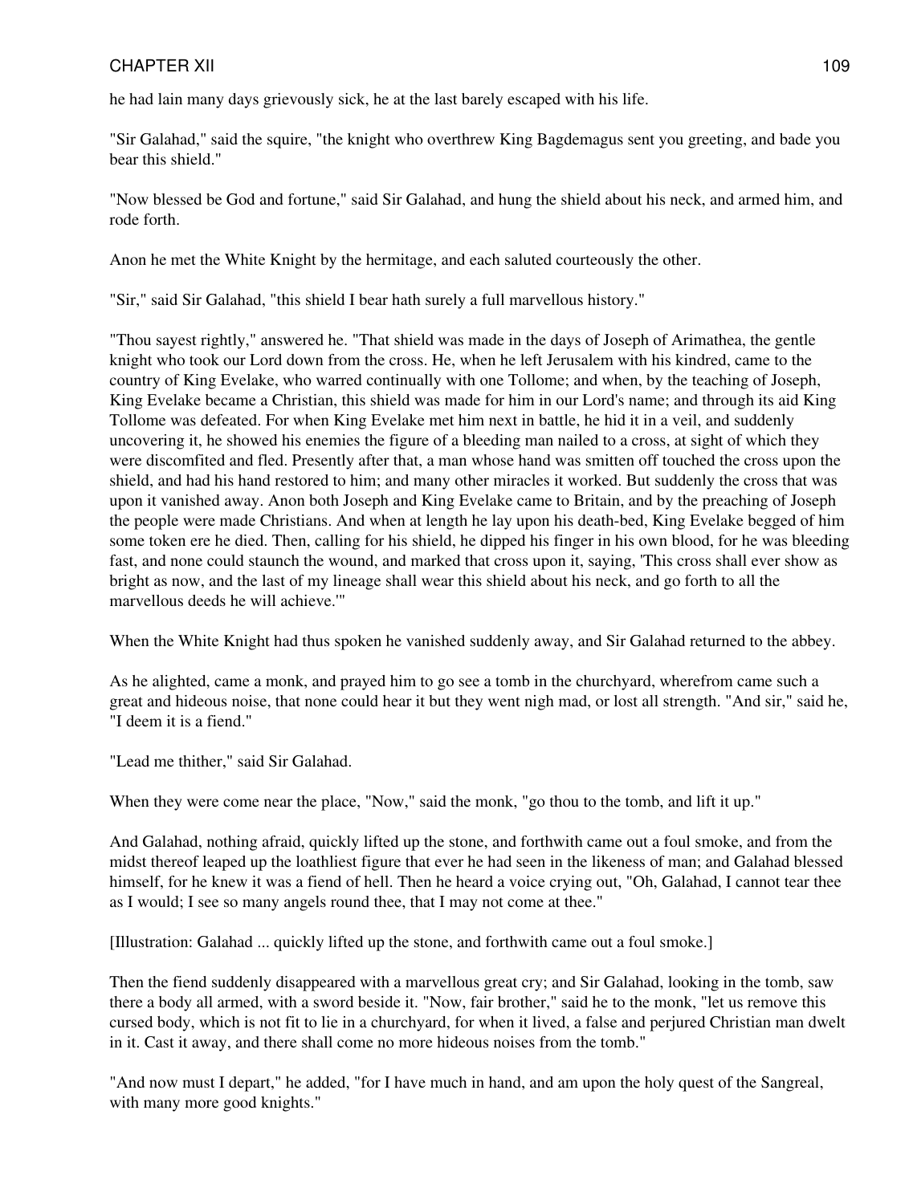he had lain many days grievously sick, he at the last barely escaped with his life.

"Sir Galahad," said the squire, "the knight who overthrew King Bagdemagus sent you greeting, and bade you bear this shield."

"Now blessed be God and fortune," said Sir Galahad, and hung the shield about his neck, and armed him, and rode forth.

Anon he met the White Knight by the hermitage, and each saluted courteously the other.

"Sir," said Sir Galahad, "this shield I bear hath surely a full marvellous history."

"Thou sayest rightly," answered he. "That shield was made in the days of Joseph of Arimathea, the gentle knight who took our Lord down from the cross. He, when he left Jerusalem with his kindred, came to the country of King Evelake, who warred continually with one Tollome; and when, by the teaching of Joseph, King Evelake became a Christian, this shield was made for him in our Lord's name; and through its aid King Tollome was defeated. For when King Evelake met him next in battle, he hid it in a veil, and suddenly uncovering it, he showed his enemies the figure of a bleeding man nailed to a cross, at sight of which they were discomfited and fled. Presently after that, a man whose hand was smitten off touched the cross upon the shield, and had his hand restored to him; and many other miracles it worked. But suddenly the cross that was upon it vanished away. Anon both Joseph and King Evelake came to Britain, and by the preaching of Joseph the people were made Christians. And when at length he lay upon his death-bed, King Evelake begged of him some token ere he died. Then, calling for his shield, he dipped his finger in his own blood, for he was bleeding fast, and none could staunch the wound, and marked that cross upon it, saying, 'This cross shall ever show as bright as now, and the last of my lineage shall wear this shield about his neck, and go forth to all the marvellous deeds he will achieve.'"

When the White Knight had thus spoken he vanished suddenly away, and Sir Galahad returned to the abbey.

As he alighted, came a monk, and prayed him to go see a tomb in the churchyard, wherefrom came such a great and hideous noise, that none could hear it but they went nigh mad, or lost all strength. "And sir," said he, "I deem it is a fiend."

"Lead me thither," said Sir Galahad.

When they were come near the place, "Now," said the monk, "go thou to the tomb, and lift it up."

And Galahad, nothing afraid, quickly lifted up the stone, and forthwith came out a foul smoke, and from the midst thereof leaped up the loathliest figure that ever he had seen in the likeness of man; and Galahad blessed himself, for he knew it was a fiend of hell. Then he heard a voice crying out, "Oh, Galahad, I cannot tear thee as I would; I see so many angels round thee, that I may not come at thee."

[Illustration: Galahad ... quickly lifted up the stone, and forthwith came out a foul smoke.]

Then the fiend suddenly disappeared with a marvellous great cry; and Sir Galahad, looking in the tomb, saw there a body all armed, with a sword beside it. "Now, fair brother," said he to the monk, "let us remove this cursed body, which is not fit to lie in a churchyard, for when it lived, a false and perjured Christian man dwelt in it. Cast it away, and there shall come no more hideous noises from the tomb."

"And now must I depart," he added, "for I have much in hand, and am upon the holy quest of the Sangreal, with many more good knights."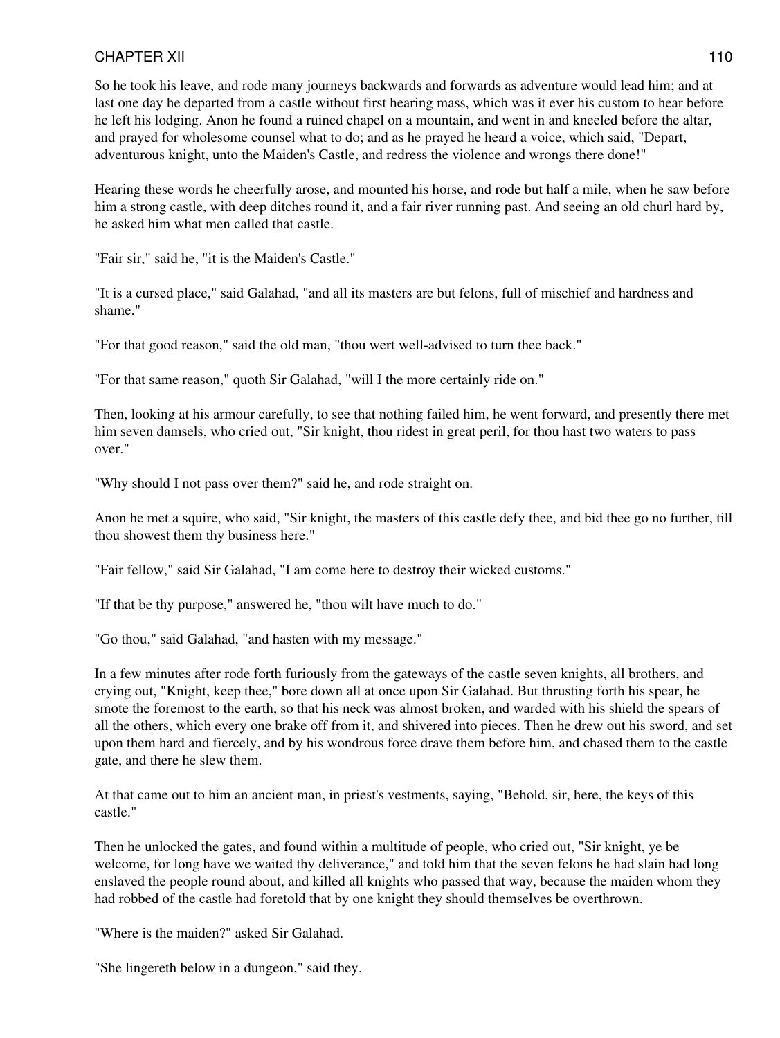So he took his leave, and rode many journeys backwards and forwards as adventure would lead him; and at last one day he departed from a castle without first hearing mass, which was it ever his custom to hear before he left his lodging. Anon he found a ruined chapel on a mountain, and went in and kneeled before the altar, and prayed for wholesome counsel what to do; and as he prayed he heard a voice, which said, "Depart, adventurous knight, unto the Maiden's Castle, and redress the violence and wrongs there done!"

Hearing these words he cheerfully arose, and mounted his horse, and rode but half a mile, when he saw before him a strong castle, with deep ditches round it, and a fair river running past. And seeing an old churl hard by, he asked him what men called that castle.

"Fair sir," said he, "it is the Maiden's Castle."

"It is a cursed place," said Galahad, "and all its masters are but felons, full of mischief and hardness and shame."

"For that good reason," said the old man, "thou wert well-advised to turn thee back."

"For that same reason," quoth Sir Galahad, "will I the more certainly ride on."

Then, looking at his armour carefully, to see that nothing failed him, he went forward, and presently there met him seven damsels, who cried out, "Sir knight, thou ridest in great peril, for thou hast two waters to pass over."

"Why should I not pass over them?" said he, and rode straight on.

Anon he met a squire, who said, "Sir knight, the masters of this castle defy thee, and bid thee go no further, till thou showest them thy business here."

"Fair fellow," said Sir Galahad, "I am come here to destroy their wicked customs."

"If that be thy purpose," answered he, "thou wilt have much to do."

"Go thou," said Galahad, "and hasten with my message."

In a few minutes after rode forth furiously from the gateways of the castle seven knights, all brothers, and crying out, "Knight, keep thee," bore down all at once upon Sir Galahad. But thrusting forth his spear, he smote the foremost to the earth, so that his neck was almost broken, and warded with his shield the spears of all the others, which every one brake off from it, and shivered into pieces. Then he drew out his sword, and set upon them hard and fiercely, and by his wondrous force drave them before him, and chased them to the castle gate, and there he slew them.

At that came out to him an ancient man, in priest's vestments, saying, "Behold, sir, here, the keys of this castle."

Then he unlocked the gates, and found within a multitude of people, who cried out, "Sir knight, ye be welcome, for long have we waited thy deliverance," and told him that the seven felons he had slain had long enslaved the people round about, and killed all knights who passed that way, because the maiden whom they had robbed of the castle had foretold that by one knight they should themselves be overthrown.

"Where is the maiden?" asked Sir Galahad.

"She lingereth below in a dungeon," said they.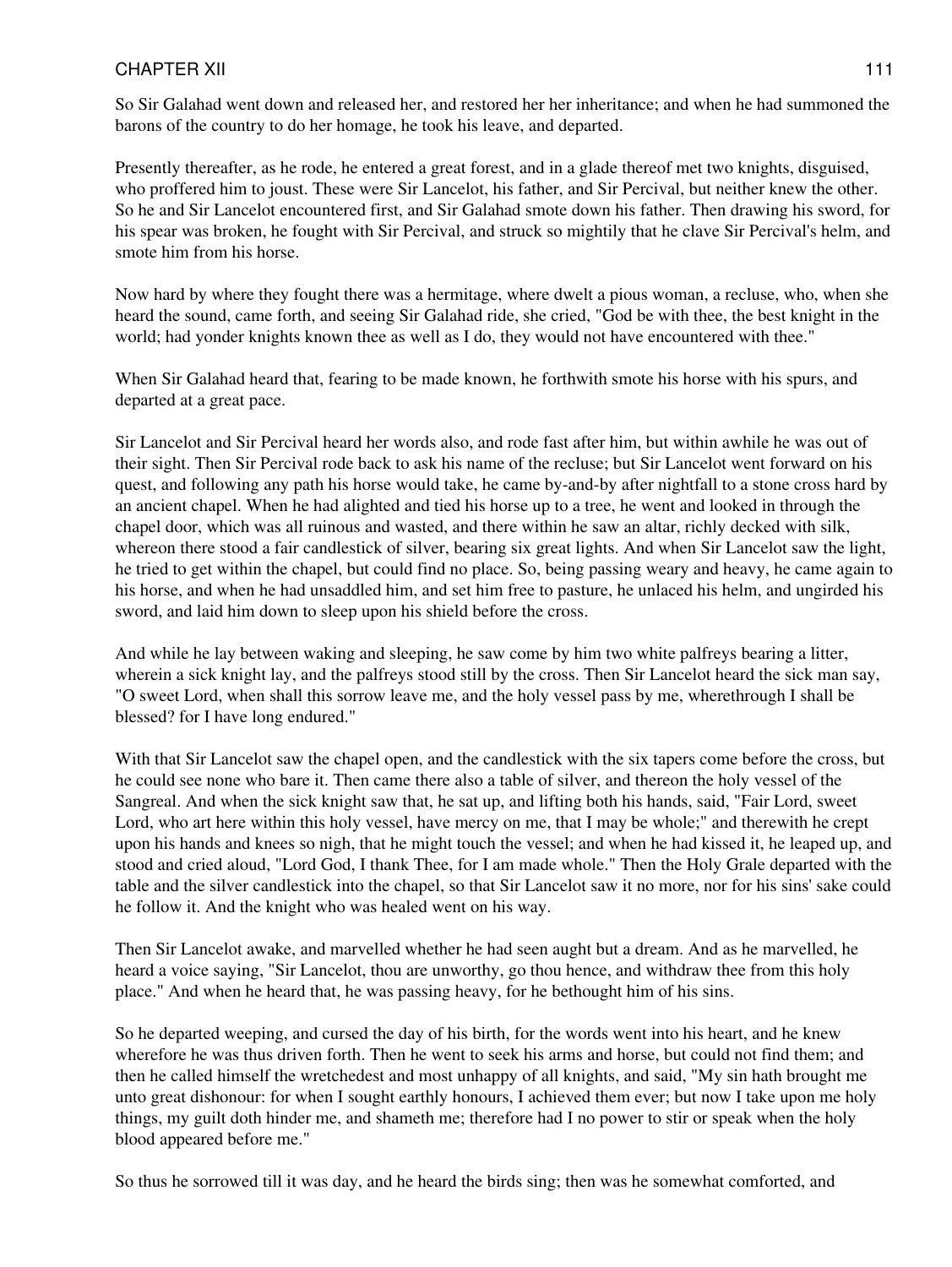So Sir Galahad went down and released her, and restored her her inheritance; and when he had summoned the barons of the country to do her homage, he took his leave, and departed.

Presently thereafter, as he rode, he entered a great forest, and in a glade thereof met two knights, disguised, who proffered him to joust. These were Sir Lancelot, his father, and Sir Percival, but neither knew the other. So he and Sir Lancelot encountered first, and Sir Galahad smote down his father. Then drawing his sword, for his spear was broken, he fought with Sir Percival, and struck so mightily that he clave Sir Percival's helm, and smote him from his horse.

Now hard by where they fought there was a hermitage, where dwelt a pious woman, a recluse, who, when she heard the sound, came forth, and seeing Sir Galahad ride, she cried, "God be with thee, the best knight in the world; had yonder knights known thee as well as I do, they would not have encountered with thee."

When Sir Galahad heard that, fearing to be made known, he forthwith smote his horse with his spurs, and departed at a great pace.

Sir Lancelot and Sir Percival heard her words also, and rode fast after him, but within awhile he was out of their sight. Then Sir Percival rode back to ask his name of the recluse; but Sir Lancelot went forward on his quest, and following any path his horse would take, he came by-and-by after nightfall to a stone cross hard by an ancient chapel. When he had alighted and tied his horse up to a tree, he went and looked in through the chapel door, which was all ruinous and wasted, and there within he saw an altar, richly decked with silk, whereon there stood a fair candlestick of silver, bearing six great lights. And when Sir Lancelot saw the light, he tried to get within the chapel, but could find no place. So, being passing weary and heavy, he came again to his horse, and when he had unsaddled him, and set him free to pasture, he unlaced his helm, and ungirded his sword, and laid him down to sleep upon his shield before the cross.

And while he lay between waking and sleeping, he saw come by him two white palfreys bearing a litter, wherein a sick knight lay, and the palfreys stood still by the cross. Then Sir Lancelot heard the sick man say, "O sweet Lord, when shall this sorrow leave me, and the holy vessel pass by me, wherethrough I shall be blessed? for I have long endured."

With that Sir Lancelot saw the chapel open, and the candlestick with the six tapers come before the cross, but he could see none who bare it. Then came there also a table of silver, and thereon the holy vessel of the Sangreal. And when the sick knight saw that, he sat up, and lifting both his hands, said, "Fair Lord, sweet Lord, who art here within this holy vessel, have mercy on me, that I may be whole;" and therewith he crept upon his hands and knees so nigh, that he might touch the vessel; and when he had kissed it, he leaped up, and stood and cried aloud, "Lord God, I thank Thee, for I am made whole." Then the Holy Grale departed with the table and the silver candlestick into the chapel, so that Sir Lancelot saw it no more, nor for his sins' sake could he follow it. And the knight who was healed went on his way.

Then Sir Lancelot awake, and marvelled whether he had seen aught but a dream. And as he marvelled, he heard a voice saying, "Sir Lancelot, thou are unworthy, go thou hence, and withdraw thee from this holy place." And when he heard that, he was passing heavy, for he bethought him of his sins.

So he departed weeping, and cursed the day of his birth, for the words went into his heart, and he knew wherefore he was thus driven forth. Then he went to seek his arms and horse, but could not find them; and then he called himself the wretchedest and most unhappy of all knights, and said, "My sin hath brought me unto great dishonour: for when I sought earthly honours, I achieved them ever; but now I take upon me holy things, my guilt doth hinder me, and shameth me; therefore had I no power to stir or speak when the holy blood appeared before me."

So thus he sorrowed till it was day, and he heard the birds sing; then was he somewhat comforted, and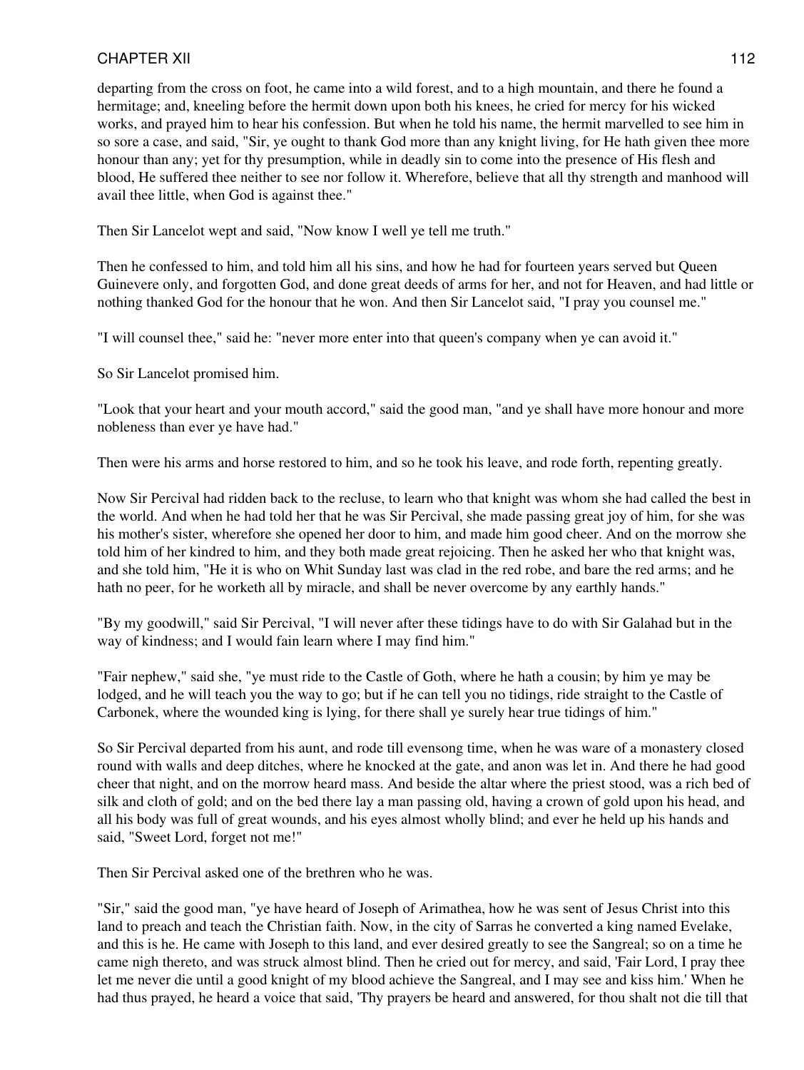departing from the cross on foot, he came into a wild forest, and to a high mountain, and there he found a hermitage; and, kneeling before the hermit down upon both his knees, he cried for mercy for his wicked works, and prayed him to hear his confession. But when he told his name, the hermit marvelled to see him in so sore a case, and said, "Sir, ye ought to thank God more than any knight living, for He hath given thee more honour than any; yet for thy presumption, while in deadly sin to come into the presence of His flesh and blood, He suffered thee neither to see nor follow it. Wherefore, believe that all thy strength and manhood will avail thee little, when God is against thee."

Then Sir Lancelot wept and said, "Now know I well ye tell me truth."

Then he confessed to him, and told him all his sins, and how he had for fourteen years served but Queen Guinevere only, and forgotten God, and done great deeds of arms for her, and not for Heaven, and had little or nothing thanked God for the honour that he won. And then Sir Lancelot said, "I pray you counsel me."

"I will counsel thee," said he: "never more enter into that queen's company when ye can avoid it."

So Sir Lancelot promised him.

"Look that your heart and your mouth accord," said the good man, "and ye shall have more honour and more nobleness than ever ye have had."

Then were his arms and horse restored to him, and so he took his leave, and rode forth, repenting greatly.

Now Sir Percival had ridden back to the recluse, to learn who that knight was whom she had called the best in the world. And when he had told her that he was Sir Percival, she made passing great joy of him, for she was his mother's sister, wherefore she opened her door to him, and made him good cheer. And on the morrow she told him of her kindred to him, and they both made great rejoicing. Then he asked her who that knight was, and she told him, "He it is who on Whit Sunday last was clad in the red robe, and bare the red arms; and he hath no peer, for he worketh all by miracle, and shall be never overcome by any earthly hands."

"By my goodwill," said Sir Percival, "I will never after these tidings have to do with Sir Galahad but in the way of kindness; and I would fain learn where I may find him."

"Fair nephew," said she, "ye must ride to the Castle of Goth, where he hath a cousin; by him ye may be lodged, and he will teach you the way to go; but if he can tell you no tidings, ride straight to the Castle of Carbonek, where the wounded king is lying, for there shall ye surely hear true tidings of him."

So Sir Percival departed from his aunt, and rode till evensong time, when he was ware of a monastery closed round with walls and deep ditches, where he knocked at the gate, and anon was let in. And there he had good cheer that night, and on the morrow heard mass. And beside the altar where the priest stood, was a rich bed of silk and cloth of gold; and on the bed there lay a man passing old, having a crown of gold upon his head, and all his body was full of great wounds, and his eyes almost wholly blind; and ever he held up his hands and said, "Sweet Lord, forget not me!"

Then Sir Percival asked one of the brethren who he was.

"Sir," said the good man, "ye have heard of Joseph of Arimathea, how he was sent of Jesus Christ into this land to preach and teach the Christian faith. Now, in the city of Sarras he converted a king named Evelake, and this is he. He came with Joseph to this land, and ever desired greatly to see the Sangreal; so on a time he came nigh thereto, and was struck almost blind. Then he cried out for mercy, and said, 'Fair Lord, I pray thee let me never die until a good knight of my blood achieve the Sangreal, and I may see and kiss him.' When he had thus prayed, he heard a voice that said, 'Thy prayers be heard and answered, for thou shalt not die till that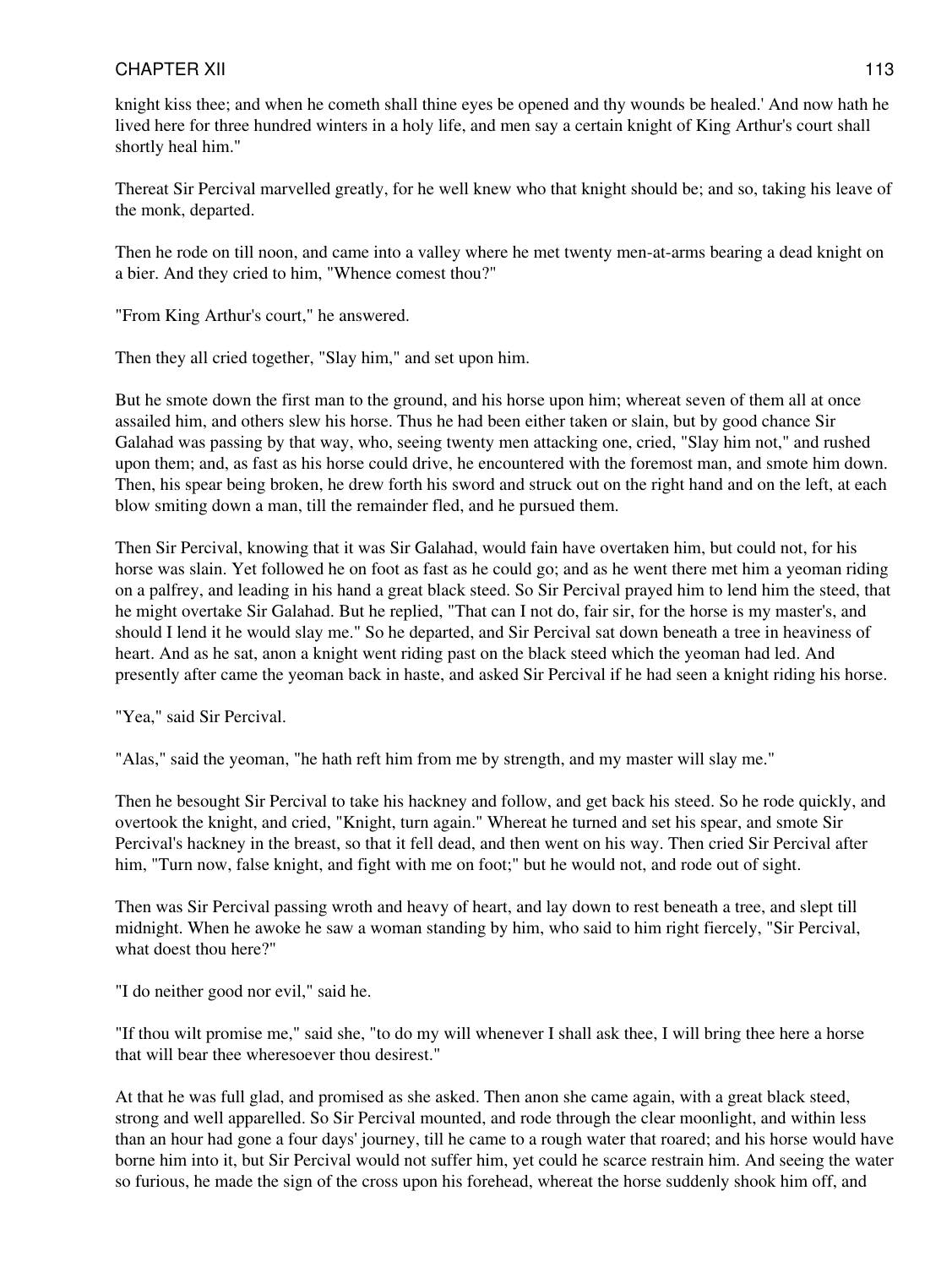knight kiss thee; and when he cometh shall thine eyes be opened and thy wounds be healed.' And now hath he lived here for three hundred winters in a holy life, and men say a certain knight of King Arthur's court shall shortly heal him."

Thereat Sir Percival marvelled greatly, for he well knew who that knight should be; and so, taking his leave of the monk, departed.

Then he rode on till noon, and came into a valley where he met twenty men-at-arms bearing a dead knight on a bier. And they cried to him, "Whence comest thou?"

"From King Arthur's court," he answered.

Then they all cried together, "Slay him," and set upon him.

But he smote down the first man to the ground, and his horse upon him; whereat seven of them all at once assailed him, and others slew his horse. Thus he had been either taken or slain, but by good chance Sir Galahad was passing by that way, who, seeing twenty men attacking one, cried, "Slay him not," and rushed upon them; and, as fast as his horse could drive, he encountered with the foremost man, and smote him down. Then, his spear being broken, he drew forth his sword and struck out on the right hand and on the left, at each blow smiting down a man, till the remainder fled, and he pursued them.

Then Sir Percival, knowing that it was Sir Galahad, would fain have overtaken him, but could not, for his horse was slain. Yet followed he on foot as fast as he could go; and as he went there met him a yeoman riding on a palfrey, and leading in his hand a great black steed. So Sir Percival prayed him to lend him the steed, that he might overtake Sir Galahad. But he replied, "That can I not do, fair sir, for the horse is my master's, and should I lend it he would slay me." So he departed, and Sir Percival sat down beneath a tree in heaviness of heart. And as he sat, anon a knight went riding past on the black steed which the yeoman had led. And presently after came the yeoman back in haste, and asked Sir Percival if he had seen a knight riding his horse.

"Yea," said Sir Percival.

"Alas," said the yeoman, "he hath reft him from me by strength, and my master will slay me."

Then he besought Sir Percival to take his hackney and follow, and get back his steed. So he rode quickly, and overtook the knight, and cried, "Knight, turn again." Whereat he turned and set his spear, and smote Sir Percival's hackney in the breast, so that it fell dead, and then went on his way. Then cried Sir Percival after him, "Turn now, false knight, and fight with me on foot;" but he would not, and rode out of sight.

Then was Sir Percival passing wroth and heavy of heart, and lay down to rest beneath a tree, and slept till midnight. When he awoke he saw a woman standing by him, who said to him right fiercely, "Sir Percival, what doest thou here?"

"I do neither good nor evil," said he.

"If thou wilt promise me," said she, "to do my will whenever I shall ask thee, I will bring thee here a horse that will bear thee wheresoever thou desirest."

At that he was full glad, and promised as she asked. Then anon she came again, with a great black steed, strong and well apparelled. So Sir Percival mounted, and rode through the clear moonlight, and within less than an hour had gone a four days' journey, till he came to a rough water that roared; and his horse would have borne him into it, but Sir Percival would not suffer him, yet could he scarce restrain him. And seeing the water so furious, he made the sign of the cross upon his forehead, whereat the horse suddenly shook him off, and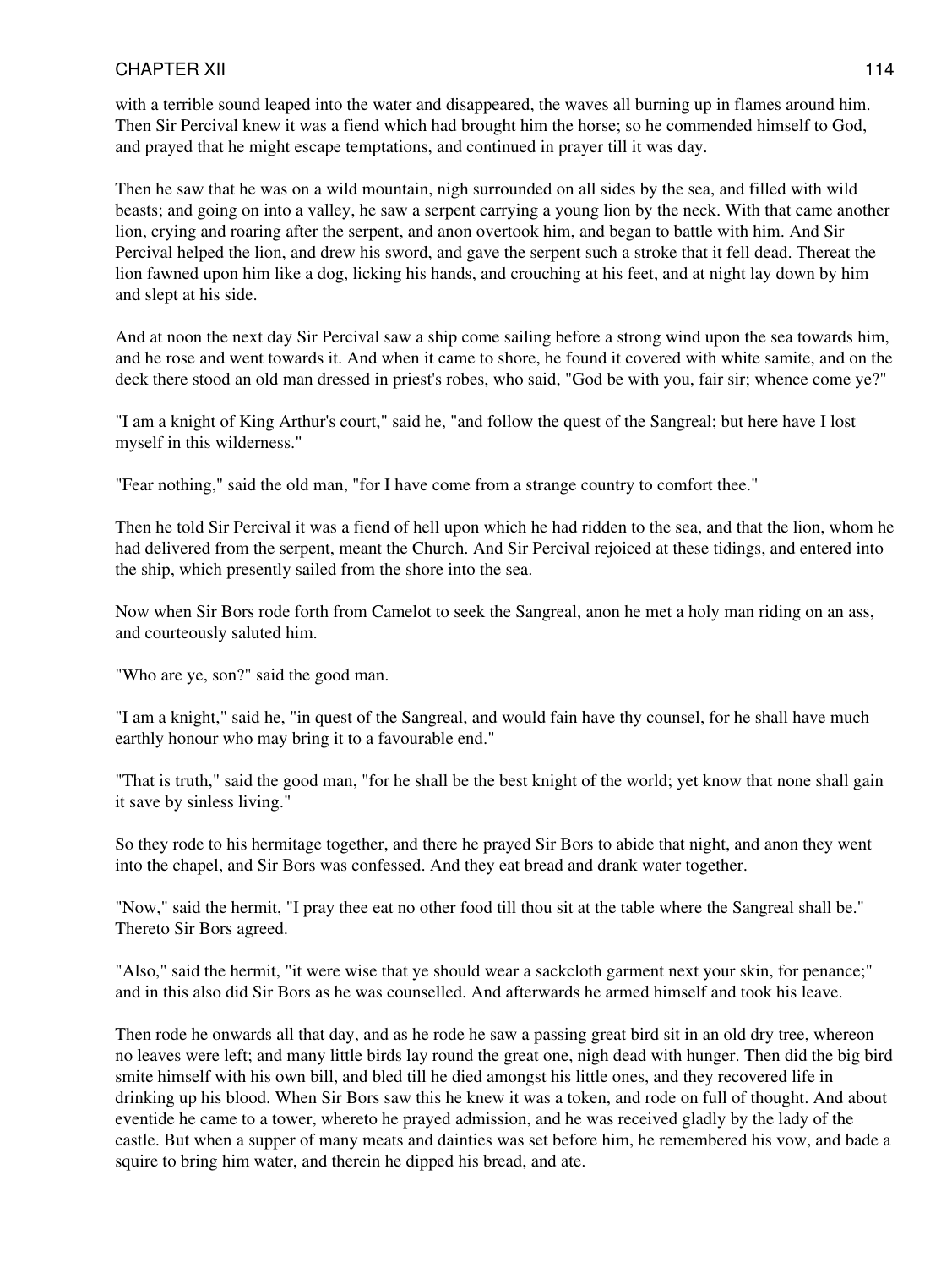with a terrible sound leaped into the water and disappeared, the waves all burning up in flames around him. Then Sir Percival knew it was a fiend which had brought him the horse; so he commended himself to God, and prayed that he might escape temptations, and continued in prayer till it was day.

Then he saw that he was on a wild mountain, nigh surrounded on all sides by the sea, and filled with wild beasts; and going on into a valley, he saw a serpent carrying a young lion by the neck. With that came another lion, crying and roaring after the serpent, and anon overtook him, and began to battle with him. And Sir Percival helped the lion, and drew his sword, and gave the serpent such a stroke that it fell dead. Thereat the lion fawned upon him like a dog, licking his hands, and crouching at his feet, and at night lay down by him and slept at his side.

And at noon the next day Sir Percival saw a ship come sailing before a strong wind upon the sea towards him, and he rose and went towards it. And when it came to shore, he found it covered with white samite, and on the deck there stood an old man dressed in priest's robes, who said, "God be with you, fair sir; whence come ye?"

"I am a knight of King Arthur's court," said he, "and follow the quest of the Sangreal; but here have I lost myself in this wilderness."

"Fear nothing," said the old man, "for I have come from a strange country to comfort thee."

Then he told Sir Percival it was a fiend of hell upon which he had ridden to the sea, and that the lion, whom he had delivered from the serpent, meant the Church. And Sir Percival rejoiced at these tidings, and entered into the ship, which presently sailed from the shore into the sea.

Now when Sir Bors rode forth from Camelot to seek the Sangreal, anon he met a holy man riding on an ass, and courteously saluted him.

"Who are ye, son?" said the good man.

"I am a knight," said he, "in quest of the Sangreal, and would fain have thy counsel, for he shall have much earthly honour who may bring it to a favourable end."

"That is truth," said the good man, "for he shall be the best knight of the world; yet know that none shall gain it save by sinless living."

So they rode to his hermitage together, and there he prayed Sir Bors to abide that night, and anon they went into the chapel, and Sir Bors was confessed. And they eat bread and drank water together.

"Now," said the hermit, "I pray thee eat no other food till thou sit at the table where the Sangreal shall be." Thereto Sir Bors agreed.

"Also," said the hermit, "it were wise that ye should wear a sackcloth garment next your skin, for penance;" and in this also did Sir Bors as he was counselled. And afterwards he armed himself and took his leave.

Then rode he onwards all that day, and as he rode he saw a passing great bird sit in an old dry tree, whereon no leaves were left; and many little birds lay round the great one, nigh dead with hunger. Then did the big bird smite himself with his own bill, and bled till he died amongst his little ones, and they recovered life in drinking up his blood. When Sir Bors saw this he knew it was a token, and rode on full of thought. And about eventide he came to a tower, whereto he prayed admission, and he was received gladly by the lady of the castle. But when a supper of many meats and dainties was set before him, he remembered his vow, and bade a squire to bring him water, and therein he dipped his bread, and ate.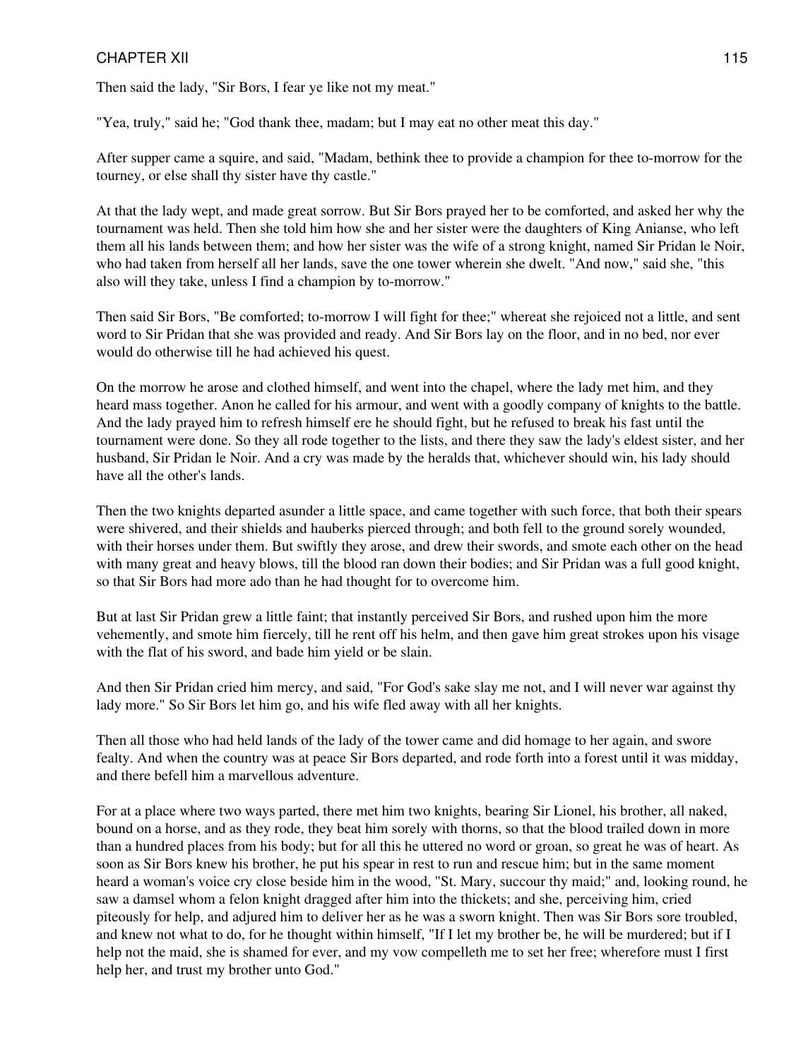Then said the lady, "Sir Bors, I fear ye like not my meat."

"Yea, truly," said he; "God thank thee, madam; but I may eat no other meat this day."

After supper came a squire, and said, "Madam, bethink thee to provide a champion for thee to-morrow for the tourney, or else shall thy sister have thy castle."

At that the lady wept, and made great sorrow. But Sir Bors prayed her to be comforted, and asked her why the tournament was held. Then she told him how she and her sister were the daughters of King Anianse, who left them all his lands between them; and how her sister was the wife of a strong knight, named Sir Pridan le Noir, who had taken from herself all her lands, save the one tower wherein she dwelt. "And now," said she, "this also will they take, unless I find a champion by to-morrow."

Then said Sir Bors, "Be comforted; to-morrow I will fight for thee;" whereat she rejoiced not a little, and sent word to Sir Pridan that she was provided and ready. And Sir Bors lay on the floor, and in no bed, nor ever would do otherwise till he had achieved his quest.

On the morrow he arose and clothed himself, and went into the chapel, where the lady met him, and they heard mass together. Anon he called for his armour, and went with a goodly company of knights to the battle. And the lady prayed him to refresh himself ere he should fight, but he refused to break his fast until the tournament were done. So they all rode together to the lists, and there they saw the lady's eldest sister, and her husband, Sir Pridan le Noir. And a cry was made by the heralds that, whichever should win, his lady should have all the other's lands.

Then the two knights departed asunder a little space, and came together with such force, that both their spears were shivered, and their shields and hauberks pierced through; and both fell to the ground sorely wounded, with their horses under them. But swiftly they arose, and drew their swords, and smote each other on the head with many great and heavy blows, till the blood ran down their bodies; and Sir Pridan was a full good knight, so that Sir Bors had more ado than he had thought for to overcome him.

But at last Sir Pridan grew a little faint; that instantly perceived Sir Bors, and rushed upon him the more vehemently, and smote him fiercely, till he rent off his helm, and then gave him great strokes upon his visage with the flat of his sword, and bade him yield or be slain.

And then Sir Pridan cried him mercy, and said, "For God's sake slay me not, and I will never war against thy lady more." So Sir Bors let him go, and his wife fled away with all her knights.

Then all those who had held lands of the lady of the tower came and did homage to her again, and swore fealty. And when the country was at peace Sir Bors departed, and rode forth into a forest until it was midday, and there befell him a marvellous adventure.

For at a place where two ways parted, there met him two knights, bearing Sir Lionel, his brother, all naked, bound on a horse, and as they rode, they beat him sorely with thorns, so that the blood trailed down in more than a hundred places from his body; but for all this he uttered no word or groan, so great he was of heart. As soon as Sir Bors knew his brother, he put his spear in rest to run and rescue him; but in the same moment heard a woman's voice cry close beside him in the wood, "St. Mary, succour thy maid;" and, looking round, he saw a damsel whom a felon knight dragged after him into the thickets; and she, perceiving him, cried piteously for help, and adjured him to deliver her as he was a sworn knight. Then was Sir Bors sore troubled, and knew not what to do, for he thought within himself, "If I let my brother be, he will be murdered; but if I help not the maid, she is shamed for ever, and my vow compelleth me to set her free; wherefore must I first help her, and trust my brother unto God."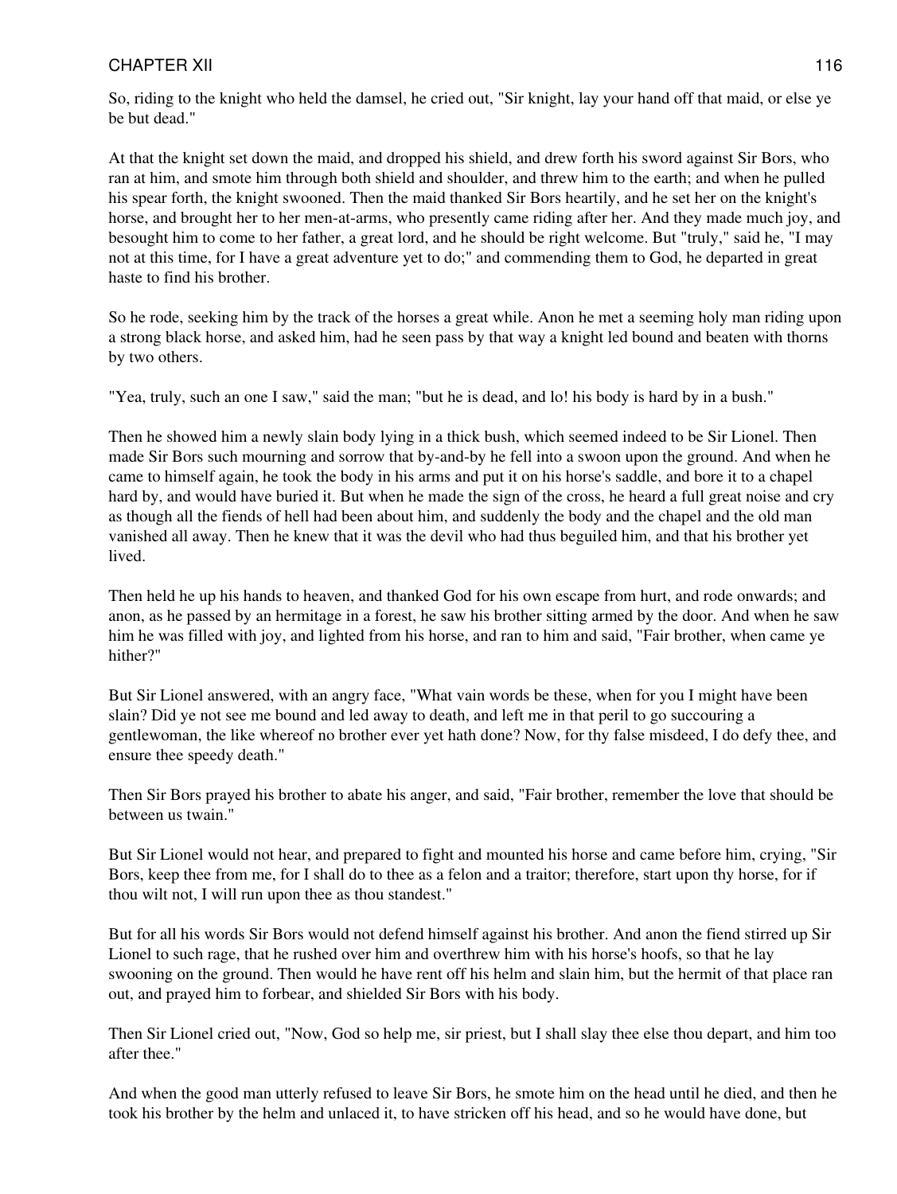So, riding to the knight who held the damsel, he cried out, "Sir knight, lay your hand off that maid, or else ye be but dead."

At that the knight set down the maid, and dropped his shield, and drew forth his sword against Sir Bors, who ran at him, and smote him through both shield and shoulder, and threw him to the earth; and when he pulled his spear forth, the knight swooned. Then the maid thanked Sir Bors heartily, and he set her on the knight's horse, and brought her to her men-at-arms, who presently came riding after her. And they made much joy, and besought him to come to her father, a great lord, and he should be right welcome. But "truly," said he, "I may not at this time, for I have a great adventure yet to do;" and commending them to God, he departed in great haste to find his brother.

So he rode, seeking him by the track of the horses a great while. Anon he met a seeming holy man riding upon a strong black horse, and asked him, had he seen pass by that way a knight led bound and beaten with thorns by two others.

"Yea, truly, such an one I saw," said the man; "but he is dead, and lo! his body is hard by in a bush."

Then he showed him a newly slain body lying in a thick bush, which seemed indeed to be Sir Lionel. Then made Sir Bors such mourning and sorrow that by-and-by he fell into a swoon upon the ground. And when he came to himself again, he took the body in his arms and put it on his horse's saddle, and bore it to a chapel hard by, and would have buried it. But when he made the sign of the cross, he heard a full great noise and cry as though all the fiends of hell had been about him, and suddenly the body and the chapel and the old man vanished all away. Then he knew that it was the devil who had thus beguiled him, and that his brother yet lived.

Then held he up his hands to heaven, and thanked God for his own escape from hurt, and rode onwards; and anon, as he passed by an hermitage in a forest, he saw his brother sitting armed by the door. And when he saw him he was filled with joy, and lighted from his horse, and ran to him and said, "Fair brother, when came ye hither?"

But Sir Lionel answered, with an angry face, "What vain words be these, when for you I might have been slain? Did ye not see me bound and led away to death, and left me in that peril to go succouring a gentlewoman, the like whereof no brother ever yet hath done? Now, for thy false misdeed, I do defy thee, and ensure thee speedy death."

Then Sir Bors prayed his brother to abate his anger, and said, "Fair brother, remember the love that should be between us twain."

But Sir Lionel would not hear, and prepared to fight and mounted his horse and came before him, crying, "Sir Bors, keep thee from me, for I shall do to thee as a felon and a traitor; therefore, start upon thy horse, for if thou wilt not, I will run upon thee as thou standest."

But for all his words Sir Bors would not defend himself against his brother. And anon the fiend stirred up Sir Lionel to such rage, that he rushed over him and overthrew him with his horse's hoofs, so that he lay swooning on the ground. Then would he have rent off his helm and slain him, but the hermit of that place ran out, and prayed him to forbear, and shielded Sir Bors with his body.

Then Sir Lionel cried out, "Now, God so help me, sir priest, but I shall slay thee else thou depart, and him too after thee."

And when the good man utterly refused to leave Sir Bors, he smote him on the head until he died, and then he took his brother by the helm and unlaced it, to have stricken off his head, and so he would have done, but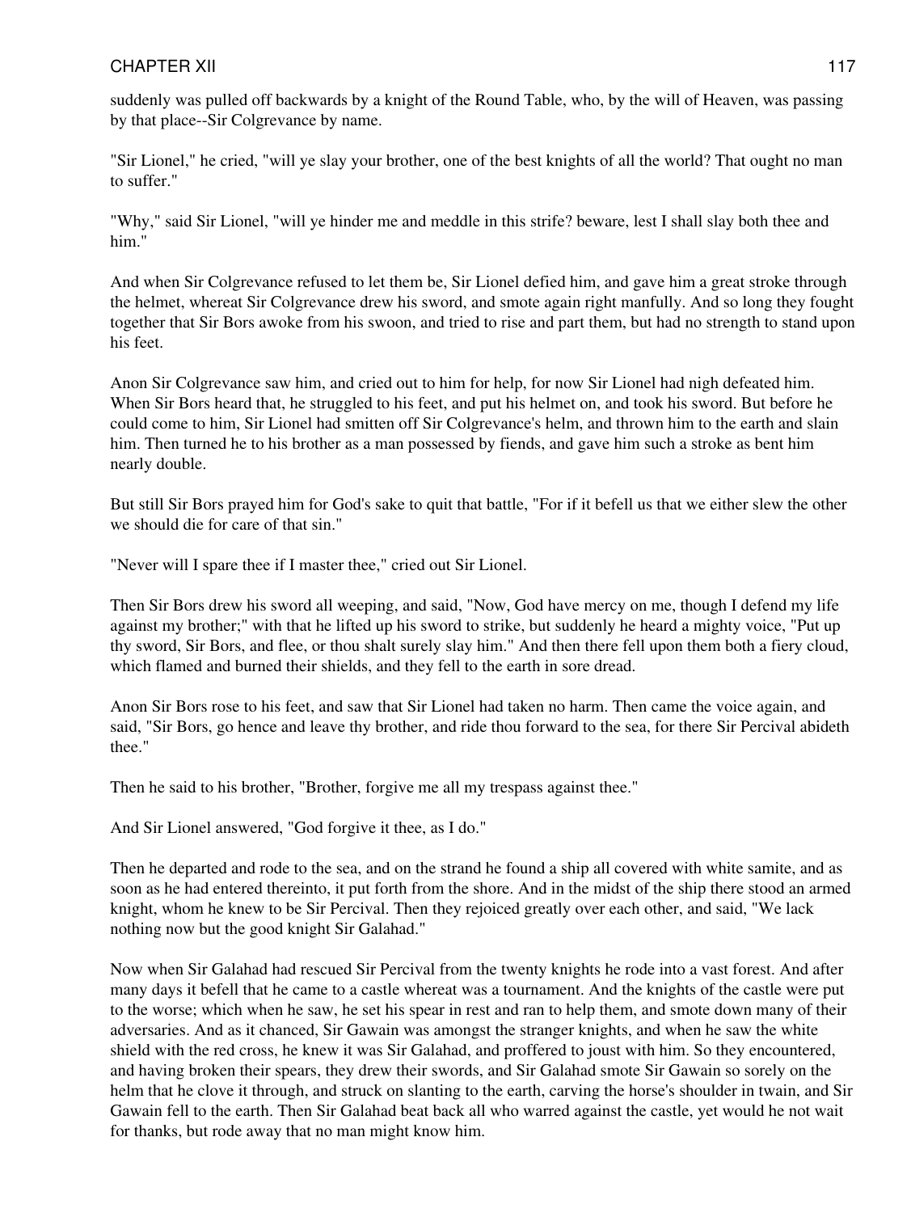suddenly was pulled off backwards by a knight of the Round Table, who, by the will of Heaven, was passing by that place--Sir Colgrevance by name.

"Sir Lionel," he cried, "will ye slay your brother, one of the best knights of all the world? That ought no man to suffer."

"Why," said Sir Lionel, "will ye hinder me and meddle in this strife? beware, lest I shall slay both thee and him."

And when Sir Colgrevance refused to let them be, Sir Lionel defied him, and gave him a great stroke through the helmet, whereat Sir Colgrevance drew his sword, and smote again right manfully. And so long they fought together that Sir Bors awoke from his swoon, and tried to rise and part them, but had no strength to stand upon his feet.

Anon Sir Colgrevance saw him, and cried out to him for help, for now Sir Lionel had nigh defeated him. When Sir Bors heard that, he struggled to his feet, and put his helmet on, and took his sword. But before he could come to him, Sir Lionel had smitten off Sir Colgrevance's helm, and thrown him to the earth and slain him. Then turned he to his brother as a man possessed by fiends, and gave him such a stroke as bent him nearly double.

But still Sir Bors prayed him for God's sake to quit that battle, "For if it befell us that we either slew the other we should die for care of that sin."

"Never will I spare thee if I master thee," cried out Sir Lionel.

Then Sir Bors drew his sword all weeping, and said, "Now, God have mercy on me, though I defend my life against my brother;" with that he lifted up his sword to strike, but suddenly he heard a mighty voice, "Put up thy sword, Sir Bors, and flee, or thou shalt surely slay him." And then there fell upon them both a fiery cloud, which flamed and burned their shields, and they fell to the earth in sore dread.

Anon Sir Bors rose to his feet, and saw that Sir Lionel had taken no harm. Then came the voice again, and said, "Sir Bors, go hence and leave thy brother, and ride thou forward to the sea, for there Sir Percival abideth thee."

Then he said to his brother, "Brother, forgive me all my trespass against thee."

And Sir Lionel answered, "God forgive it thee, as I do."

Then he departed and rode to the sea, and on the strand he found a ship all covered with white samite, and as soon as he had entered thereinto, it put forth from the shore. And in the midst of the ship there stood an armed knight, whom he knew to be Sir Percival. Then they rejoiced greatly over each other, and said, "We lack nothing now but the good knight Sir Galahad."

Now when Sir Galahad had rescued Sir Percival from the twenty knights he rode into a vast forest. And after many days it befell that he came to a castle whereat was a tournament. And the knights of the castle were put to the worse; which when he saw, he set his spear in rest and ran to help them, and smote down many of their adversaries. And as it chanced, Sir Gawain was amongst the stranger knights, and when he saw the white shield with the red cross, he knew it was Sir Galahad, and proffered to joust with him. So they encountered, and having broken their spears, they drew their swords, and Sir Galahad smote Sir Gawain so sorely on the helm that he clove it through, and struck on slanting to the earth, carving the horse's shoulder in twain, and Sir Gawain fell to the earth. Then Sir Galahad beat back all who warred against the castle, yet would he not wait for thanks, but rode away that no man might know him.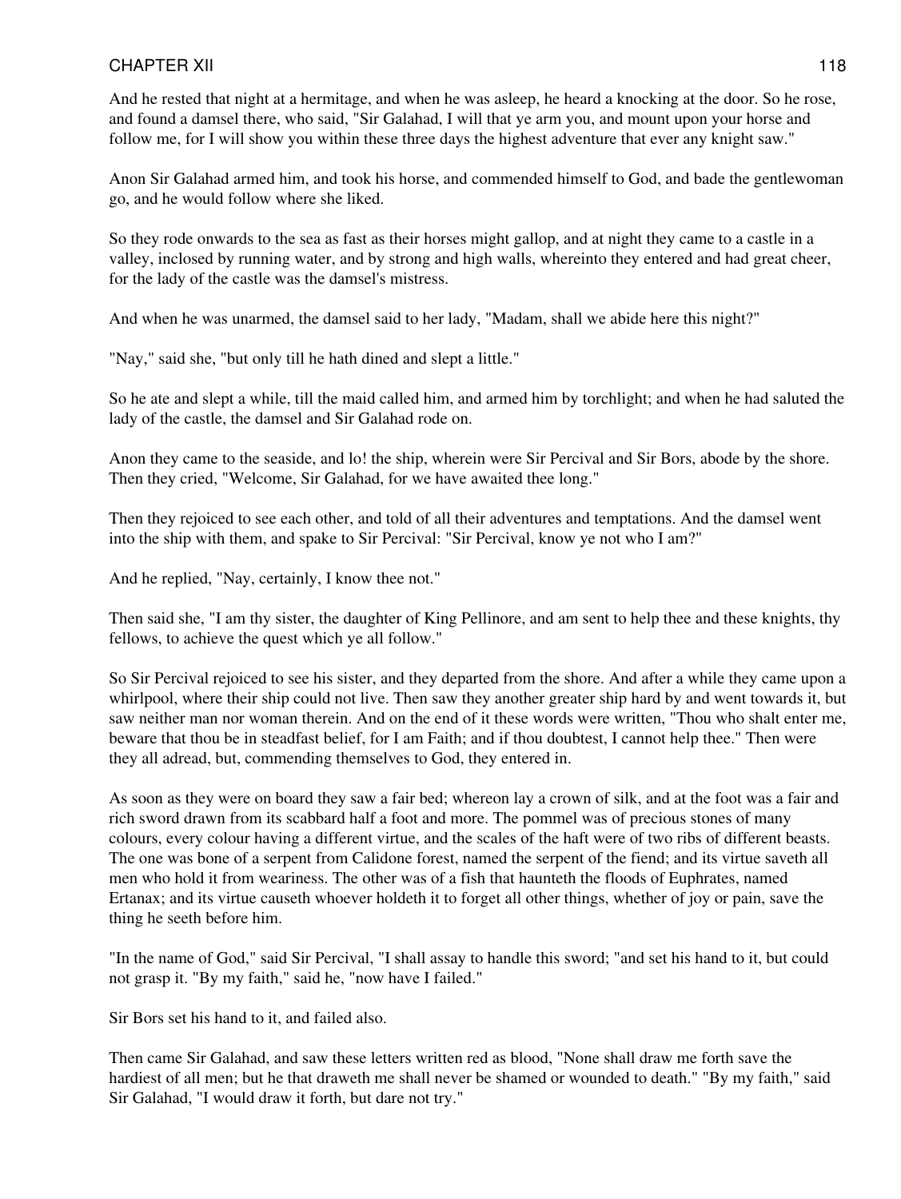And he rested that night at a hermitage, and when he was asleep, he heard a knocking at the door. So he rose, and found a damsel there, who said, "Sir Galahad, I will that ye arm you, and mount upon your horse and follow me, for I will show you within these three days the highest adventure that ever any knight saw."

Anon Sir Galahad armed him, and took his horse, and commended himself to God, and bade the gentlewoman go, and he would follow where she liked.

So they rode onwards to the sea as fast as their horses might gallop, and at night they came to a castle in a valley, inclosed by running water, and by strong and high walls, whereinto they entered and had great cheer, for the lady of the castle was the damsel's mistress.

And when he was unarmed, the damsel said to her lady, "Madam, shall we abide here this night?"

"Nay," said she, "but only till he hath dined and slept a little."

So he ate and slept a while, till the maid called him, and armed him by torchlight; and when he had saluted the lady of the castle, the damsel and Sir Galahad rode on.

Anon they came to the seaside, and lo! the ship, wherein were Sir Percival and Sir Bors, abode by the shore. Then they cried, "Welcome, Sir Galahad, for we have awaited thee long."

Then they rejoiced to see each other, and told of all their adventures and temptations. And the damsel went into the ship with them, and spake to Sir Percival: "Sir Percival, know ye not who I am?"

And he replied, "Nay, certainly, I know thee not."

Then said she, "I am thy sister, the daughter of King Pellinore, and am sent to help thee and these knights, thy fellows, to achieve the quest which ye all follow."

So Sir Percival rejoiced to see his sister, and they departed from the shore. And after a while they came upon a whirlpool, where their ship could not live. Then saw they another greater ship hard by and went towards it, but saw neither man nor woman therein. And on the end of it these words were written, "Thou who shalt enter me, beware that thou be in steadfast belief, for I am Faith; and if thou doubtest, I cannot help thee." Then were they all adread, but, commending themselves to God, they entered in.

As soon as they were on board they saw a fair bed; whereon lay a crown of silk, and at the foot was a fair and rich sword drawn from its scabbard half a foot and more. The pommel was of precious stones of many colours, every colour having a different virtue, and the scales of the haft were of two ribs of different beasts. The one was bone of a serpent from Calidone forest, named the serpent of the fiend; and its virtue saveth all men who hold it from weariness. The other was of a fish that haunteth the floods of Euphrates, named Ertanax; and its virtue causeth whoever holdeth it to forget all other things, whether of joy or pain, save the thing he seeth before him.

"In the name of God," said Sir Percival, "I shall assay to handle this sword; "and set his hand to it, but could not grasp it. "By my faith," said he, "now have I failed."

Sir Bors set his hand to it, and failed also.

Then came Sir Galahad, and saw these letters written red as blood, "None shall draw me forth save the hardiest of all men; but he that draweth me shall never be shamed or wounded to death." "By my faith," said Sir Galahad, "I would draw it forth, but dare not try."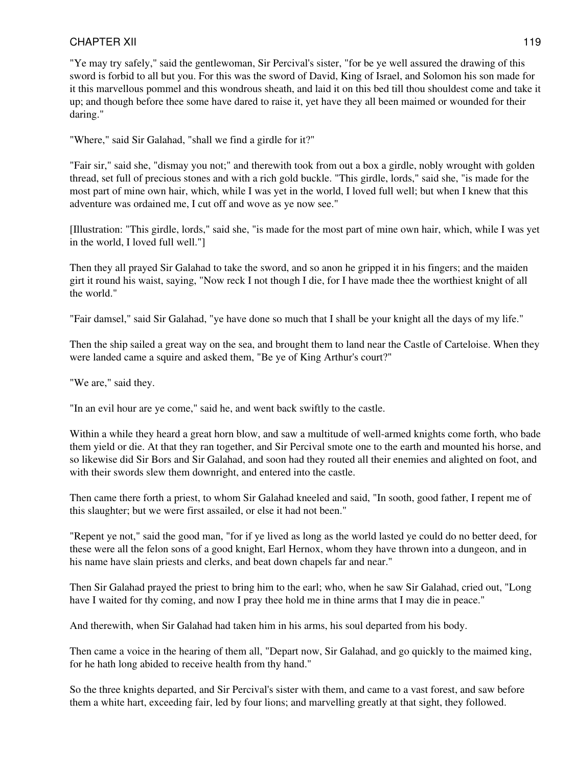"Ye may try safely," said the gentlewoman, Sir Percival's sister, "for be ye well assured the drawing of this sword is forbid to all but you. For this was the sword of David, King of Israel, and Solomon his son made for it this marvellous pommel and this wondrous sheath, and laid it on this bed till thou shouldest come and take it up; and though before thee some have dared to raise it, yet have they all been maimed or wounded for their daring."

"Where," said Sir Galahad, "shall we find a girdle for it?"

"Fair sir," said she, "dismay you not;" and therewith took from out a box a girdle, nobly wrought with golden thread, set full of precious stones and with a rich gold buckle. "This girdle, lords," said she, "is made for the most part of mine own hair, which, while I was yet in the world, I loved full well; but when I knew that this adventure was ordained me, I cut off and wove as ye now see."

[Illustration: "This girdle, lords," said she, "is made for the most part of mine own hair, which, while I was yet in the world, I loved full well."]

Then they all prayed Sir Galahad to take the sword, and so anon he gripped it in his fingers; and the maiden girt it round his waist, saying, "Now reck I not though I die, for I have made thee the worthiest knight of all the world."

"Fair damsel," said Sir Galahad, "ye have done so much that I shall be your knight all the days of my life."

Then the ship sailed a great way on the sea, and brought them to land near the Castle of Carteloise. When they were landed came a squire and asked them, "Be ye of King Arthur's court?"

"We are," said they.

"In an evil hour are ye come," said he, and went back swiftly to the castle.

Within a while they heard a great horn blow, and saw a multitude of well-armed knights come forth, who bade them yield or die. At that they ran together, and Sir Percival smote one to the earth and mounted his horse, and so likewise did Sir Bors and Sir Galahad, and soon had they routed all their enemies and alighted on foot, and with their swords slew them downright, and entered into the castle.

Then came there forth a priest, to whom Sir Galahad kneeled and said, "In sooth, good father, I repent me of this slaughter; but we were first assailed, or else it had not been."

"Repent ye not," said the good man, "for if ye lived as long as the world lasted ye could do no better deed, for these were all the felon sons of a good knight, Earl Hernox, whom they have thrown into a dungeon, and in his name have slain priests and clerks, and beat down chapels far and near."

Then Sir Galahad prayed the priest to bring him to the earl; who, when he saw Sir Galahad, cried out, "Long have I waited for thy coming, and now I pray thee hold me in thine arms that I may die in peace."

And therewith, when Sir Galahad had taken him in his arms, his soul departed from his body.

Then came a voice in the hearing of them all, "Depart now, Sir Galahad, and go quickly to the maimed king, for he hath long abided to receive health from thy hand."

So the three knights departed, and Sir Percival's sister with them, and came to a vast forest, and saw before them a white hart, exceeding fair, led by four lions; and marvelling greatly at that sight, they followed.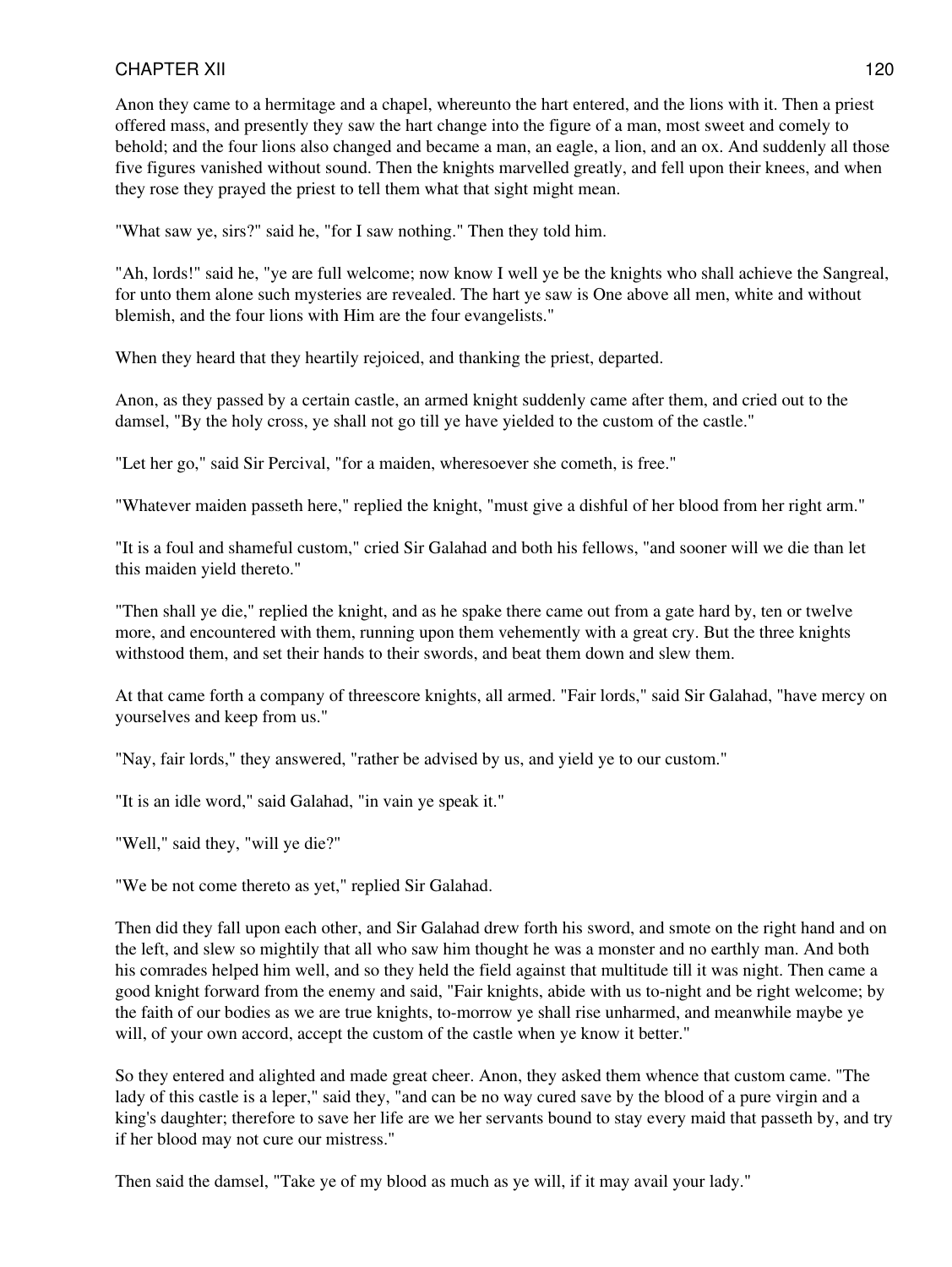Anon they came to a hermitage and a chapel, whereunto the hart entered, and the lions with it. Then a priest offered mass, and presently they saw the hart change into the figure of a man, most sweet and comely to behold; and the four lions also changed and became a man, an eagle, a lion, and an ox. And suddenly all those five figures vanished without sound. Then the knights marvelled greatly, and fell upon their knees, and when they rose they prayed the priest to tell them what that sight might mean.

"What saw ye, sirs?" said he, "for I saw nothing." Then they told him.

"Ah, lords!" said he, "ye are full welcome; now know I well ye be the knights who shall achieve the Sangreal, for unto them alone such mysteries are revealed. The hart ye saw is One above all men, white and without blemish, and the four lions with Him are the four evangelists."

When they heard that they heartily rejoiced, and thanking the priest, departed.

Anon, as they passed by a certain castle, an armed knight suddenly came after them, and cried out to the damsel, "By the holy cross, ye shall not go till ye have yielded to the custom of the castle."

"Let her go," said Sir Percival, "for a maiden, wheresoever she cometh, is free."

"Whatever maiden passeth here," replied the knight, "must give a dishful of her blood from her right arm."

"It is a foul and shameful custom," cried Sir Galahad and both his fellows, "and sooner will we die than let this maiden yield thereto."

"Then shall ye die," replied the knight, and as he spake there came out from a gate hard by, ten or twelve more, and encountered with them, running upon them vehemently with a great cry. But the three knights withstood them, and set their hands to their swords, and beat them down and slew them.

At that came forth a company of threescore knights, all armed. "Fair lords," said Sir Galahad, "have mercy on yourselves and keep from us."

"Nay, fair lords," they answered, "rather be advised by us, and yield ye to our custom."

"It is an idle word," said Galahad, "in vain ye speak it."

"Well," said they, "will ye die?"

"We be not come thereto as yet," replied Sir Galahad.

Then did they fall upon each other, and Sir Galahad drew forth his sword, and smote on the right hand and on the left, and slew so mightily that all who saw him thought he was a monster and no earthly man. And both his comrades helped him well, and so they held the field against that multitude till it was night. Then came a good knight forward from the enemy and said, "Fair knights, abide with us to-night and be right welcome; by the faith of our bodies as we are true knights, to-morrow ye shall rise unharmed, and meanwhile maybe ye will, of your own accord, accept the custom of the castle when ye know it better."

So they entered and alighted and made great cheer. Anon, they asked them whence that custom came. "The lady of this castle is a leper," said they, "and can be no way cured save by the blood of a pure virgin and a king's daughter; therefore to save her life are we her servants bound to stay every maid that passeth by, and try if her blood may not cure our mistress."

Then said the damsel, "Take ye of my blood as much as ye will, if it may avail your lady."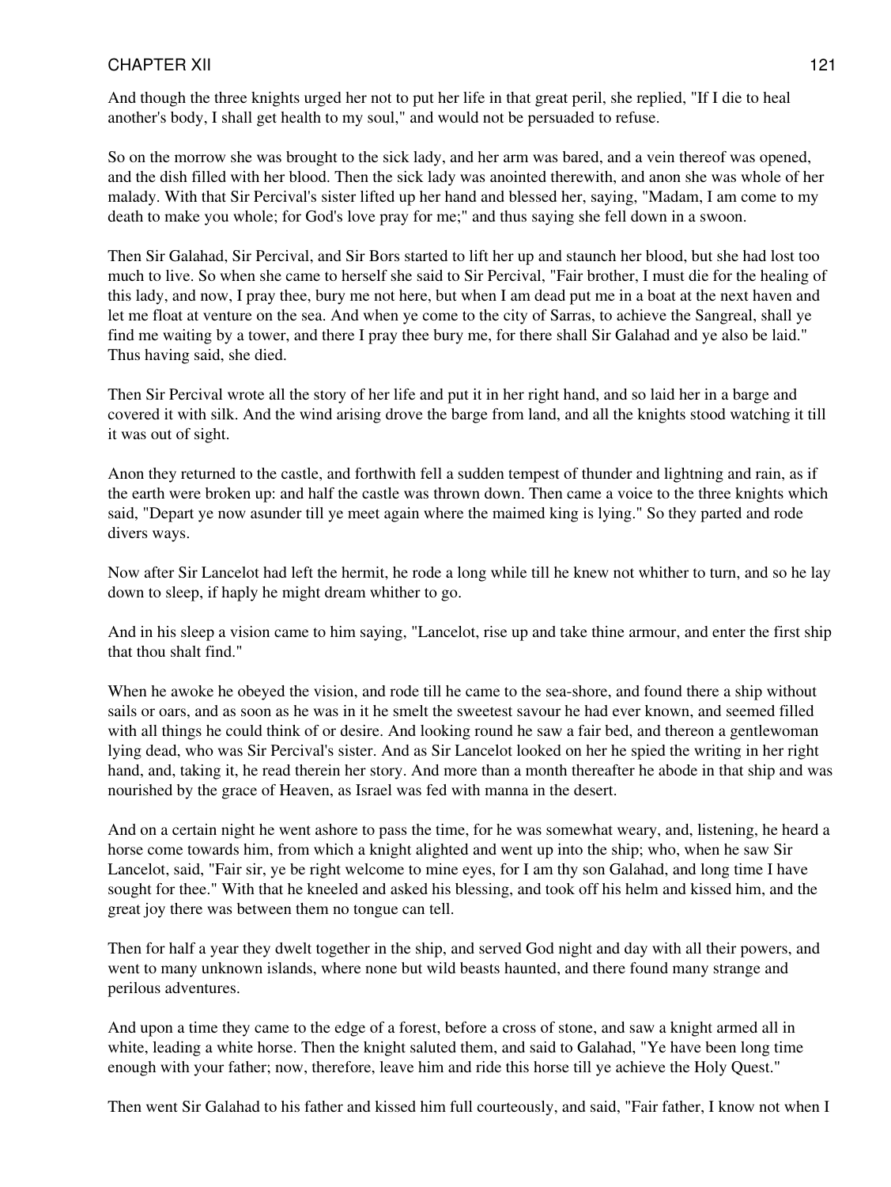And though the three knights urged her not to put her life in that great peril, she replied, "If I die to heal another's body, I shall get health to my soul," and would not be persuaded to refuse.

So on the morrow she was brought to the sick lady, and her arm was bared, and a vein thereof was opened, and the dish filled with her blood. Then the sick lady was anointed therewith, and anon she was whole of her malady. With that Sir Percival's sister lifted up her hand and blessed her, saying, "Madam, I am come to my death to make you whole; for God's love pray for me;" and thus saying she fell down in a swoon.

Then Sir Galahad, Sir Percival, and Sir Bors started to lift her up and staunch her blood, but she had lost too much to live. So when she came to herself she said to Sir Percival, "Fair brother, I must die for the healing of this lady, and now, I pray thee, bury me not here, but when I am dead put me in a boat at the next haven and let me float at venture on the sea. And when ye come to the city of Sarras, to achieve the Sangreal, shall ye find me waiting by a tower, and there I pray thee bury me, for there shall Sir Galahad and ye also be laid." Thus having said, she died.

Then Sir Percival wrote all the story of her life and put it in her right hand, and so laid her in a barge and covered it with silk. And the wind arising drove the barge from land, and all the knights stood watching it till it was out of sight.

Anon they returned to the castle, and forthwith fell a sudden tempest of thunder and lightning and rain, as if the earth were broken up: and half the castle was thrown down. Then came a voice to the three knights which said, "Depart ye now asunder till ye meet again where the maimed king is lying." So they parted and rode divers ways.

Now after Sir Lancelot had left the hermit, he rode a long while till he knew not whither to turn, and so he lay down to sleep, if haply he might dream whither to go.

And in his sleep a vision came to him saying, "Lancelot, rise up and take thine armour, and enter the first ship that thou shalt find."

When he awoke he obeyed the vision, and rode till he came to the sea-shore, and found there a ship without sails or oars, and as soon as he was in it he smelt the sweetest savour he had ever known, and seemed filled with all things he could think of or desire. And looking round he saw a fair bed, and thereon a gentlewoman lying dead, who was Sir Percival's sister. And as Sir Lancelot looked on her he spied the writing in her right hand, and, taking it, he read therein her story. And more than a month thereafter he abode in that ship and was nourished by the grace of Heaven, as Israel was fed with manna in the desert.

And on a certain night he went ashore to pass the time, for he was somewhat weary, and, listening, he heard a horse come towards him, from which a knight alighted and went up into the ship; who, when he saw Sir Lancelot, said, "Fair sir, ye be right welcome to mine eyes, for I am thy son Galahad, and long time I have sought for thee." With that he kneeled and asked his blessing, and took off his helm and kissed him, and the great joy there was between them no tongue can tell.

Then for half a year they dwelt together in the ship, and served God night and day with all their powers, and went to many unknown islands, where none but wild beasts haunted, and there found many strange and perilous adventures.

And upon a time they came to the edge of a forest, before a cross of stone, and saw a knight armed all in white, leading a white horse. Then the knight saluted them, and said to Galahad, "Ye have been long time enough with your father; now, therefore, leave him and ride this horse till ye achieve the Holy Quest."

Then went Sir Galahad to his father and kissed him full courteously, and said, "Fair father, I know not when I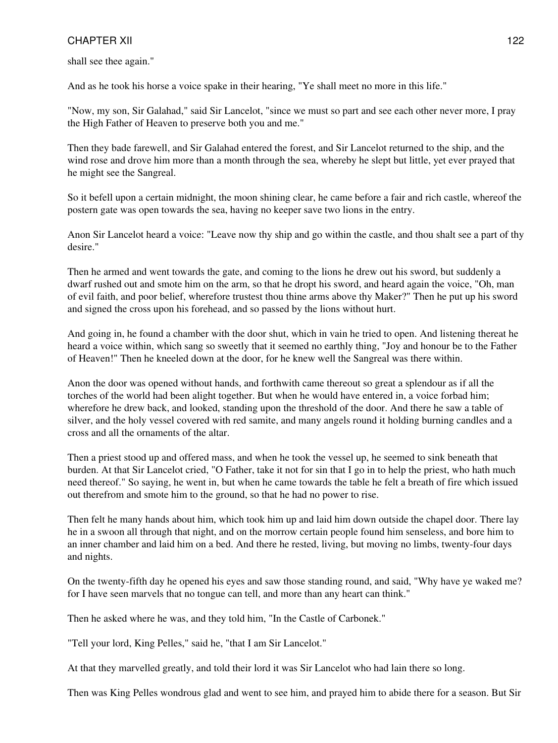shall see thee again."

And as he took his horse a voice spake in their hearing, "Ye shall meet no more in this life."

"Now, my son, Sir Galahad," said Sir Lancelot, "since we must so part and see each other never more, I pray the High Father of Heaven to preserve both you and me."

Then they bade farewell, and Sir Galahad entered the forest, and Sir Lancelot returned to the ship, and the wind rose and drove him more than a month through the sea, whereby he slept but little, yet ever prayed that he might see the Sangreal.

So it befell upon a certain midnight, the moon shining clear, he came before a fair and rich castle, whereof the postern gate was open towards the sea, having no keeper save two lions in the entry.

Anon Sir Lancelot heard a voice: "Leave now thy ship and go within the castle, and thou shalt see a part of thy desire."

Then he armed and went towards the gate, and coming to the lions he drew out his sword, but suddenly a dwarf rushed out and smote him on the arm, so that he dropt his sword, and heard again the voice, "Oh, man of evil faith, and poor belief, wherefore trustest thou thine arms above thy Maker?" Then he put up his sword and signed the cross upon his forehead, and so passed by the lions without hurt.

And going in, he found a chamber with the door shut, which in vain he tried to open. And listening thereat he heard a voice within, which sang so sweetly that it seemed no earthly thing, "Joy and honour be to the Father of Heaven!" Then he kneeled down at the door, for he knew well the Sangreal was there within.

Anon the door was opened without hands, and forthwith came thereout so great a splendour as if all the torches of the world had been alight together. But when he would have entered in, a voice forbad him; wherefore he drew back, and looked, standing upon the threshold of the door. And there he saw a table of silver, and the holy vessel covered with red samite, and many angels round it holding burning candles and a cross and all the ornaments of the altar.

Then a priest stood up and offered mass, and when he took the vessel up, he seemed to sink beneath that burden. At that Sir Lancelot cried, "O Father, take it not for sin that I go in to help the priest, who hath much need thereof." So saying, he went in, but when he came towards the table he felt a breath of fire which issued out therefrom and smote him to the ground, so that he had no power to rise.

Then felt he many hands about him, which took him up and laid him down outside the chapel door. There lay he in a swoon all through that night, and on the morrow certain people found him senseless, and bore him to an inner chamber and laid him on a bed. And there he rested, living, but moving no limbs, twenty-four days and nights.

On the twenty-fifth day he opened his eyes and saw those standing round, and said, "Why have ye waked me? for I have seen marvels that no tongue can tell, and more than any heart can think."

Then he asked where he was, and they told him, "In the Castle of Carbonek."

"Tell your lord, King Pelles," said he, "that I am Sir Lancelot."

At that they marvelled greatly, and told their lord it was Sir Lancelot who had lain there so long.

Then was King Pelles wondrous glad and went to see him, and prayed him to abide there for a season. But Sir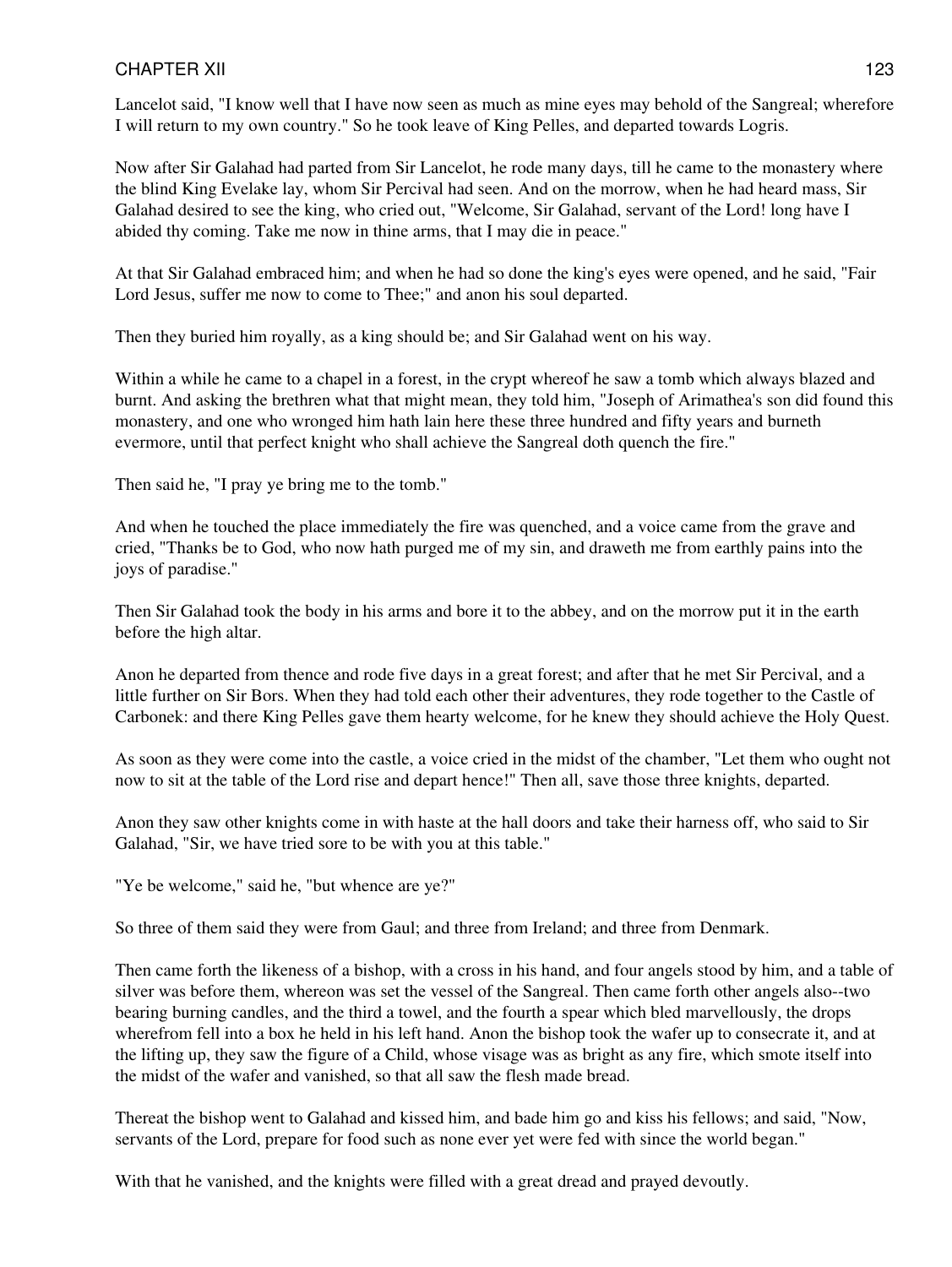Lancelot said, "I know well that I have now seen as much as mine eyes may behold of the Sangreal; wherefore I will return to my own country." So he took leave of King Pelles, and departed towards Logris.

Now after Sir Galahad had parted from Sir Lancelot, he rode many days, till he came to the monastery where the blind King Evelake lay, whom Sir Percival had seen. And on the morrow, when he had heard mass, Sir Galahad desired to see the king, who cried out, "Welcome, Sir Galahad, servant of the Lord! long have I abided thy coming. Take me now in thine arms, that I may die in peace."

At that Sir Galahad embraced him; and when he had so done the king's eyes were opened, and he said, "Fair Lord Jesus, suffer me now to come to Thee;" and anon his soul departed.

Then they buried him royally, as a king should be; and Sir Galahad went on his way.

Within a while he came to a chapel in a forest, in the crypt whereof he saw a tomb which always blazed and burnt. And asking the brethren what that might mean, they told him, "Joseph of Arimathea's son did found this monastery, and one who wronged him hath lain here these three hundred and fifty years and burneth evermore, until that perfect knight who shall achieve the Sangreal doth quench the fire."

Then said he, "I pray ye bring me to the tomb."

And when he touched the place immediately the fire was quenched, and a voice came from the grave and cried, "Thanks be to God, who now hath purged me of my sin, and draweth me from earthly pains into the joys of paradise."

Then Sir Galahad took the body in his arms and bore it to the abbey, and on the morrow put it in the earth before the high altar.

Anon he departed from thence and rode five days in a great forest; and after that he met Sir Percival, and a little further on Sir Bors. When they had told each other their adventures, they rode together to the Castle of Carbonek: and there King Pelles gave them hearty welcome, for he knew they should achieve the Holy Quest.

As soon as they were come into the castle, a voice cried in the midst of the chamber, "Let them who ought not now to sit at the table of the Lord rise and depart hence!" Then all, save those three knights, departed.

Anon they saw other knights come in with haste at the hall doors and take their harness off, who said to Sir Galahad, "Sir, we have tried sore to be with you at this table."

"Ye be welcome," said he, "but whence are ye?"

So three of them said they were from Gaul; and three from Ireland; and three from Denmark.

Then came forth the likeness of a bishop, with a cross in his hand, and four angels stood by him, and a table of silver was before them, whereon was set the vessel of the Sangreal. Then came forth other angels also--two bearing burning candles, and the third a towel, and the fourth a spear which bled marvellously, the drops wherefrom fell into a box he held in his left hand. Anon the bishop took the wafer up to consecrate it, and at the lifting up, they saw the figure of a Child, whose visage was as bright as any fire, which smote itself into the midst of the wafer and vanished, so that all saw the flesh made bread.

Thereat the bishop went to Galahad and kissed him, and bade him go and kiss his fellows; and said, "Now, servants of the Lord, prepare for food such as none ever yet were fed with since the world began."

With that he vanished, and the knights were filled with a great dread and prayed devoutly.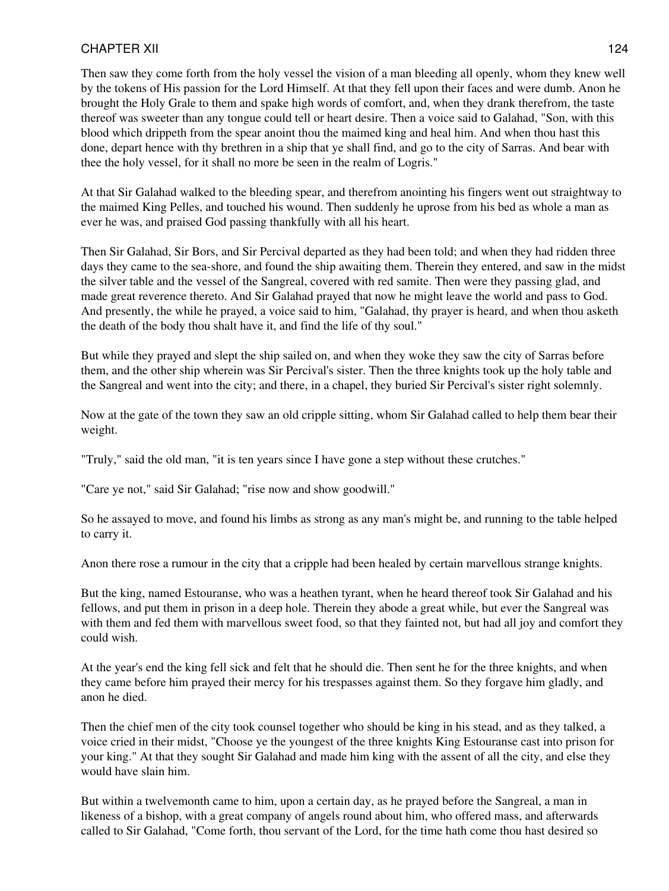Then saw they come forth from the holy vessel the vision of a man bleeding all openly, whom they knew well by the tokens of His passion for the Lord Himself. At that they fell upon their faces and were dumb. Anon he brought the Holy Grale to them and spake high words of comfort, and, when they drank therefrom, the taste thereof was sweeter than any tongue could tell or heart desire. Then a voice said to Galahad, "Son, with this blood which drippeth from the spear anoint thou the maimed king and heal him. And when thou hast this done, depart hence with thy brethren in a ship that ye shall find, and go to the city of Sarras. And bear with thee the holy vessel, for it shall no more be seen in the realm of Logris."

At that Sir Galahad walked to the bleeding spear, and therefrom anointing his fingers went out straightway to the maimed King Pelles, and touched his wound. Then suddenly he uprose from his bed as whole a man as ever he was, and praised God passing thankfully with all his heart.

Then Sir Galahad, Sir Bors, and Sir Percival departed as they had been told; and when they had ridden three days they came to the sea-shore, and found the ship awaiting them. Therein they entered, and saw in the midst the silver table and the vessel of the Sangreal, covered with red samite. Then were they passing glad, and made great reverence thereto. And Sir Galahad prayed that now he might leave the world and pass to God. And presently, the while he prayed, a voice said to him, "Galahad, thy prayer is heard, and when thou asketh the death of the body thou shalt have it, and find the life of thy soul."

But while they prayed and slept the ship sailed on, and when they woke they saw the city of Sarras before them, and the other ship wherein was Sir Percival's sister. Then the three knights took up the holy table and the Sangreal and went into the city; and there, in a chapel, they buried Sir Percival's sister right solemnly.

Now at the gate of the town they saw an old cripple sitting, whom Sir Galahad called to help them bear their weight.

"Truly," said the old man, "it is ten years since I have gone a step without these crutches."

"Care ye not," said Sir Galahad; "rise now and show goodwill."

So he assayed to move, and found his limbs as strong as any man's might be, and running to the table helped to carry it.

Anon there rose a rumour in the city that a cripple had been healed by certain marvellous strange knights.

But the king, named Estouranse, who was a heathen tyrant, when he heard thereof took Sir Galahad and his fellows, and put them in prison in a deep hole. Therein they abode a great while, but ever the Sangreal was with them and fed them with marvellous sweet food, so that they fainted not, but had all joy and comfort they could wish.

At the year's end the king fell sick and felt that he should die. Then sent he for the three knights, and when they came before him prayed their mercy for his trespasses against them. So they forgave him gladly, and anon he died.

Then the chief men of the city took counsel together who should be king in his stead, and as they talked, a voice cried in their midst, "Choose ye the youngest of the three knights King Estouranse cast into prison for your king." At that they sought Sir Galahad and made him king with the assent of all the city, and else they would have slain him.

But within a twelvemonth came to him, upon a certain day, as he prayed before the Sangreal, a man in likeness of a bishop, with a great company of angels round about him, who offered mass, and afterwards called to Sir Galahad, "Come forth, thou servant of the Lord, for the time hath come thou hast desired so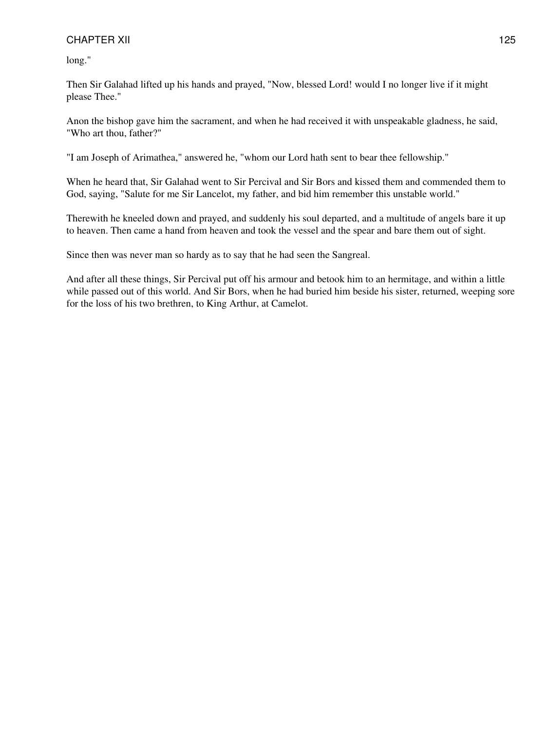long."

Then Sir Galahad lifted up his hands and prayed, "Now, blessed Lord! would I no longer live if it might please Thee."

Anon the bishop gave him the sacrament, and when he had received it with unspeakable gladness, he said, "Who art thou, father?"

"I am Joseph of Arimathea," answered he, "whom our Lord hath sent to bear thee fellowship."

When he heard that, Sir Galahad went to Sir Percival and Sir Bors and kissed them and commended them to God, saying, "Salute for me Sir Lancelot, my father, and bid him remember this unstable world."

Therewith he kneeled down and prayed, and suddenly his soul departed, and a multitude of angels bare it up to heaven. Then came a hand from heaven and took the vessel and the spear and bare them out of sight.

Since then was never man so hardy as to say that he had seen the Sangreal.

And after all these things, Sir Percival put off his armour and betook him to an hermitage, and within a little while passed out of this world. And Sir Bors, when he had buried him beside his sister, returned, weeping sore for the loss of his two brethren, to King Arthur, at Camelot.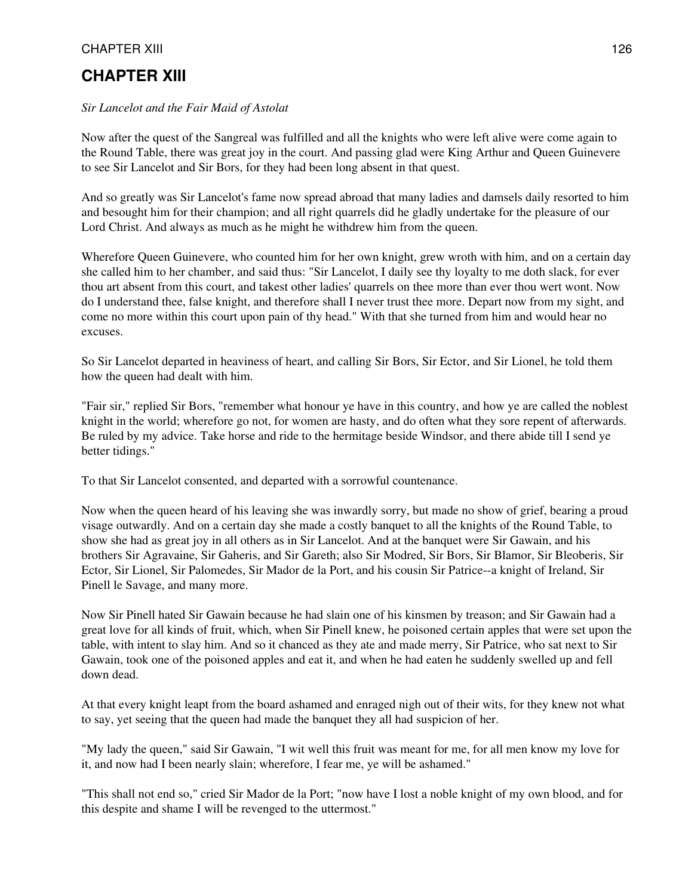# CHAPTER XIII

*Sir Lancelot and the Fair Maid of Astolat*

Now after the quest of the Sangreal was fulfilled and all the knights who were left alive were come again to the Round Table, there was great joy in the court. And passing glad were King Arthur and Queen Guinevere to see Sir Lancelot and Sir Bors, for they had been long absent in that quest.

And so greatly was Sir Lancelot's fame now spread abroad that many ladies and damsels daily resorted to him and besought him for their champion; and all right quarrels did he gladly undertake for the pleasure of our Lord Christ. And always as much as he might he withdrew him from the queen.

Wherefore Queen Guinevere, who counted him for her own knight, grew wroth with him, and on a certain day she called him to her chamber, and said thus: "Sir Lancelot, I daily see thy loyalty to me doth slack, for ever thou art absent from this court, and takest other ladies' quarrels on thee more than ever thou wert wont. Now do I understand thee, false knight, and therefore shall I never trust thee more. Depart now from my sight, and come no more within this court upon pain of thy head." With that she turned from him and would hear no excuses.

So Sir Lancelot departed in heaviness of heart, and calling Sir Bors, Sir Ector, and Sir Lionel, he told them how the queen had dealt with him.

"Fair sir," replied Sir Bors, "remember what honour ye have in this country, and how ye are called the noblest knight in the world; wherefore go not, for women are hasty, and do often what they sore repent of afterwards. Be ruled by my advice. Take horse and ride to the hermitage beside Windsor, and there abide till I send ye better tidings."

To that Sir Lancelot consented, and departed with a sorrowful countenance.

Now when the queen heard of his leaving she was inwardly sorry, but made no show of grief, bearing a proud visage outwardly. And on a certain day she made a costly banquet to all the knights of the Round Table, to show she had as great joy in all others as in Sir Lancelot. And at the banquet were Sir Gawain, and his brothers Sir Agravaine, Sir Gaheris, and Sir Gareth; also Sir Modred, Sir Bors, Sir Blamor, Sir Bleoberis, Sir Ector, Sir Lionel, Sir Palomedes, Sir Mador de la Port, and his cousin Sir Patrice--a knight of Ireland, Sir Pinell le Savage, and many more.

Now Sir Pinell hated Sir Gawain because he had slain one of his kinsmen by treason; and Sir Gawain had a great love for all kinds of fruit, which, when Sir Pinell knew, he poisoned certain apples that were set upon the table, with intent to slay him. And so it chanced as they ate and made merry, Sir Patrice, who sat next to Sir Gawain, took one of the poisoned apples and eat it, and when he had eaten he suddenly swelled up and fell down dead.

At that every knight leapt from the board ashamed and enraged nigh out of their wits, for they knew not what to say, yet seeing that the queen had made the banquet they all had suspicion of her.

"My lady the queen," said Sir Gawain, "I wit well this fruit was meant for me, for all men know my love for it, and now had I been nearly slain; wherefore, I fear me, ye will be ashamed."

"This shall not end so," cried Sir Mador de la Port; "now have I lost a noble knight of my own blood, and for this despite and shame I will be revenged to the uttermost."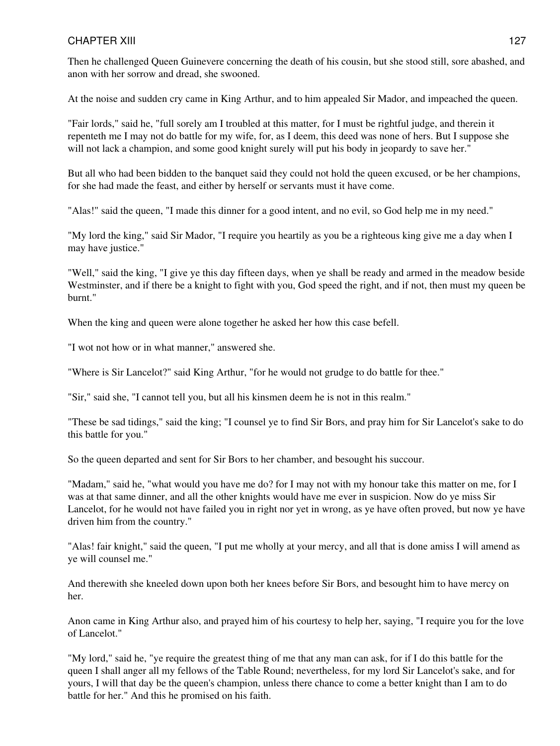Then he challenged Queen Guinevere concerning the death of his cousin, but she stood still, sore abashed, and anon with her sorrow and dread, she swooned.

At the noise and sudden cry came in King Arthur, and to him appealed Sir Mador, and impeached the queen.

"Fair lords," said he, "full sorely am I troubled at this matter, for I must be rightful judge, and therein it repenteth me I may not do battle for my wife, for, as I deem, this deed was none of hers. But I suppose she will not lack a champion, and some good knight surely will put his body in jeopardy to save her."

But all who had been bidden to the banquet said they could not hold the queen excused, or be her champions, for she had made the feast, and either by herself or servants must it have come.

"Alas!" said the queen, "I made this dinner for a good intent, and no evil, so God help me in my need."

"My lord the king," said Sir Mador, "I require you heartily as you be a righteous king give me a day when I may have justice."

"Well," said the king, "I give ye this day fifteen days, when ye shall be ready and armed in the meadow beside Westminster, and if there be a knight to fight with you, God speed the right, and if not, then must my queen be burnt."

When the king and queen were alone together he asked her how this case befell.

"I wot not how or in what manner," answered she.

"Where is Sir Lancelot?" said King Arthur, "for he would not grudge to do battle for thee."

"Sir," said she, "I cannot tell you, but all his kinsmen deem he is not in this realm."

"These be sad tidings," said the king; "I counsel ye to find Sir Bors, and pray him for Sir Lancelot's sake to do this battle for you."

So the queen departed and sent for Sir Bors to her chamber, and besought his succour.

"Madam," said he, "what would you have me do? for I may not with my honour take this matter on me, for I was at that same dinner, and all the other knights would have me ever in suspicion. Now do ye miss Sir Lancelot, for he would not have failed you in right nor yet in wrong, as ye have often proved, but now ye have driven him from the country."

"Alas! fair knight," said the queen, "I put me wholly at your mercy, and all that is done amiss I will amend as ye will counsel me."

And therewith she kneeled down upon both her knees before Sir Bors, and besought him to have mercy on her.

Anon came in King Arthur also, and prayed him of his courtesy to help her, saying, "I require you for the love of Lancelot."

"My lord," said he, "ye require the greatest thing of me that any man can ask, for if I do this battle for the queen I shall anger all my fellows of the Table Round; nevertheless, for my lord Sir Lancelot's sake, and for yours, I will that day be the queen's champion, unless there chance to come a better knight than I am to do battle for her." And this he promised on his faith.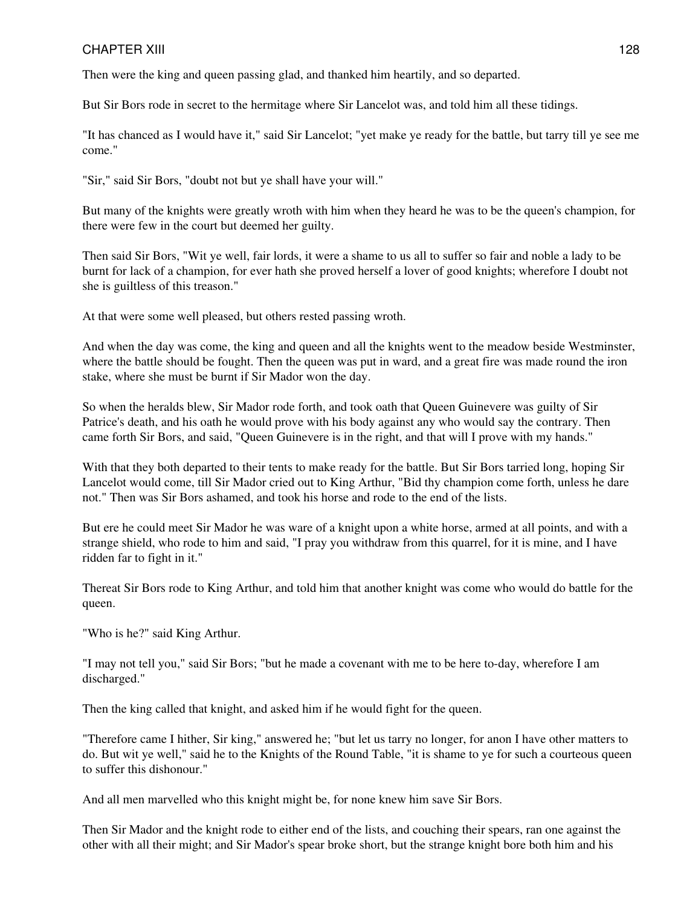Then were the king and queen passing glad, and thanked him heartily, and so departed.

But Sir Bors rode in secret to the hermitage where Sir Lancelot was, and told him all these tidings.

"It has chanced as I would have it," said Sir Lancelot; "yet make ye ready for the battle, but tarry till ye see me come."

"Sir," said Sir Bors, "doubt not but ye shall have your will."

But many of the knights were greatly wroth with him when they heard he was to be the queen's champion, for there were few in the court but deemed her guilty.

Then said Sir Bors, "Wit ye well, fair lords, it were a shame to us all to suffer so fair and noble a lady to be burnt for lack of a champion, for ever hath she proved herself a lover of good knights; wherefore I doubt not she is guiltless of this treason."

At that were some well pleased, but others rested passing wroth.

And when the day was come, the king and queen and all the knights went to the meadow beside Westminster, where the battle should be fought. Then the queen was put in ward, and a great fire was made round the iron stake, where she must be burnt if Sir Mador won the day.

So when the heralds blew, Sir Mador rode forth, and took oath that Queen Guinevere was guilty of Sir Patrice's death, and his oath he would prove with his body against any who would say the contrary. Then came forth Sir Bors, and said, "Queen Guinevere is in the right, and that will I prove with my hands."

With that they both departed to their tents to make ready for the battle. But Sir Bors tarried long, hoping Sir Lancelot would come, till Sir Mador cried out to King Arthur, "Bid thy champion come forth, unless he dare not." Then was Sir Bors ashamed, and took his horse and rode to the end of the lists.

But ere he could meet Sir Mador he was ware of a knight upon a white horse, armed at all points, and with a strange shield, who rode to him and said, "I pray you withdraw from this quarrel, for it is mine, and I have ridden far to fight in it."

Thereat Sir Bors rode to King Arthur, and told him that another knight was come who would do battle for the queen.

"Who is he?" said King Arthur.

"I may not tell you," said Sir Bors; "but he made a covenant with me to be here to-day, wherefore I am discharged."

Then the king called that knight, and asked him if he would fight for the queen.

"Therefore came I hither, Sir king," answered he; "but let us tarry no longer, for anon I have other matters to do. But wit ye well," said he to the Knights of the Round Table, "it is shame to ye for such a courteous queen to suffer this dishonour."

And all men marvelled who this knight might be, for none knew him save Sir Bors.

Then Sir Mador and the knight rode to either end of the lists, and couching their spears, ran one against the other with all their might; and Sir Mador's spear broke short, but the strange knight bore both him and his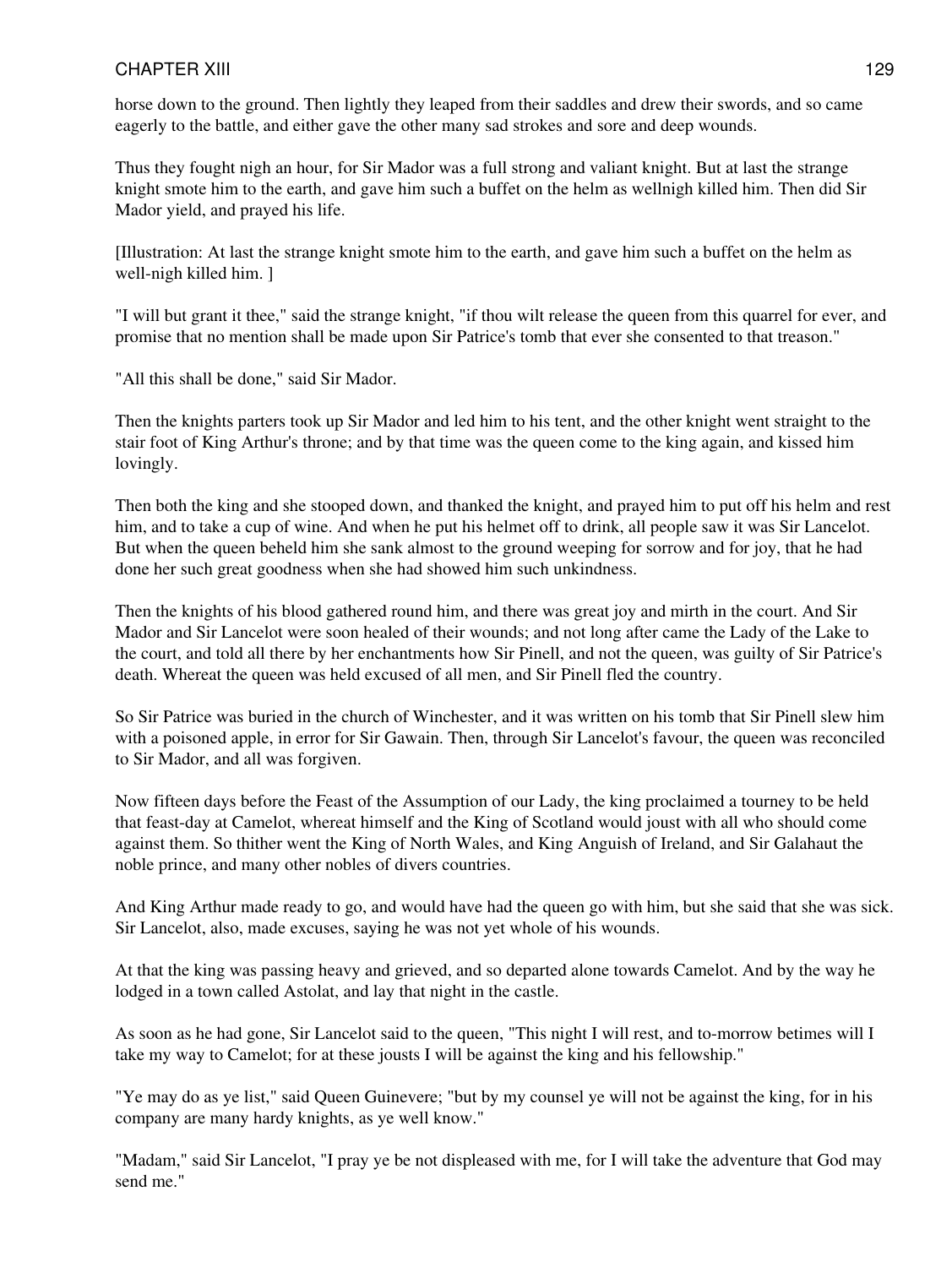horse down to the ground. Then lightly they leaped from their saddles and drew their swords, and so came eagerly to the battle, and either gave the other many sad strokes and sore and deep wounds.

Thus they fought nigh an hour, for Sir Mador was a full strong and valiant knight. But at last the strange knight smote him to the earth, and gave him such a buffet on the helm as wellnigh killed him. Then did Sir Mador yield, and prayed his life.

[Illustration: At last the strange knight smote him to the earth, and gave him such a buffet on the helm as well-nigh killed him. ]

"I will but grant it thee," said the strange knight, "if thou wilt release the queen from this quarrel for ever, and promise that no mention shall be made upon Sir Patrice's tomb that ever she consented to that treason."

"All this shall be done," said Sir Mador.

Then the knights parters took up Sir Mador and led him to his tent, and the other knight went straight to the stair foot of King Arthur's throne; and by that time was the queen come to the king again, and kissed him lovingly.

Then both the king and she stooped down, and thanked the knight, and prayed him to put off his helm and rest him, and to take a cup of wine. And when he put his helmet off to drink, all people saw it was Sir Lancelot. But when the queen beheld him she sank almost to the ground weeping for sorrow and for joy, that he had done her such great goodness when she had showed him such unkindness.

Then the knights of his blood gathered round him, and there was great joy and mirth in the court. And Sir Mador and Sir Lancelot were soon healed of their wounds; and not long after came the Lady of the Lake to the court, and told all there by her enchantments how Sir Pinell, and not the queen, was guilty of Sir Patrice's death. Whereat the queen was held excused of all men, and Sir Pinell fled the country.

So Sir Patrice was buried in the church of Winchester, and it was written on his tomb that Sir Pinell slew him with a poisoned apple, in error for Sir Gawain. Then, through Sir Lancelot's favour, the queen was reconciled to Sir Mador, and all was forgiven.

Now fifteen days before the Feast of the Assumption of our Lady, the king proclaimed a tourney to be held that feast-day at Camelot, whereat himself and the King of Scotland would joust with all who should come against them. So thither went the King of North Wales, and King Anguish of Ireland, and Sir Galahaut the noble prince, and many other nobles of divers countries.

And King Arthur made ready to go, and would have had the queen go with him, but she said that she was sick. Sir Lancelot, also, made excuses, saying he was not yet whole of his wounds.

At that the king was passing heavy and grieved, and so departed alone towards Camelot. And by the way he lodged in a town called Astolat, and lay that night in the castle.

As soon as he had gone, Sir Lancelot said to the queen, "This night I will rest, and to-morrow betimes will I take my way to Camelot; for at these jousts I will be against the king and his fellowship."

"Ye may do as ye list," said Queen Guinevere; "but by my counsel ye will not be against the king, for in his company are many hardy knights, as ye well know."

"Madam," said Sir Lancelot, "I pray ye be not displeased with me, for I will take the adventure that God may send me."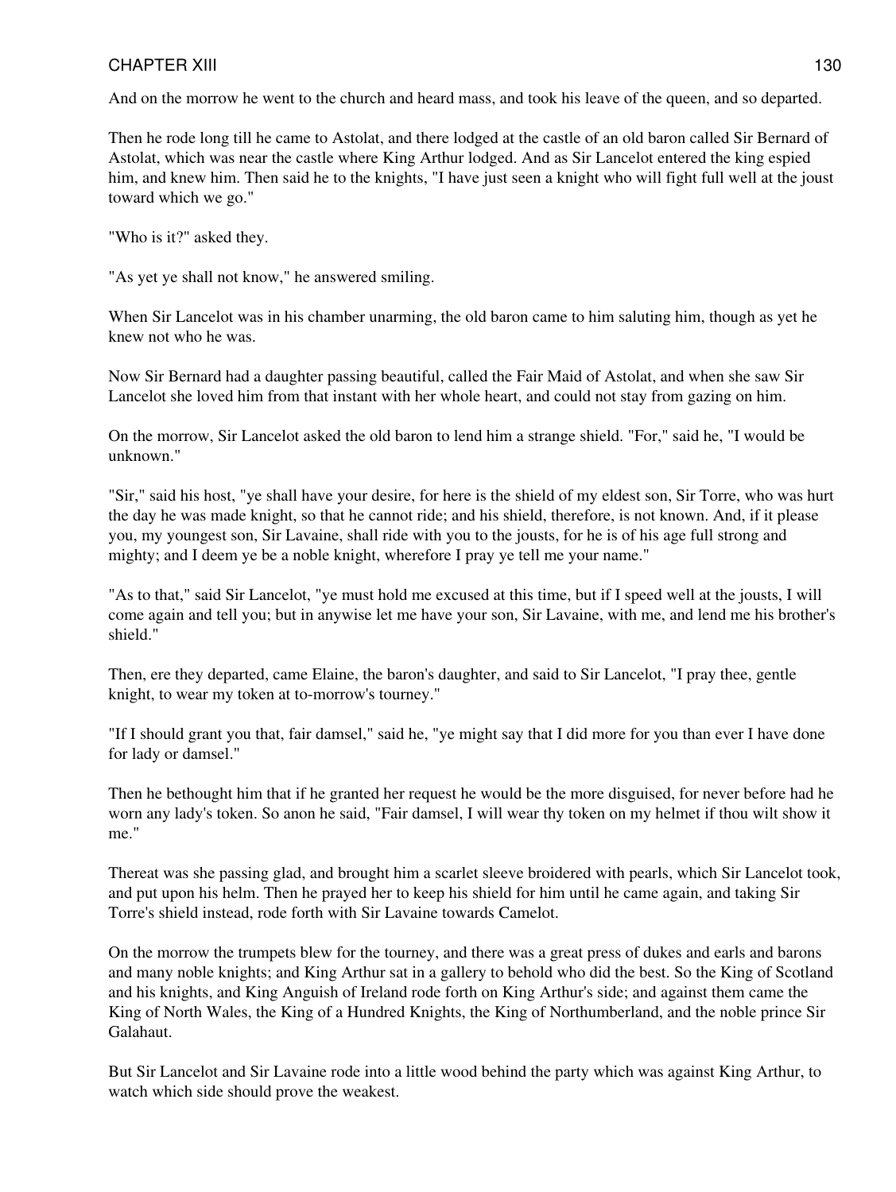And on the morrow he went to the church and heard mass, and took his leave of the queen, and so departed.

Then he rode long till he came to Astolat, and there lodged at the castle of an old baron called Sir Bernard of Astolat, which was near the castle where King Arthur lodged. And as Sir Lancelot entered the king espied him, and knew him. Then said he to the knights, "I have just seen a knight who will fight full well at the joust toward which we go."

"Who is it?" asked they.

"As yet ye shall not know," he answered smiling.

When Sir Lancelot was in his chamber unarming, the old baron came to him saluting him, though as yet he knew not who he was.

Now Sir Bernard had a daughter passing beautiful, called the Fair Maid of Astolat, and when she saw Sir Lancelot she loved him from that instant with her whole heart, and could not stay from gazing on him.

On the morrow, Sir Lancelot asked the old baron to lend him a strange shield. "For," said he, "I would be unknown."

"Sir," said his host, "ye shall have your desire, for here is the shield of my eldest son, Sir Torre, who was hurt the day he was made knight, so that he cannot ride; and his shield, therefore, is not known. And, if it please you, my youngest son, Sir Lavaine, shall ride with you to the jousts, for he is of his age full strong and mighty; and I deem ye be a noble knight, wherefore I pray ye tell me your name."

"As to that," said Sir Lancelot, "ye must hold me excused at this time, but if I speed well at the jousts, I will come again and tell you; but in anywise let me have your son, Sir Lavaine, with me, and lend me his brother's shield."

Then, ere they departed, came Elaine, the baron's daughter, and said to Sir Lancelot, "I pray thee, gentle knight, to wear my token at to-morrow's tourney."

"If I should grant you that, fair damsel," said he, "ye might say that I did more for you than ever I have done for lady or damsel."

Then he bethought him that if he granted her request he would be the more disguised, for never before had he worn any lady's token. So anon he said, "Fair damsel, I will wear thy token on my helmet if thou wilt show it me."

Thereat was she passing glad, and brought him a scarlet sleeve broidered with pearls, which Sir Lancelot took, and put upon his helm. Then he prayed her to keep his shield for him until he came again, and taking Sir Torre's shield instead, rode forth with Sir Lavaine towards Camelot.

On the morrow the trumpets blew for the tourney, and there was a great press of dukes and earls and barons and many noble knights; and King Arthur sat in a gallery to behold who did the best. So the King of Scotland and his knights, and King Anguish of Ireland rode forth on King Arthur's side; and against them came the King of North Wales, the King of a Hundred Knights, the King of Northumberland, and the noble prince Sir Galahaut.

But Sir Lancelot and Sir Lavaine rode into a little wood behind the party which was against King Arthur, to watch which side should prove the weakest.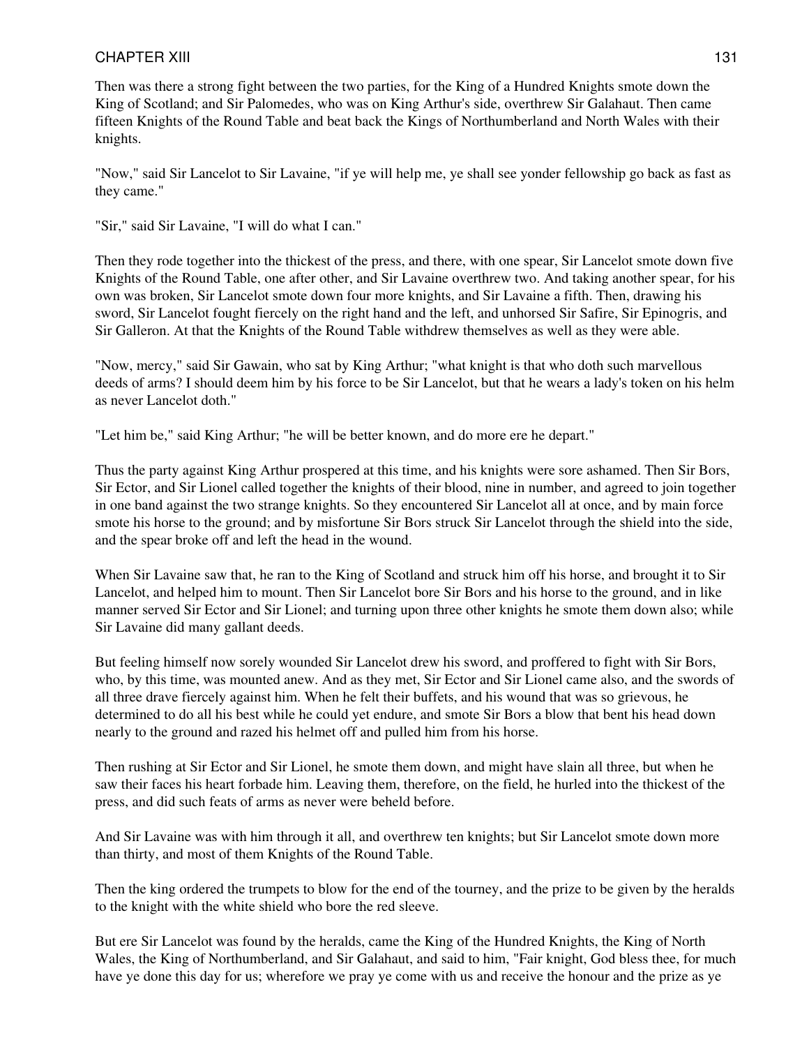Then was there a strong fight between the two parties, for the King of a Hundred Knights smote down the King of Scotland; and Sir Palomedes, who was on King Arthur's side, overthrew Sir Galahaut. Then came fifteen Knights of the Round Table and beat back the Kings of Northumberland and North Wales with their knights.

"Now," said Sir Lancelot to Sir Lavaine, "if ye will help me, ye shall see yonder fellowship go back as fast as they came."

"Sir," said Sir Lavaine, "I will do what I can."

Then they rode together into the thickest of the press, and there, with one spear, Sir Lancelot smote down five Knights of the Round Table, one after other, and Sir Lavaine overthrew two. And taking another spear, for his own was broken, Sir Lancelot smote down four more knights, and Sir Lavaine a fifth. Then, drawing his sword, Sir Lancelot fought fiercely on the right hand and the left, and unhorsed Sir Safire, Sir Epinogris, and Sir Galleron. At that the Knights of the Round Table withdrew themselves as well as they were able.

"Now, mercy," said Sir Gawain, who sat by King Arthur; "what knight is that who doth such marvellous deeds of arms? I should deem him by his force to be Sir Lancelot, but that he wears a lady's token on his helm as never Lancelot doth."

"Let him be," said King Arthur; "he will be better known, and do more ere he depart."

Thus the party against King Arthur prospered at this time, and his knights were sore ashamed. Then Sir Bors, Sir Ector, and Sir Lionel called together the knights of their blood, nine in number, and agreed to join together in one band against the two strange knights. So they encountered Sir Lancelot all at once, and by main force smote his horse to the ground; and by misfortune Sir Bors struck Sir Lancelot through the shield into the side, and the spear broke off and left the head in the wound.

When Sir Lavaine saw that, he ran to the King of Scotland and struck him off his horse, and brought it to Sir Lancelot, and helped him to mount. Then Sir Lancelot bore Sir Bors and his horse to the ground, and in like manner served Sir Ector and Sir Lionel; and turning upon three other knights he smote them down also; while Sir Lavaine did many gallant deeds.

But feeling himself now sorely wounded Sir Lancelot drew his sword, and proffered to fight with Sir Bors, who, by this time, was mounted anew. And as they met, Sir Ector and Sir Lionel came also, and the swords of all three drave fiercely against him. When he felt their buffets, and his wound that was so grievous, he determined to do all his best while he could yet endure, and smote Sir Bors a blow that bent his head down nearly to the ground and razed his helmet off and pulled him from his horse.

Then rushing at Sir Ector and Sir Lionel, he smote them down, and might have slain all three, but when he saw their faces his heart forbade him. Leaving them, therefore, on the field, he hurled into the thickest of the press, and did such feats of arms as never were beheld before.

And Sir Lavaine was with him through it all, and overthrew ten knights; but Sir Lancelot smote down more than thirty, and most of them Knights of the Round Table.

Then the king ordered the trumpets to blow for the end of the tourney, and the prize to be given by the heralds to the knight with the white shield who bore the red sleeve.

But ere Sir Lancelot was found by the heralds, came the King of the Hundred Knights, the King of North Wales, the King of Northumberland, and Sir Galahaut, and said to him, "Fair knight, God bless thee, for much have ye done this day for us; wherefore we pray ye come with us and receive the honour and the prize as ye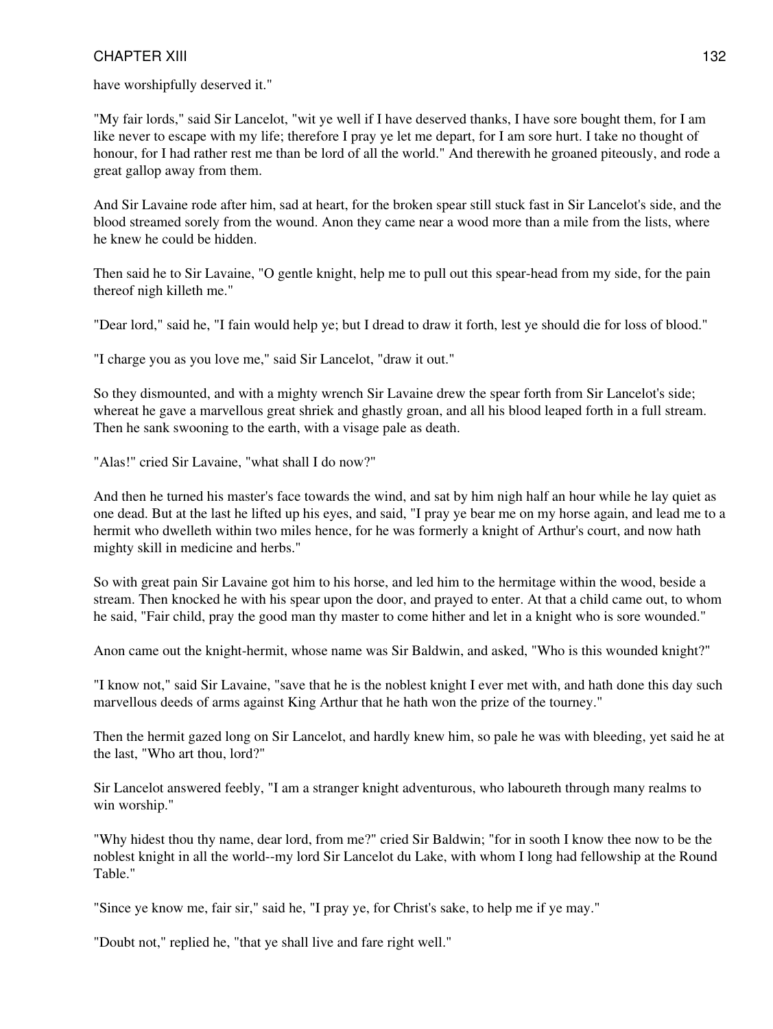have worshipfully deserved it."

"My fair lords," said Sir Lancelot, "wit ye well if I have deserved thanks, I have sore bought them, for I am like never to escape with my life; therefore I pray ye let me depart, for I am sore hurt. I take no thought of honour, for I had rather rest me than be lord of all the world." And therewith he groaned piteously, and rode a great gallop away from them.

And Sir Lavaine rode after him, sad at heart, for the broken spear still stuck fast in Sir Lancelot's side, and the blood streamed sorely from the wound. Anon they came near a wood more than a mile from the lists, where he knew he could be hidden.

Then said he to Sir Lavaine, "O gentle knight, help me to pull out this spear-head from my side, for the pain thereof nigh killeth me."

"Dear lord," said he, "I fain would help ye; but I dread to draw it forth, lest ye should die for loss of blood."

"I charge you as you love me," said Sir Lancelot, "draw it out."

So they dismounted, and with a mighty wrench Sir Lavaine drew the spear forth from Sir Lancelot's side; whereat he gave a marvellous great shriek and ghastly groan, and all his blood leaped forth in a full stream. Then he sank swooning to the earth, with a visage pale as death.

"Alas!" cried Sir Lavaine, "what shall I do now?"

And then he turned his master's face towards the wind, and sat by him nigh half an hour while he lay quiet as one dead. But at the last he lifted up his eyes, and said, "I pray ye bear me on my horse again, and lead me to a hermit who dwelleth within two miles hence, for he was formerly a knight of Arthur's court, and now hath mighty skill in medicine and herbs."

So with great pain Sir Lavaine got him to his horse, and led him to the hermitage within the wood, beside a stream. Then knocked he with his spear upon the door, and prayed to enter. At that a child came out, to whom he said, "Fair child, pray the good man thy master to come hither and let in a knight who is sore wounded."

Anon came out the knight-hermit, whose name was Sir Baldwin, and asked, "Who is this wounded knight?"

"I know not," said Sir Lavaine, "save that he is the noblest knight I ever met with, and hath done this day such marvellous deeds of arms against King Arthur that he hath won the prize of the tourney."

Then the hermit gazed long on Sir Lancelot, and hardly knew him, so pale he was with bleeding, yet said he at the last, "Who art thou, lord?"

Sir Lancelot answered feebly, "I am a stranger knight adventurous, who laboureth through many realms to win worship."

"Why hidest thou thy name, dear lord, from me?" cried Sir Baldwin; "for in sooth I know thee now to be the noblest knight in all the world--my lord Sir Lancelot du Lake, with whom I long had fellowship at the Round Table."

"Since ye know me, fair sir," said he, "I pray ye, for Christ's sake, to help me if ye may."

"Doubt not," replied he, "that ye shall live and fare right well."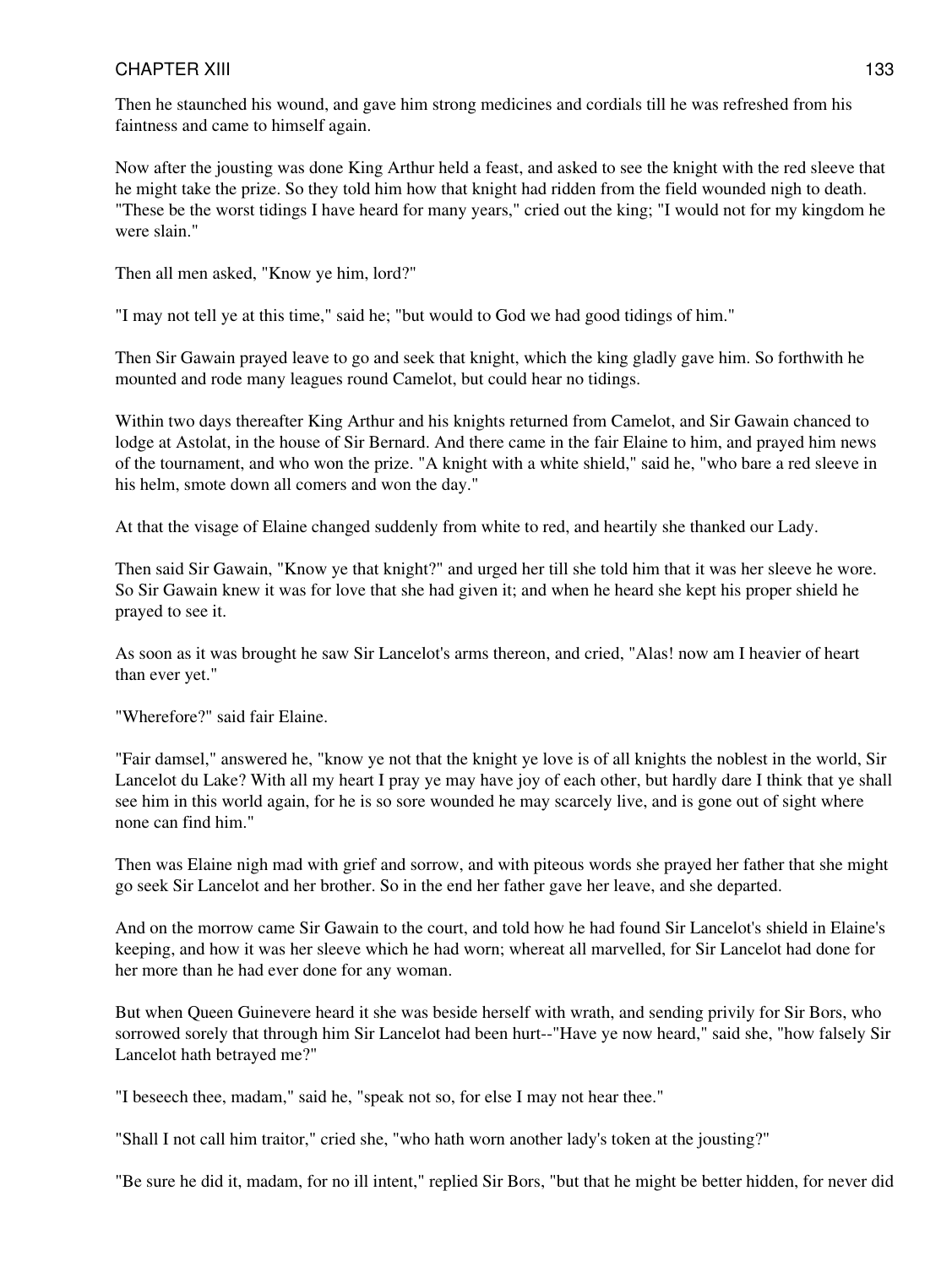Then he staunched his wound, and gave him strong medicines and cordials till he was refreshed from his faintness and came to himself again.

Now after the jousting was done King Arthur held a feast, and asked to see the knight with the red sleeve that he might take the prize. So they told him how that knight had ridden from the field wounded nigh to death. "These be the worst tidings I have heard for many years," cried out the king; "I would not for my kingdom he were slain."

Then all men asked, "Know ye him, lord?"

"I may not tell ye at this time," said he; "but would to God we had good tidings of him."

Then Sir Gawain prayed leave to go and seek that knight, which the king gladly gave him. So forthwith he mounted and rode many leagues round Camelot, but could hear no tidings.

Within two days thereafter King Arthur and his knights returned from Camelot, and Sir Gawain chanced to lodge at Astolat, in the house of Sir Bernard. And there came in the fair Elaine to him, and prayed him news of the tournament, and who won the prize. "A knight with a white shield," said he, "who bare a red sleeve in his helm, smote down all comers and won the day."

At that the visage of Elaine changed suddenly from white to red, and heartily she thanked our Lady.

Then said Sir Gawain, "Know ye that knight?" and urged her till she told him that it was her sleeve he wore. So Sir Gawain knew it was for love that she had given it; and when he heard she kept his proper shield he prayed to see it.

As soon as it was brought he saw Sir Lancelot's arms thereon, and cried, "Alas! now am I heavier of heart than ever yet."

"Wherefore?" said fair Elaine.

"Fair damsel," answered he, "know ye not that the knight ye love is of all knights the noblest in the world, Sir Lancelot du Lake? With all my heart I pray ye may have joy of each other, but hardly dare I think that ye shall see him in this world again, for he is so sore wounded he may scarcely live, and is gone out of sight where none can find him."

Then was Elaine nigh mad with grief and sorrow, and with piteous words she prayed her father that she might go seek Sir Lancelot and her brother. So in the end her father gave her leave, and she departed.

And on the morrow came Sir Gawain to the court, and told how he had found Sir Lancelot's shield in Elaine's keeping, and how it was her sleeve which he had worn; whereat all marvelled, for Sir Lancelot had done for her more than he had ever done for any woman.

But when Queen Guinevere heard it she was beside herself with wrath, and sending privily for Sir Bors, who sorrowed sorely that through him Sir Lancelot had been hurt--"Have ye now heard," said she, "how falsely Sir Lancelot hath betrayed me?"

"I beseech thee, madam," said he, "speak not so, for else I may not hear thee."

"Shall I not call him traitor," cried she, "who hath worn another lady's token at the jousting?"

"Be sure he did it, madam, for no ill intent," replied Sir Bors, "but that he might be better hidden, for never did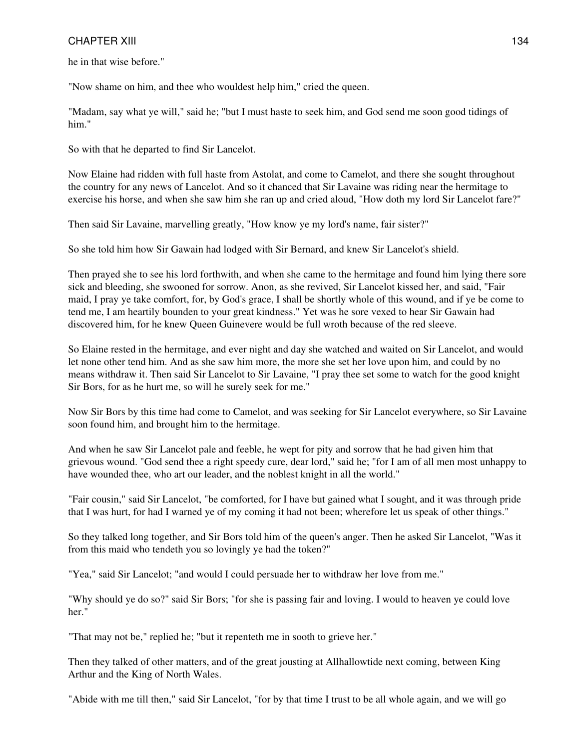he in that wise before."

"Now shame on him, and thee who wouldest help him," cried the queen.

"Madam, say what ye will," said he; "but I must haste to seek him, and God send me soon good tidings of him."

So with that he departed to find Sir Lancelot.

Now Elaine had ridden with full haste from Astolat, and come to Camelot, and there she sought throughout the country for any news of Lancelot. And so it chanced that Sir Lavaine was riding near the hermitage to exercise his horse, and when she saw him she ran up and cried aloud, "How doth my lord Sir Lancelot fare?"

Then said Sir Lavaine, marvelling greatly, "How know ye my lord's name, fair sister?"

So she told him how Sir Gawain had lodged with Sir Bernard, and knew Sir Lancelot's shield.

Then prayed she to see his lord forthwith, and when she came to the hermitage and found him lying there sore sick and bleeding, she swooned for sorrow. Anon, as she revived, Sir Lancelot kissed her, and said, "Fair maid, I pray ye take comfort, for, by God's grace, I shall be shortly whole of this wound, and if ye be come to tend me, I am heartily bounden to your great kindness." Yet was he sore vexed to hear Sir Gawain had discovered him, for he knew Queen Guinevere would be full wroth because of the red sleeve.

So Elaine rested in the hermitage, and ever night and day she watched and waited on Sir Lancelot, and would let none other tend him. And as she saw him more, the more she set her love upon him, and could by no means withdraw it. Then said Sir Lancelot to Sir Lavaine, "I pray thee set some to watch for the good knight Sir Bors, for as he hurt me, so will he surely seek for me."

Now Sir Bors by this time had come to Camelot, and was seeking for Sir Lancelot everywhere, so Sir Lavaine soon found him, and brought him to the hermitage.

And when he saw Sir Lancelot pale and feeble, he wept for pity and sorrow that he had given him that grievous wound. "God send thee a right speedy cure, dear lord," said he; "for I am of all men most unhappy to have wounded thee, who art our leader, and the noblest knight in all the world."

"Fair cousin," said Sir Lancelot, "be comforted, for I have but gained what I sought, and it was through pride that I was hurt, for had I warned ye of my coming it had not been; wherefore let us speak of other things."

So they talked long together, and Sir Bors told him of the queen's anger. Then he asked Sir Lancelot, "Was it from this maid who tendeth you so lovingly ye had the token?"

"Yea," said Sir Lancelot; "and would I could persuade her to withdraw her love from me."

"Why should ye do so?" said Sir Bors; "for she is passing fair and loving. I would to heaven ye could love her."

"That may not be," replied he; "but it repenteth me in sooth to grieve her."

Then they talked of other matters, and of the great jousting at Allhallowtide next coming, between King Arthur and the King of North Wales.

"Abide with me till then," said Sir Lancelot, "for by that time I trust to be all whole again, and we will go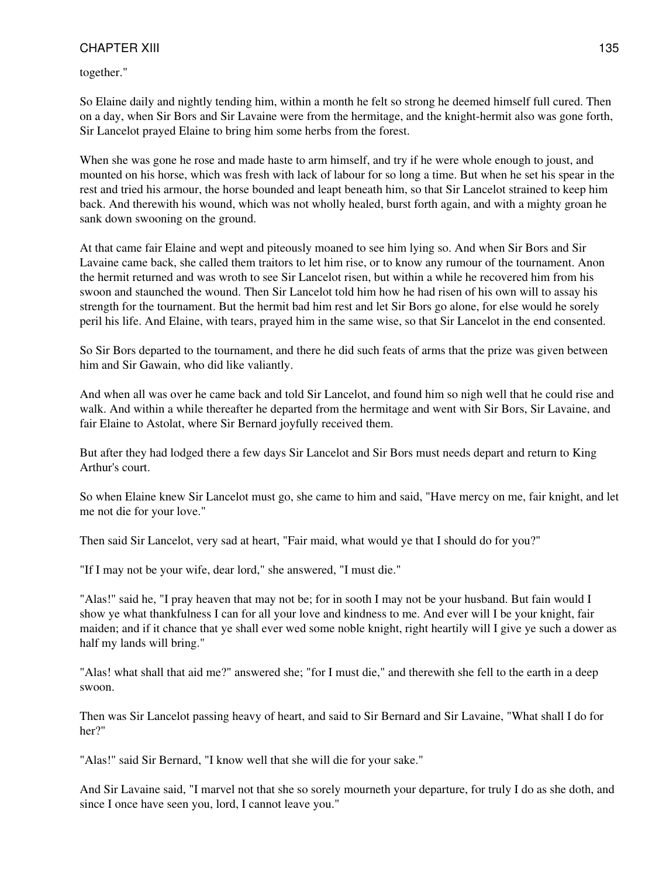together."

So Elaine daily and nightly tending him, within a month he felt so strong he deemed himself full cured. Then on a day, when Sir Bors and Sir Lavaine were from the hermitage, and the knight-hermit also was gone forth, Sir Lancelot prayed Elaine to bring him some herbs from the forest.

When she was gone he rose and made haste to arm himself, and try if he were whole enough to joust, and mounted on his horse, which was fresh with lack of labour for so long a time. But when he set his spear in the rest and tried his armour, the horse bounded and leapt beneath him, so that Sir Lancelot strained to keep him back. And therewith his wound, which was not wholly healed, burst forth again, and with a mighty groan he sank down swooning on the ground.

At that came fair Elaine and wept and piteously moaned to see him lying so. And when Sir Bors and Sir Lavaine came back, she called them traitors to let him rise, or to know any rumour of the tournament. Anon the hermit returned and was wroth to see Sir Lancelot risen, but within a while he recovered him from his swoon and staunched the wound. Then Sir Lancelot told him how he had risen of his own will to assay his strength for the tournament. But the hermit bad him rest and let Sir Bors go alone, for else would he sorely peril his life. And Elaine, with tears, prayed him in the same wise, so that Sir Lancelot in the end consented.

So Sir Bors departed to the tournament, and there he did such feats of arms that the prize was given between him and Sir Gawain, who did like valiantly.

And when all was over he came back and told Sir Lancelot, and found him so nigh well that he could rise and walk. And within a while thereafter he departed from the hermitage and went with Sir Bors, Sir Lavaine, and fair Elaine to Astolat, where Sir Bernard joyfully received them.

But after they had lodged there a few days Sir Lancelot and Sir Bors must needs depart and return to King Arthur's court.

So when Elaine knew Sir Lancelot must go, she came to him and said, "Have mercy on me, fair knight, and let me not die for your love."

Then said Sir Lancelot, very sad at heart, "Fair maid, what would ye that I should do for you?"

"If I may not be your wife, dear lord," she answered, "I must die."

"Alas!" said he, "I pray heaven that may not be; for in sooth I may not be your husband. But fain would I show ye what thankfulness I can for all your love and kindness to me. And ever will I be your knight, fair maiden; and if it chance that ye shall ever wed some noble knight, right heartily will I give ye such a dower as half my lands will bring."

"Alas! what shall that aid me?" answered she; "for I must die," and therewith she fell to the earth in a deep swoon.

Then was Sir Lancelot passing heavy of heart, and said to Sir Bernard and Sir Lavaine, "What shall I do for her?"

"Alas!" said Sir Bernard, "I know well that she will die for your sake."

And Sir Lavaine said, "I marvel not that she so sorely mourneth your departure, for truly I do as she doth, and since I once have seen you, lord, I cannot leave you."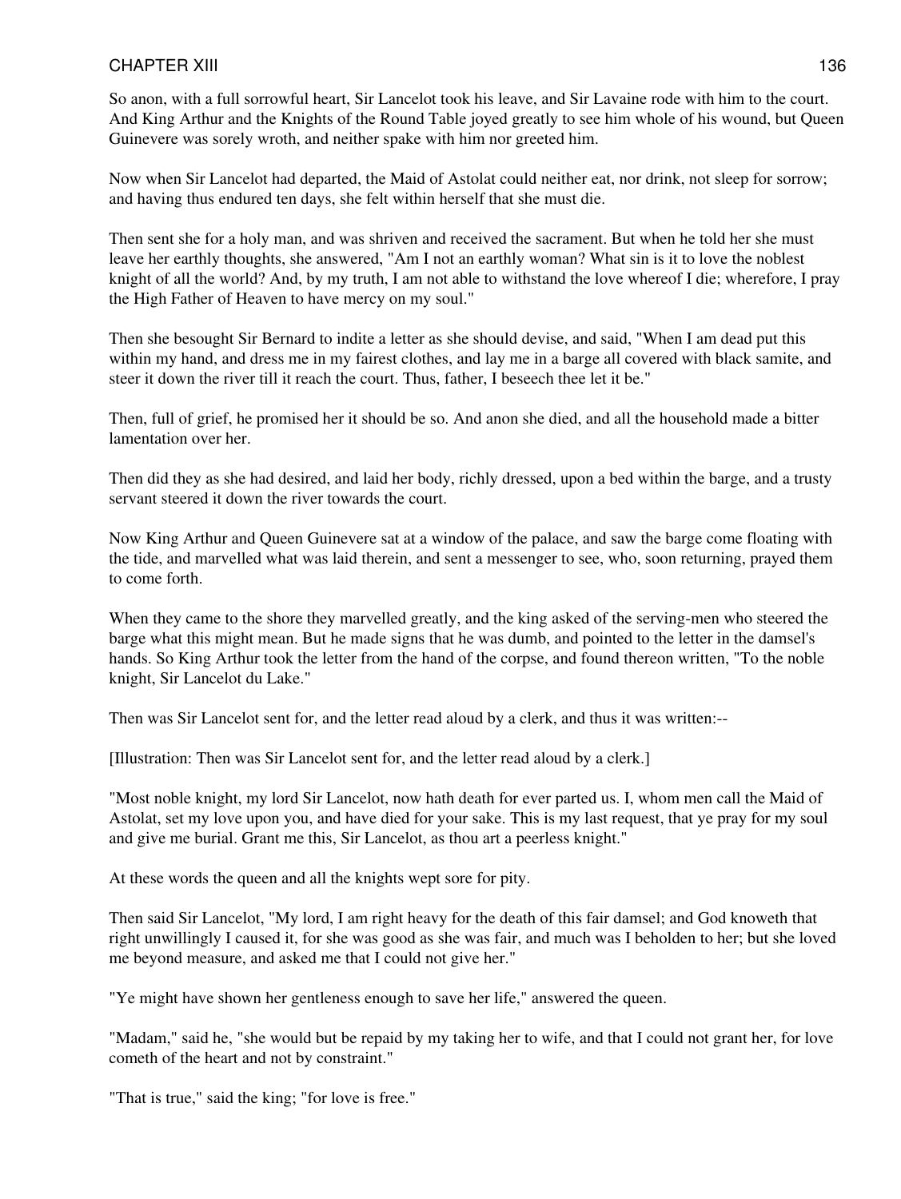So anon, with a full sorrowful heart, Sir Lancelot took his leave, and Sir Lavaine rode with him to the court. And King Arthur and the Knights of the Round Table joyed greatly to see him whole of his wound, but Queen Guinevere was sorely wroth, and neither spake with him nor greeted him.

Now when Sir Lancelot had departed, the Maid of Astolat could neither eat, nor drink, not sleep for sorrow; and having thus endured ten days, she felt within herself that she must die.

Then sent she for a holy man, and was shriven and received the sacrament. But when he told her she must leave her earthly thoughts, she answered, "Am I not an earthly woman? What sin is it to love the noblest knight of all the world? And, by my truth, I am not able to withstand the love whereof I die; wherefore, I pray the High Father of Heaven to have mercy on my soul."

Then she besought Sir Bernard to indite a letter as she should devise, and said, "When I am dead put this within my hand, and dress me in my fairest clothes, and lay me in a barge all covered with black samite, and steer it down the river till it reach the court. Thus, father, I beseech thee let it be."

Then, full of grief, he promised her it should be so. And anon she died, and all the household made a bitter lamentation over her.

Then did they as she had desired, and laid her body, richly dressed, upon a bed within the barge, and a trusty servant steered it down the river towards the court.

Now King Arthur and Queen Guinevere sat at a window of the palace, and saw the barge come floating with the tide, and marvelled what was laid therein, and sent a messenger to see, who, soon returning, prayed them to come forth.

When they came to the shore they marvelled greatly, and the king asked of the serving-men who steered the barge what this might mean. But he made signs that he was dumb, and pointed to the letter in the damsel's hands. So King Arthur took the letter from the hand of the corpse, and found thereon written, "To the noble knight, Sir Lancelot du Lake."

Then was Sir Lancelot sent for, and the letter read aloud by a clerk, and thus it was written:--

[Illustration: Then was Sir Lancelot sent for, and the letter read aloud by a clerk.]

"Most noble knight, my lord Sir Lancelot, now hath death for ever parted us. I, whom men call the Maid of Astolat, set my love upon you, and have died for your sake. This is my last request, that ye pray for my soul and give me burial. Grant me this, Sir Lancelot, as thou art a peerless knight."

At these words the queen and all the knights wept sore for pity.

Then said Sir Lancelot, "My lord, I am right heavy for the death of this fair damsel; and God knoweth that right unwillingly I caused it, for she was good as she was fair, and much was I beholden to her; but she loved me beyond measure, and asked me that I could not give her."

"Ye might have shown her gentleness enough to save her life," answered the queen.

"Madam," said he, "she would but be repaid by my taking her to wife, and that I could not grant her, for love cometh of the heart and not by constraint."

"That is true," said the king; "for love is free."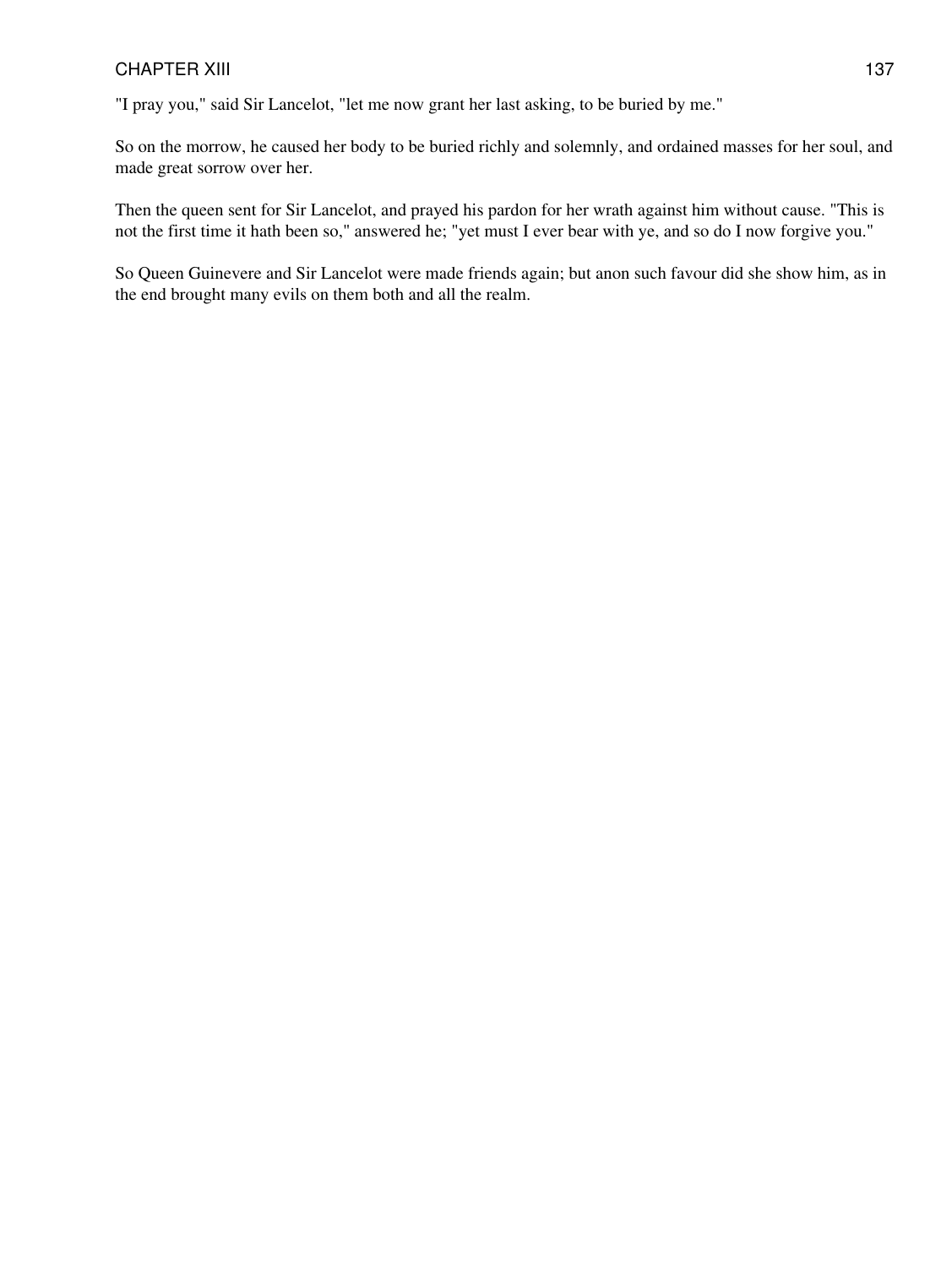"I pray you," said Sir Lancelot, "let me now grant her last asking, to be buried by me."

So on the morrow, he caused her body to be buried richly and solemnly, and ordained masses for her soul, and made great sorrow over her.

Then the queen sent for Sir Lancelot, and prayed his pardon for her wrath against him without cause. "This is not the first time it hath been so," answered he; "yet must I ever bear with ye, and so do I now forgive you."

So Queen Guinevere and Sir Lancelot were made friends again; but anon such favour did she show him, as in the end brought many evils on them both and all the realm.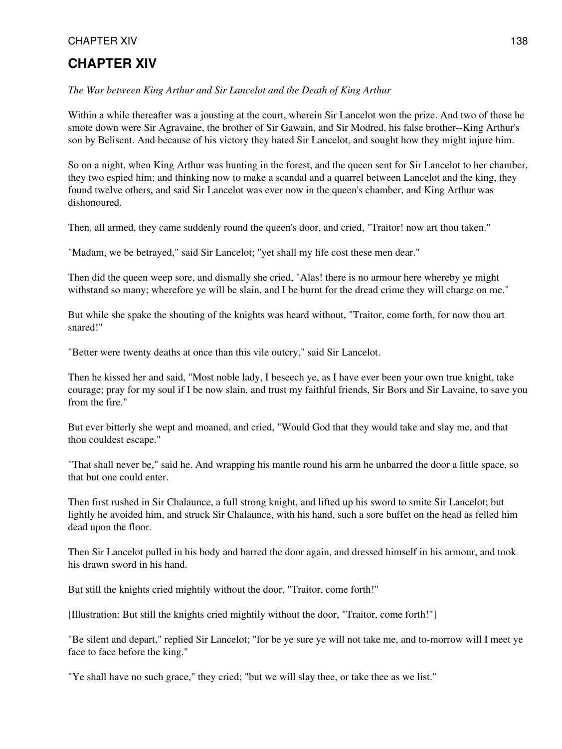# CHAPTER XIV

*The War between King Arthur and Sir Lancelot and the Death of King Arthur*

Within a while thereafter was a jousting at the court, wherein Sir Lancelot won the prize. And two of those he smote down were Sir Agravaine, the brother of Sir Gawain, and Sir Modred, his false brother--King Arthur's son by Belisent. And because of his victory they hated Sir Lancelot, and sought how they might injure him.

So on a night, when King Arthur was hunting in the forest, and the queen sent for Sir Lancelot to her chamber, they two espied him; and thinking now to make a scandal and a quarrel between Lancelot and the king, they found twelve others, and said Sir Lancelot was ever now in the queen's chamber, and King Arthur was dishonoured.

Then, all armed, they came suddenly round the queen's door, and cried, "Traitor! now art thou taken."

"Madam, we be betrayed," said Sir Lancelot; "yet shall my life cost these men dear."

Then did the queen weep sore, and dismally she cried, "Alas! there is no armour here whereby ye might withstand so many; wherefore ye will be slain, and I be burnt for the dread crime they will charge on me."

But while she spake the shouting of the knights was heard without, "Traitor, come forth, for now thou art snared!"

"Better were twenty deaths at once than this vile outcry," said Sir Lancelot.

Then he kissed her and said, "Most noble lady, I beseech ye, as I have ever been your own true knight, take courage; pray for my soul if I be now slain, and trust my faithful friends, Sir Bors and Sir Lavaine, to save you from the fire."

But ever bitterly she wept and moaned, and cried, "Would God that they would take and slay me, and that thou couldest escape."

"That shall never be," said he. And wrapping his mantle round his arm he unbarred the door a little space, so that but one could enter.

Then first rushed in Sir Chalaunce, a full strong knight, and lifted up his sword to smite Sir Lancelot; but lightly he avoided him, and struck Sir Chalaunce, with his hand, such a sore buffet on the head as felled him dead upon the floor.

Then Sir Lancelot pulled in his body and barred the door again, and dressed himself in his armour, and took his drawn sword in his hand.

But still the knights cried mightily without the door, "Traitor, come forth!"

[Illustration: But still the knights cried mightily without the door, "Traitor, come forth!"]

"Be silent and depart," replied Sir Lancelot; "for be ye sure ye will not take me, and to-morrow will I meet ye face to face before the king."

"Ye shall have no such grace," they cried; "but we will slay thee, or take thee as we list."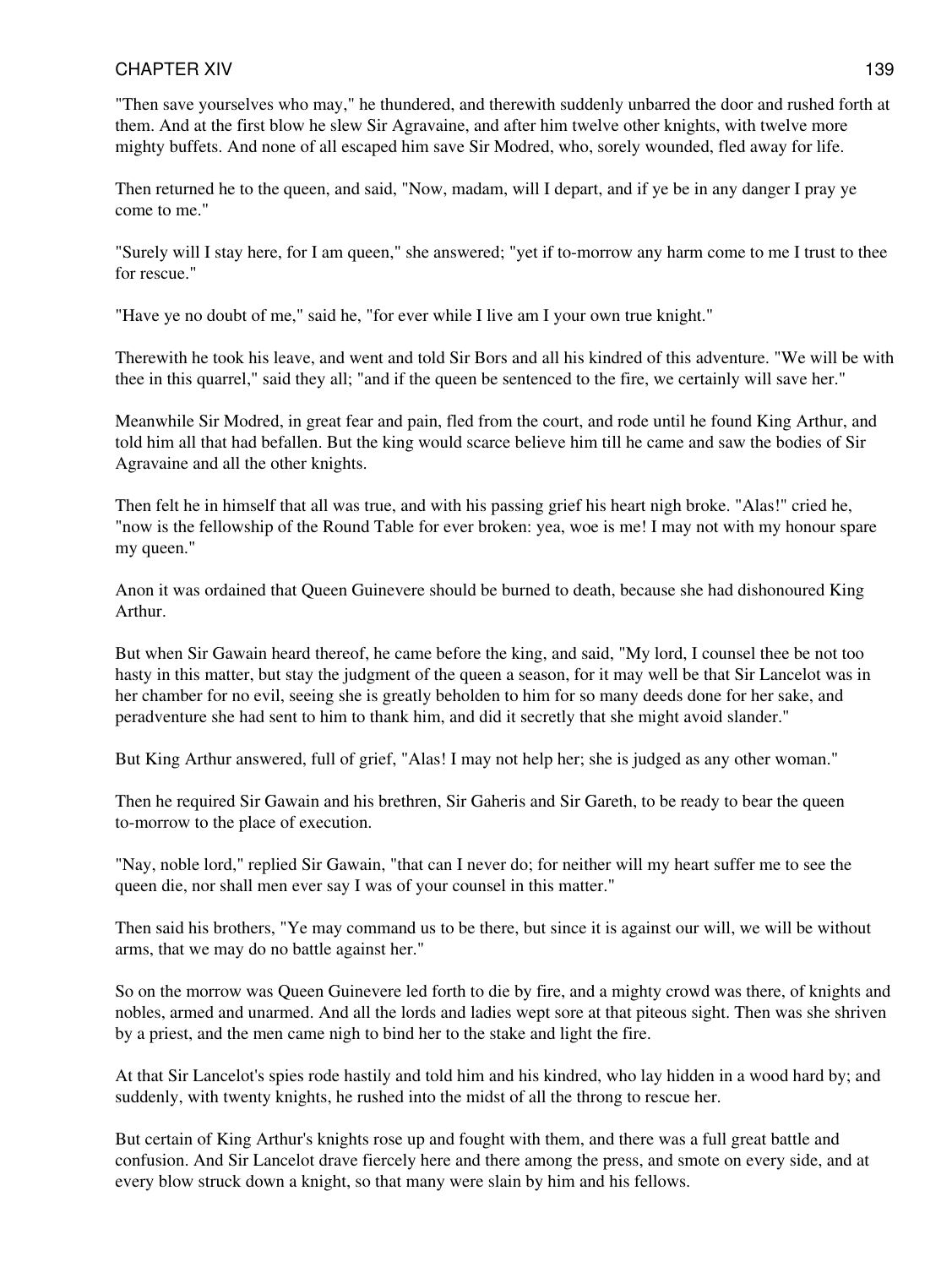"Then save yourselves who may," he thundered, and therewith suddenly unbarred the door and rushed forth at them. And at the first blow he slew Sir Agravaine, and after him twelve other knights, with twelve more mighty buffets. And none of all escaped him save Sir Modred, who, sorely wounded, fled away for life.

Then returned he to the queen, and said, "Now, madam, will I depart, and if ye be in any danger I pray ye come to me."

"Surely will I stay here, for I am queen," she answered; "yet if to-morrow any harm come to me I trust to thee for rescue."

"Have ye no doubt of me," said he, "for ever while I live am I your own true knight."

Therewith he took his leave, and went and told Sir Bors and all his kindred of this adventure. "We will be with thee in this quarrel," said they all; "and if the queen be sentenced to the fire, we certainly will save her."

Meanwhile Sir Modred, in great fear and pain, fled from the court, and rode until he found King Arthur, and told him all that had befallen. But the king would scarce believe him till he came and saw the bodies of Sir Agravaine and all the other knights.

Then felt he in himself that all was true, and with his passing grief his heart nigh broke. "Alas!" cried he, "now is the fellowship of the Round Table for ever broken: yea, woe is me! I may not with my honour spare my queen."

Anon it was ordained that Queen Guinevere should be burned to death, because she had dishonoured King Arthur.

But when Sir Gawain heard thereof, he came before the king, and said, "My lord, I counsel thee be not too hasty in this matter, but stay the judgment of the queen a season, for it may well be that Sir Lancelot was in her chamber for no evil, seeing she is greatly beholden to him for so many deeds done for her sake, and peradventure she had sent to him to thank him, and did it secretly that she might avoid slander."

But King Arthur answered, full of grief, "Alas! I may not help her; she is judged as any other woman."

Then he required Sir Gawain and his brethren, Sir Gaheris and Sir Gareth, to be ready to bear the queen to-morrow to the place of execution.

"Nay, noble lord," replied Sir Gawain, "that can I never do; for neither will my heart suffer me to see the queen die, nor shall men ever say I was of your counsel in this matter."

Then said his brothers, "Ye may command us to be there, but since it is against our will, we will be without arms, that we may do no battle against her."

So on the morrow was Queen Guinevere led forth to die by fire, and a mighty crowd was there, of knights and nobles, armed and unarmed. And all the lords and ladies wept sore at that piteous sight. Then was she shriven by a priest, and the men came nigh to bind her to the stake and light the fire.

At that Sir Lancelot's spies rode hastily and told him and his kindred, who lay hidden in a wood hard by; and suddenly, with twenty knights, he rushed into the midst of all the throng to rescue her.

But certain of King Arthur's knights rose up and fought with them, and there was a full great battle and confusion. And Sir Lancelot drave fiercely here and there among the press, and smote on every side, and at every blow struck down a knight, so that many were slain by him and his fellows.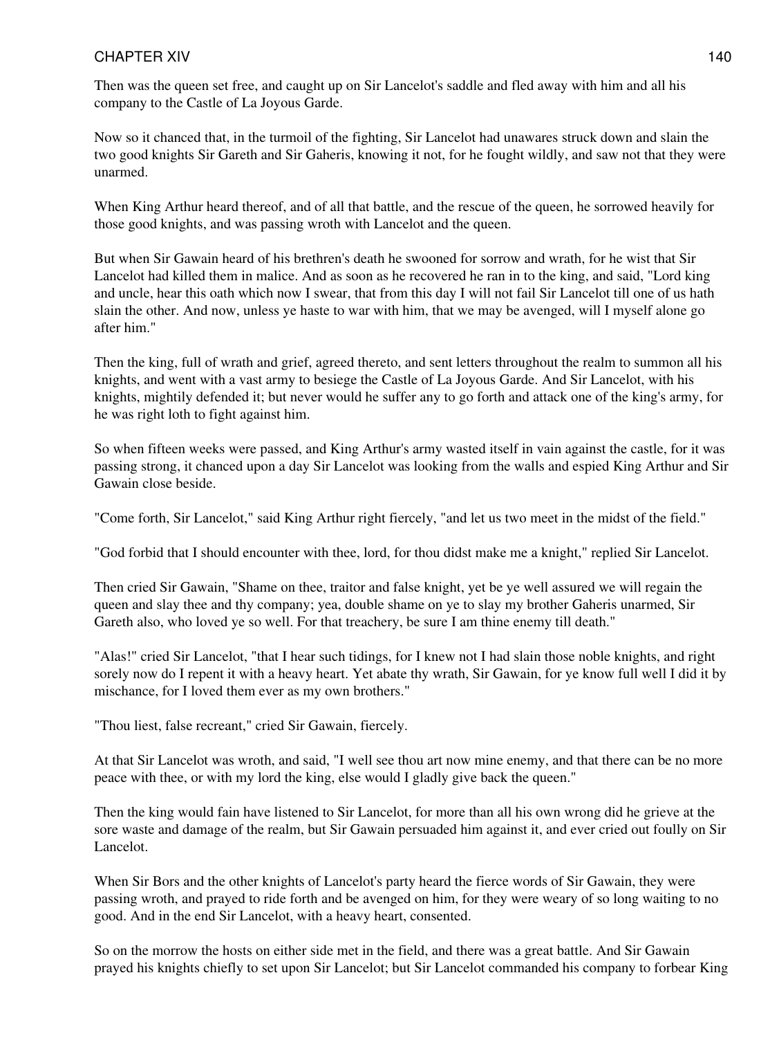Then was the queen set free, and caught up on Sir Lancelot's saddle and fled away with him and all his company to the Castle of La Joyous Garde.

Now so it chanced that, in the turmoil of the fighting, Sir Lancelot had unawares struck down and slain the two good knights Sir Gareth and Sir Gaheris, knowing it not, for he fought wildly, and saw not that they were unarmed.

When King Arthur heard thereof, and of all that battle, and the rescue of the queen, he sorrowed heavily for those good knights, and was passing wroth with Lancelot and the queen.

But when Sir Gawain heard of his brethren's death he swooned for sorrow and wrath, for he wist that Sir Lancelot had killed them in malice. And as soon as he recovered he ran in to the king, and said, "Lord king and uncle, hear this oath which now I swear, that from this day I will not fail Sir Lancelot till one of us hath slain the other. And now, unless ye haste to war with him, that we may be avenged, will I myself alone go after him."

Then the king, full of wrath and grief, agreed thereto, and sent letters throughout the realm to summon all his knights, and went with a vast army to besiege the Castle of La Joyous Garde. And Sir Lancelot, with his knights, mightily defended it; but never would he suffer any to go forth and attack one of the king's army, for he was right loth to fight against him.

So when fifteen weeks were passed, and King Arthur's army wasted itself in vain against the castle, for it was passing strong, it chanced upon a day Sir Lancelot was looking from the walls and espied King Arthur and Sir Gawain close beside.

"Come forth, Sir Lancelot," said King Arthur right fiercely, "and let us two meet in the midst of the field."

"God forbid that I should encounter with thee, lord, for thou didst make me a knight," replied Sir Lancelot.

Then cried Sir Gawain, "Shame on thee, traitor and false knight, yet be ye well assured we will regain the queen and slay thee and thy company; yea, double shame on ye to slay my brother Gaheris unarmed, Sir Gareth also, who loved ye so well. For that treachery, be sure I am thine enemy till death."

"Alas!" cried Sir Lancelot, "that I hear such tidings, for I knew not I had slain those noble knights, and right sorely now do I repent it with a heavy heart. Yet abate thy wrath, Sir Gawain, for ye know full well I did it by mischance, for I loved them ever as my own brothers."

"Thou liest, false recreant," cried Sir Gawain, fiercely.

At that Sir Lancelot was wroth, and said, "I well see thou art now mine enemy, and that there can be no more peace with thee, or with my lord the king, else would I gladly give back the queen."

Then the king would fain have listened to Sir Lancelot, for more than all his own wrong did he grieve at the sore waste and damage of the realm, but Sir Gawain persuaded him against it, and ever cried out foully on Sir Lancelot.

When Sir Bors and the other knights of Lancelot's party heard the fierce words of Sir Gawain, they were passing wroth, and prayed to ride forth and be avenged on him, for they were weary of so long waiting to no good. And in the end Sir Lancelot, with a heavy heart, consented.

So on the morrow the hosts on either side met in the field, and there was a great battle. And Sir Gawain prayed his knights chiefly to set upon Sir Lancelot; but Sir Lancelot commanded his company to forbear King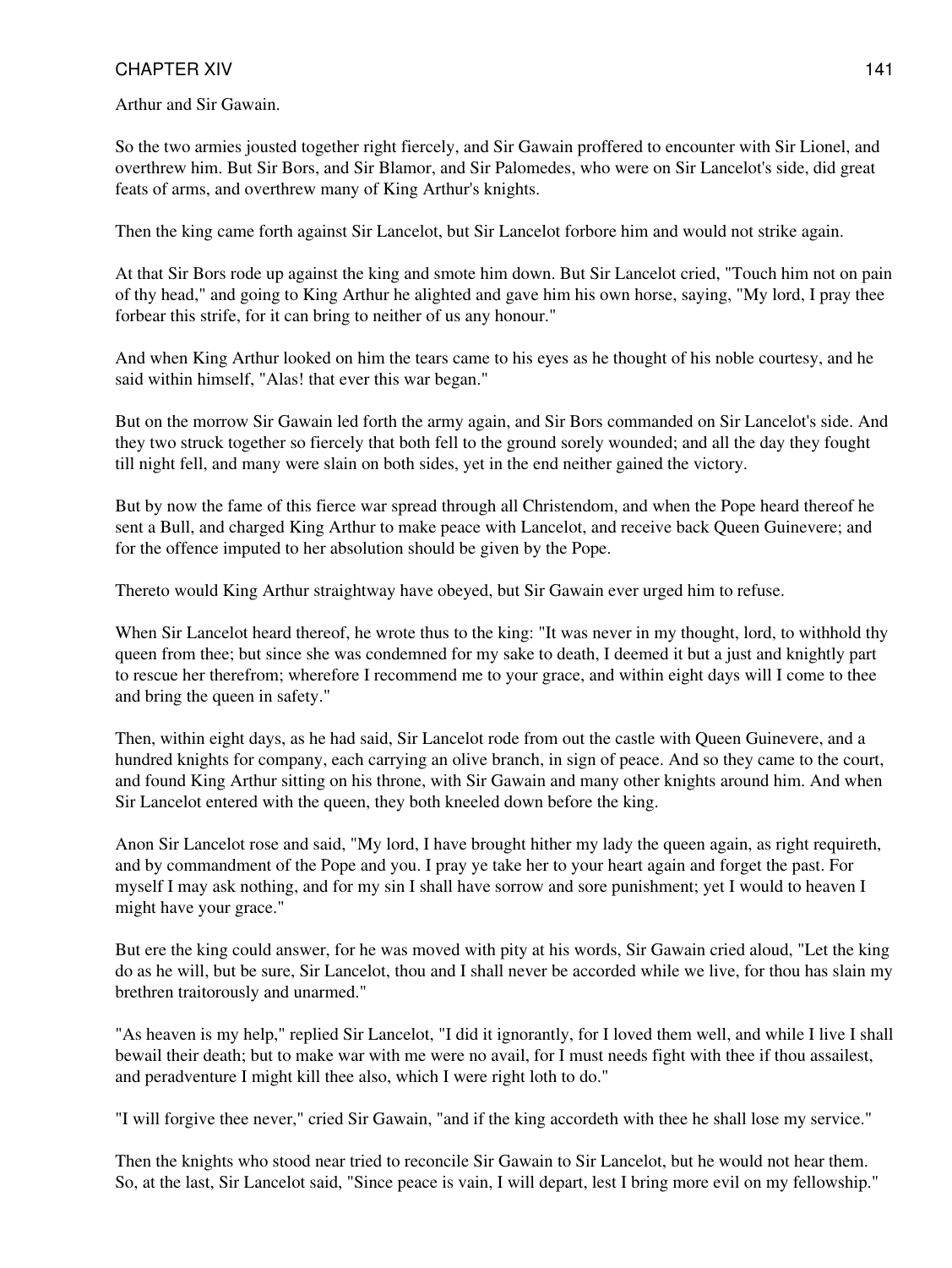Arthur and Sir Gawain.

So the two armies jousted together right fiercely, and Sir Gawain proffered to encounter with Sir Lionel, and overthrew him. But Sir Bors, and Sir Blamor, and Sir Palomedes, who were on Sir Lancelot's side, did great feats of arms, and overthrew many of King Arthur's knights.

Then the king came forth against Sir Lancelot, but Sir Lancelot forbore him and would not strike again.

At that Sir Bors rode up against the king and smote him down. But Sir Lancelot cried, "Touch him not on pain of thy head," and going to King Arthur he alighted and gave him his own horse, saying, "My lord, I pray thee forbear this strife, for it can bring to neither of us any honour."

And when King Arthur looked on him the tears came to his eyes as he thought of his noble courtesy, and he said within himself, "Alas! that ever this war began."

But on the morrow Sir Gawain led forth the army again, and Sir Bors commanded on Sir Lancelot's side. And they two struck together so fiercely that both fell to the ground sorely wounded; and all the day they fought till night fell, and many were slain on both sides, yet in the end neither gained the victory.

But by now the fame of this fierce war spread through all Christendom, and when the Pope heard thereof he sent a Bull, and charged King Arthur to make peace with Lancelot, and receive back Queen Guinevere; and for the offence imputed to her absolution should be given by the Pope.

Thereto would King Arthur straightway have obeyed, but Sir Gawain ever urged him to refuse.

When Sir Lancelot heard thereof, he wrote thus to the king: "It was never in my thought, lord, to withhold thy queen from thee; but since she was condemned for my sake to death, I deemed it but a just and knightly part to rescue her therefrom; wherefore I recommend me to your grace, and within eight days will I come to thee and bring the queen in safety."

Then, within eight days, as he had said, Sir Lancelot rode from out the castle with Queen Guinevere, and a hundred knights for company, each carrying an olive branch, in sign of peace. And so they came to the court, and found King Arthur sitting on his throne, with Sir Gawain and many other knights around him. And when Sir Lancelot entered with the queen, they both kneeled down before the king.

Anon Sir Lancelot rose and said, "My lord, I have brought hither my lady the queen again, as right requireth, and by commandment of the Pope and you. I pray ye take her to your heart again and forget the past. For myself I may ask nothing, and for my sin I shall have sorrow and sore punishment; yet I would to heaven I might have your grace."

But ere the king could answer, for he was moved with pity at his words, Sir Gawain cried aloud, "Let the king do as he will, but be sure, Sir Lancelot, thou and I shall never be accorded while we live, for thou has slain my brethren traitorously and unarmed."

"As heaven is my help," replied Sir Lancelot, "I did it ignorantly, for I loved them well, and while I live I shall bewail their death; but to make war with me were no avail, for I must needs fight with thee if thou assailest, and peradventure I might kill thee also, which I were right loth to do."

"I will forgive thee never," cried Sir Gawain, "and if the king accordeth with thee he shall lose my service."

Then the knights who stood near tried to reconcile Sir Gawain to Sir Lancelot, but he would not hear them. So, at the last, Sir Lancelot said, "Since peace is vain, I will depart, lest I bring more evil on my fellowship."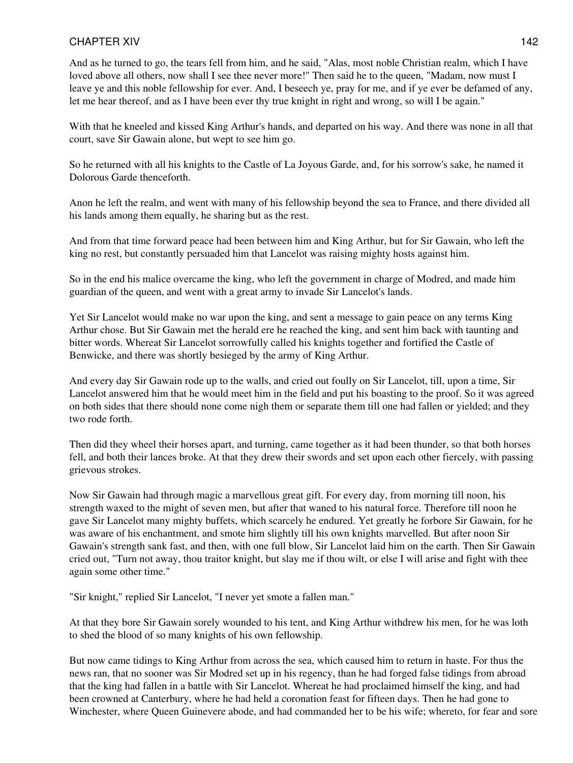And as he turned to go, the tears fell from him, and he said, "Alas, most noble Christian realm, which I have loved above all others, now shall I see thee never more!" Then said he to the queen, "Madam, now must I leave ye and this noble fellowship for ever. And, I beseech ye, pray for me, and if ye ever be defamed of any, let me hear thereof, and as I have been ever thy true knight in right and wrong, so will I be again."

With that he kneeled and kissed King Arthur's hands, and departed on his way. And there was none in all that court, save Sir Gawain alone, but wept to see him go.

So he returned with all his knights to the Castle of La Joyous Garde, and, for his sorrow's sake, he named it Dolorous Garde thenceforth.

Anon he left the realm, and went with many of his fellowship beyond the sea to France, and there divided all his lands among them equally, he sharing but as the rest.

And from that time forward peace had been between him and King Arthur, but for Sir Gawain, who left the king no rest, but constantly persuaded him that Lancelot was raising mighty hosts against him.

So in the end his malice overcame the king, who left the government in charge of Modred, and made him guardian of the queen, and went with a great army to invade Sir Lancelot's lands.

Yet Sir Lancelot would make no war upon the king, and sent a message to gain peace on any terms King Arthur chose. But Sir Gawain met the herald ere he reached the king, and sent him back with taunting and bitter words. Whereat Sir Lancelot sorrowfully called his knights together and fortified the Castle of Benwicke, and there was shortly besieged by the army of King Arthur.

And every day Sir Gawain rode up to the walls, and cried out foully on Sir Lancelot, till, upon a time, Sir Lancelot answered him that he would meet him in the field and put his boasting to the proof. So it was agreed on both sides that there should none come nigh them or separate them till one had fallen or yielded; and they two rode forth.

Then did they wheel their horses apart, and turning, came together as it had been thunder, so that both horses fell, and both their lances broke. At that they drew their swords and set upon each other fiercely, with passing grievous strokes.

Now Sir Gawain had through magic a marvellous great gift. For every day, from morning till noon, his strength waxed to the might of seven men, but after that waned to his natural force. Therefore till noon he gave Sir Lancelot many mighty buffets, which scarcely he endured. Yet greatly he forbore Sir Gawain, for he was aware of his enchantment, and smote him slightly till his own knights marvelled. But after noon Sir Gawain's strength sank fast, and then, with one full blow, Sir Lancelot laid him on the earth. Then Sir Gawain cried out, "Turn not away, thou traitor knight, but slay me if thou wilt, or else I will arise and fight with thee again some other time."

"Sir knight," replied Sir Lancelot, "I never yet smote a fallen man."

At that they bore Sir Gawain sorely wounded to his tent, and King Arthur withdrew his men, for he was loth to shed the blood of so many knights of his own fellowship.

But now came tidings to King Arthur from across the sea, which caused him to return in haste. For thus the news ran, that no sooner was Sir Modred set up in his regency, than he had forged false tidings from abroad that the king had fallen in a battle with Sir Lancelot. Whereat he had proclaimed himself the king, and had been crowned at Canterbury, where he had held a coronation feast for fifteen days. Then he had gone to Winchester, where Queen Guinevere abode, and had commanded her to be his wife; whereto, for fear and sore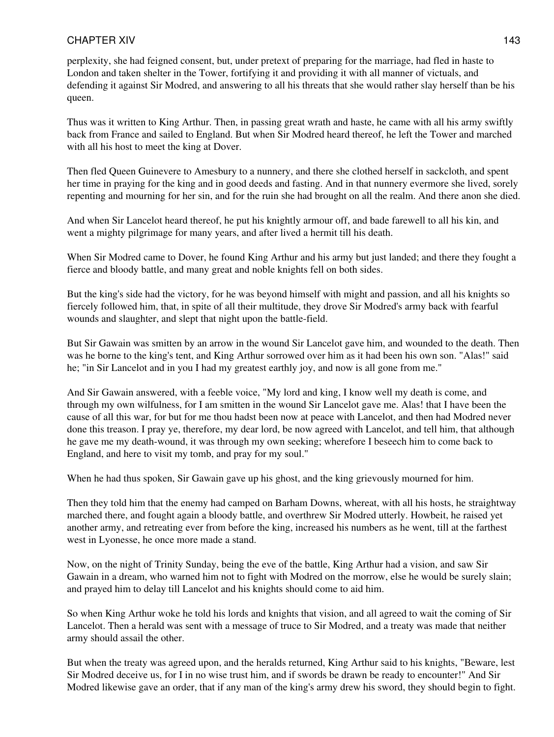perplexity, she had feigned consent, but, under pretext of preparing for the marriage, had fled in haste to London and taken shelter in the Tower, fortifying it and providing it with all manner of victuals, and defending it against Sir Modred, and answering to all his threats that she would rather slay herself than be his queen.

Thus was it written to King Arthur. Then, in passing great wrath and haste, he came with all his army swiftly back from France and sailed to England. But when Sir Modred heard thereof, he left the Tower and marched with all his host to meet the king at Dover.

Then fled Queen Guinevere to Amesbury to a nunnery, and there she clothed herself in sackcloth, and spent her time in praying for the king and in good deeds and fasting. And in that nunnery evermore she lived, sorely repenting and mourning for her sin, and for the ruin she had brought on all the realm. And there anon she died.

And when Sir Lancelot heard thereof, he put his knightly armour off, and bade farewell to all his kin, and went a mighty pilgrimage for many years, and after lived a hermit till his death.

When Sir Modred came to Dover, he found King Arthur and his army but just landed; and there they fought a fierce and bloody battle, and many great and noble knights fell on both sides.

But the king's side had the victory, for he was beyond himself with might and passion, and all his knights so fiercely followed him, that, in spite of all their multitude, they drove Sir Modred's army back with fearful wounds and slaughter, and slept that night upon the battle-field.

But Sir Gawain was smitten by an arrow in the wound Sir Lancelot gave him, and wounded to the death. Then was he borne to the king's tent, and King Arthur sorrowed over him as it had been his own son. "Alas!" said he; "in Sir Lancelot and in you I had my greatest earthly joy, and now is all gone from me."

And Sir Gawain answered, with a feeble voice, "My lord and king, I know well my death is come, and through my own wilfulness, for I am smitten in the wound Sir Lancelot gave me. Alas! that I have been the cause of all this war, for but for me thou hadst been now at peace with Lancelot, and then had Modred never done this treason. I pray ye, therefore, my dear lord, be now agreed with Lancelot, and tell him, that although he gave me my death-wound, it was through my own seeking; wherefore I beseech him to come back to England, and here to visit my tomb, and pray for my soul."

When he had thus spoken, Sir Gawain gave up his ghost, and the king grievously mourned for him.

Then they told him that the enemy had camped on Barham Downs, whereat, with all his hosts, he straightway marched there, and fought again a bloody battle, and overthrew Sir Modred utterly. Howbeit, he raised yet another army, and retreating ever from before the king, increased his numbers as he went, till at the farthest west in Lyonesse, he once more made a stand.

Now, on the night of Trinity Sunday, being the eve of the battle, King Arthur had a vision, and saw Sir Gawain in a dream, who warned him not to fight with Modred on the morrow, else he would be surely slain; and prayed him to delay till Lancelot and his knights should come to aid him.

So when King Arthur woke he told his lords and knights that vision, and all agreed to wait the coming of Sir Lancelot. Then a herald was sent with a message of truce to Sir Modred, and a treaty was made that neither army should assail the other.

But when the treaty was agreed upon, and the heralds returned, King Arthur said to his knights, "Beware, lest Sir Modred deceive us, for I in no wise trust him, and if swords be drawn be ready to encounter!" And Sir Modred likewise gave an order, that if any man of the king's army drew his sword, they should begin to fight.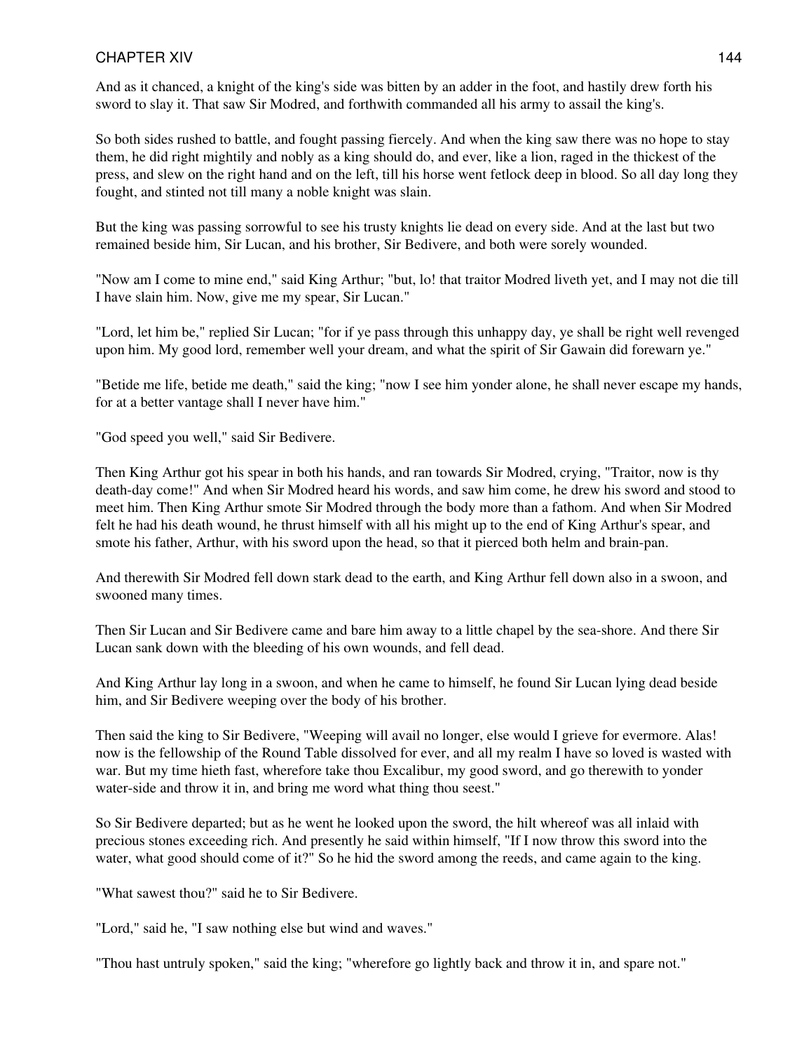And as it chanced, a knight of the king's side was bitten by an adder in the foot, and hastily drew forth his sword to slay it. That saw Sir Modred, and forthwith commanded all his army to assail the king's.

So both sides rushed to battle, and fought passing fiercely. And when the king saw there was no hope to stay them, he did right mightily and nobly as a king should do, and ever, like a lion, raged in the thickest of the press, and slew on the right hand and on the left, till his horse went fetlock deep in blood. So all day long they fought, and stinted not till many a noble knight was slain.

But the king was passing sorrowful to see his trusty knights lie dead on every side. And at the last but two remained beside him, Sir Lucan, and his brother, Sir Bedivere, and both were sorely wounded.

"Now am I come to mine end," said King Arthur; "but, lo! that traitor Modred liveth yet, and I may not die till I have slain him. Now, give me my spear, Sir Lucan."

"Lord, let him be," replied Sir Lucan; "for if ye pass through this unhappy day, ye shall be right well revenged upon him. My good lord, remember well your dream, and what the spirit of Sir Gawain did forewarn ye."

"Betide me life, betide me death," said the king; "now I see him yonder alone, he shall never escape my hands, for at a better vantage shall I never have him."

"God speed you well," said Sir Bedivere.

Then King Arthur got his spear in both his hands, and ran towards Sir Modred, crying, "Traitor, now is thy death-day come!" And when Sir Modred heard his words, and saw him come, he drew his sword and stood to meet him. Then King Arthur smote Sir Modred through the body more than a fathom. And when Sir Modred felt he had his death wound, he thrust himself with all his might up to the end of King Arthur's spear, and smote his father, Arthur, with his sword upon the head, so that it pierced both helm and brain-pan.

And therewith Sir Modred fell down stark dead to the earth, and King Arthur fell down also in a swoon, and swooned many times.

Then Sir Lucan and Sir Bedivere came and bare him away to a little chapel by the sea-shore. And there Sir Lucan sank down with the bleeding of his own wounds, and fell dead.

And King Arthur lay long in a swoon, and when he came to himself, he found Sir Lucan lying dead beside him, and Sir Bedivere weeping over the body of his brother.

Then said the king to Sir Bedivere, "Weeping will avail no longer, else would I grieve for evermore. Alas! now is the fellowship of the Round Table dissolved for ever, and all my realm I have so loved is wasted with war. But my time hieth fast, wherefore take thou Excalibur, my good sword, and go therewith to yonder water-side and throw it in, and bring me word what thing thou seest."

So Sir Bedivere departed; but as he went he looked upon the sword, the hilt whereof was all inlaid with precious stones exceeding rich. And presently he said within himself, "If I now throw this sword into the water, what good should come of it?" So he hid the sword among the reeds, and came again to the king.

"What sawest thou?" said he to Sir Bedivere.

"Lord," said he, "I saw nothing else but wind and waves."

"Thou hast untruly spoken," said the king; "wherefore go lightly back and throw it in, and spare not."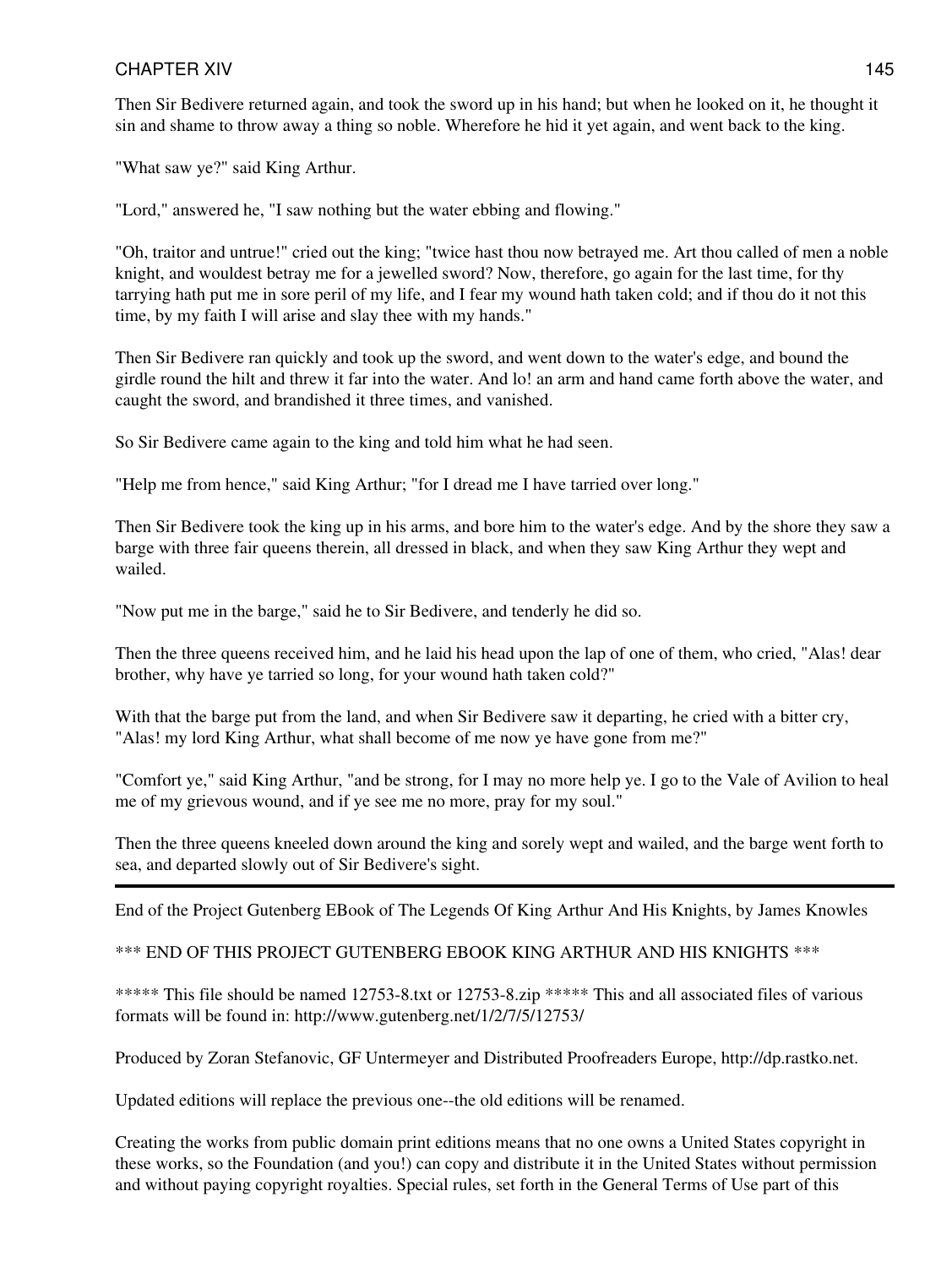Then Sir Bedivere returned again, and took the sword up in his hand; but when he looked on it, he thought it sin and shame to throw away a thing so noble. Wherefore he hid it yet again, and went back to the king.

"What saw ye?" said King Arthur.

"Lord," answered he, "I saw nothing but the water ebbing and flowing."

"Oh, traitor and untrue!" cried out the king; "twice hast thou now betrayed me. Art thou called of men a noble knight, and wouldest betray me for a jewelled sword? Now, therefore, go again for the last time, for thy tarrying hath put me in sore peril of my life, and I fear my wound hath taken cold; and if thou do it not this time, by my faith I will arise and slay thee with my hands."

Then Sir Bedivere ran quickly and took up the sword, and went down to the water's edge, and bound the girdle round the hilt and threw it far into the water. And lo! an arm and hand came forth above the water, and caught the sword, and brandished it three times, and vanished.

So Sir Bedivere came again to the king and told him what he had seen.

"Help me from hence," said King Arthur; "for I dread me I have tarried over long."

Then Sir Bedivere took the king up in his arms, and bore him to the water's edge. And by the shore they saw a barge with three fair queens therein, all dressed in black, and when they saw King Arthur they wept and wailed.

"Now put me in the barge," said he to Sir Bedivere, and tenderly he did so.

Then the three queens received him, and he laid his head upon the lap of one of them, who cried, "Alas! dear brother, why have ye tarried so long, for your wound hath taken cold?"

With that the barge put from the land, and when Sir Bedivere saw it departing, he cried with a bitter cry, "Alas! my lord King Arthur, what shall become of me now ye have gone from me?"

"Comfort ye," said King Arthur, "and be strong, for I may no more help ye. I go to the Vale of Avilion to heal me of my grievous wound, and if ye see me no more, pray for my soul."

Then the three queens kneeled down around the king and sorely wept and wailed, and the barge went forth to sea, and departed slowly out of Sir Bedivere's sight.

---

End of the Project Gutenberg EBook of The Legends Of King Arthur And His Knights, by James Knowles

*** END OF THIS PROJECT GUTENBERG EBOOK KING ARTHUR AND HIS KNIGHTS ***

***** This file should be named 12753-8.txt or 12753-8.zip ***** This and all associated files of various formats will be found in: http://www.gutenberg.net/1/2/7/5/12753/

Produced by Zoran Stefanovic, GF Untermeyer and Distributed Proofreaders Europe, http://dp.rastko.net.

Updated editions will replace the previous one--the old editions will be renamed.

Creating the works from public domain print editions means that no one owns a United States copyright in these works, so the Foundation (and you!) can copy and distribute it in the United States without permission and without paying copyright royalties. Special rules, set forth in the General Terms of Use part of this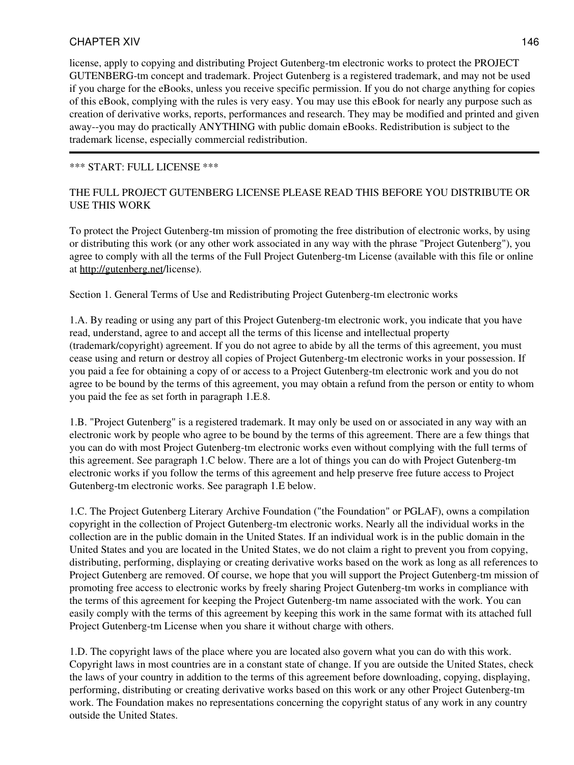license, apply to copying and distributing Project Gutenberg-tm electronic works to protect the PROJECT GUTENBERG-tm concept and trademark. Project Gutenberg is a registered trademark, and may not be used if you charge for the eBooks, unless you receive specific permission. If you do not charge anything for copies of this eBook, complying with the rules is very easy. You may use this eBook for nearly any purpose such as creation of derivative works, reports, performances and research. They may be modified and printed and given away--you may do practically ANYTHING with public domain eBooks. Redistribution is subject to the trademark license, especially commercial redistribution.

---

*** START: FULL LICENSE ***

THE FULL PROJECT GUTENBERG LICENSE PLEASE READ THIS BEFORE YOU DISTRIBUTE OR USE THIS WORK

To protect the Project Gutenberg-tm mission of promoting the free distribution of electronic works, by using or distributing this work (or any other work associated in any way with the phrase "Project Gutenberg"), you agree to comply with all the terms of the Full Project Gutenberg-tm License (available with this file or online at http://gutenberg.net/license).

Section 1. General Terms of Use and Redistributing Project Gutenberg-tm electronic works

1.A. By reading or using any part of this Project Gutenberg-tm electronic work, you indicate that you have read, understand, agree to and accept all the terms of this license and intellectual property (trademark/copyright) agreement. If you do not agree to abide by all the terms of this agreement, you must cease using and return or destroy all copies of Project Gutenberg-tm electronic works in your possession. If you paid a fee for obtaining a copy of or access to a Project Gutenberg-tm electronic work and you do not agree to be bound by the terms of this agreement, you may obtain a refund from the person or entity to whom you paid the fee as set forth in paragraph 1.E.8.

1.B. "Project Gutenberg" is a registered trademark. It may only be used on or associated in any way with an electronic work by people who agree to be bound by the terms of this agreement. There are a few things that you can do with most Project Gutenberg-tm electronic works even without complying with the full terms of this agreement. See paragraph 1.C below. There are a lot of things you can do with Project Gutenberg-tm electronic works if you follow the terms of this agreement and help preserve free future access to Project Gutenberg-tm electronic works. See paragraph 1.E below.

1.C. The Project Gutenberg Literary Archive Foundation ("the Foundation" or PGLAF), owns a compilation copyright in the collection of Project Gutenberg-tm electronic works. Nearly all the individual works in the collection are in the public domain in the United States. If an individual work is in the public domain in the United States and you are located in the United States, we do not claim a right to prevent you from copying, distributing, performing, displaying or creating derivative works based on the work as long as all references to Project Gutenberg are removed. Of course, we hope that you will support the Project Gutenberg-tm mission of promoting free access to electronic works by freely sharing Project Gutenberg-tm works in compliance with the terms of this agreement for keeping the Project Gutenberg-tm name associated with the work. You can easily comply with the terms of this agreement by keeping this work in the same format with its attached full Project Gutenberg-tm License when you share it without charge with others.

1.D. The copyright laws of the place where you are located also govern what you can do with this work. Copyright laws in most countries are in a constant state of change. If you are outside the United States, check the laws of your country in addition to the terms of this agreement before downloading, copying, displaying, performing, distributing or creating derivative works based on this work or any other Project Gutenberg-tm work. The Foundation makes no representations concerning the copyright status of any work in any country outside the United States.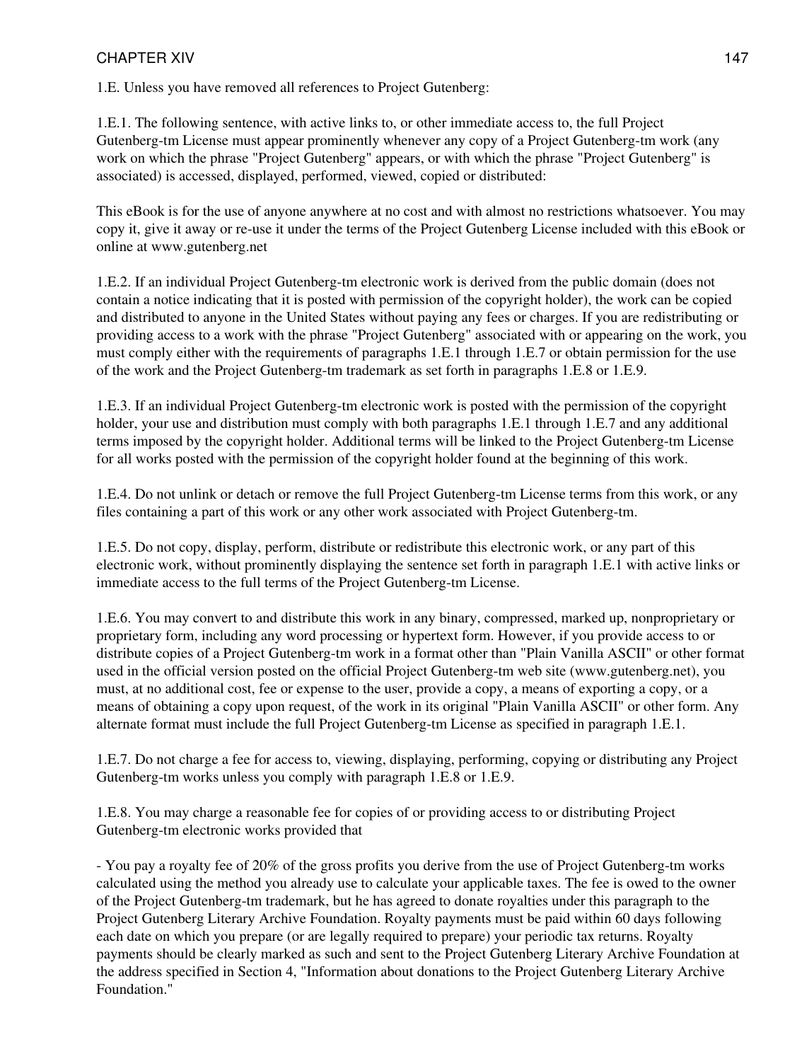1.E. Unless you have removed all references to Project Gutenberg:

1.E.1. The following sentence, with active links to, or other immediate access to, the full Project Gutenberg-tm License must appear prominently whenever any copy of a Project Gutenberg-tm work (any work on which the phrase "Project Gutenberg" appears, or with which the phrase "Project Gutenberg" is associated) is accessed, displayed, performed, viewed, copied or distributed:

This eBook is for the use of anyone anywhere at no cost and with almost no restrictions whatsoever. You may copy it, give it away or re-use it under the terms of the Project Gutenberg License included with this eBook or online at www.gutenberg.net

1.E.2. If an individual Project Gutenberg-tm electronic work is derived from the public domain (does not contain a notice indicating that it is posted with permission of the copyright holder), the work can be copied and distributed to anyone in the United States without paying any fees or charges. If you are redistributing or providing access to a work with the phrase "Project Gutenberg" associated with or appearing on the work, you must comply either with the requirements of paragraphs 1.E.1 through 1.E.7 or obtain permission for the use of the work and the Project Gutenberg-tm trademark as set forth in paragraphs 1.E.8 or 1.E.9.

1.E.3. If an individual Project Gutenberg-tm electronic work is posted with the permission of the copyright holder, your use and distribution must comply with both paragraphs 1.E.1 through 1.E.7 and any additional terms imposed by the copyright holder. Additional terms will be linked to the Project Gutenberg-tm License for all works posted with the permission of the copyright holder found at the beginning of this work.

1.E.4. Do not unlink or detach or remove the full Project Gutenberg-tm License terms from this work, or any files containing a part of this work or any other work associated with Project Gutenberg-tm.

1.E.5. Do not copy, display, perform, distribute or redistribute this electronic work, or any part of this electronic work, without prominently displaying the sentence set forth in paragraph 1.E.1 with active links or immediate access to the full terms of the Project Gutenberg-tm License.

1.E.6. You may convert to and distribute this work in any binary, compressed, marked up, nonproprietary or proprietary form, including any word processing or hypertext form. However, if you provide access to or distribute copies of a Project Gutenberg-tm work in a format other than "Plain Vanilla ASCII" or other format used in the official version posted on the official Project Gutenberg-tm web site (www.gutenberg.net), you must, at no additional cost, fee or expense to the user, provide a copy, a means of exporting a copy, or a means of obtaining a copy upon request, of the work in its original "Plain Vanilla ASCII" or other form. Any alternate format must include the full Project Gutenberg-tm License as specified in paragraph 1.E.1.

1.E.7. Do not charge a fee for access to, viewing, displaying, performing, copying or distributing any Project Gutenberg-tm works unless you comply with paragraph 1.E.8 or 1.E.9.

1.E.8. You may charge a reasonable fee for copies of or providing access to or distributing Project Gutenberg-tm electronic works provided that

- You pay a royalty fee of 20% of the gross profits you derive from the use of Project Gutenberg-tm works calculated using the method you already use to calculate your applicable taxes. The fee is owed to the owner of the Project Gutenberg-tm trademark, but he has agreed to donate royalties under this paragraph to the Project Gutenberg Literary Archive Foundation. Royalty payments must be paid within 60 days following each date on which you prepare (or are legally required to prepare) your periodic tax returns. Royalty payments should be clearly marked as such and sent to the Project Gutenberg Literary Archive Foundation at the address specified in Section 4, "Information about donations to the Project Gutenberg Literary Archive Foundation."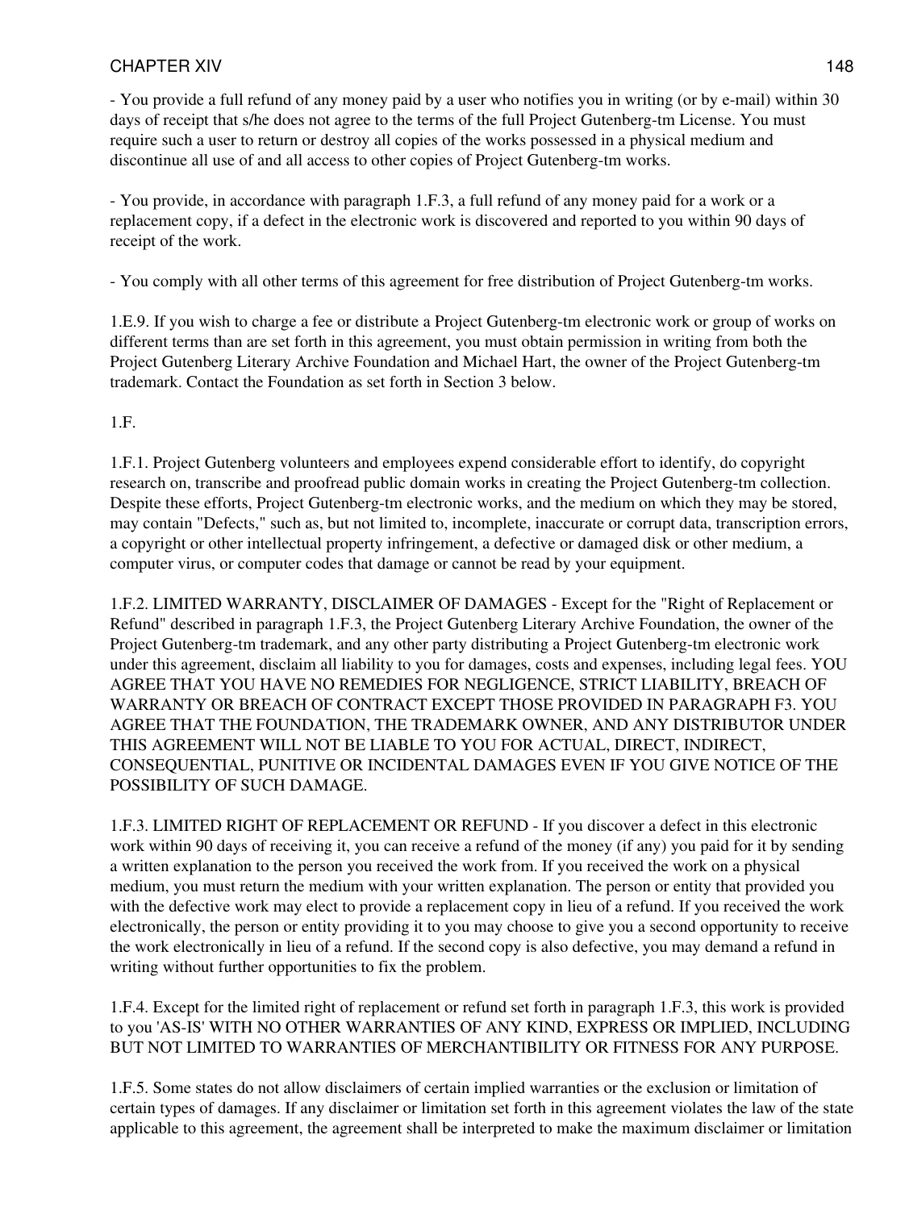- You provide a full refund of any money paid by a user who notifies you in writing (or by e-mail) within 30 days of receipt that s/he does not agree to the terms of the full Project Gutenberg-tm License. You must require such a user to return or destroy all copies of the works possessed in a physical medium and discontinue all use of and all access to other copies of Project Gutenberg-tm works.

- You provide, in accordance with paragraph 1.F.3, a full refund of any money paid for a work or a replacement copy, if a defect in the electronic work is discovered and reported to you within 90 days of receipt of the work.

- You comply with all other terms of this agreement for free distribution of Project Gutenberg-tm works.

1.E.9. If you wish to charge a fee or distribute a Project Gutenberg-tm electronic work or group of works on different terms than are set forth in this agreement, you must obtain permission in writing from both the Project Gutenberg Literary Archive Foundation and Michael Hart, the owner of the Project Gutenberg-tm trademark. Contact the Foundation as set forth in Section 3 below.

1.F.

1.F.1. Project Gutenberg volunteers and employees expend considerable effort to identify, do copyright research on, transcribe and proofread public domain works in creating the Project Gutenberg-tm collection. Despite these efforts, Project Gutenberg-tm electronic works, and the medium on which they may be stored, may contain "Defects," such as, but not limited to, incomplete, inaccurate or corrupt data, transcription errors, a copyright or other intellectual property infringement, a defective or damaged disk or other medium, a computer virus, or computer codes that damage or cannot be read by your equipment.

1.F.2. LIMITED WARRANTY, DISCLAIMER OF DAMAGES - Except for the "Right of Replacement or Refund" described in paragraph 1.F.3, the Project Gutenberg Literary Archive Foundation, the owner of the Project Gutenberg-tm trademark, and any other party distributing a Project Gutenberg-tm electronic work under this agreement, disclaim all liability to you for damages, costs and expenses, including legal fees. YOU AGREE THAT YOU HAVE NO REMEDIES FOR NEGLIGENCE, STRICT LIABILITY, BREACH OF WARRANTY OR BREACH OF CONTRACT EXCEPT THOSE PROVIDED IN PARAGRAPH F3. YOU AGREE THAT THE FOUNDATION, THE TRADEMARK OWNER, AND ANY DISTRIBUTOR UNDER THIS AGREEMENT WILL NOT BE LIABLE TO YOU FOR ACTUAL, DIRECT, INDIRECT, CONSEQUENTIAL, PUNITIVE OR INCIDENTAL DAMAGES EVEN IF YOU GIVE NOTICE OF THE POSSIBILITY OF SUCH DAMAGE.

1.F.3. LIMITED RIGHT OF REPLACEMENT OR REFUND - If you discover a defect in this electronic work within 90 days of receiving it, you can receive a refund of the money (if any) you paid for it by sending a written explanation to the person you received the work from. If you received the work on a physical medium, you must return the medium with your written explanation. The person or entity that provided you with the defective work may elect to provide a replacement copy in lieu of a refund. If you received the work electronically, the person or entity providing it to you may choose to give you a second opportunity to receive the work electronically in lieu of a refund. If the second copy is also defective, you may demand a refund in writing without further opportunities to fix the problem.

1.F.4. Except for the limited right of replacement or refund set forth in paragraph 1.F.3, this work is provided to you 'AS-IS' WITH NO OTHER WARRANTIES OF ANY KIND, EXPRESS OR IMPLIED, INCLUDING BUT NOT LIMITED TO WARRANTIES OF MERCHANTIBILITY OR FITNESS FOR ANY PURPOSE.

1.F.5. Some states do not allow disclaimers of certain implied warranties or the exclusion or limitation of certain types of damages. If any disclaimer or limitation set forth in this agreement violates the law of the state applicable to this agreement, the agreement shall be interpreted to make the maximum disclaimer or limitation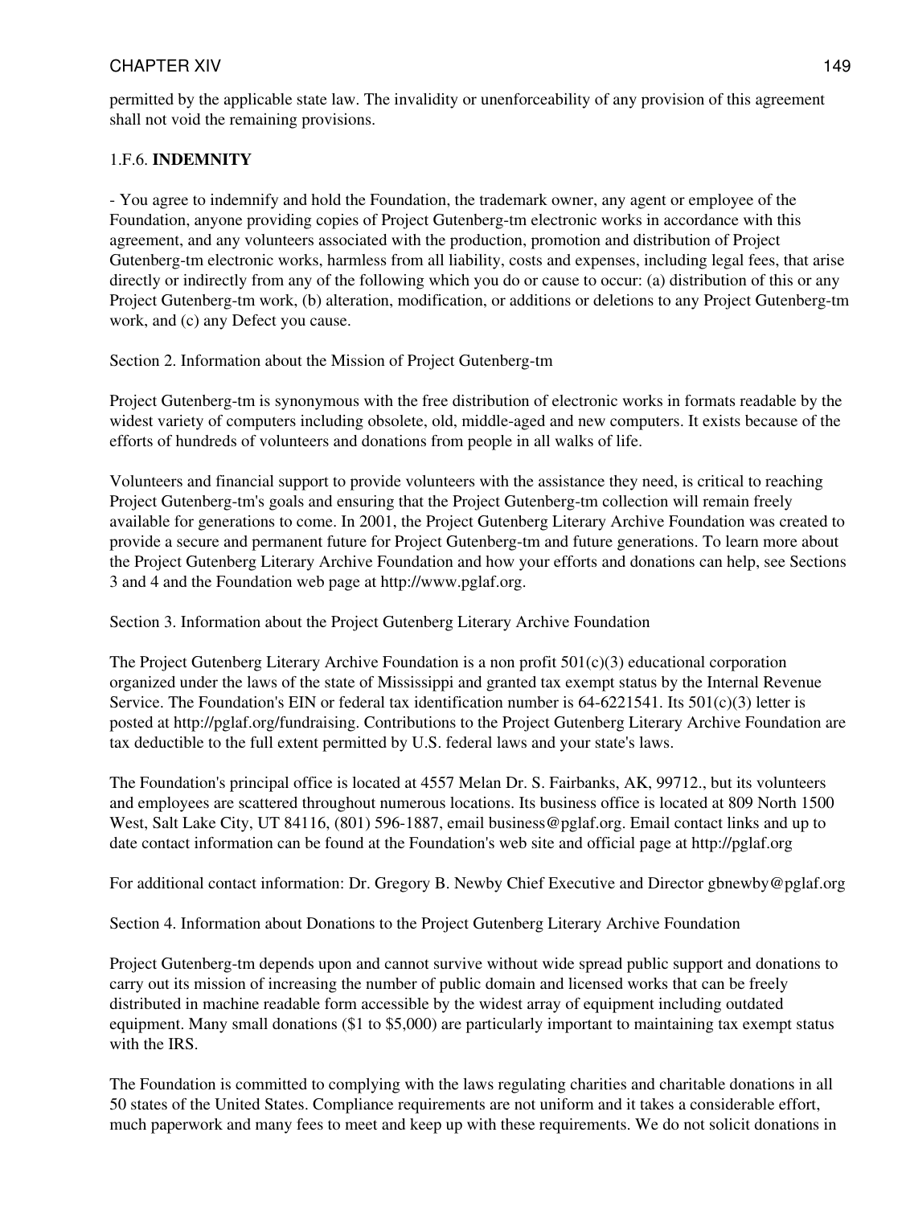permitted by the applicable state law. The invalidity or unenforceability of any provision of this agreement shall not void the remaining provisions.

1.F.6. **INDEMNITY**

- You agree to indemnify and hold the Foundation, the trademark owner, any agent or employee of the Foundation, anyone providing copies of Project Gutenberg-tm electronic works in accordance with this agreement, and any volunteers associated with the production, promotion and distribution of Project Gutenberg-tm electronic works, harmless from all liability, costs and expenses, including legal fees, that arise directly or indirectly from any of the following which you do or cause to occur: (a) distribution of this or any Project Gutenberg-tm work, (b) alteration, modification, or additions or deletions to any Project Gutenberg-tm work, and (c) any Defect you cause.

Section 2. Information about the Mission of Project Gutenberg-tm

Project Gutenberg-tm is synonymous with the free distribution of electronic works in formats readable by the widest variety of computers including obsolete, old, middle-aged and new computers. It exists because of the efforts of hundreds of volunteers and donations from people in all walks of life.

Volunteers and financial support to provide volunteers with the assistance they need, is critical to reaching Project Gutenberg-tm's goals and ensuring that the Project Gutenberg-tm collection will remain freely available for generations to come. In 2001, the Project Gutenberg Literary Archive Foundation was created to provide a secure and permanent future for Project Gutenberg-tm and future generations. To learn more about the Project Gutenberg Literary Archive Foundation and how your efforts and donations can help, see Sections 3 and 4 and the Foundation web page at http://www.pglaf.org.

Section 3. Information about the Project Gutenberg Literary Archive Foundation

The Project Gutenberg Literary Archive Foundation is a non profit 501(c)(3) educational corporation organized under the laws of the state of Mississippi and granted tax exempt status by the Internal Revenue Service. The Foundation's EIN or federal tax identification number is 64-6221541. Its 501(c)(3) letter is posted at http://pglaf.org/fundraising. Contributions to the Project Gutenberg Literary Archive Foundation are tax deductible to the full extent permitted by U.S. federal laws and your state's laws.

The Foundation's principal office is located at 4557 Melan Dr. S. Fairbanks, AK, 99712., but its volunteers and employees are scattered throughout numerous locations. Its business office is located at 809 North 1500 West, Salt Lake City, UT 84116, (801) 596-1887, email business@pglaf.org. Email contact links and up to date contact information can be found at the Foundation's web site and official page at http://pglaf.org

For additional contact information: Dr. Gregory B. Newby Chief Executive and Director gbnewby@pglaf.org

Section 4. Information about Donations to the Project Gutenberg Literary Archive Foundation

Project Gutenberg-tm depends upon and cannot survive without wide spread public support and donations to carry out its mission of increasing the number of public domain and licensed works that can be freely distributed in machine readable form accessible by the widest array of equipment including outdated equipment. Many small donations ($1 to $5,000) are particularly important to maintaining tax exempt status with the IRS.

The Foundation is committed to complying with the laws regulating charities and charitable donations in all 50 states of the United States. Compliance requirements are not uniform and it takes a considerable effort, much paperwork and many fees to meet and keep up with these requirements. We do not solicit donations in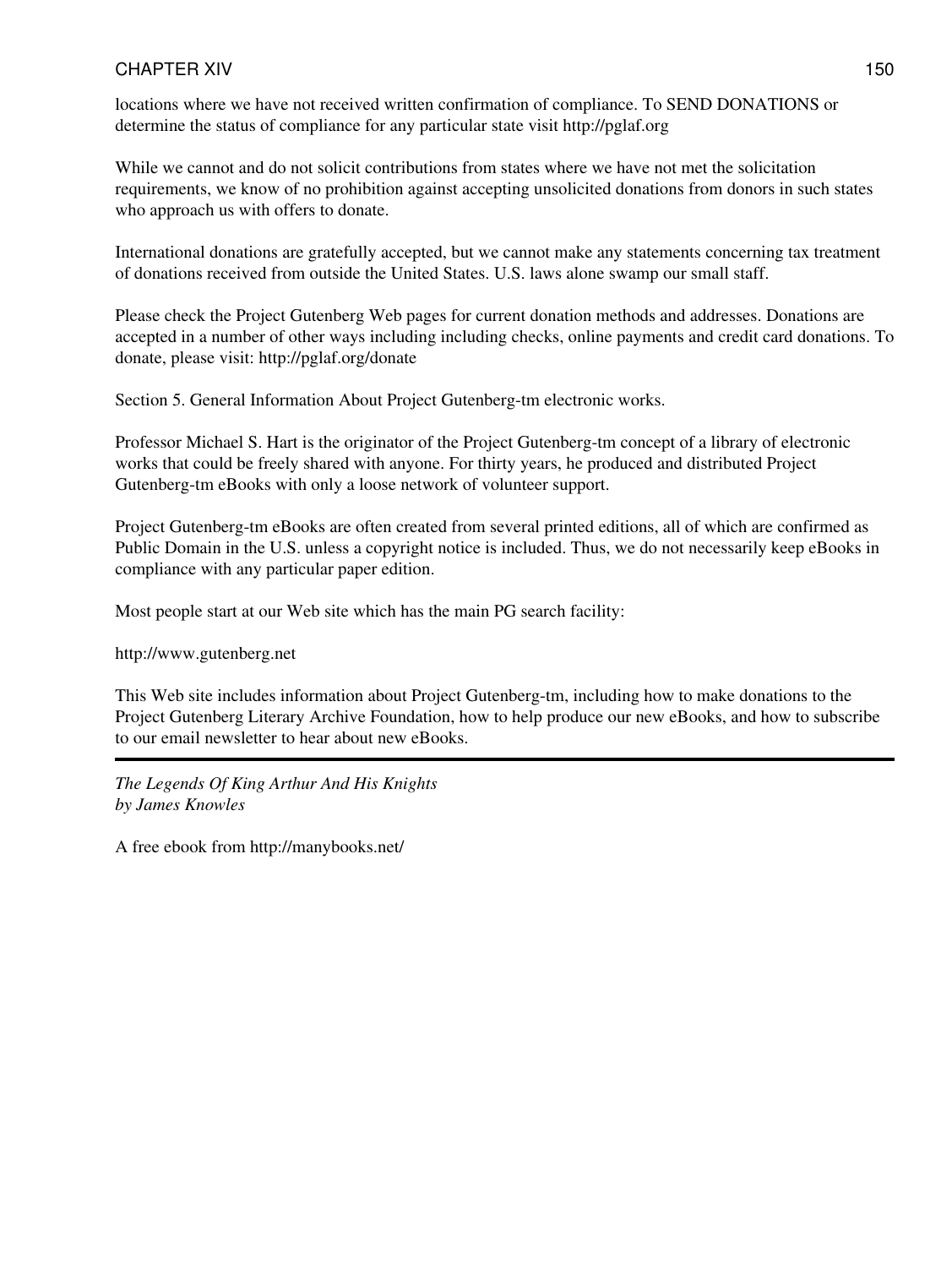locations where we have not received written confirmation of compliance. To SEND DONATIONS or determine the status of compliance for any particular state visit http://pglaf.org

While we cannot and do not solicit contributions from states where we have not met the solicitation requirements, we know of no prohibition against accepting unsolicited donations from donors in such states who approach us with offers to donate.

International donations are gratefully accepted, but we cannot make any statements concerning tax treatment of donations received from outside the United States. U.S. laws alone swamp our small staff.

Please check the Project Gutenberg Web pages for current donation methods and addresses. Donations are accepted in a number of other ways including including checks, online payments and credit card donations. To donate, please visit: http://pglaf.org/donate

Section 5. General Information About Project Gutenberg-tm electronic works.

Professor Michael S. Hart is the originator of the Project Gutenberg-tm concept of a library of electronic works that could be freely shared with anyone. For thirty years, he produced and distributed Project Gutenberg-tm eBooks with only a loose network of volunteer support.

Project Gutenberg-tm eBooks are often created from several printed editions, all of which are confirmed as Public Domain in the U.S. unless a copyright notice is included. Thus, we do not necessarily keep eBooks in compliance with any particular paper edition.

Most people start at our Web site which has the main PG search facility:

http://www.gutenberg.net

This Web site includes information about Project Gutenberg-tm, including how to make donations to the Project Gutenberg Literary Archive Foundation, how to help produce our new eBooks, and how to subscribe to our email newsletter to hear about new eBooks.

---

*The Legends Of King Arthur And His Knights*
*by James Knowles*

A free ebook from http://manybooks.net/